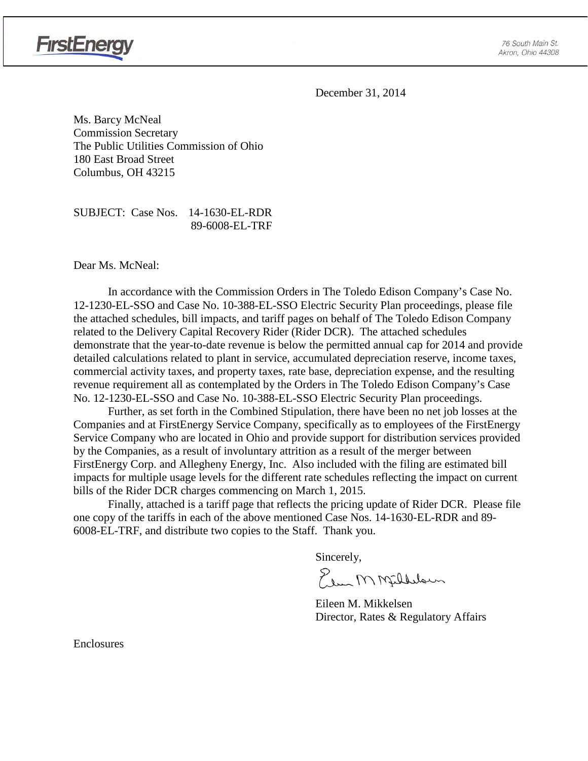FirstEnergy

76 South Main St.
Akron, Ohio 44308

December 31, 2014

Ms. Barcy McNeal
Commission Secretary
The Public Utilities Commission of Ohio
180 East Broad Street
Columbus, OH 43215

SUBJECT: Case Nos. 14-1630-EL-RDR
89-6008-EL-TRF

Dear Ms. McNeal:

In accordance with the Commission Orders in The Toledo Edison Company's Case No. 12-1230-EL-SSO and Case No. 10-388-EL-SSO Electric Security Plan proceedings, please file the attached schedules, bill impacts, and tariff pages on behalf of The Toledo Edison Company related to the Delivery Capital Recovery Rider (Rider DCR). The attached schedules demonstrate that the year-to-date revenue is below the permitted annual cap for 2014 and provide detailed calculations related to plant in service, accumulated depreciation reserve, income taxes, commercial activity taxes, and property taxes, rate base, depreciation expense, and the resulting revenue requirement all as contemplated by the Orders in The Toledo Edison Company's Case No. 12-1230-EL-SSO and Case No. 10-388-EL-SSO Electric Security Plan proceedings.

Further, as set forth in the Combined Stipulation, there have been no net job losses at the Companies and at FirstEnergy Service Company, specifically as to employees of the FirstEnergy Service Company who are located in Ohio and provide support for distribution services provided by the Companies, as a result of involuntary attrition as a result of the merger between FirstEnergy Corp. and Allegheny Energy, Inc. Also included with the filing are estimated bill impacts for multiple usage levels for the different rate schedules reflecting the impact on current bills of the Rider DCR charges commencing on March 1, 2015.

Finally, attached is a tariff page that reflects the pricing update of Rider DCR. Please file one copy of the tariffs in each of the above mentioned Case Nos. 14-1630-EL-RDR and 89-6008-EL-TRF, and distribute two copies to the Staff. Thank you.

Sincerely,

Eileen M. Mikkelsen
Director, Rates & Regulatory Affairs

Enclosures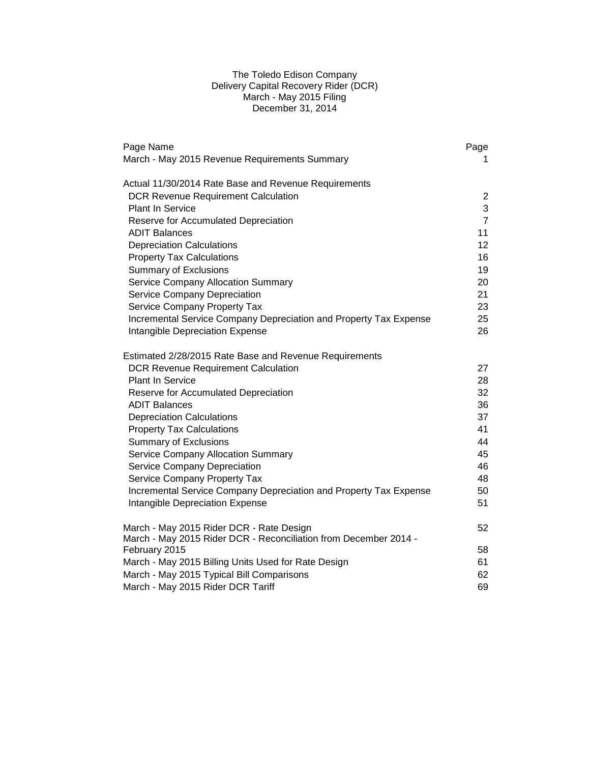# The Toledo Edison Company
## Delivery Capital Recovery Rider (DCR)
## March - May 2015 Filing
## December 31, 2014

| Page Name | Page |
|---|---|
| March - May 2015 Revenue Requirements Summary | 1 |
| | |
| **Actual 11/30/2014 Rate Base and Revenue Requirements** | |
| DCR Revenue Requirement Calculation | 2 |
| Plant In Service | 3 |
| Reserve for Accumulated Depreciation | 7 |
| ADIT Balances | 11 |
| Depreciation Calculations | 12 |
| Property Tax Calculations | 16 |
| Summary of Exclusions | 19 |
| Service Company Allocation Summary | 20 |
| Service Company Depreciation | 21 |
| Service Company Property Tax | 23 |
| Incremental Service Company Depreciation and Property Tax Expense | 25 |
| Intangible Depreciation Expense | 26 |
| | |
| **Estimated 2/28/2015 Rate Base and Revenue Requirements** | |
| DCR Revenue Requirement Calculation | 27 |
| Plant In Service | 28 |
| Reserve for Accumulated Depreciation | 32 |
| ADIT Balances | 36 |
| Depreciation Calculations | 37 |
| Property Tax Calculations | 41 |
| Summary of Exclusions | 44 |
| Service Company Allocation Summary | 45 |
| Service Company Depreciation | 46 |
| Service Company Property Tax | 48 |
| Incremental Service Company Depreciation and Property Tax Expense | 50 |
| Intangible Depreciation Expense | 51 |
| | |
| March - May 2015 Rider DCR - Rate Design | 52 |
| March - May 2015 Rider DCR - Reconciliation from December 2014 - February 2015 | 58 |
| March - May 2015 Billing Units Used for Rate Design | 61 |
| March - May 2015 Typical Bill Comparisons | 62 |
| March - May 2015 Rider DCR Tariff | 69 |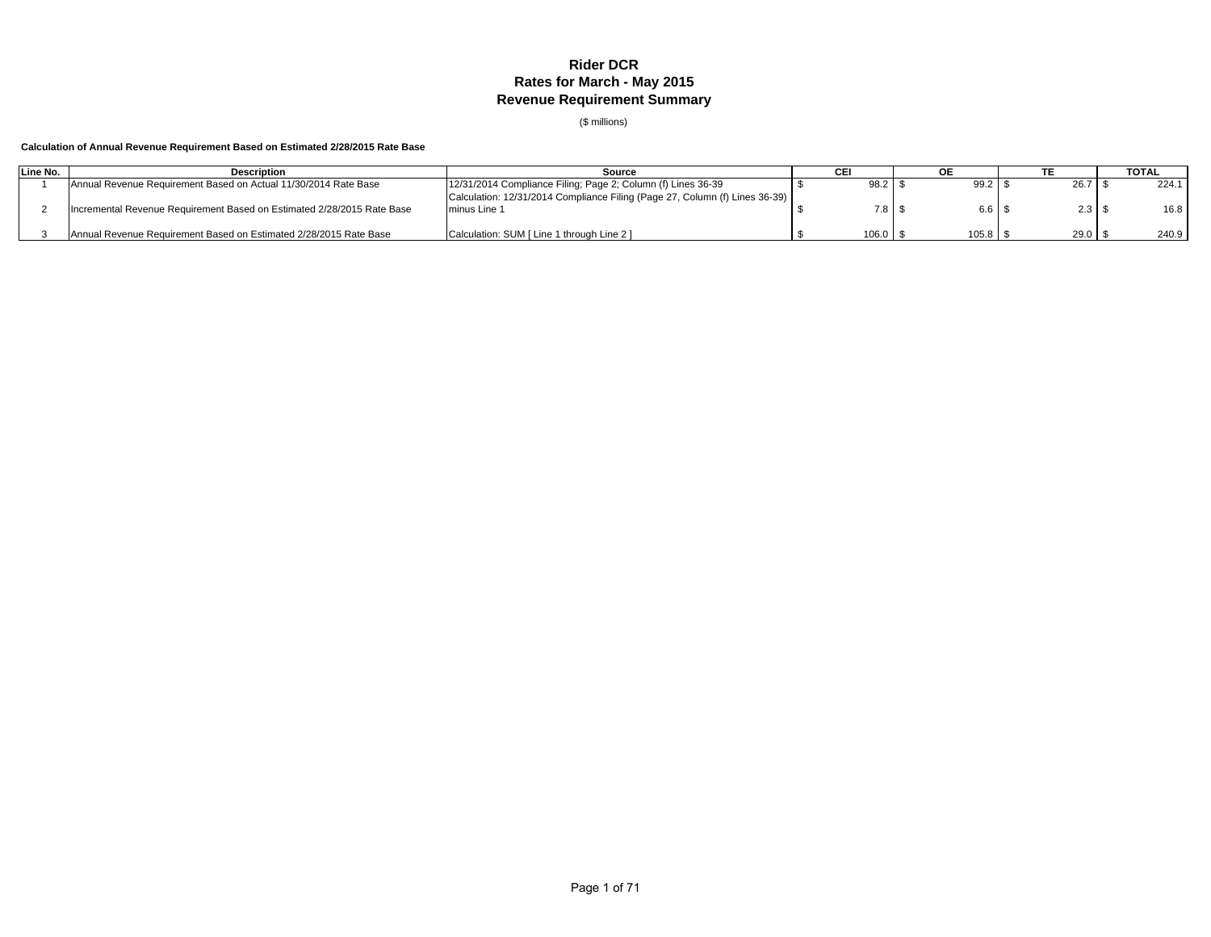# Rider DCR
# Rates for March - May 2015
# Revenue Requirement Summary

($ millions)

**Calculation of Annual Revenue Requirement Based on Estimated 2/28/2015 Rate Base**

| Line No. | Description | Source | CEI | OE | TE | TOTAL |
|---|---|---|---|---|---|---|
| 1 | Annual Revenue Requirement Based on Actual 11/30/2014 Rate Base | 12/31/2014 Compliance Filing; Page 2; Column (f) Lines 36-39 | $ 98.2 | $ 99.2 | $ 26.7 | $ 224.1 |
| 2 | Incremental Revenue Requirement Based on Estimated 2/28/2015 Rate Base | Calculation: 12/31/2014 Compliance Filing (Page 27, Column (f) Lines 36-39) minus Line 1 | $ 7.8 | $ 6.6 | $ 2.3 | $ 16.8 |
| 3 | Annual Revenue Requirement Based on Estimated 2/28/2015 Rate Base | Calculation: SUM [ Line 1 through Line 2 ] | $ 106.0 | $ 105.8 | $ 29.0 | $ 240.9 |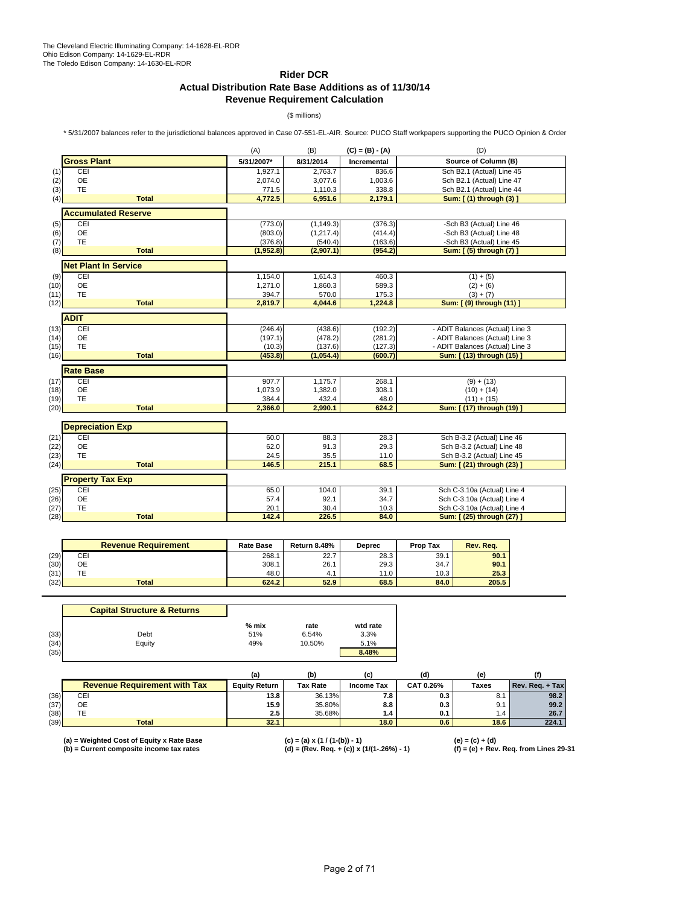The Cleveland Electric Illuminating Company: 14-1628-EL-RDR
Ohio Edison Company: 14-1629-EL-RDR
The Toledo Edison Company: 14-1630-EL-RDR

# Rider DCR
## Actual Distribution Rate Base Additions as of 11/30/14
## Revenue Requirement Calculation

($ millions)

* 5/31/2007 balances refer to the jurisdictional balances approved in Case 07-551-EL-AIR. Source: PUCO Staff workpapers supporting the PUCO Opinion & Order

| | | (A) | (B) | (C) = (B) - (A) | (D) |
|---|---|---|---|---|---|
| | **Gross Plant** | **5/31/2007*** | **8/31/2014** | **Incremental** | **Source of Column (B)** |
| (1) | CEI | 1,927.1 | 2,763.7 | 836.6 | Sch B2.1 (Actual) Line 45 |
| (2) | OE | 2,074.0 | 3,077.6 | 1,003.6 | Sch B2.1 (Actual) Line 47 |
| (3) | TE | 771.5 | 1,110.3 | 338.8 | Sch B2.1 (Actual) Line 44 |
| (4) | **Total** | **4,772.5** | **6,951.6** | **2,179.1** | **Sum: [ (1) through (3) ]** |
| | **Accumulated Reserve** | | | | |
| (5) | CEI | (773.0) | (1,149.3) | (376.3) | -Sch B3 (Actual) Line 46 |
| (6) | OE | (803.0) | (1,217.4) | (414.4) | -Sch B3 (Actual) Line 48 |
| (7) | TE | (376.8) | (540.4) | (163.6) | -Sch B3 (Actual) Line 45 |
| (8) | **Total** | **(1,952.8)** | **(2,907.1)** | **(954.2)** | **Sum: [ (5) through (7) ]** |
| | **Net Plant In Service** | | | | |
| (9) | CEI | 1,154.0 | 1,614.3 | 460.3 | (1) + (5) |
| (10) | OE | 1,271.0 | 1,860.3 | 589.3 | (2) + (6) |
| (11) | TE | 394.7 | 570.0 | 175.3 | (3) + (7) |
| (12) | **Total** | **2,819.7** | **4,044.6** | **1,224.8** | **Sum: [ (9) through (11) ]** |
| | **ADIT** | | | | |
| (13) | CEI | (246.4) | (438.6) | (192.2) | - ADIT Balances (Actual) Line 3 |
| (14) | OE | (197.1) | (478.2) | (281.2) | - ADIT Balances (Actual) Line 3 |
| (15) | TE | (10.3) | (137.6) | (127.3) | - ADIT Balances (Actual) Line 3 |
| (16) | **Total** | **(453.8)** | **(1,054.4)** | **(600.7)** | **Sum: [ (13) through (15) ]** |
| | **Rate Base** | | | | |
| (17) | CEI | 907.7 | 1,175.7 | 268.1 | (9) + (13) |
| (18) | OE | 1,073.9 | 1,382.0 | 308.1 | (10) + (14) |
| (19) | TE | 384.4 | 432.4 | 48.0 | (11) + (15) |
| (20) | **Total** | **2,366.0** | **2,990.1** | **624.2** | **Sum: [ (17) through (19) ]** |
| | **Depreciation Exp** | | | | |
| (21) | CEI | 60.0 | 88.3 | 28.3 | Sch B-3.2 (Actual) Line 46 |
| (22) | OE | 62.0 | 91.3 | 29.3 | Sch B-3.2 (Actual) Line 48 |
| (23) | TE | 24.5 | 35.5 | 11.0 | Sch B-3.2 (Actual) Line 45 |
| (24) | **Total** | **146.5** | **215.1** | **68.5** | **Sum: [ (21) through (23) ]** |
| | **Property Tax Exp** | | | | |
| (25) | CEI | 65.0 | 104.0 | 39.1 | Sch C-3.10a (Actual) Line 4 |
| (26) | OE | 57.4 | 92.1 | 34.7 | Sch C-3.10a (Actual) Line 4 |
| (27) | TE | 20.1 | 30.4 | 10.3 | Sch C-3.10a (Actual) Line 4 |
| (28) | **Total** | **142.4** | **226.5** | **84.0** | **Sum: [ (25) through (27) ]** |

| | **Revenue Requirement** | **Rate Base** | **Return 8.48%** | **Deprec** | **Prop Tax** | **Rev. Req.** |
|---|---|---|---|---|---|---|
| (29) | CEI | 268.1 | 22.7 | 28.3 | 39.1 | **90.1** |
| (30) | OE | 308.1 | 26.1 | 29.3 | 34.7 | **90.1** |
| (31) | TE | 48.0 | 4.1 | 11.0 | 10.3 | **25.3** |
| (32) | **Total** | **624.2** | **52.9** | **68.5** | **84.0** | **205.5** |

| | **Capital Structure & Returns** | **% mix** | **rate** | **wtd rate** |
|---|---|---|---|---|
| (33) | Debt | 51% | 6.54% | 3.3% |
| (34) | Equity | 49% | 10.50% | 5.1% |
| (35) | | | | **8.48%** |

| | | (a) | (b) | (c) | (d) | (e) | (f) |
|---|---|---|---|---|---|---|---|
| | **Revenue Requirement with Tax** | **Equity Return** | **Tax Rate** | **Income Tax** | **CAT 0.26%** | **Taxes** | **Rev. Req. + Tax** |
| (36) | CEI | **13.8** | 36.13% | **7.8** | **0.3** | 8.1 | **98.2** |
| (37) | OE | **15.9** | 35.80% | **8.8** | **0.3** | 9.1 | **99.2** |
| (38) | TE | **2.5** | 35.68% | **1.4** | **0.1** | 1.4 | **26.7** |
| (39) | **Total** | **32.1** | | **18.0** | **0.6** | **18.6** | **224.1** |

**(a) = Weighted Cost of Equity x Rate Base**
**(b) = Current composite income tax rates**
**(c) = (a) x (1 / (1-(b)) - 1)**
**(d) = (Rev. Req. + (c)) x (1/(1-.26%) - 1)**
**(e) = (c) + (d)**
**(f) = (e) + Rev. Req. from Lines 29-31**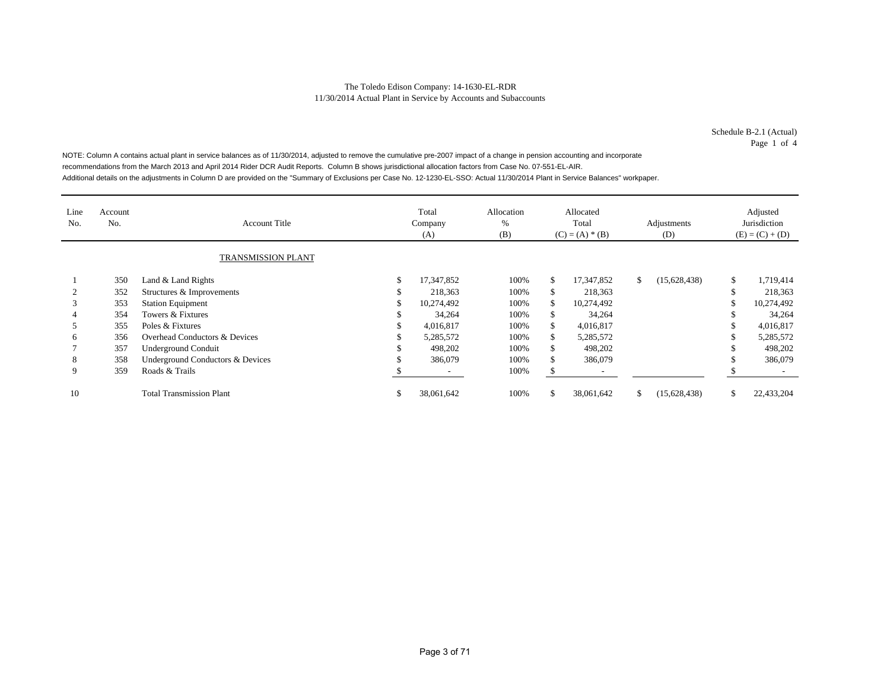The Toledo Edison Company: 14-1630-EL-RDR
11/30/2014 Actual Plant in Service by Accounts and Subaccounts

Schedule B-2.1 (Actual)
Page 1 of 4

NOTE: Column A contains actual plant in service balances as of 11/30/2014, adjusted to remove the cumulative pre-2007 impact of a change in pension accounting and incorporate recommendations from the March 2013 and April 2014 Rider DCR Audit Reports. Column B shows jurisdictional allocation factors from Case No. 07-551-EL-AIR. Additional details on the adjustments in Column D are provided on the "Summary of Exclusions per Case No. 12-1230-EL-SSO: Actual 11/30/2014 Plant in Service Balances" workpaper.

| Line No. | Account No. | Account Title | Total Company (A) | Allocation % (B) | Allocated Total (C) = (A) * (B) | Adjustments (D) | Adjusted Jurisdiction (E) = (C) + (D) |
|---|---|---|---|---|---|---|---|
| | | TRANSMISSION PLANT | | | | | |
| 1 | 350 | Land & Land Rights | $ 17,347,852 | 100% | $ 17,347,852 | $ (15,628,438) | $ 1,719,414 |
| 2 | 352 | Structures & Improvements | $ 218,363 | 100% | $ 218,363 | | $ 218,363 |
| 3 | 353 | Station Equipment | $ 10,274,492 | 100% | $ 10,274,492 | | $ 10,274,492 |
| 4 | 354 | Towers & Fixtures | $ 34,264 | 100% | $ 34,264 | | $ 34,264 |
| 5 | 355 | Poles & Fixtures | $ 4,016,817 | 100% | $ 4,016,817 | | $ 4,016,817 |
| 6 | 356 | Overhead Conductors & Devices | $ 5,285,572 | 100% | $ 5,285,572 | | $ 5,285,572 |
| 7 | 357 | Underground Conduit | $ 498,202 | 100% | $ 498,202 | | $ 498,202 |
| 8 | 358 | Underground Conductors & Devices | $ 386,079 | 100% | $ 386,079 | | $ 386,079 |
| 9 | 359 | Roads & Trails | $ - | 100% | $ - | | $ - |
| 10 | | Total Transmission Plant | $ 38,061,642 | 100% | $ 38,061,642 | $ (15,628,438) | $ 22,433,204 |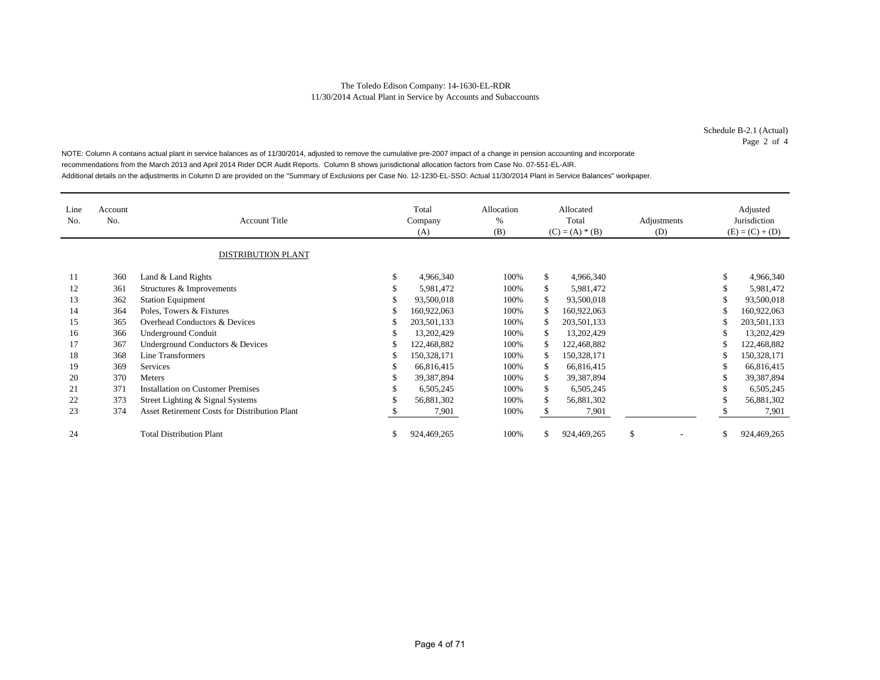The Toledo Edison Company: 14-1630-EL-RDR
11/30/2014 Actual Plant in Service by Accounts and Subaccounts

Schedule B-2.1 (Actual)
Page 2 of 4

NOTE: Column A contains actual plant in service balances as of 11/30/2014, adjusted to remove the cumulative pre-2007 impact of a change in pension accounting and incorporate recommendations from the March 2013 and April 2014 Rider DCR Audit Reports. Column B shows jurisdictional allocation factors from Case No. 07-551-EL-AIR. Additional details on the adjustments in Column D are provided on the "Summary of Exclusions per Case No. 12-1230-EL-SSO: Actual 11/30/2014 Plant in Service Balances" workpaper.

| Line No. | Account No. | Account Title | Total Company (A) | Allocation % (B) | Allocated Total (C) = (A) * (B) | Adjustments (D) | Adjusted Jurisdiction (E) = (C) + (D) |
|---|---|---|---|---|---|---|---|
| | | DISTRIBUTION PLANT | | | | | |
| 11 | 360 | Land & Land Rights | $ 4,966,340 | 100% | $ 4,966,340 | | $ 4,966,340 |
| 12 | 361 | Structures & Improvements | $ 5,981,472 | 100% | $ 5,981,472 | | $ 5,981,472 |
| 13 | 362 | Station Equipment | $ 93,500,018 | 100% | $ 93,500,018 | | $ 93,500,018 |
| 14 | 364 | Poles, Towers & Fixtures | $ 160,922,063 | 100% | $ 160,922,063 | | $ 160,922,063 |
| 15 | 365 | Overhead Conductors & Devices | $ 203,501,133 | 100% | $ 203,501,133 | | $ 203,501,133 |
| 16 | 366 | Underground Conduit | $ 13,202,429 | 100% | $ 13,202,429 | | $ 13,202,429 |
| 17 | 367 | Underground Conductors & Devices | $ 122,468,882 | 100% | $ 122,468,882 | | $ 122,468,882 |
| 18 | 368 | Line Transformers | $ 150,328,171 | 100% | $ 150,328,171 | | $ 150,328,171 |
| 19 | 369 | Services | $ 66,816,415 | 100% | $ 66,816,415 | | $ 66,816,415 |
| 20 | 370 | Meters | $ 39,387,894 | 100% | $ 39,387,894 | | $ 39,387,894 |
| 21 | 371 | Installation on Customer Premises | $ 6,505,245 | 100% | $ 6,505,245 | | $ 6,505,245 |
| 22 | 373 | Street Lighting & Signal Systems | $ 56,881,302 | 100% | $ 56,881,302 | | $ 56,881,302 |
| 23 | 374 | Asset Retirement Costs for Distribution Plant | $ 7,901 | 100% | $ 7,901 | | $ 7,901 |
| 24 | | Total Distribution Plant | $ 924,469,265 | 100% | $ 924,469,265 | $ - | $ 924,469,265 |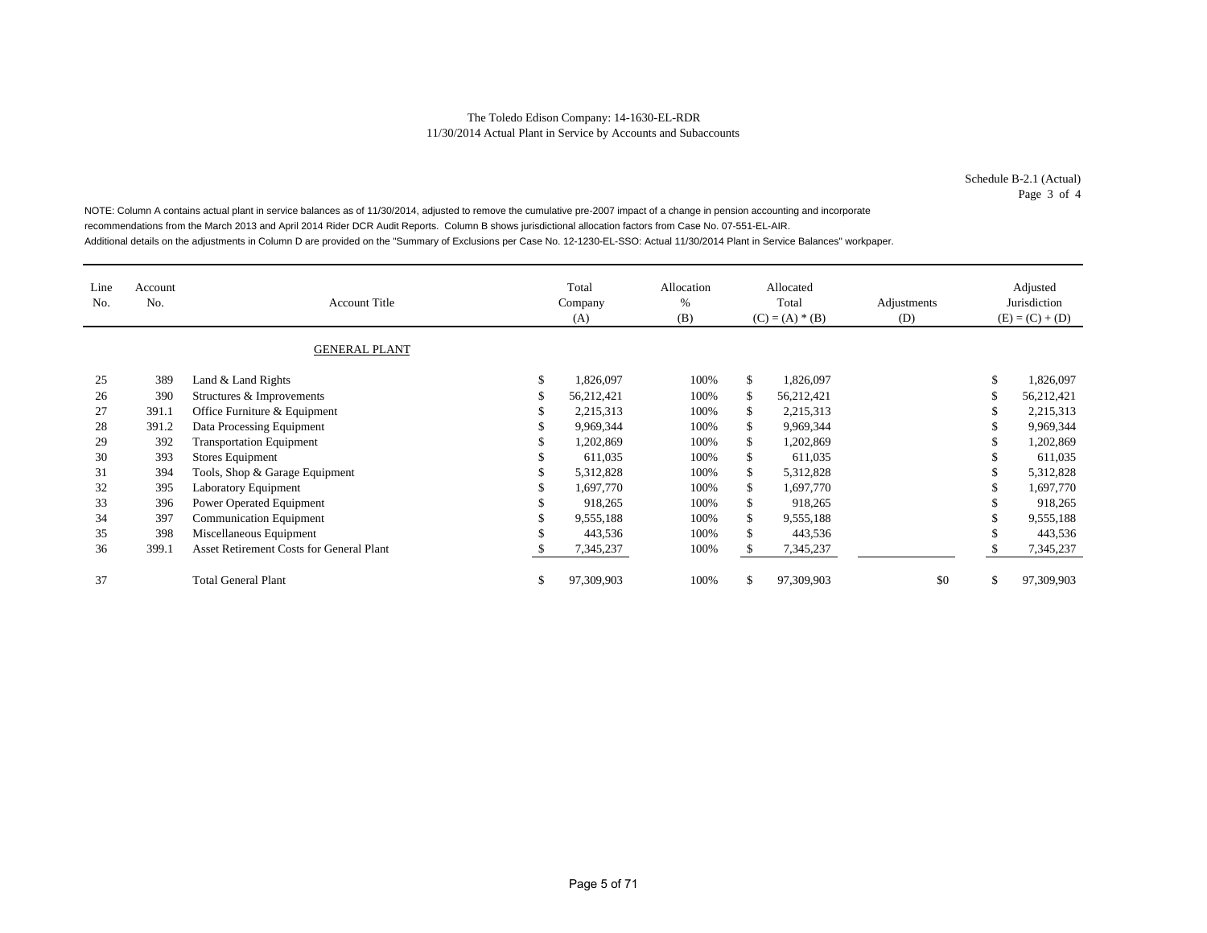The Toledo Edison Company: 14-1630-EL-RDR
11/30/2014 Actual Plant in Service by Accounts and Subaccounts

Schedule B-2.1 (Actual)
Page 3 of 4

NOTE: Column A contains actual plant in service balances as of 11/30/2014, adjusted to remove the cumulative pre-2007 impact of a change in pension accounting and incorporate recommendations from the March 2013 and April 2014 Rider DCR Audit Reports. Column B shows jurisdictional allocation factors from Case No. 07-551-EL-AIR.
Additional details on the adjustments in Column D are provided on the "Summary of Exclusions per Case No. 12-1230-EL-SSO: Actual 11/30/2014 Plant in Service Balances" workpaper.

| Line No. | Account No. | Account Title | Total Company (A) | Allocation % (B) | Allocated Total (C) = (A) * (B) | Adjustments (D) | Adjusted Jurisdiction (E) = (C) + (D) |
|---|---|---|---|---|---|---|---|
| | | GENERAL PLANT | | | | | |
| 25 | 389 | Land & Land Rights | $ 1,826,097 | 100% | $ 1,826,097 | | $ 1,826,097 |
| 26 | 390 | Structures & Improvements | $ 56,212,421 | 100% | $ 56,212,421 | | $ 56,212,421 |
| 27 | 391.1 | Office Furniture & Equipment | $ 2,215,313 | 100% | $ 2,215,313 | | $ 2,215,313 |
| 28 | 391.2 | Data Processing Equipment | $ 9,969,344 | 100% | $ 9,969,344 | | $ 9,969,344 |
| 29 | 392 | Transportation Equipment | $ 1,202,869 | 100% | $ 1,202,869 | | $ 1,202,869 |
| 30 | 393 | Stores Equipment | $ 611,035 | 100% | $ 611,035 | | $ 611,035 |
| 31 | 394 | Tools, Shop & Garage Equipment | $ 5,312,828 | 100% | $ 5,312,828 | | $ 5,312,828 |
| 32 | 395 | Laboratory Equipment | $ 1,697,770 | 100% | $ 1,697,770 | | $ 1,697,770 |
| 33 | 396 | Power Operated Equipment | $ 918,265 | 100% | $ 918,265 | | $ 918,265 |
| 34 | 397 | Communication Equipment | $ 9,555,188 | 100% | $ 9,555,188 | | $ 9,555,188 |
| 35 | 398 | Miscellaneous Equipment | $ 443,536 | 100% | $ 443,536 | | $ 443,536 |
| 36 | 399.1 | Asset Retirement Costs for General Plant | $ 7,345,237 | 100% | $ 7,345,237 | | $ 7,345,237 |
| 37 | | Total General Plant | $ 97,309,903 | 100% | $ 97,309,903 | $0 | $ 97,309,903 |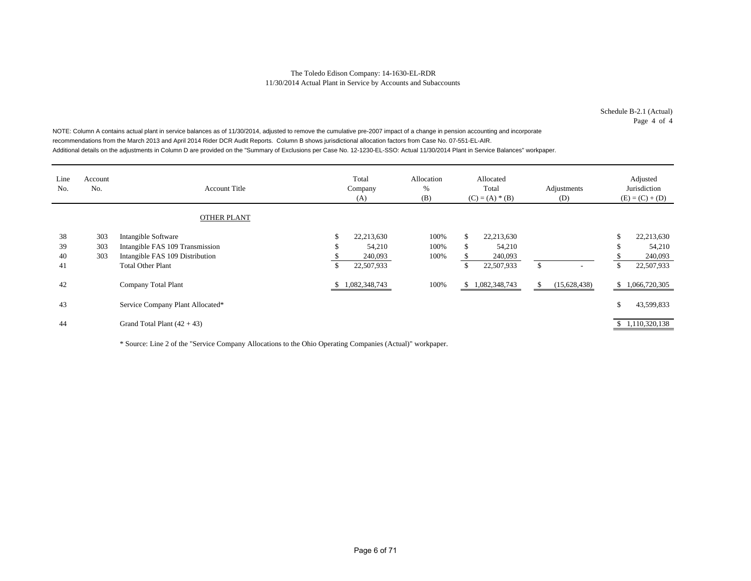The Toledo Edison Company: 14-1630-EL-RDR
11/30/2014 Actual Plant in Service by Accounts and Subaccounts

Schedule B-2.1 (Actual)
Page 4 of 4

NOTE: Column A contains actual plant in service balances as of 11/30/2014, adjusted to remove the cumulative pre-2007 impact of a change in pension accounting and incorporate recommendations from the March 2013 and April 2014 Rider DCR Audit Reports. Column B shows jurisdictional allocation factors from Case No. 07-551-EL-AIR. Additional details on the adjustments in Column D are provided on the "Summary of Exclusions per Case No. 12-1230-EL-SSO: Actual 11/30/2014 Plant in Service Balances" workpaper.

| Line No. | Account No. | Account Title | Total Company (A) | Allocation % (B) | Allocated Total (C) = (A) * (B) | Adjustments (D) | Adjusted Jurisdiction (E) = (C) + (D) |
|---|---|---|---|---|---|---|---|
| | | OTHER PLANT | | | | | |
| 38 | 303 | Intangible Software | $ 22,213,630 | 100% | $ 22,213,630 | | $ 22,213,630 |
| 39 | 303 | Intangible FAS 109 Transmission | $ 54,210 | 100% | $ 54,210 | | $ 54,210 |
| 40 | 303 | Intangible FAS 109 Distribution | $ 240,093 | 100% | $ 240,093 | | $ 240,093 |
| 41 | | Total Other Plant | $ 22,507,933 | | $ 22,507,933 | $ - | $ 22,507,933 |
| 42 | | Company Total Plant | $ 1,082,348,743 | 100% | $ 1,082,348,743 | $ (15,628,438) | $ 1,066,720,305 |
| 43 | | Service Company Plant Allocated* | | | | | $ 43,599,833 |
| 44 | | Grand Total Plant (42 + 43) | | | | | $ 1,110,320,138 |

* Source: Line 2 of the "Service Company Allocations to the Ohio Operating Companies (Actual)" workpaper.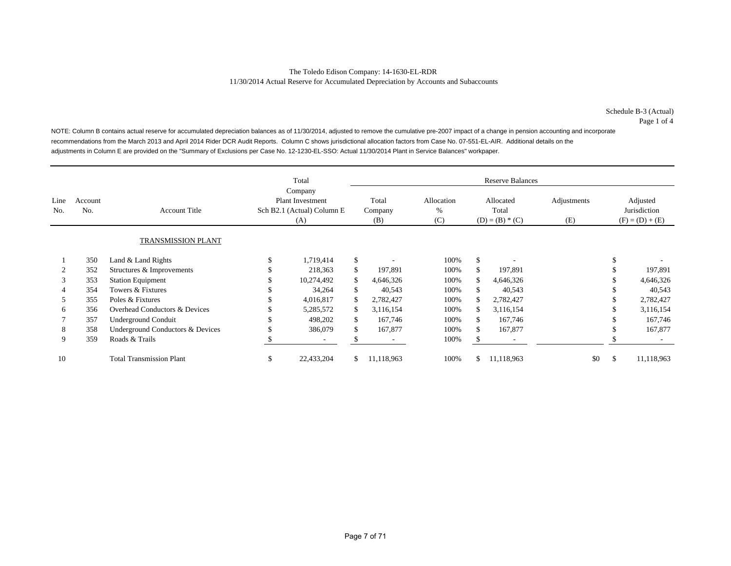The Toledo Edison Company: 14-1630-EL-RDR

11/30/2014 Actual Reserve for Accumulated Depreciation by Accounts and Subaccounts

Schedule B-3 (Actual)
Page 1 of 4

NOTE: Column B contains actual reserve for accumulated depreciation balances as of 11/30/2014, adjusted to remove the cumulative pre-2007 impact of a change in pension accounting and incorporate recommendations from the March 2013 and April 2014 Rider DCR Audit Reports. Column C shows jurisdictional allocation factors from Case No. 07-551-EL-AIR. Additional details on the adjustments in Column E are provided on the "Summary of Exclusions per Case No. 12-1230-EL-SSO: Actual 11/30/2014 Plant in Service Balances" workpaper.

| Line No. | Account No. | Account Title | Total Company Plant Investment Sch B2.1 (Actual) Column E (A) | Reserve Balances Total Company (B) | Allocation % (C) | Allocated Total (D) = (B) * (C) | Adjustments (E) | Adjusted Jurisdiction (F) = (D) + (E) |
|---|---|---|---|---|---|---|---|---|
| | | TRANSMISSION PLANT | | | | | | |
| 1 | 350 | Land & Land Rights | $ 1,719,414 | $ - | 100% | $ - | | $ - |
| 2 | 352 | Structures & Improvements | $ 218,363 | $ 197,891 | 100% | $ 197,891 | | $ 197,891 |
| 3 | 353 | Station Equipment | $ 10,274,492 | $ 4,646,326 | 100% | $ 4,646,326 | | $ 4,646,326 |
| 4 | 354 | Towers & Fixtures | $ 34,264 | $ 40,543 | 100% | $ 40,543 | | $ 40,543 |
| 5 | 355 | Poles & Fixtures | $ 4,016,817 | $ 2,782,427 | 100% | $ 2,782,427 | | $ 2,782,427 |
| 6 | 356 | Overhead Conductors & Devices | $ 5,285,572 | $ 3,116,154 | 100% | $ 3,116,154 | | $ 3,116,154 |
| 7 | 357 | Underground Conduit | $ 498,202 | $ 167,746 | 100% | $ 167,746 | | $ 167,746 |
| 8 | 358 | Underground Conductors & Devices | $ 386,079 | $ 167,877 | 100% | $ 167,877 | | $ 167,877 |
| 9 | 359 | Roads & Trails | $ - | $ - | 100% | $ - | | $ - |
| 10 | | Total Transmission Plant | $ 22,433,204 | $ 11,118,963 | 100% | $ 11,118,963 | $0 | $ 11,118,963 |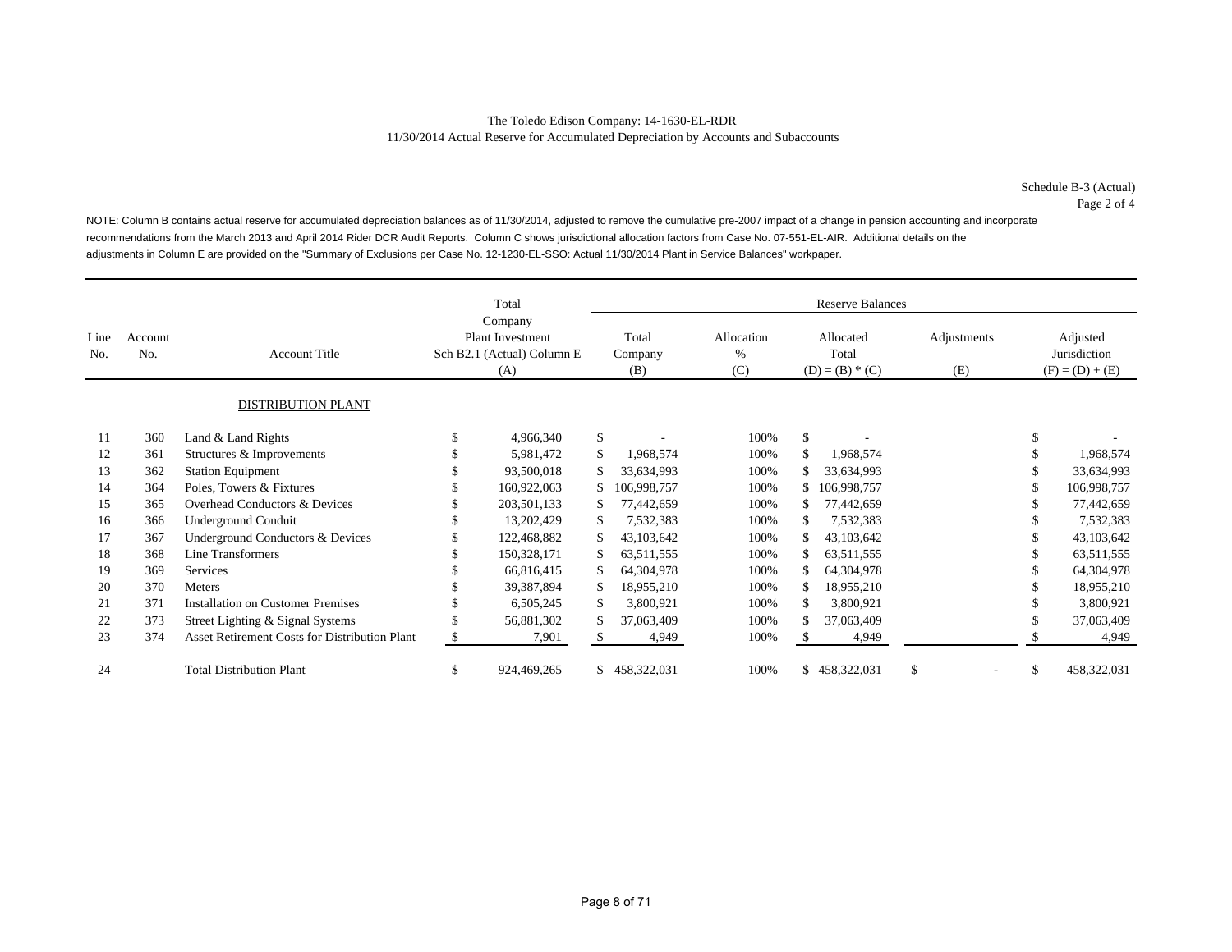The Toledo Edison Company: 14-1630-EL-RDR

11/30/2014 Actual Reserve for Accumulated Depreciation by Accounts and Subaccounts

Schedule B-3 (Actual)
Page 2 of 4

NOTE: Column B contains actual reserve for accumulated depreciation balances as of 11/30/2014, adjusted to remove the cumulative pre-2007 impact of a change in pension accounting and incorporate recommendations from the March 2013 and April 2014 Rider DCR Audit Reports. Column C shows jurisdictional allocation factors from Case No. 07-551-EL-AIR. Additional details on the adjustments in Column E are provided on the "Summary of Exclusions per Case No. 12-1230-EL-SSO: Actual 11/30/2014 Plant in Service Balances" workpaper.

| | | | Total | Reserve Balances | | | | |
|---|---|---|---|---|---|---|---|---|
| Line No. | Account No. | Account Title | Total Company Plant Investment Sch B2.1 (Actual) Column E (A) | Total Company (B) | Allocation % (C) | Allocated Total (D) = (B) * (C) | Adjustments (E) | Adjusted Jurisdiction (F) = (D) + (E) |
| | | DISTRIBUTION PLANT | | | | | | |
| 11 | 360 | Land & Land Rights | $ 4,966,340 | $ - | 100% | $ - | | $ - |
| 12 | 361 | Structures & Improvements | $ 5,981,472 | $ 1,968,574 | 100% | $ 1,968,574 | | $ 1,968,574 |
| 13 | 362 | Station Equipment | $ 93,500,018 | $ 33,634,993 | 100% | $ 33,634,993 | | $ 33,634,993 |
| 14 | 364 | Poles, Towers & Fixtures | $ 160,922,063 | $ 106,998,757 | 100% | $ 106,998,757 | | $ 106,998,757 |
| 15 | 365 | Overhead Conductors & Devices | $ 203,501,133 | $ 77,442,659 | 100% | $ 77,442,659 | | $ 77,442,659 |
| 16 | 366 | Underground Conduit | $ 13,202,429 | $ 7,532,383 | 100% | $ 7,532,383 | | $ 7,532,383 |
| 17 | 367 | Underground Conductors & Devices | $ 122,468,882 | $ 43,103,642 | 100% | $ 43,103,642 | | $ 43,103,642 |
| 18 | 368 | Line Transformers | $ 150,328,171 | $ 63,511,555 | 100% | $ 63,511,555 | | $ 63,511,555 |
| 19 | 369 | Services | $ 66,816,415 | $ 64,304,978 | 100% | $ 64,304,978 | | $ 64,304,978 |
| 20 | 370 | Meters | $ 39,387,894 | $ 18,955,210 | 100% | $ 18,955,210 | | $ 18,955,210 |
| 21 | 371 | Installation on Customer Premises | $ 6,505,245 | $ 3,800,921 | 100% | $ 3,800,921 | | $ 3,800,921 |
| 22 | 373 | Street Lighting & Signal Systems | $ 56,881,302 | $ 37,063,409 | 100% | $ 37,063,409 | | $ 37,063,409 |
| 23 | 374 | Asset Retirement Costs for Distribution Plant | $ 7,901 | $ 4,949 | 100% | $ 4,949 | | $ 4,949 |
| 24 | | Total Distribution Plant | $ 924,469,265 | $ 458,322,031 | 100% | $ 458,322,031 | $ - | $ 458,322,031 |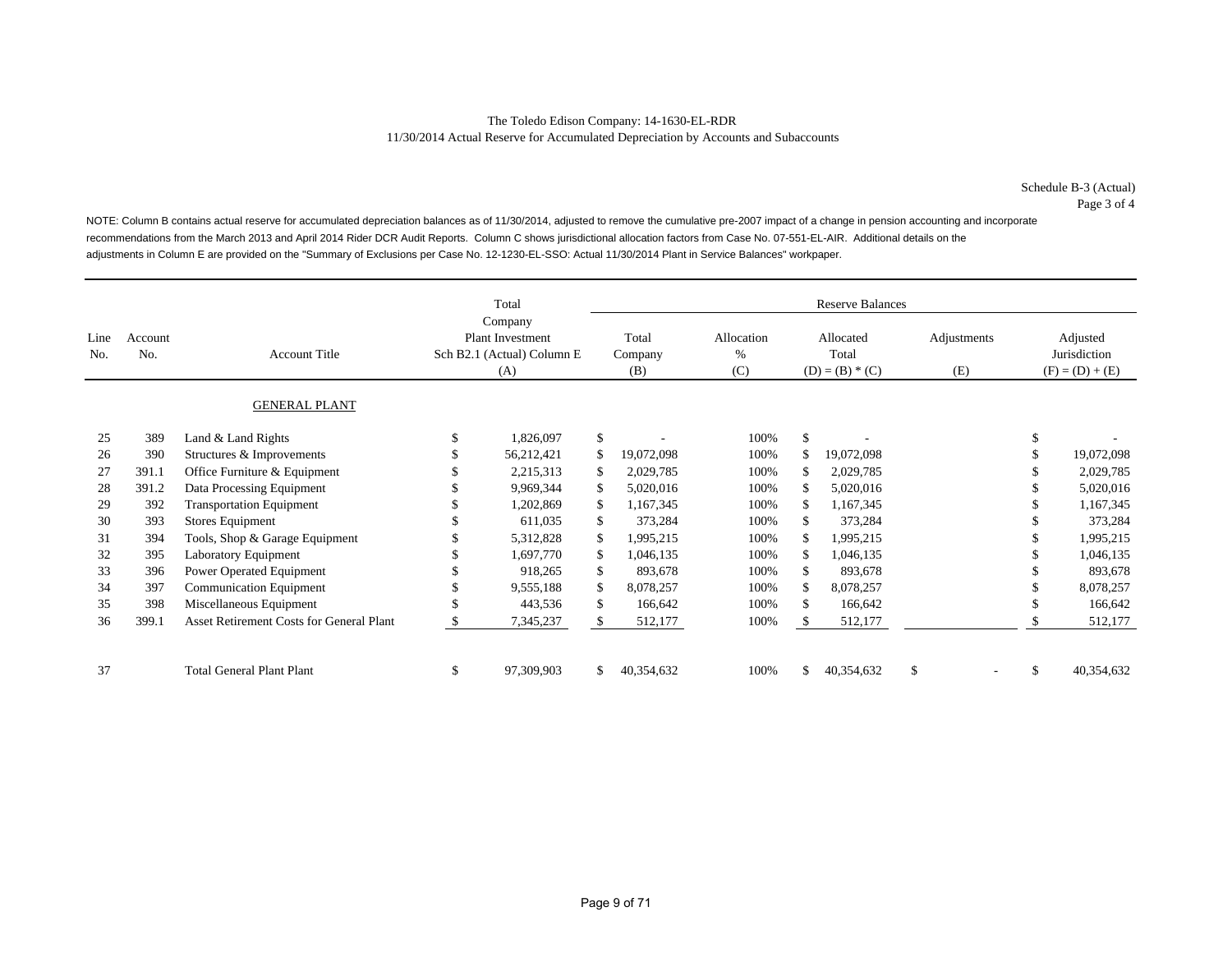The Toledo Edison Company: 14-1630-EL-RDR
11/30/2014 Actual Reserve for Accumulated Depreciation by Accounts and Subaccounts

Schedule B-3 (Actual)
Page 3 of 4

NOTE: Column B contains actual reserve for accumulated depreciation balances as of 11/30/2014, adjusted to remove the cumulative pre-2007 impact of a change in pension accounting and incorporate recommendations from the March 2013 and April 2014 Rider DCR Audit Reports. Column C shows jurisdictional allocation factors from Case No. 07-551-EL-AIR. Additional details on the adjustments in Column E are provided on the "Summary of Exclusions per Case No. 12-1230-EL-SSO: Actual 11/30/2014 Plant in Service Balances" workpaper.

| | | | | Reserve Balances | | | | |
|---|---|---|---|---|---|---|---|---|
| Line No. | Account No. | Account Title | Total Company Plant Investment Sch B2.1 (Actual) Column E (A) | Total Company (B) | Allocation % (C) | Allocated Total (D) = (B) * (C) | Adjustments (E) | Adjusted Jurisdiction (F) = (D) + (E) |
| | | GENERAL PLANT | | | | | | |
| 25 | 389 | Land & Land Rights | $ 1,826,097 | $ - | 100% | $ - | | $ - |
| 26 | 390 | Structures & Improvements | $ 56,212,421 | $ 19,072,098 | 100% | $ 19,072,098 | | $ 19,072,098 |
| 27 | 391.1 | Office Furniture & Equipment | $ 2,215,313 | $ 2,029,785 | 100% | $ 2,029,785 | | $ 2,029,785 |
| 28 | 391.2 | Data Processing Equipment | $ 9,969,344 | $ 5,020,016 | 100% | $ 5,020,016 | | $ 5,020,016 |
| 29 | 392 | Transportation Equipment | $ 1,202,869 | $ 1,167,345 | 100% | $ 1,167,345 | | $ 1,167,345 |
| 30 | 393 | Stores Equipment | $ 611,035 | $ 373,284 | 100% | $ 373,284 | | $ 373,284 |
| 31 | 394 | Tools, Shop & Garage Equipment | $ 5,312,828 | $ 1,995,215 | 100% | $ 1,995,215 | | $ 1,995,215 |
| 32 | 395 | Laboratory Equipment | $ 1,697,770 | $ 1,046,135 | 100% | $ 1,046,135 | | $ 1,046,135 |
| 33 | 396 | Power Operated Equipment | $ 918,265 | $ 893,678 | 100% | $ 893,678 | | $ 893,678 |
| 34 | 397 | Communication Equipment | $ 9,555,188 | $ 8,078,257 | 100% | $ 8,078,257 | | $ 8,078,257 |
| 35 | 398 | Miscellaneous Equipment | $ 443,536 | $ 166,642 | 100% | $ 166,642 | | $ 166,642 |
| 36 | 399.1 | Asset Retirement Costs for General Plant | $ 7,345,237 | $ 512,177 | 100% | $ 512,177 | | $ 512,177 |
| 37 | | Total General Plant Plant | $ 97,309,903 | $ 40,354,632 | 100% | $ 40,354,632 | $ - | $ 40,354,632 |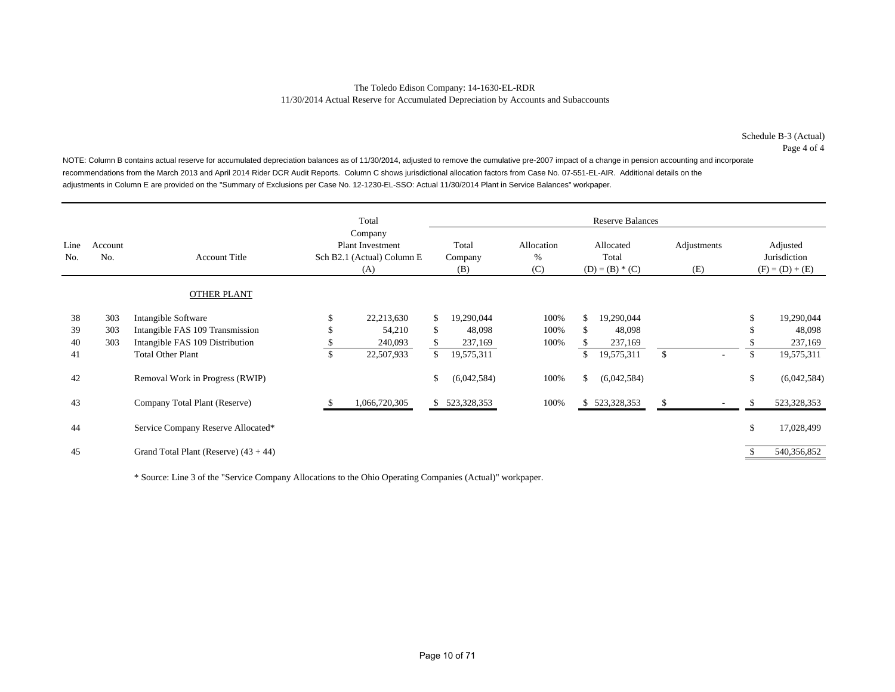The Toledo Edison Company: 14-1630-EL-RDR

11/30/2014 Actual Reserve for Accumulated Depreciation by Accounts and Subaccounts

Schedule B-3 (Actual)
Page 4 of 4

NOTE: Column B contains actual reserve for accumulated depreciation balances as of 11/30/2014, adjusted to remove the cumulative pre-2007 impact of a change in pension accounting and incorporate recommendations from the March 2013 and April 2014 Rider DCR Audit Reports. Column C shows jurisdictional allocation factors from Case No. 07-551-EL-AIR. Additional details on the adjustments in Column E are provided on the "Summary of Exclusions per Case No. 12-1230-EL-SSO: Actual 11/30/2014 Plant in Service Balances" workpaper.

| | | | | Reserve Balances | | | | |
|---|---|---|---|---|---|---|---|---|
| Line No. | Account No. | Account Title | Total Company Plant Investment Sch B2.1 (Actual) Column E (A) | Total Company (B) | Allocation % (C) | Allocated Total (D) = (B) * (C) | Adjustments (E) | Adjusted Jurisdiction (F) = (D) + (E) |
| | | OTHER PLANT | | | | | | |
| 38 | 303 | Intangible Software | $ 22,213,630 | $ 19,290,044 | 100% | $ 19,290,044 | | $ 19,290,044 |
| 39 | 303 | Intangible FAS 109 Transmission | $ 54,210 | $ 48,098 | 100% | $ 48,098 | | $ 48,098 |
| 40 | 303 | Intangible FAS 109 Distribution | $ 240,093 | $ 237,169 | 100% | $ 237,169 | | $ 237,169 |
| 41 | | Total Other Plant | $ 22,507,933 | $ 19,575,311 | | $ 19,575,311 | $ - | $ 19,575,311 |
| 42 | | Removal Work in Progress (RWIP) | | $ (6,042,584) | 100% | $ (6,042,584) | | $ (6,042,584) |
| 43 | | Company Total Plant (Reserve) | $ 1,066,720,305 | $ 523,328,353 | 100% | $ 523,328,353 | $ - | $ 523,328,353 |
| 44 | | Service Company Reserve Allocated* | | | | | | $ 17,028,499 |
| 45 | | Grand Total Plant (Reserve) (43 + 44) | | | | | | $ 540,356,852 |

* Source: Line 3 of the "Service Company Allocations to the Ohio Operating Companies (Actual)" workpaper.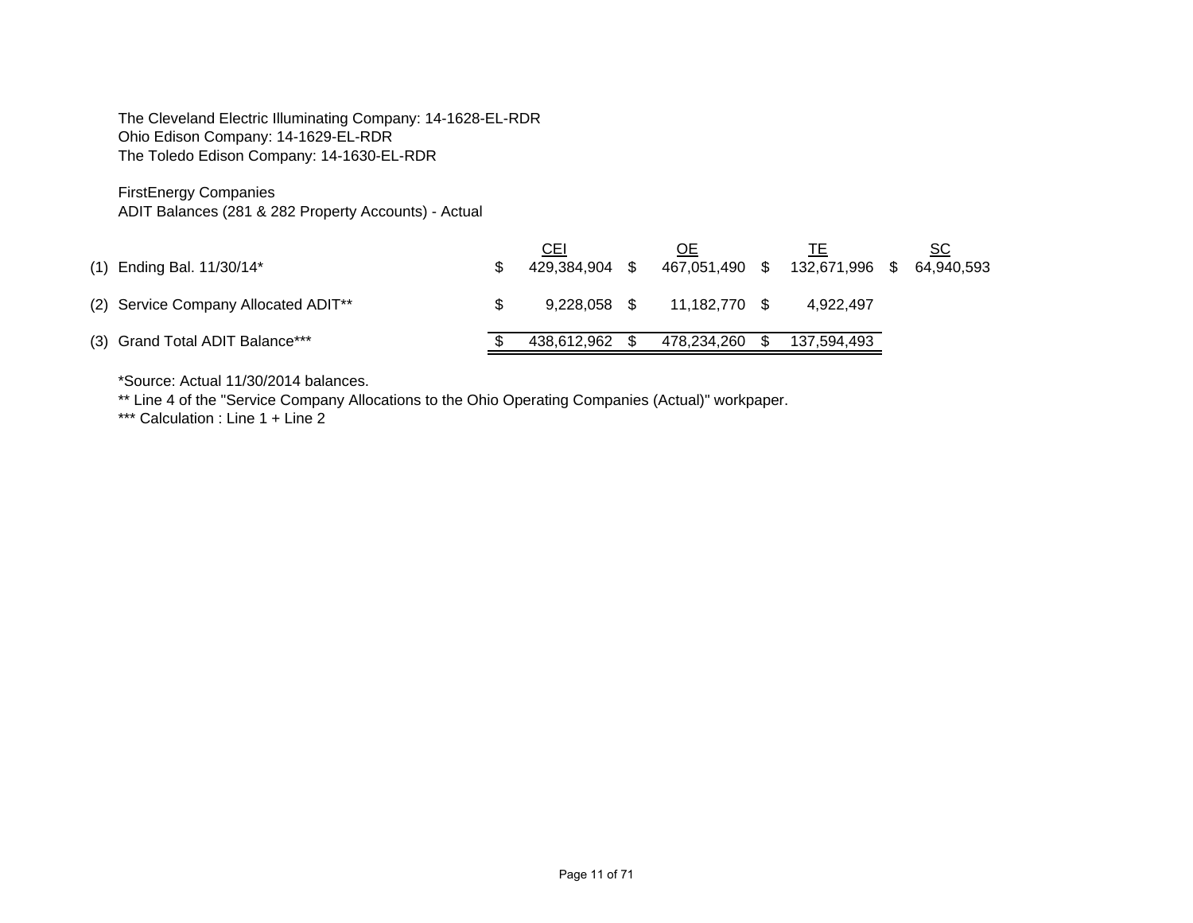The Cleveland Electric Illuminating Company: 14-1628-EL-RDR
Ohio Edison Company: 14-1629-EL-RDR
The Toledo Edison Company: 14-1630-EL-RDR

FirstEnergy Companies
ADIT Balances (281 & 282 Property Accounts) - Actual

| | | CEI | OE | TE | SC |
|---|---|---|---|---|---|
| (1) | Ending Bal. 11/30/14* | $ 429,384,904 | $ 467,051,490 | $ 132,671,996 | $ 64,940,593 |
| (2) | Service Company Allocated ADIT** | $ 9,228,058 | $ 11,182,770 | $ 4,922,497 | |
| (3) | Grand Total ADIT Balance*** | $ 438,612,962 | $ 478,234,260 | $ 137,594,493 | |

*Source: Actual 11/30/2014 balances.

** Line 4 of the "Service Company Allocations to the Ohio Operating Companies (Actual)" workpaper.

*** Calculation : Line 1 + Line 2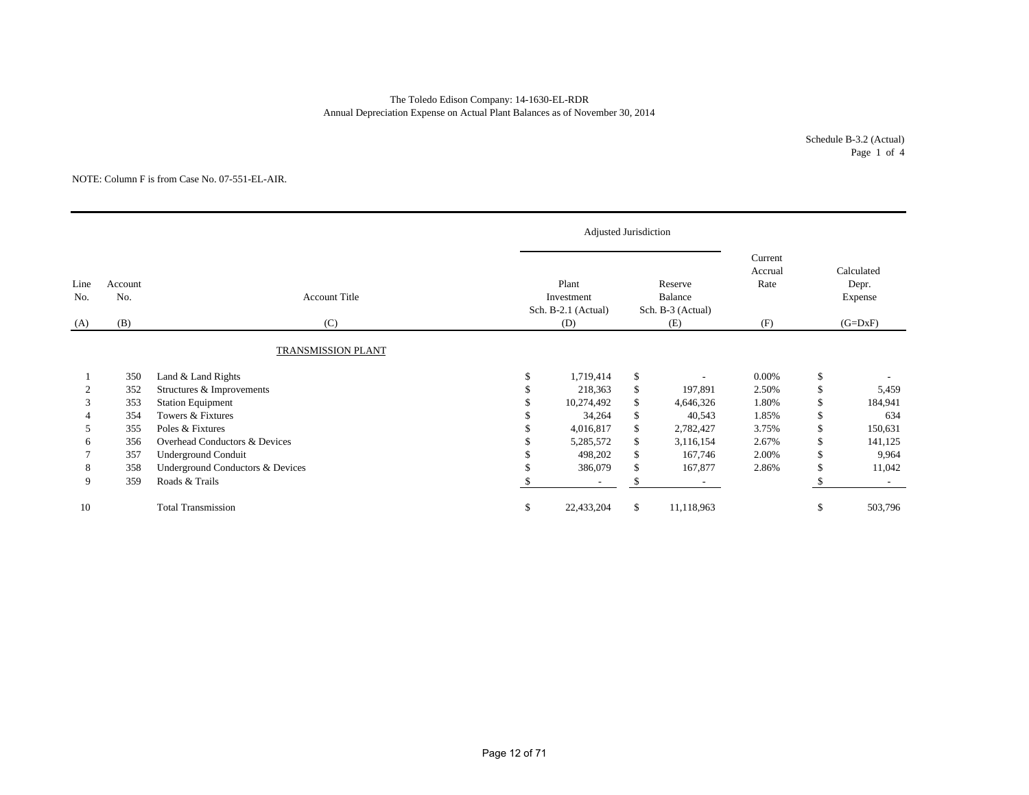The Toledo Edison Company: 14-1630-EL-RDR
Annual Depreciation Expense on Actual Plant Balances as of November 30, 2014

Schedule B-3.2 (Actual)
Page 1 of 4

NOTE: Column F is from Case No. 07-551-EL-AIR.

| | | | Adjusted Jurisdiction | | | |
|---|---|---|---|---|---|---|
| Line No. | Account No. | Account Title | Plant Investment Sch. B-2.1 (Actual) | Reserve Balance Sch. B-3 (Actual) | Current Accrual Rate | Calculated Depr. Expense |
| (A) | (B) | (C) | (D) | (E) | (F) | (G=DxF) |
| | | TRANSMISSION PLANT | | | | |
| 1 | 350 | Land & Land Rights | $ 1,719,414 | $ - | 0.00% | $ - |
| 2 | 352 | Structures & Improvements | $ 218,363 | $ 197,891 | 2.50% | $ 5,459 |
| 3 | 353 | Station Equipment | $ 10,274,492 | $ 4,646,326 | 1.80% | $ 184,941 |
| 4 | 354 | Towers & Fixtures | $ 34,264 | $ 40,543 | 1.85% | $ 634 |
| 5 | 355 | Poles & Fixtures | $ 4,016,817 | $ 2,782,427 | 3.75% | $ 150,631 |
| 6 | 356 | Overhead Conductors & Devices | $ 5,285,572 | $ 3,116,154 | 2.67% | $ 141,125 |
| 7 | 357 | Underground Conduit | $ 498,202 | $ 167,746 | 2.00% | $ 9,964 |
| 8 | 358 | Underground Conductors & Devices | $ 386,079 | $ 167,877 | 2.86% | $ 11,042 |
| 9 | 359 | Roads & Trails | $ - | $ - | | $ - |
| 10 | | Total Transmission | $ 22,433,204 | $ 11,118,963 | | $ 503,796 |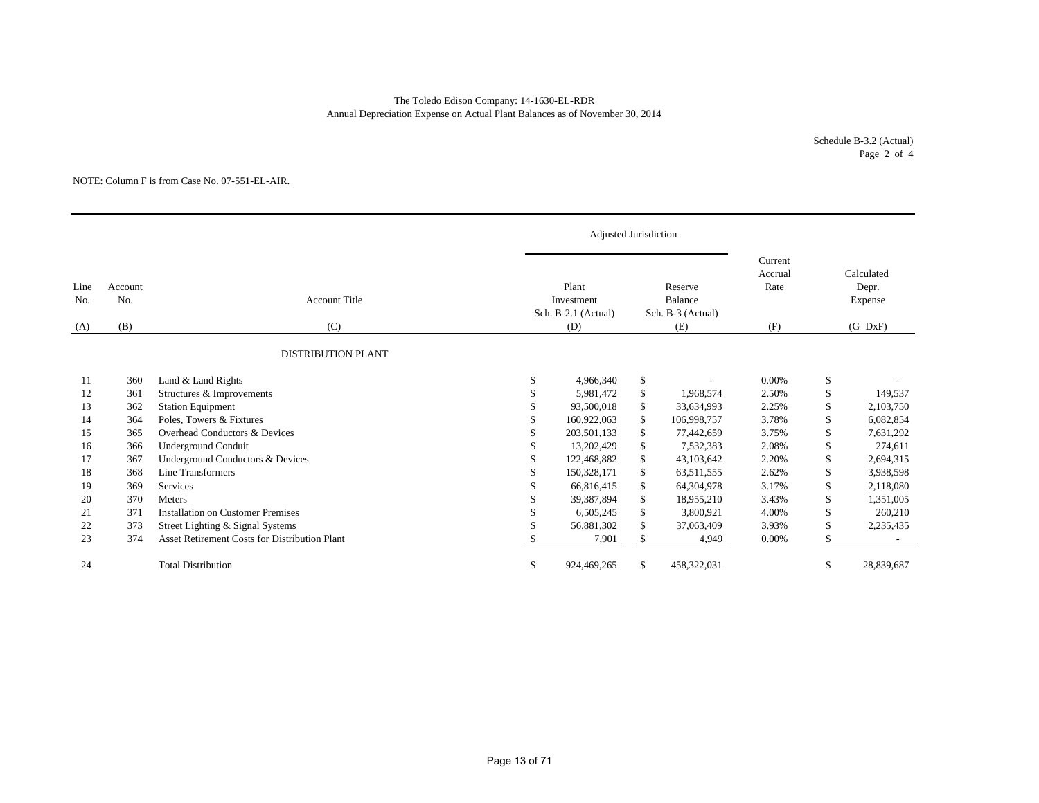The Toledo Edison Company: 14-1630-EL-RDR
Annual Depreciation Expense on Actual Plant Balances as of November 30, 2014

Schedule B-3.2 (Actual)
Page 2 of 4

NOTE: Column F is from Case No. 07-551-EL-AIR.

| Line No. | Account No. | Account Title | Adjusted Jurisdiction Plant Investment Sch. B-2.1 (Actual) | Adjusted Jurisdiction Reserve Balance Sch. B-3 (Actual) | Current Accrual Rate | Calculated Depr. Expense |
|---|---|---|---|---|---|---|
| (A) | (B) | (C) | (D) | (E) | (F) | (G=DxF) |
| | | DISTRIBUTION PLANT | | | | |
| 11 | 360 | Land & Land Rights | $ 4,966,340 | $ - | 0.00% | $ - |
| 12 | 361 | Structures & Improvements | $ 5,981,472 | $ 1,968,574 | 2.50% | $ 149,537 |
| 13 | 362 | Station Equipment | $ 93,500,018 | $ 33,634,993 | 2.25% | $ 2,103,750 |
| 14 | 364 | Poles, Towers & Fixtures | $ 160,922,063 | $ 106,998,757 | 3.78% | $ 6,082,854 |
| 15 | 365 | Overhead Conductors & Devices | $ 203,501,133 | $ 77,442,659 | 3.75% | $ 7,631,292 |
| 16 | 366 | Underground Conduit | $ 13,202,429 | $ 7,532,383 | 2.08% | $ 274,611 |
| 17 | 367 | Underground Conductors & Devices | $ 122,468,882 | $ 43,103,642 | 2.20% | $ 2,694,315 |
| 18 | 368 | Line Transformers | $ 150,328,171 | $ 63,511,555 | 2.62% | $ 3,938,598 |
| 19 | 369 | Services | $ 66,816,415 | $ 64,304,978 | 3.17% | $ 2,118,080 |
| 20 | 370 | Meters | $ 39,387,894 | $ 18,955,210 | 3.43% | $ 1,351,005 |
| 21 | 371 | Installation on Customer Premises | $ 6,505,245 | $ 3,800,921 | 4.00% | $ 260,210 |
| 22 | 373 | Street Lighting & Signal Systems | $ 56,881,302 | $ 37,063,409 | 3.93% | $ 2,235,435 |
| 23 | 374 | Asset Retirement Costs for Distribution Plant | $ 7,901 | $ 4,949 | 0.00% | $ - |
| 24 | | Total Distribution | $ 924,469,265 | $ 458,322,031 | | $ 28,839,687 |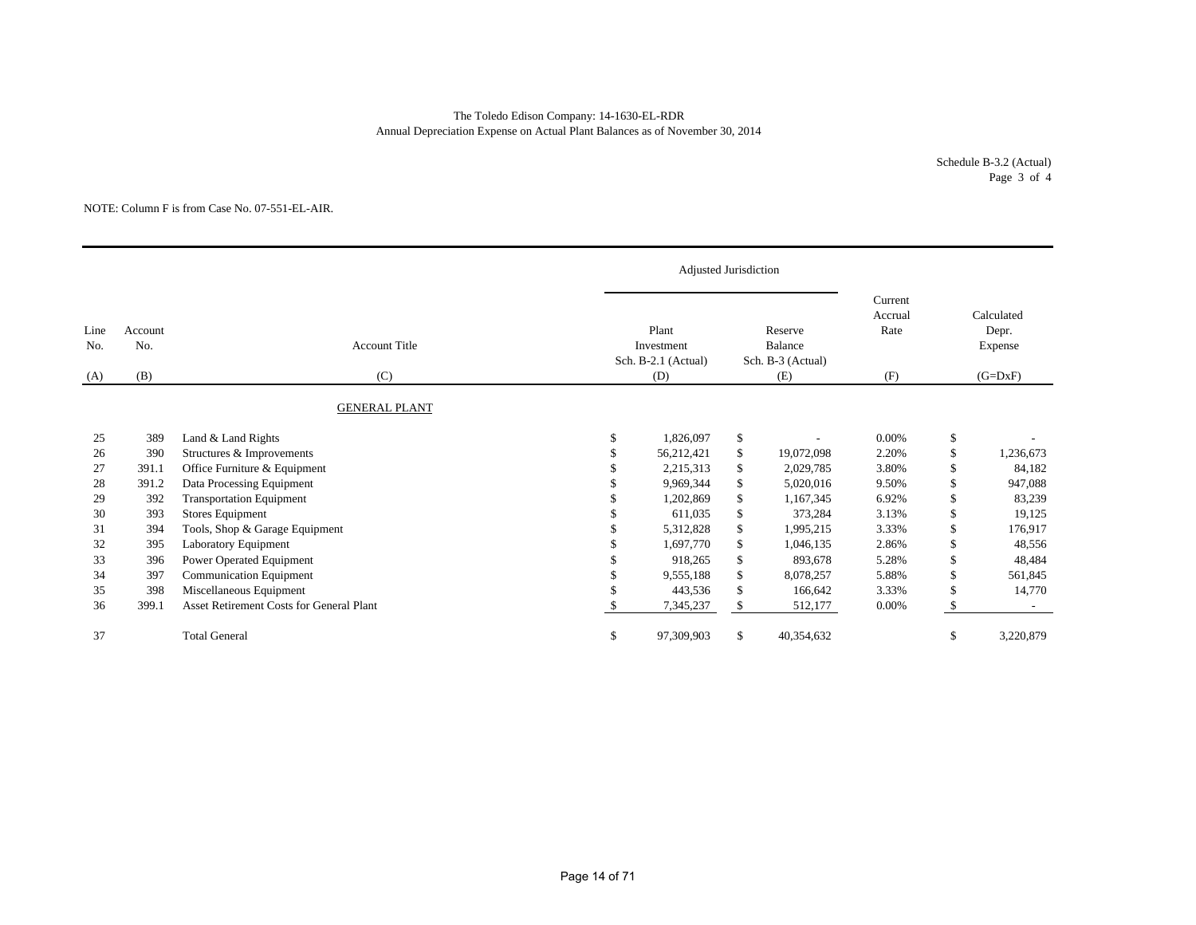The Toledo Edison Company: 14-1630-EL-RDR
Annual Depreciation Expense on Actual Plant Balances as of November 30, 2014

Schedule B-3.2 (Actual)
Page 3 of 4

NOTE: Column F is from Case No. 07-551-EL-AIR.

| Line No. | Account No. | Account Title | Adjusted Jurisdiction | | Current Accrual Rate | Calculated Depr. Expense |
|---|---|---|---|---|---|---|
| | | | Plant Investment Sch. B-2.1 (Actual) | Reserve Balance Sch. B-3 (Actual) | | |
| (A) | (B) | (C) | (D) | (E) | (F) | (G=DxF) |
| | | GENERAL PLANT | | | | |
| 25 | 389 | Land & Land Rights | $ 1,826,097 | $ - | 0.00% | $ - |
| 26 | 390 | Structures & Improvements | $ 56,212,421 | $ 19,072,098 | 2.20% | $ 1,236,673 |
| 27 | 391.1 | Office Furniture & Equipment | $ 2,215,313 | $ 2,029,785 | 3.80% | $ 84,182 |
| 28 | 391.2 | Data Processing Equipment | $ 9,969,344 | $ 5,020,016 | 9.50% | $ 947,088 |
| 29 | 392 | Transportation Equipment | $ 1,202,869 | $ 1,167,345 | 6.92% | $ 83,239 |
| 30 | 393 | Stores Equipment | $ 611,035 | $ 373,284 | 3.13% | $ 19,125 |
| 31 | 394 | Tools, Shop & Garage Equipment | $ 5,312,828 | $ 1,995,215 | 3.33% | $ 176,917 |
| 32 | 395 | Laboratory Equipment | $ 1,697,770 | $ 1,046,135 | 2.86% | $ 48,556 |
| 33 | 396 | Power Operated Equipment | $ 918,265 | $ 893,678 | 5.28% | $ 48,484 |
| 34 | 397 | Communication Equipment | $ 9,555,188 | $ 8,078,257 | 5.88% | $ 561,845 |
| 35 | 398 | Miscellaneous Equipment | $ 443,536 | $ 166,642 | 3.33% | $ 14,770 |
| 36 | 399.1 | Asset Retirement Costs for General Plant | $ 7,345,237 | $ 512,177 | 0.00% | $ - |
| 37 | | Total General | $ 97,309,903 | $ 40,354,632 | | $ 3,220,879 |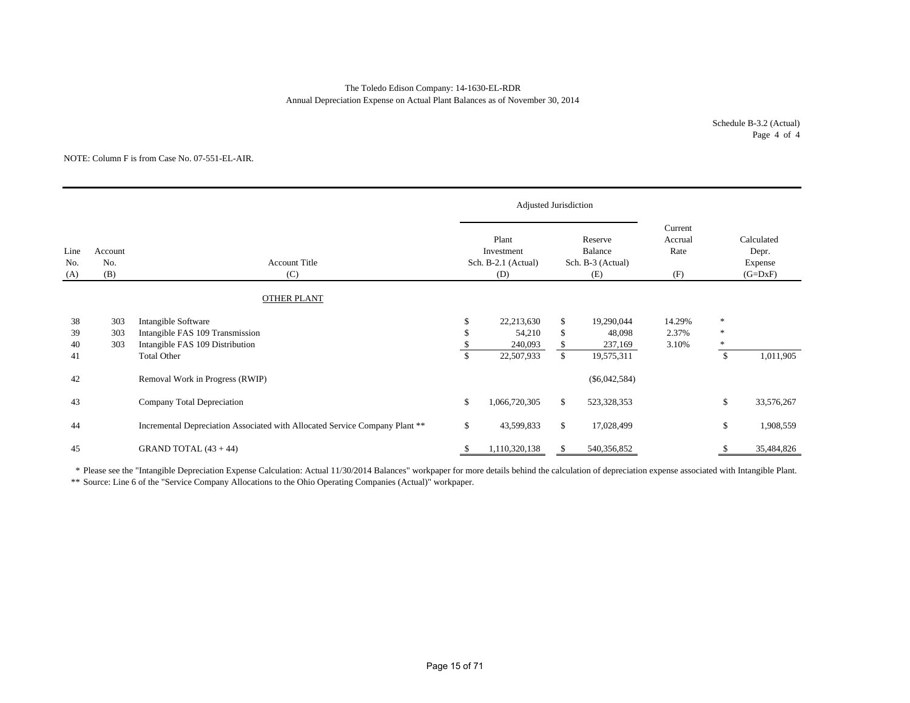The Toledo Edison Company: 14-1630-EL-RDR
Annual Depreciation Expense on Actual Plant Balances as of November 30, 2014

Schedule B-3.2 (Actual)
Page 4 of 4

NOTE: Column F is from Case No. 07-551-EL-AIR.

| | | | Adjusted Jurisdiction | | | |
|---|---|---|---|---|---|---|
| Line No. (A) | Account No. (B) | Account Title (C) | Plant Investment Sch. B-2.1 (Actual) (D) | Reserve Balance Sch. B-3 (Actual) (E) | Current Accrual Rate (F) | Calculated Depr. Expense (G=DxF) |
| | | OTHER PLANT | | | | |
| 38 | 303 | Intangible Software | $ 22,213,630 | $ 19,290,044 | 14.29% | * |
| 39 | 303 | Intangible FAS 109 Transmission | $ 54,210 | $ 48,098 | 2.37% | * |
| 40 | 303 | Intangible FAS 109 Distribution | $ 240,093 | $ 237,169 | 3.10% | * |
| 41 | | Total Other | $ 22,507,933 | $ 19,575,311 | | $ 1,011,905 |
| 42 | | Removal Work in Progress (RWIP) | | ($6,042,584) | | |
| 43 | | Company Total Depreciation | $ 1,066,720,305 | $ 523,328,353 | | $ 33,576,267 |
| 44 | | Incremental Depreciation Associated with Allocated Service Company Plant ** | $ 43,599,833 | $ 17,028,499 | | $ 1,908,559 |
| 45 | | GRAND TOTAL (43 + 44) | $ 1,110,320,138 | $ 540,356,852 | | $ 35,484,826 |

\* Please see the "Intangible Depreciation Expense Calculation: Actual 11/30/2014 Balances" workpaper for more details behind the calculation of depreciation expense associated with Intangible Plant.

** Source: Line 6 of the "Service Company Allocations to the Ohio Operating Companies (Actual)" workpaper.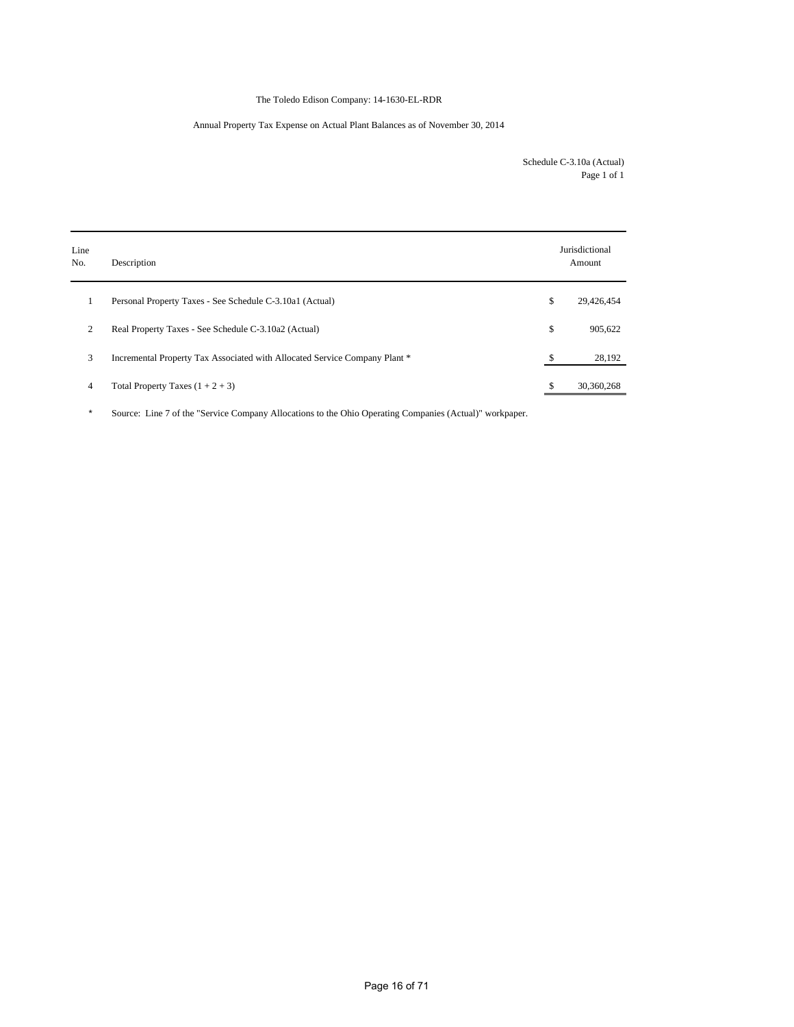The Toledo Edison Company: 14-1630-EL-RDR

Annual Property Tax Expense on Actual Plant Balances as of November 30, 2014

Schedule C-3.10a (Actual)
Page 1 of 1

| Line No. | Description | | Jurisdictional Amount |
|---|---|---|---|
| 1 | Personal Property Taxes - See Schedule C-3.10a1 (Actual) | $ | 29,426,454 |
| 2 | Real Property Taxes - See Schedule C-3.10a2 (Actual) | $ | 905,622 |
| 3 | Incremental Property Tax Associated with Allocated Service Company Plant * | $ | 28,192 |
| 4 | Total Property Taxes (1 + 2 + 3) | $ | 30,360,268 |

\* Source: Line 7 of the "Service Company Allocations to the Ohio Operating Companies (Actual)" workpaper.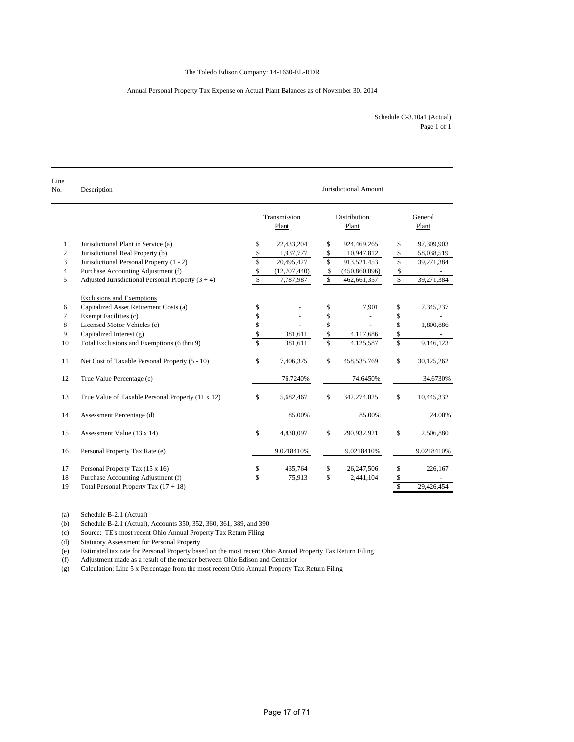The Toledo Edison Company: 14-1630-EL-RDR

Annual Personal Property Tax Expense on Actual Plant Balances as of November 30, 2014

Schedule C-3.10a1 (Actual)
Page 1 of 1

| Line No. | Description | Jurisdictional Amount | | |
|---|---|---|---|---|
| | | Transmission Plant | Distribution Plant | General Plant |
| 1 | Jurisdictional Plant in Service (a) | $ 22,433,204 | $ 924,469,265 | $ 97,309,903 |
| 2 | Jurisdictional Real Property (b) | $ 1,937,777 | $ 10,947,812 | $ 58,038,519 |
| 3 | Jurisdictional Personal Property (1 - 2) | $ 20,495,427 | $ 913,521,453 | $ 39,271,384 |
| 4 | Purchase Accounting Adjustment (f) | $ (12,707,440) | $ (450,860,096) | $ - |
| 5 | Adjusted Jurisdictional Personal Property (3 + 4) | $ 7,787,987 | $ 462,661,357 | $ 39,271,384 |
| | Exclusions and Exemptions | | | |
| 6 | Capitalized Asset Retirement Costs (a) | $ - | $ 7,901 | $ 7,345,237 |
| 7 | Exempt Facilities (c) | $ - | $ - | $ - |
| 8 | Licensed Motor Vehicles (c) | $ - | $ - | $ 1,800,886 |
| 9 | Capitalized Interest (g) | $ 381,611 | $ 4,117,686 | $ - |
| 10 | Total Exclusions and Exemptions (6 thru 9) | $ 381,611 | $ 4,125,587 | $ 9,146,123 |
| 11 | Net Cost of Taxable Personal Property (5 - 10) | $ 7,406,375 | $ 458,535,769 | $ 30,125,262 |
| 12 | True Value Percentage (c) | 76.7240% | 74.6450% | 34.6730% |
| 13 | True Value of Taxable Personal Property (11 x 12) | $ 5,682,467 | $ 342,274,025 | $ 10,445,332 |
| 14 | Assessment Percentage (d) | 85.00% | 85.00% | 24.00% |
| 15 | Assessment Value (13 x 14) | $ 4,830,097 | $ 290,932,921 | $ 2,506,880 |
| 16 | Personal Property Tax Rate (e) | 9.0218410% | 9.0218410% | 9.0218410% |
| 17 | Personal Property Tax (15 x 16) | $ 435,764 | $ 26,247,506 | $ 226,167 |
| 18 | Purchase Accounting Adjustment (f) | $ 75,913 | $ 2,441,104 | $ - |
| 19 | Total Personal Property Tax (17 + 18) | | | $ 29,426,454 |

(a) Schedule B-2.1 (Actual)
(b) Schedule B-2.1 (Actual), Accounts 350, 352, 360, 361, 389, and 390
(c) Source: TE's most recent Ohio Annual Property Tax Return Filing
(d) Statutory Assessment for Personal Property
(e) Estimated tax rate for Personal Property based on the most recent Ohio Annual Property Tax Return Filing
(f) Adjustment made as a result of the merger between Ohio Edison and Centerior
(g) Calculation: Line 5 x Percentage from the most recent Ohio Annual Property Tax Return Filing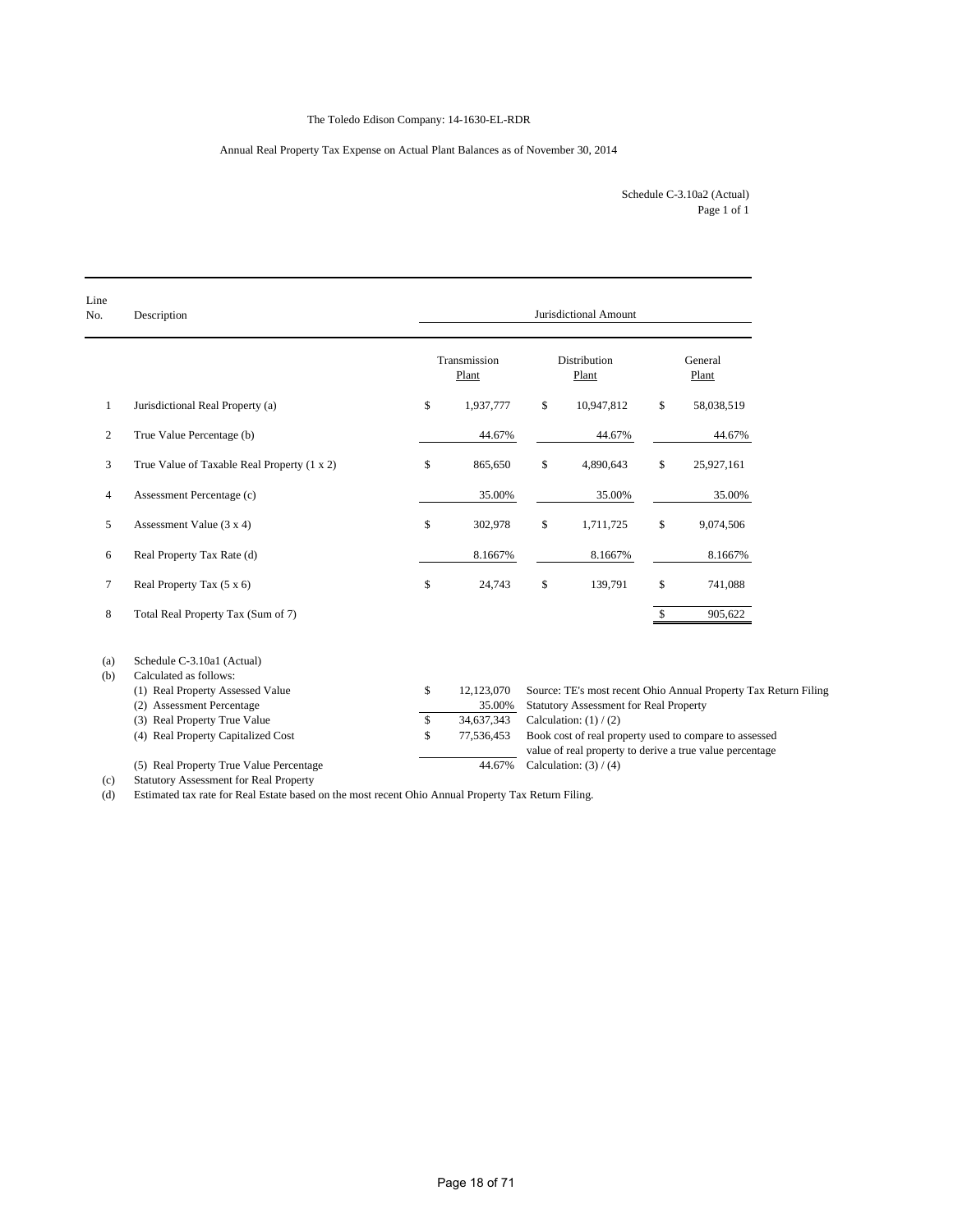The Toledo Edison Company: 14-1630-EL-RDR

Annual Real Property Tax Expense on Actual Plant Balances as of November 30, 2014

Schedule C-3.10a2 (Actual)
Page 1 of 1

| Line No. | Description | Jurisdictional Amount | | |
|---|---|---|---|---|
| | | Transmission Plant | Distribution Plant | General Plant |
| 1 | Jurisdictional Real Property (a) | $ 1,937,777 | $ 10,947,812 | $ 58,038,519 |
| 2 | True Value Percentage (b) | 44.67% | 44.67% | 44.67% |
| 3 | True Value of Taxable Real Property (1 x 2) | $ 865,650 | $ 4,890,643 | $ 25,927,161 |
| 4 | Assessment Percentage (c) | 35.00% | 35.00% | 35.00% |
| 5 | Assessment Value (3 x 4) | $ 302,978 | $ 1,711,725 | $ 9,074,506 |
| 6 | Real Property Tax Rate (d) | 8.1667% | 8.1667% | 8.1667% |
| 7 | Real Property Tax (5 x 6) | $ 24,743 | $ 139,791 | $ 741,088 |
| 8 | Total Real Property Tax (Sum of 7) | | | $ 905,622 |

(a) Schedule C-3.10a1 (Actual)

(b) Calculated as follows:

| | | |
|---|---|---|
| (1) Real Property Assessed Value | $ 12,123,070 | Source: TE's most recent Ohio Annual Property Tax Return Filing |
| (2) Assessment Percentage | 35.00% | Statutory Assessment for Real Property |
| (3) Real Property True Value | $ 34,637,343 | Calculation: (1) / (2) |
| (4) Real Property Capitalized Cost | $ 77,536,453 | Book cost of real property used to compare to assessed value of real property to derive a true value percentage |
| (5) Real Property True Value Percentage | 44.67% | Calculation: (3) / (4) |

(c) Statutory Assessment for Real Property

(d) Estimated tax rate for Real Estate based on the most recent Ohio Annual Property Tax Return Filing.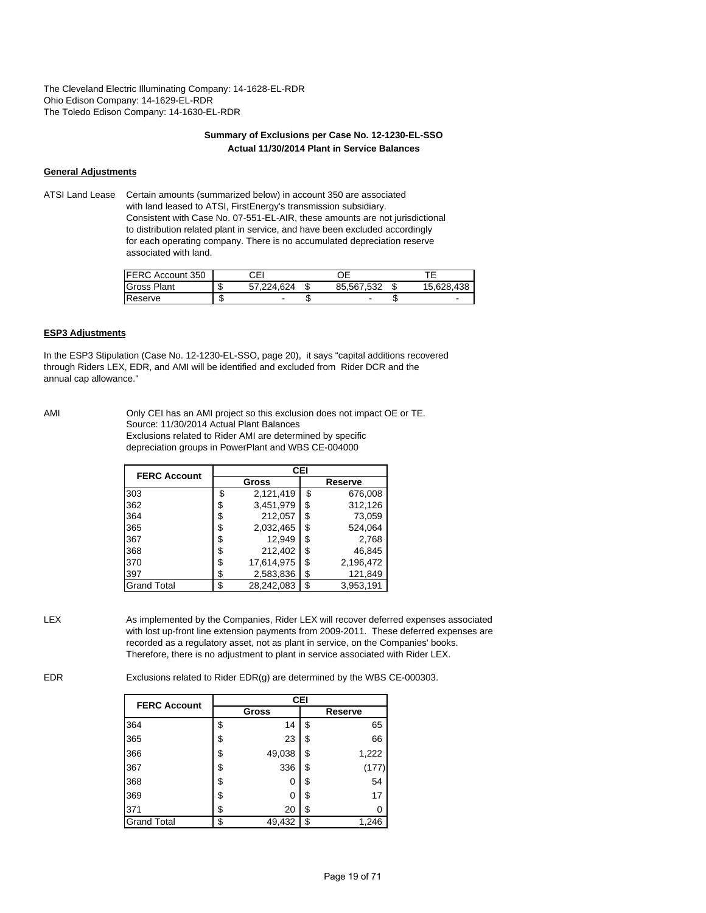The Cleveland Electric Illuminating Company: 14-1628-EL-RDR
Ohio Edison Company: 14-1629-EL-RDR
The Toledo Edison Company: 14-1630-EL-RDR

**Summary of Exclusions per Case No. 12-1230-EL-SSO**
**Actual 11/30/2014 Plant in Service Balances**

**General Adjustments**

ATSI Land Lease — Certain amounts (summarized below) in account 350 are associated with land leased to ATSI, FirstEnergy's transmission subsidiary. Consistent with Case No. 07-551-EL-AIR, these amounts are not jurisdictional to distribution related plant in service, and have been excluded accordingly for each operating company. There is no accumulated depreciation reserve associated with land.

| FERC Account 350 | CEI | OE | TE |
|---|---|---|---|
| Gross Plant | $ 57,224,624 | $ 85,567,532 | $ 15,628,438 |
| Reserve | $ - | $ - | $ - |

**ESP3 Adjustments**

In the ESP3 Stipulation (Case No. 12-1230-EL-SSO, page 20), it says "capital additions recovered through Riders LEX, EDR, and AMI will be identified and excluded from Rider DCR and the annual cap allowance."

AMI — Only CEI has an AMI project so this exclusion does not impact OE or TE.
Source: 11/30/2014 Actual Plant Balances
Exclusions related to Rider AMI are determined by specific depreciation groups in PowerPlant and WBS CE-004000

| FERC Account | CEI | |
|---|---|---|
| | **Gross** | **Reserve** |
| 303 | $ 2,121,419 | $ 676,008 |
| 362 | $ 3,451,979 | $ 312,126 |
| 364 | $ 212,057 | $ 73,059 |
| 365 | $ 2,032,465 | $ 524,064 |
| 367 | $ 12,949 | $ 2,768 |
| 368 | $ 212,402 | $ 46,845 |
| 370 | $ 17,614,975 | $ 2,196,472 |
| 397 | $ 2,583,836 | $ 121,849 |
| Grand Total | $ 28,242,083 | $ 3,953,191 |

LEX — As implemented by the Companies, Rider LEX will recover deferred expenses associated with lost up-front line extension payments from 2009-2011. These deferred expenses are recorded as a regulatory asset, not as plant in service, on the Companies' books. Therefore, there is no adjustment to plant in service associated with Rider LEX.

EDR — Exclusions related to Rider EDR(g) are determined by the WBS CE-000303.

| FERC Account | CEI | |
|---|---|---|
| | **Gross** | **Reserve** |
| 364 | $ 14 | $ 65 |
| 365 | $ 23 | $ 66 |
| 366 | $ 49,038 | $ 1,222 |
| 367 | $ 336 | $ (177) |
| 368 | $ 0 | $ 54 |
| 369 | $ 0 | $ 17 |
| 371 | $ 20 | $ 0 |
| Grand Total | $ 49,432 | $ 1,246 |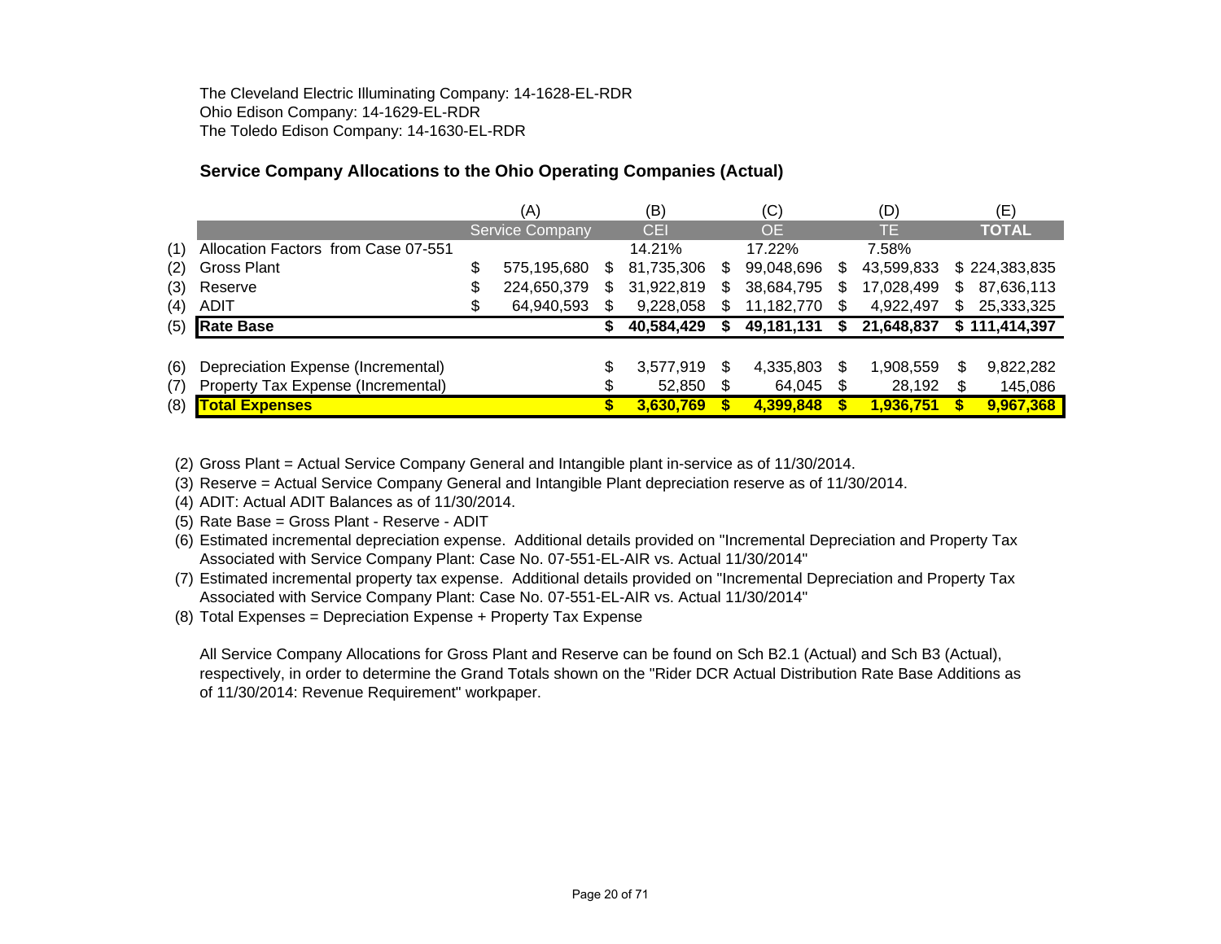The Cleveland Electric Illuminating Company: 14-1628-EL-RDR
Ohio Edison Company: 14-1629-EL-RDR
The Toledo Edison Company: 14-1630-EL-RDR

## Service Company Allocations to the Ohio Operating Companies (Actual)

| | | (A) | (B) | (C) | (D) | (E) |
|---|---|---|---|---|---|---|
| | | Service Company | CEI | OE | TE | **TOTAL** |
| (1) | Allocation Factors from Case 07-551 | | 14.21% | 17.22% | 7.58% | |
| (2) | Gross Plant | $ 575,195,680 | $ 81,735,306 | $ 99,048,696 | $ 43,599,833 | $ 224,383,835 |
| (3) | Reserve | $ 224,650,379 | $ 31,922,819 | $ 38,684,795 | $ 17,028,499 | $ 87,636,113 |
| (4) | ADIT | $ 64,940,593 | $ 9,228,058 | $ 11,182,770 | $ 4,922,497 | $ 25,333,325 |
| (5) | **Rate Base** | | **$ 40,584,429** | **$ 49,181,131** | **$ 21,648,837** | **$ 111,414,397** |
| | | | | | | |
| (6) | Depreciation Expense (Incremental) | | $ 3,577,919 | $ 4,335,803 | $ 1,908,559 | $ 9,822,282 |
| (7) | Property Tax Expense (Incremental) | | $ 52,850 | $ 64,045 | $ 28,192 | $ 145,086 |
| (8) | **Total Expenses** | | **$ 3,630,769** | **$ 4,399,848** | **$ 1,936,751** | **$ 9,967,368** |

(2) Gross Plant = Actual Service Company General and Intangible plant in-service as of 11/30/2014.
(3) Reserve = Actual Service Company General and Intangible Plant depreciation reserve as of 11/30/2014.
(4) ADIT: Actual ADIT Balances as of 11/30/2014.
(5) Rate Base = Gross Plant - Reserve - ADIT
(6) Estimated incremental depreciation expense. Additional details provided on "Incremental Depreciation and Property Tax Associated with Service Company Plant: Case No. 07-551-EL-AIR vs. Actual 11/30/2014"
(7) Estimated incremental property tax expense. Additional details provided on "Incremental Depreciation and Property Tax Associated with Service Company Plant: Case No. 07-551-EL-AIR vs. Actual 11/30/2014"
(8) Total Expenses = Depreciation Expense + Property Tax Expense

All Service Company Allocations for Gross Plant and Reserve can be found on Sch B2.1 (Actual) and Sch B3 (Actual), respectively, in order to determine the Grand Totals shown on the "Rider DCR Actual Distribution Rate Base Additions as of 11/30/2014: Revenue Requirement" workpaper.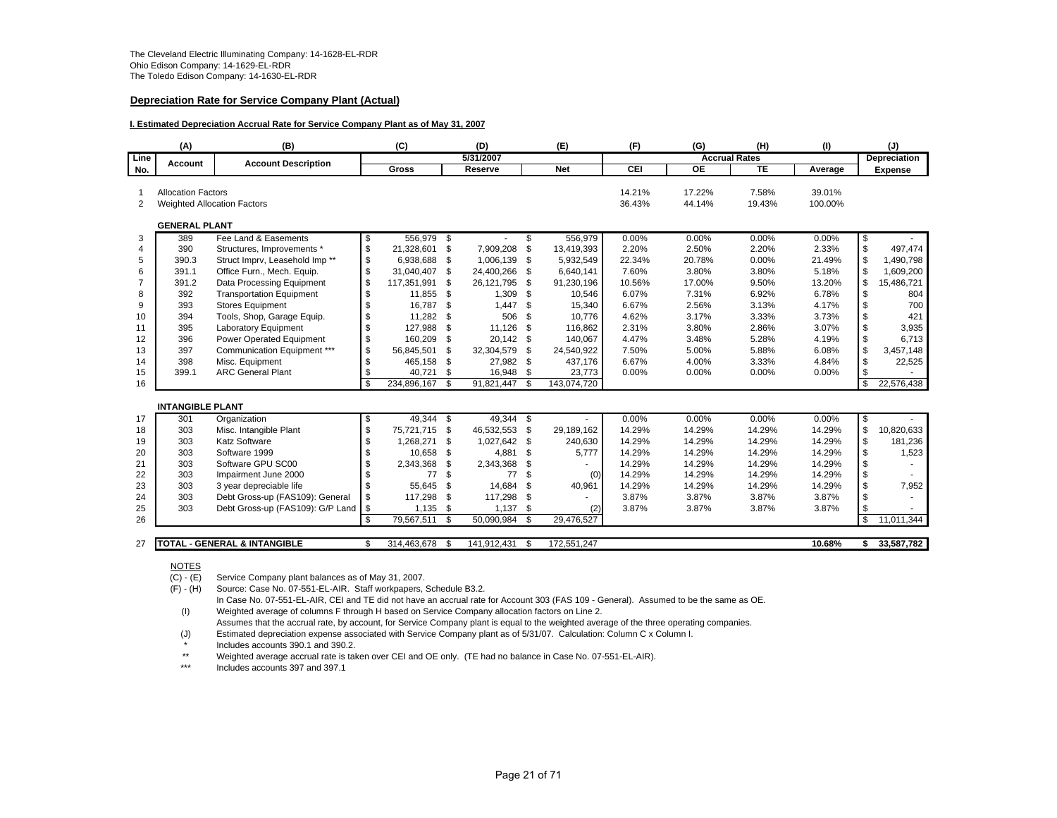The Cleveland Electric Illuminating Company: 14-1628-EL-RDR
Ohio Edison Company: 14-1629-EL-RDR
The Toledo Edison Company: 14-1630-EL-RDR

## Depreciation Rate for Service Company Plant (Actual)

### I. Estimated Depreciation Accrual Rate for Service Company Plant as of May 31, 2007

| | (A) | (B) | (C) | (D) | (E) | (F) | (G) | (H) | (I) | (J) |
|---|---|---|---|---|---|---|---|---|---|---|
| Line No. | Account | Account Description | 5/31/2007 Gross | Reserve | Net | Accrual Rates CEI | OE | TE | Average | Depreciation Expense |
| 1 | Allocation Factors | | | | | 14.21% | 17.22% | 7.58% | 39.01% | |
| 2 | Weighted Allocation Factors | | | | | 36.43% | 44.14% | 19.43% | 100.00% | |
| | **GENERAL PLANT** | | | | | | | | | |
| 3 | 389 | Fee Land & Easements | $ 556,979 | $ - | $ 556,979 | 0.00% | 0.00% | 0.00% | 0.00% | $ - |
| 4 | 390 | Structures, Improvements * | $ 21,328,601 | $ 7,909,208 | $ 13,419,393 | 2.20% | 2.50% | 2.20% | 2.33% | $ 497,474 |
| 5 | 390.3 | Struct Imprv, Leasehold Imp ** | $ 6,938,688 | $ 1,006,139 | $ 5,932,549 | 22.34% | 20.78% | 0.00% | 21.49% | $ 1,490,798 |
| 6 | 391.1 | Office Furn., Mech. Equip. | $ 31,040,407 | $ 24,400,266 | $ 6,640,141 | 7.60% | 3.80% | 3.80% | 5.18% | $ 1,609,200 |
| 7 | 391.2 | Data Processing Equipment | $ 117,351,991 | $ 26,121,795 | $ 91,230,196 | 10.56% | 17.00% | 9.50% | 13.20% | $ 15,486,721 |
| 8 | 392 | Transportation Equipment | $ 11,855 | $ 1,309 | $ 10,546 | 6.07% | 7.31% | 6.92% | 6.78% | $ 804 |
| 9 | 393 | Stores Equipment | $ 16,787 | $ 1,447 | $ 15,340 | 6.67% | 2.56% | 3.13% | 4.17% | $ 700 |
| 10 | 394 | Tools, Shop, Garage Equip. | $ 11,282 | $ 506 | $ 10,776 | 4.62% | 3.17% | 3.33% | 3.73% | $ 421 |
| 11 | 395 | Laboratory Equipment | $ 127,988 | $ 11,126 | $ 116,862 | 2.31% | 3.80% | 2.86% | 3.07% | $ 3,935 |
| 12 | 396 | Power Operated Equipment | $ 160,209 | $ 20,142 | $ 140,067 | 4.47% | 3.48% | 5.28% | 4.19% | $ 6,713 |
| 13 | 397 | Communication Equipment *** | $ 56,845,501 | $ 32,304,579 | $ 24,540,922 | 7.50% | 5.00% | 5.88% | 6.08% | $ 3,457,148 |
| 14 | 398 | Misc. Equipment | $ 465,158 | $ 27,982 | $ 437,176 | 6.67% | 4.00% | 3.33% | 4.84% | $ 22,525 |
| 15 | 399.1 | ARC General Plant | $ 40,721 | $ 16,948 | $ 23,773 | 0.00% | 0.00% | 0.00% | 0.00% | $ - |
| 16 | | | $ 234,896,167 | $ 91,821,447 | $ 143,074,720 | | | | | $ 22,576,438 |
| | **INTANGIBLE PLANT** | | | | | | | | | |
| 17 | 301 | Organization | $ 49,344 | $ 49,344 | $ - | 0.00% | 0.00% | 0.00% | 0.00% | $ - |
| 18 | 303 | Misc. Intangible Plant | $ 75,721,715 | $ 46,532,553 | $ 29,189,162 | 14.29% | 14.29% | 14.29% | 14.29% | $ 10,820,633 |
| 19 | 303 | Katz Software | $ 1,268,271 | $ 1,027,642 | $ 240,630 | 14.29% | 14.29% | 14.29% | 14.29% | $ 181,236 |
| 20 | 303 | Software 1999 | $ 10,658 | $ 4,881 | $ 5,777 | 14.29% | 14.29% | 14.29% | 14.29% | $ 1,523 |
| 21 | 303 | Software GPU SC00 | $ 2,343,368 | $ 2,343,368 | $ - | 14.29% | 14.29% | 14.29% | 14.29% | $ - |
| 22 | 303 | Impairment June 2000 | $ 77 | $ 77 | $ (0) | 14.29% | 14.29% | 14.29% | 14.29% | $ - |
| 23 | 303 | 3 year depreciable life | $ 55,645 | $ 14,684 | $ 40,961 | 14.29% | 14.29% | 14.29% | 14.29% | $ 7,952 |
| 24 | 303 | Debt Gross-up (FAS109): General | $ 117,298 | $ 117,298 | $ - | 3.87% | 3.87% | 3.87% | 3.87% | $ - |
| 25 | 303 | Debt Gross-up (FAS109): G/P Land | $ 1,135 | $ 1,137 | $ (2) | 3.87% | 3.87% | 3.87% | 3.87% | $ - |
| 26 | | | $ 79,567,511 | $ 50,090,984 | $ 29,476,527 | | | | | $ 11,011,344 |
| 27 | **TOTAL - GENERAL & INTANGIBLE** | | $ 314,463,678 | $ 141,912,431 | $ 172,551,247 | | | | **10.68%** | **$ 33,587,782** |

NOTES

(C) - (E) Service Company plant balances as of May 31, 2007.

(F) - (H) Source: Case No. 07-551-EL-AIR. Staff workpapers, Schedule B3.2.
In Case No. 07-551-EL-AIR, CEI and TE did not have an accrual rate for Account 303 (FAS 109 - General). Assumed to be the same as OE.

(I) Weighted average of columns F through H based on Service Company allocation factors on Line 2.
Assumes that the accrual rate, by account, for Service Company plant is equal to the weighted average of the three operating companies.

(J) Estimated depreciation expense associated with Service Company plant as of 5/31/07. Calculation: Column C x Column I.

\* Includes accounts 390.1 and 390.2.

\*\* Weighted average accrual rate is taken over CEI and OE only. (TE had no balance in Case No. 07-551-EL-AIR).

\*\*\* Includes accounts 397 and 397.1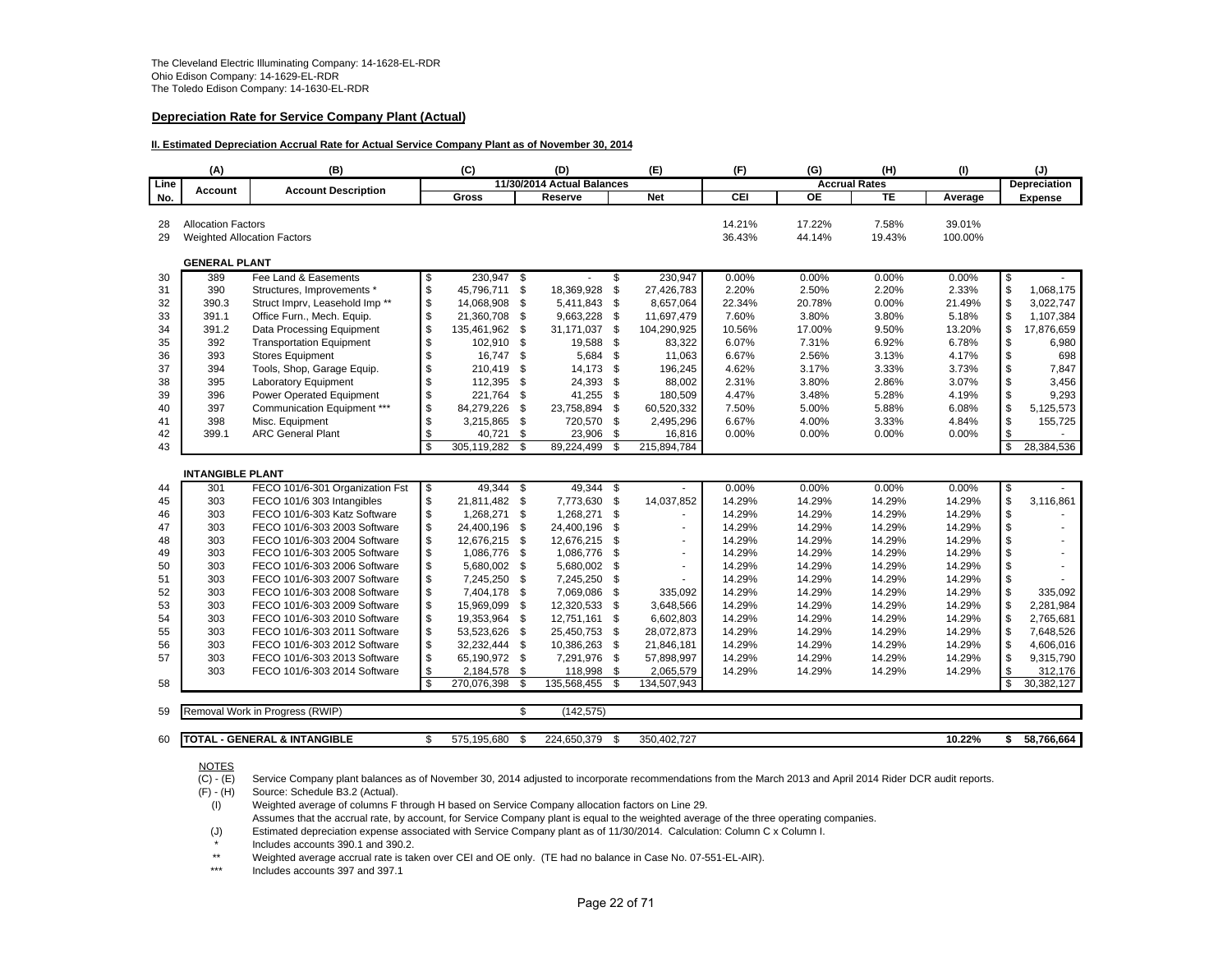The Cleveland Electric Illuminating Company: 14-1628-EL-RDR
Ohio Edison Company: 14-1629-EL-RDR
The Toledo Edison Company: 14-1630-EL-RDR

## Depreciation Rate for Service Company Plant (Actual)

### II. Estimated Depreciation Accrual Rate for Actual Service Company Plant as of November 30, 2014

| | (A) | (B) | (C) | (D) | (E) | (F) | (G) | (H) | (I) | (J) |
|---|---|---|---|---|---|---|---|---|---|---|
| Line No. | Account | Account Description | 11/30/2014 Actual Balances Gross | Reserve | Net | Accrual Rates CEI | OE | TE | Average | Depreciation Expense |
| 28 | Allocation Factors | | | | | 14.21% | 17.22% | 7.58% | 39.01% | |
| 29 | Weighted Allocation Factors | | | | | 36.43% | 44.14% | 19.43% | 100.00% | |
| | **GENERAL PLANT** | | | | | | | | | |
| 30 | 389 | Fee Land & Easements | $ 230,947 | $ - | $ 230,947 | 0.00% | 0.00% | 0.00% | 0.00% | $ - |
| 31 | 390 | Structures, Improvements * | $ 45,796,711 | $ 18,369,928 | $ 27,426,783 | 2.20% | 2.50% | 2.20% | 2.33% | $ 1,068,175 |
| 32 | 390.3 | Struct Imprv, Leasehold Imp ** | $ 14,068,908 | $ 5,411,843 | $ 8,657,064 | 22.34% | 20.78% | 0.00% | 21.49% | $ 3,022,747 |
| 33 | 391.1 | Office Furn., Mech. Equip. | $ 21,360,708 | $ 9,663,228 | $ 11,697,479 | 7.60% | 3.80% | 3.80% | 5.18% | $ 1,107,384 |
| 34 | 391.2 | Data Processing Equipment | $ 135,461,962 | $ 31,171,037 | $ 104,290,925 | 10.56% | 17.00% | 9.50% | 13.20% | $ 17,876,659 |
| 35 | 392 | Transportation Equipment | $ 102,910 | $ 19,588 | $ 83,322 | 6.07% | 7.31% | 6.92% | 6.78% | $ 6,980 |
| 36 | 393 | Stores Equipment | $ 16,747 | $ 5,684 | $ 11,063 | 6.67% | 2.56% | 3.13% | 4.17% | $ 698 |
| 37 | 394 | Tools, Shop, Garage Equip. | $ 210,419 | $ 14,173 | $ 196,245 | 4.62% | 3.17% | 3.33% | 3.73% | $ 7,847 |
| 38 | 395 | Laboratory Equipment | $ 112,395 | $ 24,393 | $ 88,002 | 2.31% | 3.80% | 2.86% | 3.07% | $ 3,456 |
| 39 | 396 | Power Operated Equipment | $ 221,764 | $ 41,255 | $ 180,509 | 4.47% | 3.48% | 5.28% | 4.19% | $ 9,293 |
| 40 | 397 | Communication Equipment *** | $ 84,279,226 | $ 23,758,894 | $ 60,520,332 | 7.50% | 5.00% | 5.88% | 6.08% | $ 5,125,573 |
| 41 | 398 | Misc. Equipment | $ 3,215,865 | $ 720,570 | $ 2,495,296 | 6.67% | 4.00% | 3.33% | 4.84% | $ 155,725 |
| 42 | 399.1 | ARC General Plant | $ 40,721 | $ 23,906 | $ 16,816 | 0.00% | 0.00% | 0.00% | 0.00% | $ - |
| 43 | | | $ 305,119,282 | $ 89,224,499 | $ 215,894,784 | | | | | $ 28,384,536 |
| | **INTANGIBLE PLANT** | | | | | | | | | |
| 44 | 301 | FECO 101/6-301 Organization Fst | $ 49,344 | $ 49,344 | $ - | 0.00% | 0.00% | 0.00% | 0.00% | $ - |
| 45 | 303 | FECO 101/6 303 Intangibles | $ 21,811,482 | $ 7,773,630 | $ 14,037,852 | 14.29% | 14.29% | 14.29% | 14.29% | $ 3,116,861 |
| 46 | 303 | FECO 101/6-303 Katz Software | $ 1,268,271 | $ 1,268,271 | $ - | 14.29% | 14.29% | 14.29% | 14.29% | $ - |
| 47 | 303 | FECO 101/6-303 2003 Software | $ 24,400,196 | $ 24,400,196 | $ - | 14.29% | 14.29% | 14.29% | 14.29% | $ - |
| 48 | 303 | FECO 101/6-303 2004 Software | $ 12,676,215 | $ 12,676,215 | $ - | 14.29% | 14.29% | 14.29% | 14.29% | $ - |
| 49 | 303 | FECO 101/6-303 2005 Software | $ 1,086,776 | $ 1,086,776 | $ - | 14.29% | 14.29% | 14.29% | 14.29% | $ - |
| 50 | 303 | FECO 101/6-303 2006 Software | $ 5,680,002 | $ 5,680,002 | $ - | 14.29% | 14.29% | 14.29% | 14.29% | $ - |
| 51 | 303 | FECO 101/6-303 2007 Software | $ 7,245,250 | $ 7,245,250 | $ - | 14.29% | 14.29% | 14.29% | 14.29% | $ - |
| 52 | 303 | FECO 101/6-303 2008 Software | $ 7,404,178 | $ 7,069,086 | $ 335,092 | 14.29% | 14.29% | 14.29% | 14.29% | $ 335,092 |
| 53 | 303 | FECO 101/6-303 2009 Software | $ 15,969,099 | $ 12,320,533 | $ 3,648,566 | 14.29% | 14.29% | 14.29% | 14.29% | $ 2,281,984 |
| 54 | 303 | FECO 101/6-303 2010 Software | $ 19,353,964 | $ 12,751,161 | $ 6,602,803 | 14.29% | 14.29% | 14.29% | 14.29% | $ 2,765,681 |
| 55 | 303 | FECO 101/6-303 2011 Software | $ 53,523,626 | $ 25,450,753 | $ 28,072,873 | 14.29% | 14.29% | 14.29% | 14.29% | $ 7,648,526 |
| 56 | 303 | FECO 101/6-303 2012 Software | $ 32,232,444 | $ 10,386,263 | $ 21,846,181 | 14.29% | 14.29% | 14.29% | 14.29% | $ 4,606,016 |
| 57 | 303 | FECO 101/6-303 2013 Software | $ 65,190,972 | $ 7,291,976 | $ 57,898,997 | 14.29% | 14.29% | 14.29% | 14.29% | $ 9,315,790 |
| | 303 | FECO 101/6-303 2014 Software | $ 2,184,578 | $ 118,998 | $ 2,065,579 | 14.29% | 14.29% | 14.29% | 14.29% | $ 312,176 |
| 58 | | | $ 270,076,398 | $ 135,568,455 | $ 134,507,943 | | | | | $ 30,382,127 |
| 59 | Removal Work in Progress (RWIP) | | | $ (142,575) | | | | | | |
| 60 | **TOTAL - GENERAL & INTANGIBLE** | | $ 575,195,680 | $ 224,650,379 | $ 350,402,727 | | | | 10.22% | $ 58,766,664 |

NOTES

(C) - (E) Service Company plant balances as of November 30, 2014 adjusted to incorporate recommendations from the March 2013 and April 2014 Rider DCR audit reports.

(F) - (H) Source: Schedule B3.2 (Actual).

(I) Weighted average of columns F through H based on Service Company allocation factors on Line 29.
Assumes that the accrual rate, by account, for Service Company plant is equal to the weighted average of the three operating companies.

(J) Estimated depreciation expense associated with Service Company plant as of 11/30/2014. Calculation: Column C x Column I.

\* Includes accounts 390.1 and 390.2.

\*\* Weighted average accrual rate is taken over CEI and OE only. (TE had no balance in Case No. 07-551-EL-AIR).

\*\*\* Includes accounts 397 and 397.1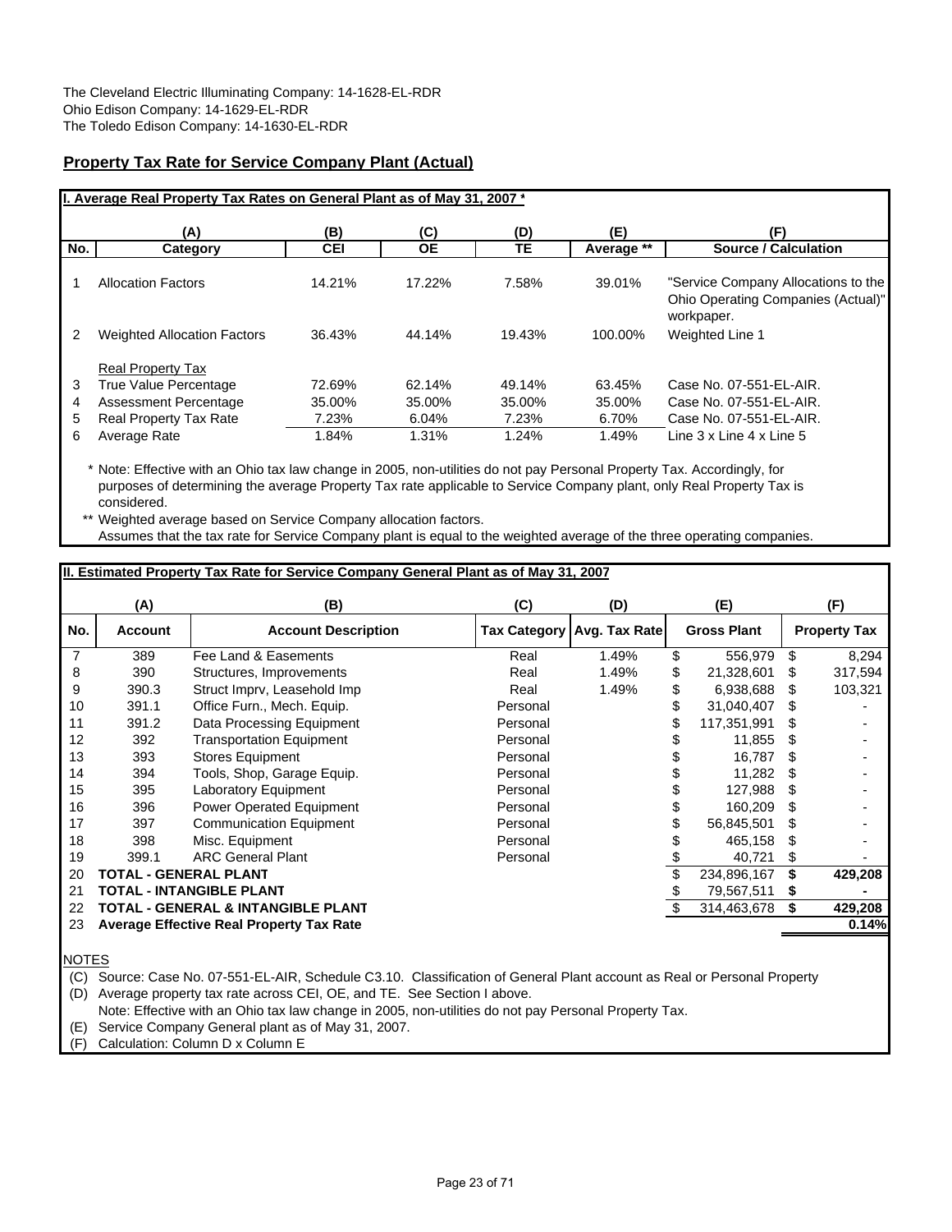The Cleveland Electric Illuminating Company: 14-1628-EL-RDR
Ohio Edison Company: 14-1629-EL-RDR
The Toledo Edison Company: 14-1630-EL-RDR

## Property Tax Rate for Service Company Plant (Actual)

**I. Average Real Property Tax Rates on General Plant as of May 31, 2007 ***

| No. | (A) Category | (B) CEI | (C) OE | (D) TE | (E) Average ** | (F) Source / Calculation |
|---|---|---|---|---|---|---|
| 1 | Allocation Factors | 14.21% | 17.22% | 7.58% | 39.01% | "Service Company Allocations to the Ohio Operating Companies (Actual)" workpaper. |
| 2 | Weighted Allocation Factors | 36.43% | 44.14% | 19.43% | 100.00% | Weighted Line 1 |
| | Real Property Tax | | | | | |
| 3 | True Value Percentage | 72.69% | 62.14% | 49.14% | 63.45% | Case No. 07-551-EL-AIR. |
| 4 | Assessment Percentage | 35.00% | 35.00% | 35.00% | 35.00% | Case No. 07-551-EL-AIR. |
| 5 | Real Property Tax Rate | 7.23% | 6.04% | 7.23% | 6.70% | Case No. 07-551-EL-AIR. |
| 6 | Average Rate | 1.84% | 1.31% | 1.24% | 1.49% | Line 3 x Line 4 x Line 5 |

\* Note: Effective with an Ohio tax law change in 2005, non-utilities do not pay Personal Property Tax. Accordingly, for purposes of determining the average Property Tax rate applicable to Service Company plant, only Real Property Tax is considered.

\*\* Weighted average based on Service Company allocation factors.
Assumes that the tax rate for Service Company plant is equal to the weighted average of the three operating companies.

**II. Estimated Property Tax Rate for Service Company General Plant as of May 31, 2007**

| No. | (A) Account | (B) Account Description | (C) Tax Category | (D) Avg. Tax Rate | (E) Gross Plant | (F) Property Tax |
|---|---|---|---|---|---|---|
| 7 | 389 | Fee Land & Easements | Real | 1.49% | $ 556,979 | $ 8,294 |
| 8 | 390 | Structures, Improvements | Real | 1.49% | $ 21,328,601 | $ 317,594 |
| 9 | 390.3 | Struct Imprv, Leasehold Imp | Real | 1.49% | $ 6,938,688 | $ 103,321 |
| 10 | 391.1 | Office Furn., Mech. Equip. | Personal | | $ 31,040,407 | $ - |
| 11 | 391.2 | Data Processing Equipment | Personal | | $ 117,351,991 | $ - |
| 12 | 392 | Transportation Equipment | Personal | | $ 11,855 | $ - |
| 13 | 393 | Stores Equipment | Personal | | $ 16,787 | $ - |
| 14 | 394 | Tools, Shop, Garage Equip. | Personal | | $ 11,282 | $ - |
| 15 | 395 | Laboratory Equipment | Personal | | $ 127,988 | $ - |
| 16 | 396 | Power Operated Equipment | Personal | | $ 160,209 | $ - |
| 17 | 397 | Communication Equipment | Personal | | $ 56,845,501 | $ - |
| 18 | 398 | Misc. Equipment | Personal | | $ 465,158 | $ - |
| 19 | 399.1 | ARC General Plant | Personal | | $ 40,721 | $ - |
| 20 | **TOTAL - GENERAL PLANT** | | | | $ 234,896,167 | **$ 429,208** |
| 21 | **TOTAL - INTANGIBLE PLANT** | | | | $ 79,567,511 | **$ -** |
| 22 | **TOTAL - GENERAL & INTANGIBLE PLANT** | | | | $ 314,463,678 | **$ 429,208** |
| 23 | **Average Effective Real Property Tax Rate** | | | | | **0.14%** |

NOTES

(C) Source: Case No. 07-551-EL-AIR, Schedule C3.10. Classification of General Plant account as Real or Personal Property

(D) Average property tax rate across CEI, OE, and TE. See Section I above.
Note: Effective with an Ohio tax law change in 2005, non-utilities do not pay Personal Property Tax.

(E) Service Company General plant as of May 31, 2007.

(F) Calculation: Column D x Column E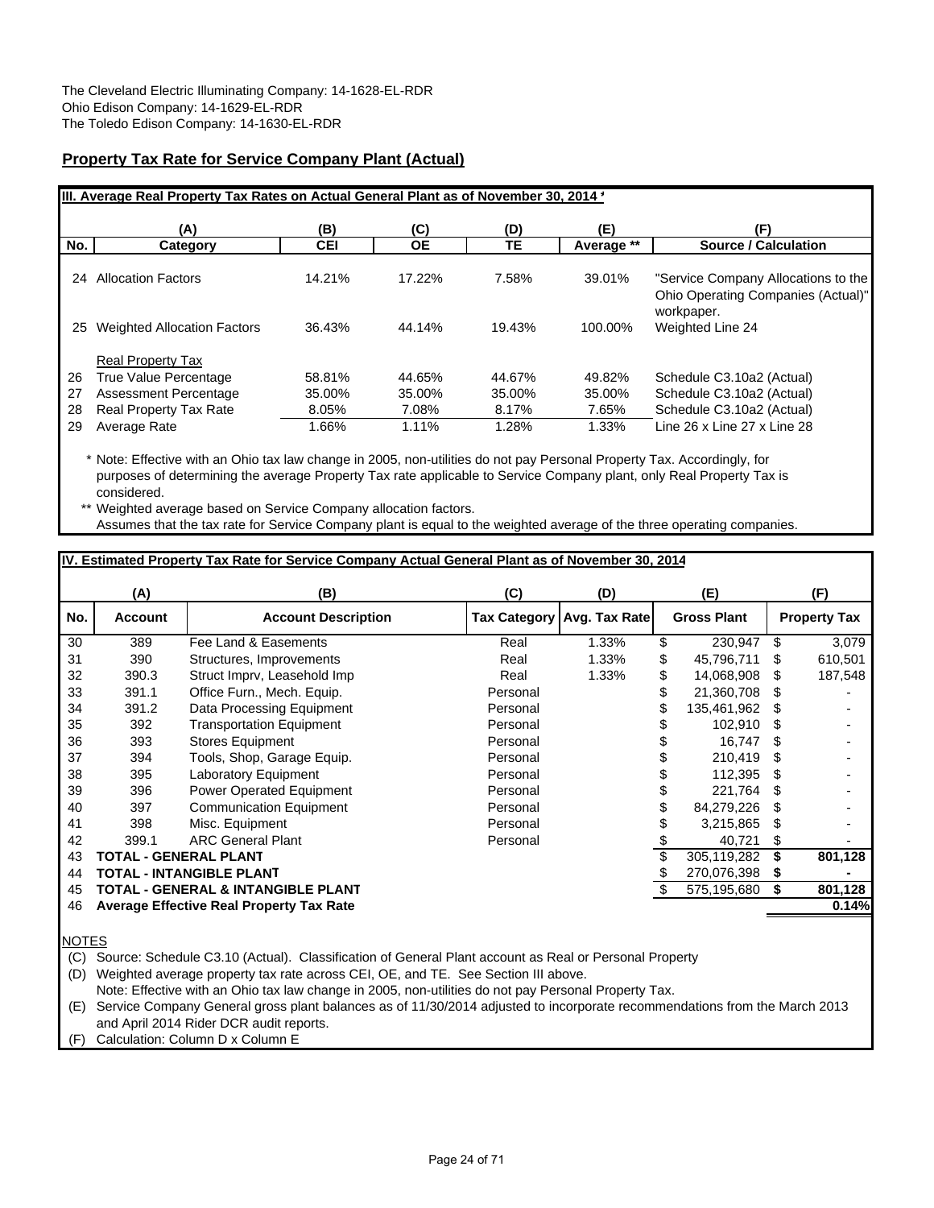The Cleveland Electric Illuminating Company: 14-1628-EL-RDR
Ohio Edison Company: 14-1629-EL-RDR
The Toledo Edison Company: 14-1630-EL-RDR

## Property Tax Rate for Service Company Plant (Actual)

**III. Average Real Property Tax Rates on Actual General Plant as of November 30, 2014 ***

| No. | (A) Category | (B) CEI | (C) OE | (D) TE | (E) Average ** | (F) Source / Calculation |
|---|---|---|---|---|---|---|
| 24 | Allocation Factors | 14.21% | 17.22% | 7.58% | 39.01% | "Service Company Allocations to the Ohio Operating Companies (Actual)" workpaper. |
| 25 | Weighted Allocation Factors | 36.43% | 44.14% | 19.43% | 100.00% | Weighted Line 24 |
| | Real Property Tax | | | | | |
| 26 | True Value Percentage | 58.81% | 44.65% | 44.67% | 49.82% | Schedule C3.10a2 (Actual) |
| 27 | Assessment Percentage | 35.00% | 35.00% | 35.00% | 35.00% | Schedule C3.10a2 (Actual) |
| 28 | Real Property Tax Rate | 8.05% | 7.08% | 8.17% | 7.65% | Schedule C3.10a2 (Actual) |
| 29 | Average Rate | 1.66% | 1.11% | 1.28% | 1.33% | Line 26 x Line 27 x Line 28 |

\* Note: Effective with an Ohio tax law change in 2005, non-utilities do not pay Personal Property Tax. Accordingly, for purposes of determining the average Property Tax rate applicable to Service Company plant, only Real Property Tax is considered.

\** Weighted average based on Service Company allocation factors.
Assumes that the tax rate for Service Company plant is equal to the weighted average of the three operating companies.

**IV. Estimated Property Tax Rate for Service Company Actual General Plant as of November 30, 2014**

| No. | (A) Account | (B) Account Description | (C) Tax Category | (D) Avg. Tax Rate | (E) Gross Plant | (F) Property Tax |
|---|---|---|---|---|---|---|
| 30 | 389 | Fee Land & Easements | Real | 1.33% | $ 230,947 | $ 3,079 |
| 31 | 390 | Structures, Improvements | Real | 1.33% | $ 45,796,711 | $ 610,501 |
| 32 | 390.3 | Struct Imprv, Leasehold Imp | Real | 1.33% | $ 14,068,908 | $ 187,548 |
| 33 | 391.1 | Office Furn., Mech. Equip. | Personal | | $ 21,360,708 | $ - |
| 34 | 391.2 | Data Processing Equipment | Personal | | $ 135,461,962 | $ - |
| 35 | 392 | Transportation Equipment | Personal | | $ 102,910 | $ - |
| 36 | 393 | Stores Equipment | Personal | | $ 16,747 | $ - |
| 37 | 394 | Tools, Shop, Garage Equip. | Personal | | $ 210,419 | $ - |
| 38 | 395 | Laboratory Equipment | Personal | | $ 112,395 | $ - |
| 39 | 396 | Power Operated Equipment | Personal | | $ 221,764 | $ - |
| 40 | 397 | Communication Equipment | Personal | | $ 84,279,226 | $ - |
| 41 | 398 | Misc. Equipment | Personal | | $ 3,215,865 | $ - |
| 42 | 399.1 | ARC General Plant | Personal | | $ 40,721 | $ - |
| 43 | **TOTAL - GENERAL PLANT** | | | | $ 305,119,282 | **$ 801,128** |
| 44 | **TOTAL - INTANGIBLE PLANT** | | | | $ 270,076,398 | **$ -** |
| 45 | **TOTAL - GENERAL & INTANGIBLE PLANT** | | | | $ 575,195,680 | **$ 801,128** |
| 46 | **Average Effective Real Property Tax Rate** | | | | | **0.14%** |

NOTES

(C) Source: Schedule C3.10 (Actual). Classification of General Plant account as Real or Personal Property

(D) Weighted average property tax rate across CEI, OE, and TE. See Section III above.
Note: Effective with an Ohio tax law change in 2005, non-utilities do not pay Personal Property Tax.

(E) Service Company General gross plant balances as of 11/30/2014 adjusted to incorporate recommendations from the March 2013 and April 2014 Rider DCR audit reports.

(F) Calculation: Column D x Column E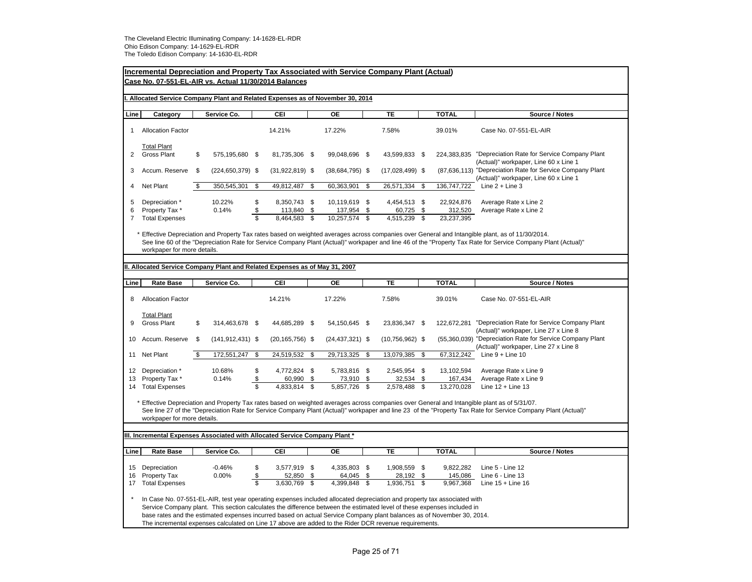The Cleveland Electric Illuminating Company: 14-1628-EL-RDR
Ohio Edison Company: 14-1629-EL-RDR
The Toledo Edison Company: 14-1630-EL-RDR

## Incremental Depreciation and Property Tax Associated with Service Company Plant (Actual)

### Case No. 07-551-EL-AIR vs. Actual 11/30/2014 Balances

### I. Allocated Service Company Plant and Related Expenses as of November 30, 2014

| Line | Category | Service Co. | CEI | OE | TE | TOTAL | Source / Notes |
|---|---|---|---|---|---|---|---|
| 1 | Allocation Factor | | 14.21% | 17.22% | 7.58% | 39.01% | Case No. 07-551-EL-AIR |
| | Total Plant | | | | | | |
| 2 | Gross Plant | $ 575,195,680 | $ 81,735,306 | $ 99,048,696 | $ 43,599,833 | $ 224,383,835 | "Depreciation Rate for Service Company Plant (Actual)" workpaper, Line 60 x Line 1 |
| 3 | Accum. Reserve | $ (224,650,379) | $ (31,922,819) | $ (38,684,795) | $ (17,028,499) | $ (87,636,113) | "Depreciation Rate for Service Company Plant (Actual)" workpaper, Line 60 x Line 1 |
| 4 | Net Plant | $ 350,545,301 | $ 49,812,487 | $ 60,363,901 | $ 26,571,334 | $ 136,747,722 | Line 2 + Line 3 |
| 5 | Depreciation * | 10.22% | $ 8,350,743 | $ 10,119,619 | $ 4,454,513 | $ 22,924,876 | Average Rate x Line 2 |
| 6 | Property Tax * | 0.14% | $ 113,840 | $ 137,954 | $ 60,725 | $ 312,520 | Average Rate x Line 2 |
| 7 | Total Expenses | | $ 8,464,583 | $ 10,257,574 | $ 4,515,239 | $ 23,237,395 | |

\* Effective Depreciation and Property Tax rates based on weighted averages across companies over General and Intangible plant, as of 11/30/2014. See line 60 of the "Depreciation Rate for Service Company Plant (Actual)" workpaper and line 46 of the "Property Tax Rate for Service Company Plant (Actual)" workpaper for more details.

### II. Allocated Service Company Plant and Related Expenses as of May 31, 2007

| Line | Rate Base | Service Co. | CEI | OE | TE | TOTAL | Source / Notes |
|---|---|---|---|---|---|---|---|
| 8 | Allocation Factor | | 14.21% | 17.22% | 7.58% | 39.01% | Case No. 07-551-EL-AIR |
| | Total Plant | | | | | | |
| 9 | Gross Plant | $ 314,463,678 | $ 44,685,289 | $ 54,150,645 | $ 23,836,347 | $ 122,672,281 | "Depreciation Rate for Service Company Plant (Actual)" workpaper, Line 27 x Line 8 |
| 10 | Accum. Reserve | $ (141,912,431) | $ (20,165,756) | $ (24,437,321) | $ (10,756,962) | $ (55,360,039) | "Depreciation Rate for Service Company Plant (Actual)" workpaper, Line 27 x Line 8 |
| 11 | Net Plant | $ 172,551,247 | $ 24,519,532 | $ 29,713,325 | $ 13,079,385 | $ 67,312,242 | Line 9 + Line 10 |
| 12 | Depreciation * | 10.68% | $ 4,772,824 | $ 5,783,816 | $ 2,545,954 | $ 13,102,594 | Average Rate x Line 9 |
| 13 | Property Tax * | 0.14% | $ 60,990 | $ 73,910 | $ 32,534 | $ 167,434 | Average Rate x Line 9 |
| 14 | Total Expenses | | $ 4,833,814 | $ 5,857,726 | $ 2,578,488 | $ 13,270,028 | Line 12 + Line 13 |

\* Effective Depreciation and Property Tax rates based on weighted averages across companies over General and Intangible plant as of 5/31/07. See line 27 of the "Depreciation Rate for Service Company Plant (Actual)" workpaper and line 23 of the "Property Tax Rate for Service Company Plant (Actual)" workpaper for more details.

### III. Incremental Expenses Associated with Allocated Service Company Plant *

| Line | Rate Base | Service Co. | CEI | OE | TE | TOTAL | Source / Notes |
|---|---|---|---|---|---|---|---|
| 15 | Depreciation | -0.46% | $ 3,577,919 | $ 4,335,803 | $ 1,908,559 | $ 9,822,282 | Line 5 - Line 12 |
| 16 | Property Tax | 0.00% | $ 52,850 | $ 64,045 | $ 28,192 | $ 145,086 | Line 6 - Line 13 |
| 17 | Total Expenses | | $ 3,630,769 | $ 4,399,848 | $ 1,936,751 | $ 9,967,368 | Line 15 + Line 16 |

\* In Case No. 07-551-EL-AIR, test year operating expenses included allocated depreciation and property tax associated with Service Company plant. This section calculates the difference between the estimated level of these expenses included in base rates and the estimated expenses incurred based on actual Service Company plant balances as of November 30, 2014. The incremental expenses calculated on Line 17 above are added to the Rider DCR revenue requirements.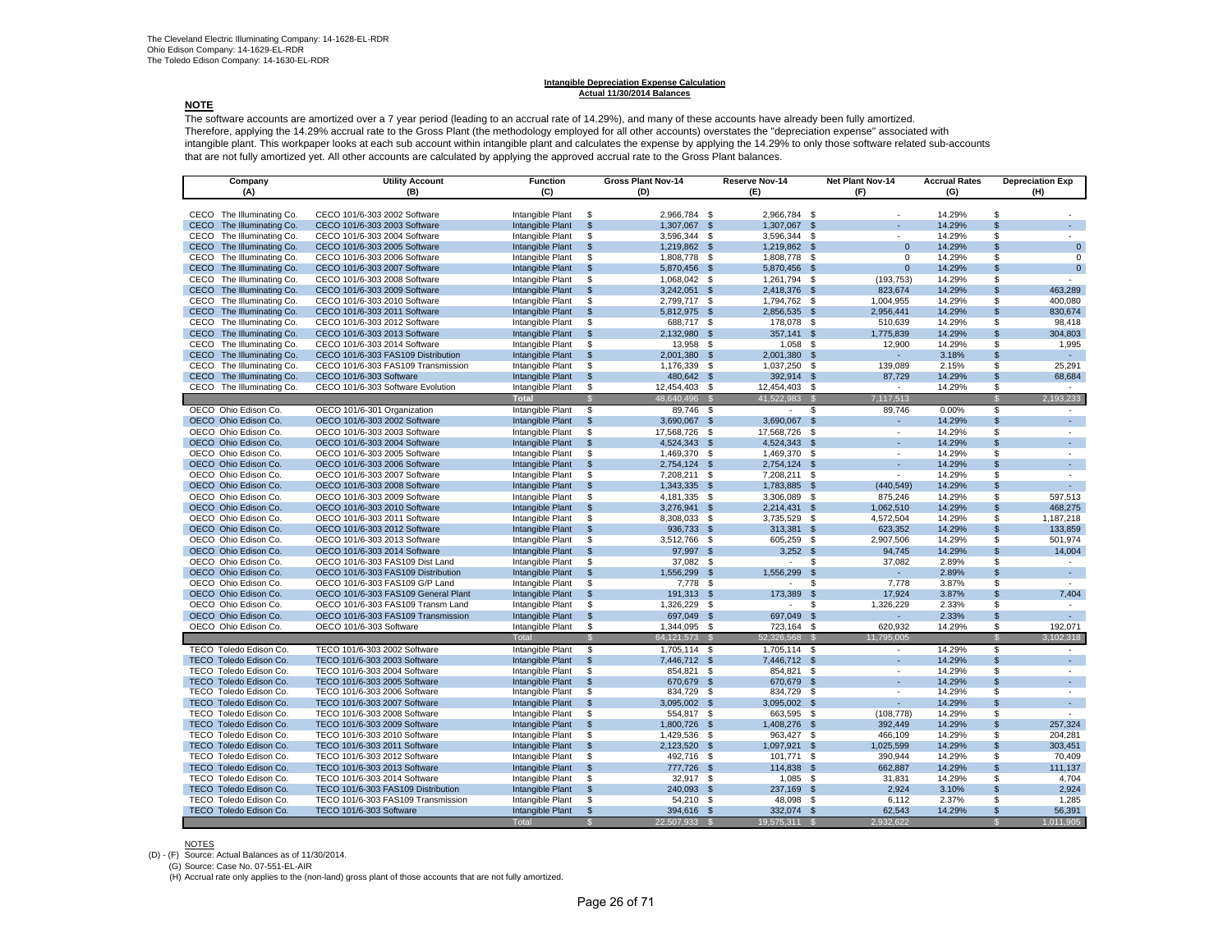The Cleveland Electric Illuminating Company: 14-1628-EL-RDR
Ohio Edison Company: 14-1629-EL-RDR
The Toledo Edison Company: 14-1630-EL-RDR

**Intangible Depreciation Expense Calculation**
**Actual 11/30/2014 Balances**

**NOTE**

The software accounts are amortized over a 7 year period (leading to an accrual rate of 14.29%), and many of these accounts have already been fully amortized. Therefore, applying the 14.29% accrual rate to the Gross Plant (the methodology employed for all other accounts) overstates the "depreciation expense" associated with intangible plant. This workpaper looks at each sub account within intangible plant and calculates the expense by applying the 14.29% to only those software related sub-accounts that are not fully amortized yet. All other accounts are calculated by applying the approved accrual rate to the Gross Plant balances.

| Company (A) | Utility Account (B) | Function (C) | Gross Plant Nov-14 (D) | Reserve Nov-14 (E) | Net Plant Nov-14 (F) | Accrual Rates (G) | Depreciation Exp (H) |
|---|---|---|---|---|---|---|---|
| CECO The Illuminating Co. | CECO 101/6-303 2002 Software | Intangible Plant | $ 2,966,784 | $ 2,966,784 | $ - | 14.29% | $ - |
| CECO The Illuminating Co. | CECO 101/6-303 2003 Software | Intangible Plant | $ 1,307,067 | $ 1,307,067 | $ - | 14.29% | $ - |
| CECO The Illuminating Co. | CECO 101/6-303 2004 Software | Intangible Plant | $ 3,596,344 | $ 3,596,344 | $ - | 14.29% | $ - |
| CECO The Illuminating Co. | CECO 101/6-303 2005 Software | Intangible Plant | $ 1,219,862 | $ 1,219,862 | $ 0 | 14.29% | $ 0 |
| CECO The Illuminating Co. | CECO 101/6-303 2006 Software | Intangible Plant | $ 1,808,778 | $ 1,808,778 | $ 0 | 14.29% | $ 0 |
| CECO The Illuminating Co. | CECO 101/6-303 2007 Software | Intangible Plant | $ 5,870,456 | $ 5,870,456 | $ 0 | 14.29% | $ 0 |
| CECO The Illuminating Co. | CECO 101/6-303 2008 Software | Intangible Plant | $ 1,068,042 | $ 1,261,794 | $ (193,753) | 14.29% | $ - |
| CECO The Illuminating Co. | CECO 101/6-303 2009 Software | Intangible Plant | $ 3,242,051 | $ 2,418,376 | $ 823,674 | 14.29% | $ 463,289 |
| CECO The Illuminating Co. | CECO 101/6-303 2010 Software | Intangible Plant | $ 2,799,717 | $ 1,794,762 | $ 1,004,955 | 14.29% | $ 400,080 |
| CECO The Illuminating Co. | CECO 101/6-303 2011 Software | Intangible Plant | $ 5,812,975 | $ 2,856,535 | $ 2,956,441 | 14.29% | $ 830,674 |
| CECO The Illuminating Co. | CECO 101/6-303 2012 Software | Intangible Plant | $ 688,717 | $ 178,078 | $ 510,639 | 14.29% | $ 98,418 |
| CECO The Illuminating Co. | CECO 101/6-303 2013 Software | Intangible Plant | $ 2,132,980 | $ 357,141 | $ 1,775,839 | 14.29% | $ 304,803 |
| CECO The Illuminating Co. | CECO 101/6-303 2014 Software | Intangible Plant | $ 13,958 | $ 1,058 | $ 12,900 | 14.29% | $ 1,995 |
| CECO The Illuminating Co. | CECO 101/6-303 FAS109 Distribution | Intangible Plant | $ 2,001,380 | $ 2,001,380 | $ - | 3.18% | $ - |
| CECO The Illuminating Co. | CECO 101/6-303 FAS109 Transmission | Intangible Plant | $ 1,176,339 | $ 1,037,250 | $ 139,089 | 2.15% | $ 25,291 |
| CECO The Illuminating Co. | CECO 101/6-303 Software | Intangible Plant | $ 480,642 | $ 392,914 | $ 87,729 | 14.29% | $ 68,684 |
| CECO The Illuminating Co. | CECO 101/6-303 Software Evolution | Intangible Plant | $ 12,454,403 | $ 12,454,403 | $ - | 14.29% | $ - |
| | | **Total** | $ 48,640,496 | $ 41,522,983 | $ 7,117,513 | | $ 2,193,233 |
| OECO Ohio Edison Co. | OECO 101/6-301 Organization | Intangible Plant | $ 89,746 | $ - | $ 89,746 | 0.00% | $ - |
| OECO Ohio Edison Co. | OECO 101/6-303 2002 Software | Intangible Plant | $ 3,690,067 | $ 3,690,067 | $ - | 14.29% | $ - |
| OECO Ohio Edison Co. | OECO 101/6-303 2003 Software | Intangible Plant | $ 17,568,726 | $ 17,568,726 | $ - | 14.29% | $ - |
| OECO Ohio Edison Co. | OECO 101/6-303 2004 Software | Intangible Plant | $ 4,524,343 | $ 4,524,343 | $ - | 14.29% | $ - |
| OECO Ohio Edison Co. | OECO 101/6-303 2005 Software | Intangible Plant | $ 1,469,370 | $ 1,469,370 | $ - | 14.29% | $ - |
| OECO Ohio Edison Co. | OECO 101/6-303 2006 Software | Intangible Plant | $ 2,754,124 | $ 2,754,124 | $ - | 14.29% | $ - |
| OECO Ohio Edison Co. | OECO 101/6-303 2007 Software | Intangible Plant | $ 7,208,211 | $ 7,208,211 | $ - | 14.29% | $ - |
| OECO Ohio Edison Co. | OECO 101/6-303 2008 Software | Intangible Plant | $ 1,343,335 | $ 1,783,885 | $ (440,549) | 14.29% | $ - |
| OECO Ohio Edison Co. | OECO 101/6-303 2009 Software | Intangible Plant | $ 4,181,335 | $ 3,306,089 | $ 875,246 | 14.29% | $ 597,513 |
| OECO Ohio Edison Co. | OECO 101/6-303 2010 Software | Intangible Plant | $ 3,276,941 | $ 2,214,431 | $ 1,062,510 | 14.29% | $ 468,275 |
| OECO Ohio Edison Co. | OECO 101/6-303 2011 Software | Intangible Plant | $ 8,308,033 | $ 3,735,529 | $ 4,572,504 | 14.29% | $ 1,187,218 |
| OECO Ohio Edison Co. | OECO 101/6-303 2012 Software | Intangible Plant | $ 936,733 | $ 313,381 | $ 623,352 | 14.29% | $ 133,859 |
| OECO Ohio Edison Co. | OECO 101/6-303 2013 Software | Intangible Plant | $ 3,512,766 | $ 605,259 | $ 2,907,506 | 14.29% | $ 501,974 |
| OECO Ohio Edison Co. | OECO 101/6-303 2014 Software | Intangible Plant | $ 97,997 | $ 3,252 | $ 94,745 | 14.29% | $ 14,004 |
| OECO Ohio Edison Co. | OECO 101/6-303 FAS109 Dist Land | Intangible Plant | $ 37,082 | $ - | $ 37,082 | 2.89% | $ - |
| OECO Ohio Edison Co. | OECO 101/6-303 FAS109 Distribution | Intangible Plant | $ 1,556,299 | $ 1,556,299 | $ - | 2.89% | $ - |
| OECO Ohio Edison Co. | OECO 101/6-303 FAS109 G/P Land | Intangible Plant | $ 7,778 | $ - | $ 7,778 | 3.87% | $ - |
| OECO Ohio Edison Co. | OECO 101/6-303 FAS109 General Plant | Intangible Plant | $ 191,313 | $ 173,389 | $ 17,924 | 3.87% | $ 7,404 |
| OECO Ohio Edison Co. | OECO 101/6-303 FAS109 Transm Land | Intangible Plant | $ 1,326,229 | $ - | $ 1,326,229 | 2.33% | $ - |
| OECO Ohio Edison Co. | OECO 101/6-303 FAS109 Transmission | Intangible Plant | $ 697,049 | $ 697,049 | $ - | 2.33% | $ - |
| OECO Ohio Edison Co. | OECO 101/6-303 Software | Intangible Plant | $ 1,344,095 | $ 723,164 | $ 620,932 | 14.29% | $ 192,071 |
| | | Total | $ 64,121,573 | $ 52,326,568 | $ 11,795,005 | | $ 3,102,318 |
| TECO Toledo Edison Co. | TECO 101/6-303 2002 Software | Intangible Plant | $ 1,705,114 | $ 1,705,114 | $ - | 14.29% | $ - |
| TECO Toledo Edison Co. | TECO 101/6-303 2003 Software | Intangible Plant | $ 7,446,712 | $ 7,446,712 | $ - | 14.29% | $ - |
| TECO Toledo Edison Co. | TECO 101/6-303 2004 Software | Intangible Plant | $ 854,821 | $ 854,821 | $ - | 14.29% | $ - |
| TECO Toledo Edison Co. | TECO 101/6-303 2005 Software | Intangible Plant | $ 670,679 | $ 670,679 | $ - | 14.29% | $ - |
| TECO Toledo Edison Co. | TECO 101/6-303 2006 Software | Intangible Plant | $ 834,729 | $ 834,729 | $ - | 14.29% | $ - |
| TECO Toledo Edison Co. | TECO 101/6-303 2007 Software | Intangible Plant | $ 3,095,002 | $ 3,095,002 | $ - | 14.29% | $ - |
| TECO Toledo Edison Co. | TECO 101/6-303 2008 Software | Intangible Plant | $ 554,817 | $ 663,595 | $ (108,778) | 14.29% | $ - |
| TECO Toledo Edison Co. | TECO 101/6-303 2009 Software | Intangible Plant | $ 1,800,726 | $ 1,408,276 | $ 392,449 | 14.29% | $ 257,324 |
| TECO Toledo Edison Co. | TECO 101/6-303 2010 Software | Intangible Plant | $ 1,429,536 | $ 963,427 | $ 466,109 | 14.29% | $ 204,281 |
| TECO Toledo Edison Co. | TECO 101/6-303 2011 Software | Intangible Plant | $ 2,123,520 | $ 1,097,921 | $ 1,025,599 | 14.29% | $ 303,451 |
| TECO Toledo Edison Co. | TECO 101/6-303 2012 Software | Intangible Plant | $ 492,716 | $ 101,771 | $ 390,944 | 14.29% | $ 70,409 |
| TECO Toledo Edison Co. | TECO 101/6-303 2013 Software | Intangible Plant | $ 777,726 | $ 114,838 | $ 662,887 | 14.29% | $ 111,137 |
| TECO Toledo Edison Co. | TECO 101/6-303 2014 Software | Intangible Plant | $ 32,917 | $ 1,085 | $ 31,831 | 14.29% | $ 4,704 |
| TECO Toledo Edison Co. | TECO 101/6-303 FAS109 Distribution | Intangible Plant | $ 240,093 | $ 237,169 | $ 2,924 | 3.10% | $ 2,924 |
| TECO Toledo Edison Co. | TECO 101/6-303 FAS109 Transmission | Intangible Plant | $ 54,210 | $ 48,098 | $ 6,112 | 2.37% | $ 1,285 |
| TECO Toledo Edison Co. | TECO 101/6-303 Software | Intangible Plant | $ 394,616 | $ 332,074 | $ 62,543 | 14.29% | $ 56,391 |
| | | Total | $ 22,507,933 | $ 19,575,311 | $ 2,932,622 | | $ 1,011,905 |

NOTES

(D) - (F) Source: Actual Balances as of 11/30/2014.

(G) Source: Case No. 07-551-EL-AIR

(H) Accrual rate only applies to the (non-land) gross plant of those accounts that are not fully amortized.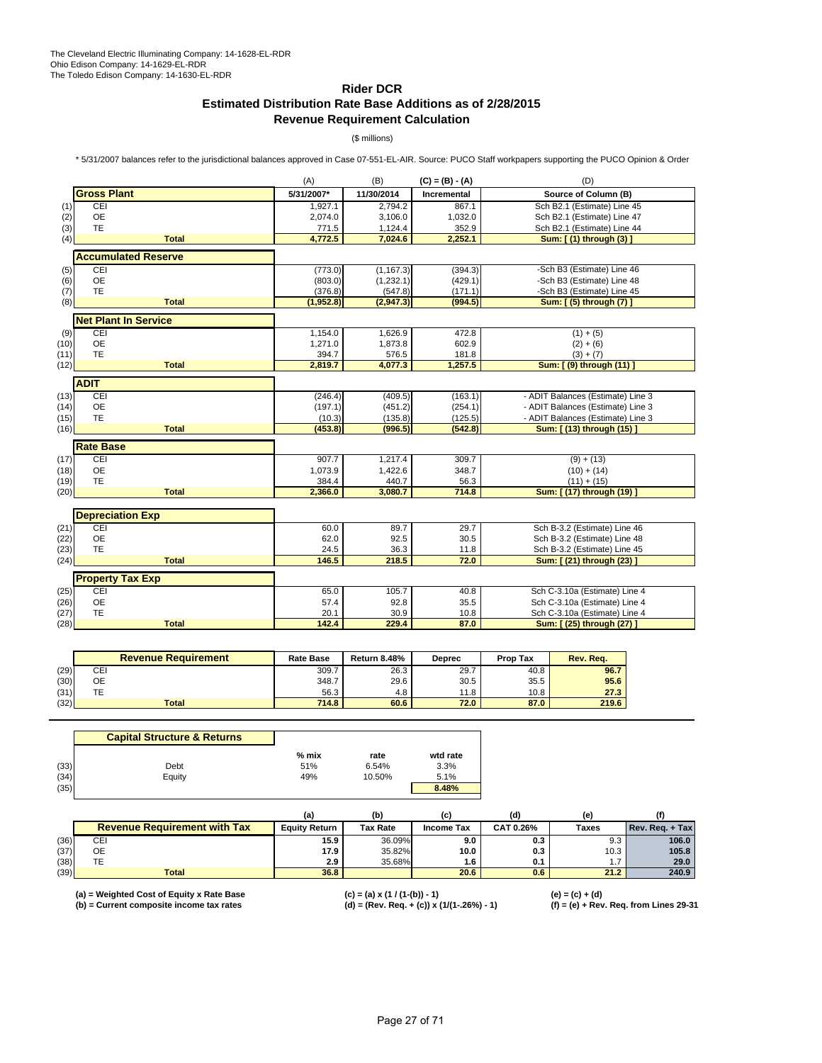The Cleveland Electric Illuminating Company: 14-1628-EL-RDR
Ohio Edison Company: 14-1629-EL-RDR
The Toledo Edison Company: 14-1630-EL-RDR

# Rider DCR
## Estimated Distribution Rate Base Additions as of 2/28/2015
## Revenue Requirement Calculation

($ millions)

* 5/31/2007 balances refer to the jurisdictional balances approved in Case 07-551-EL-AIR. Source: PUCO Staff workpapers supporting the PUCO Opinion & Order

| | | (A) | (B) | (C) = (B) - (A) | (D) |
|---|---|---|---|---|---|
| | **Gross Plant** | **5/31/2007*** | **11/30/2014** | **Incremental** | **Source of Column (B)** |
| (1) | CEI | 1,927.1 | 2,794.2 | 867.1 | Sch B2.1 (Estimate) Line 45 |
| (2) | OE | 2,074.0 | 3,106.0 | 1,032.0 | Sch B2.1 (Estimate) Line 47 |
| (3) | TE | 771.5 | 1,124.4 | 352.9 | Sch B2.1 (Estimate) Line 44 |
| (4) | **Total** | **4,772.5** | **7,024.6** | **2,252.1** | **Sum: [ (1) through (3) ]** |
| | **Accumulated Reserve** | | | | |
| (5) | CEI | (773.0) | (1,167.3) | (394.3) | -Sch B3 (Estimate) Line 46 |
| (6) | OE | (803.0) | (1,232.1) | (429.1) | -Sch B3 (Estimate) Line 48 |
| (7) | TE | (376.8) | (547.8) | (171.1) | -Sch B3 (Estimate) Line 45 |
| (8) | **Total** | **(1,952.8)** | **(2,947.3)** | **(994.5)** | **Sum: [ (5) through (7) ]** |
| | **Net Plant In Service** | | | | |
| (9) | CEI | 1,154.0 | 1,626.9 | 472.8 | (1) + (5) |
| (10) | OE | 1,271.0 | 1,873.8 | 602.9 | (2) + (6) |
| (11) | TE | 394.7 | 576.5 | 181.8 | (3) + (7) |
| (12) | **Total** | **2,819.7** | **4,077.3** | **1,257.5** | **Sum: [ (9) through (11) ]** |
| | **ADIT** | | | | |
| (13) | CEI | (246.4) | (409.5) | (163.1) | - ADIT Balances (Estimate) Line 3 |
| (14) | OE | (197.1) | (451.2) | (254.1) | - ADIT Balances (Estimate) Line 3 |
| (15) | TE | (10.3) | (135.8) | (125.5) | - ADIT Balances (Estimate) Line 3 |
| (16) | **Total** | **(453.8)** | **(996.5)** | **(542.8)** | **Sum: [ (13) through (15) ]** |
| | **Rate Base** | | | | |
| (17) | CEI | 907.7 | 1,217.4 | 309.7 | (9) + (13) |
| (18) | OE | 1,073.9 | 1,422.6 | 348.7 | (10) + (14) |
| (19) | TE | 384.4 | 440.7 | 56.3 | (11) + (15) |
| (20) | **Total** | **2,366.0** | **3,080.7** | **714.8** | **Sum: [ (17) through (19) ]** |
| | **Depreciation Exp** | | | | |
| (21) | CEI | 60.0 | 89.7 | 29.7 | Sch B-3.2 (Estimate) Line 46 |
| (22) | OE | 62.0 | 92.5 | 30.5 | Sch B-3.2 (Estimate) Line 48 |
| (23) | TE | 24.5 | 36.3 | 11.8 | Sch B-3.2 (Estimate) Line 45 |
| (24) | **Total** | **146.5** | **218.5** | **72.0** | **Sum: [ (21) through (23) ]** |
| | **Property Tax Exp** | | | | |
| (25) | CEI | 65.0 | 105.7 | 40.8 | Sch C-3.10a (Estimate) Line 4 |
| (26) | OE | 57.4 | 92.8 | 35.5 | Sch C-3.10a (Estimate) Line 4 |
| (27) | TE | 20.1 | 30.9 | 10.8 | Sch C-3.10a (Estimate) Line 4 |
| (28) | **Total** | **142.4** | **229.4** | **87.0** | **Sum: [ (25) through (27) ]** |

| | **Revenue Requirement** | **Rate Base** | **Return 8.48%** | **Deprec** | **Prop Tax** | **Rev. Req.** |
|---|---|---|---|---|---|---|
| (29) | CEI | 309.7 | 26.3 | 29.7 | 40.8 | **96.7** |
| (30) | OE | 348.7 | 29.6 | 30.5 | 35.5 | **95.6** |
| (31) | TE | 56.3 | 4.8 | 11.8 | 10.8 | **27.3** |
| (32) | **Total** | **714.8** | **60.6** | **72.0** | **87.0** | **219.6** |

| | **Capital Structure & Returns** | **% mix** | **rate** | **wtd rate** |
|---|---|---|---|---|
| (33) | Debt | 51% | 6.54% | 3.3% |
| (34) | Equity | 49% | 10.50% | 5.1% |
| (35) | | | | **8.48%** |

| | | (a) | (b) | (c) | (d) | (e) | (f) |
|---|---|---|---|---|---|---|---|
| | **Revenue Requirement with Tax** | **Equity Return** | **Tax Rate** | **Income Tax** | **CAT 0.26%** | **Taxes** | **Rev. Req. + Tax** |
| (36) | CEI | **15.9** | 36.09% | **9.0** | **0.3** | 9.3 | **106.0** |
| (37) | OE | **17.9** | 35.82% | **10.0** | **0.3** | 10.3 | **105.8** |
| (38) | TE | **2.9** | 35.68% | **1.6** | **0.1** | 1.7 | **29.0** |
| (39) | **Total** | **36.8** | | **20.6** | **0.6** | **21.2** | **240.9** |

**(a) = Weighted Cost of Equity x Rate Base**
**(b) = Current composite income tax rates**
**(c) = (a) x (1 / (1-(b)) - 1)**
**(d) = (Rev. Req. + (c)) x (1/(1-.26%) - 1)**
**(e) = (c) + (d)**
**(f) = (e) + Rev. Req. from Lines 29-31**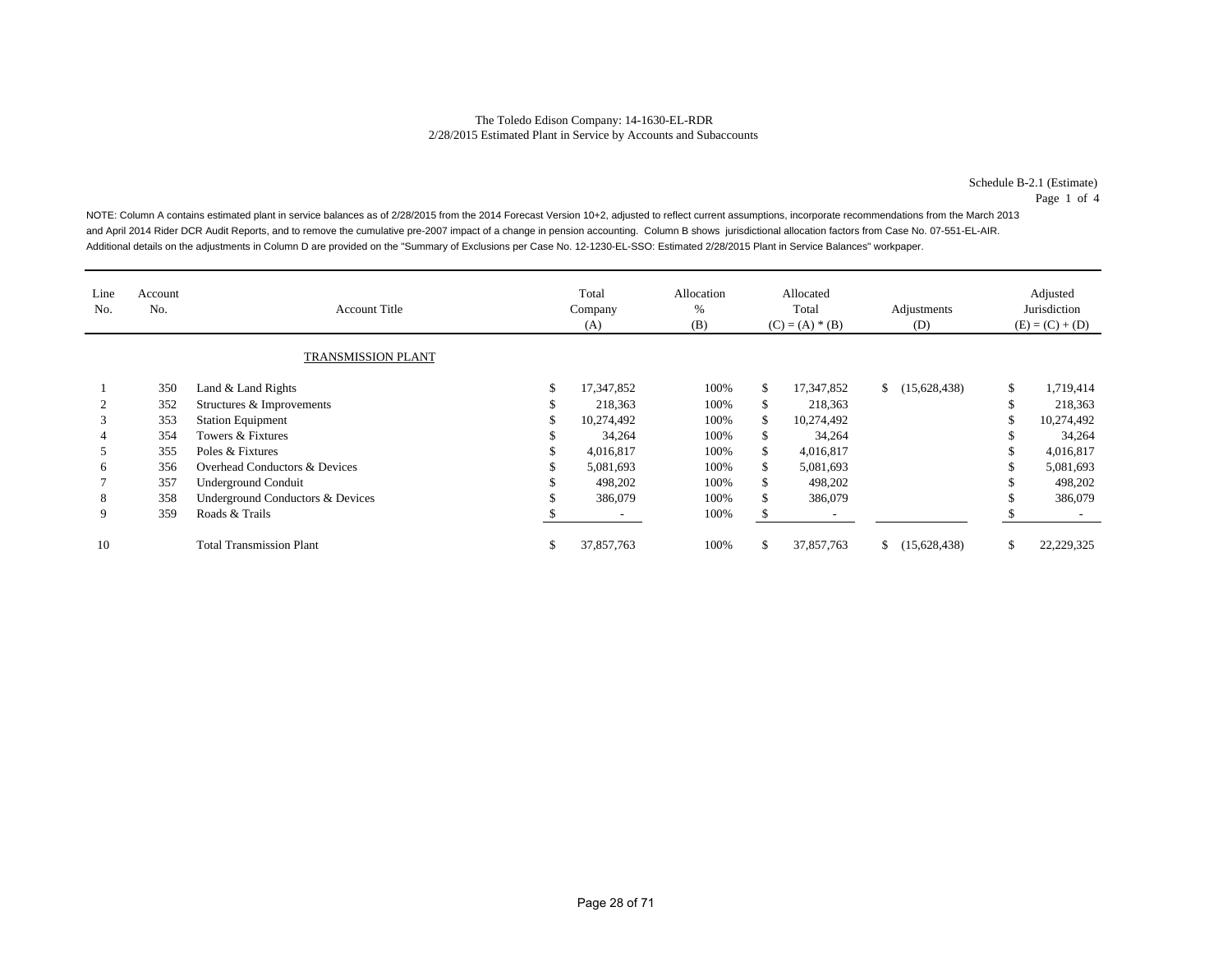The Toledo Edison Company: 14-1630-EL-RDR
2/28/2015 Estimated Plant in Service by Accounts and Subaccounts

Schedule B-2.1 (Estimate)
Page 1 of 4

NOTE: Column A contains estimated plant in service balances as of 2/28/2015 from the 2014 Forecast Version 10+2, adjusted to reflect current assumptions, incorporate recommendations from the March 2013 and April 2014 Rider DCR Audit Reports, and to remove the cumulative pre-2007 impact of a change in pension accounting. Column B shows jurisdictional allocation factors from Case No. 07-551-EL-AIR. Additional details on the adjustments in Column D are provided on the "Summary of Exclusions per Case No. 12-1230-EL-SSO: Estimated 2/28/2015 Plant in Service Balances" workpaper.

| Line No. | Account No. | Account Title | Total Company (A) | Allocation % (B) | Allocated Total (C) = (A) * (B) | Adjustments (D) | Adjusted Jurisdiction (E) = (C) + (D) |
|---|---|---|---|---|---|---|---|
| | | TRANSMISSION PLANT | | | | | |
| 1 | 350 | Land & Land Rights | $ 17,347,852 | 100% | $ 17,347,852 | $ (15,628,438) | $ 1,719,414 |
| 2 | 352 | Structures & Improvements | $ 218,363 | 100% | $ 218,363 | | $ 218,363 |
| 3 | 353 | Station Equipment | $ 10,274,492 | 100% | $ 10,274,492 | | $ 10,274,492 |
| 4 | 354 | Towers & Fixtures | $ 34,264 | 100% | $ 34,264 | | $ 34,264 |
| 5 | 355 | Poles & Fixtures | $ 4,016,817 | 100% | $ 4,016,817 | | $ 4,016,817 |
| 6 | 356 | Overhead Conductors & Devices | $ 5,081,693 | 100% | $ 5,081,693 | | $ 5,081,693 |
| 7 | 357 | Underground Conduit | $ 498,202 | 100% | $ 498,202 | | $ 498,202 |
| 8 | 358 | Underground Conductors & Devices | $ 386,079 | 100% | $ 386,079 | | $ 386,079 |
| 9 | 359 | Roads & Trails | $ - | 100% | $ - | | $ - |
| 10 | | Total Transmission Plant | $ 37,857,763 | 100% | $ 37,857,763 | $ (15,628,438) | $ 22,229,325 |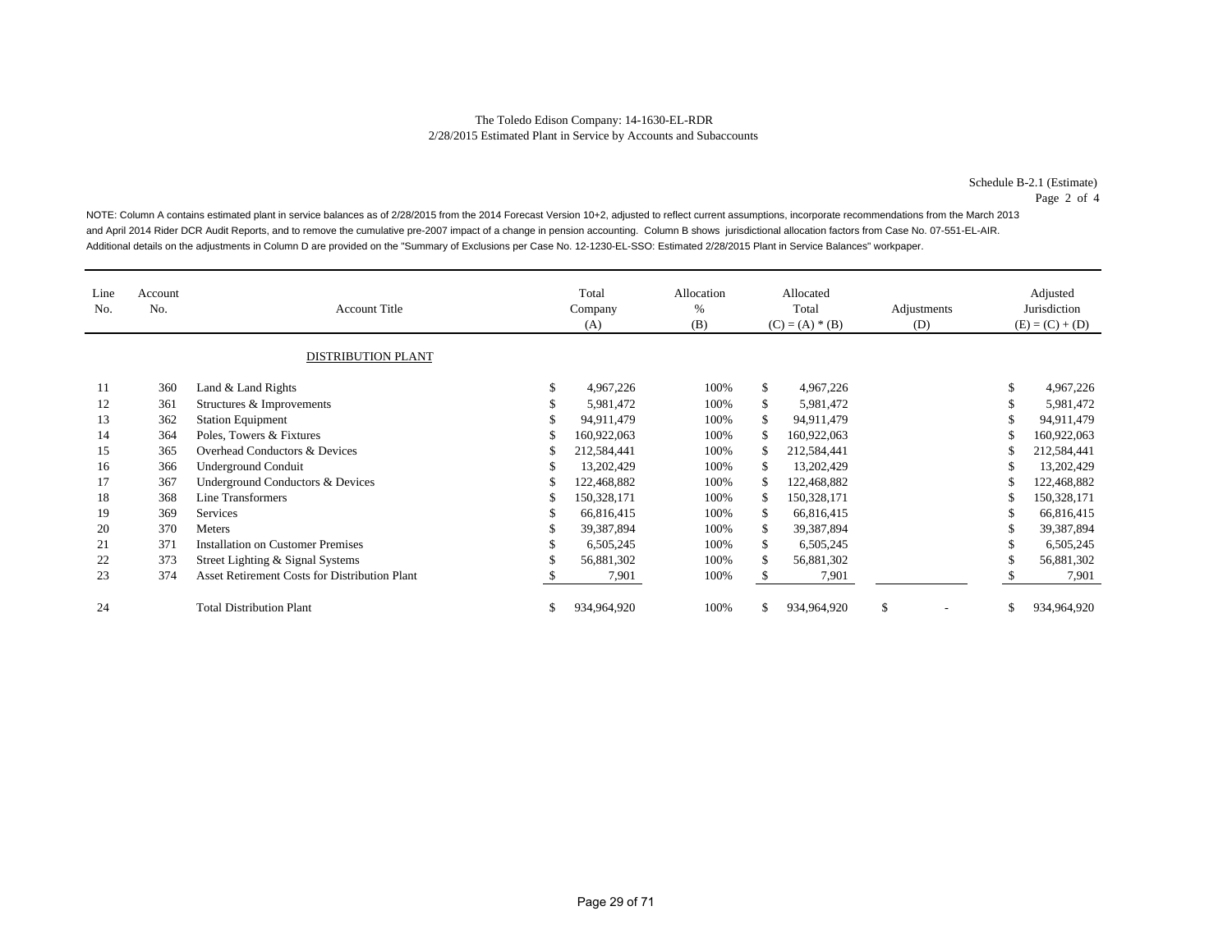The Toledo Edison Company: 14-1630-EL-RDR
2/28/2015 Estimated Plant in Service by Accounts and Subaccounts

Schedule B-2.1 (Estimate)
Page 2 of 4

NOTE: Column A contains estimated plant in service balances as of 2/28/2015 from the 2014 Forecast Version 10+2, adjusted to reflect current assumptions, incorporate recommendations from the March 2013 and April 2014 Rider DCR Audit Reports, and to remove the cumulative pre-2007 impact of a change in pension accounting. Column B shows jurisdictional allocation factors from Case No. 07-551-EL-AIR. Additional details on the adjustments in Column D are provided on the "Summary of Exclusions per Case No. 12-1230-EL-SSO: Estimated 2/28/2015 Plant in Service Balances" workpaper.

| Line No. | Account No. | Account Title | Total Company (A) | Allocation % (B) | Allocated Total (C) = (A) * (B) | Adjustments (D) | Adjusted Jurisdiction (E) = (C) + (D) |
|---|---|---|---|---|---|---|---|
| | | DISTRIBUTION PLANT | | | | | |
| 11 | 360 | Land & Land Rights | $ 4,967,226 | 100% | $ 4,967,226 | | $ 4,967,226 |
| 12 | 361 | Structures & Improvements | $ 5,981,472 | 100% | $ 5,981,472 | | $ 5,981,472 |
| 13 | 362 | Station Equipment | $ 94,911,479 | 100% | $ 94,911,479 | | $ 94,911,479 |
| 14 | 364 | Poles, Towers & Fixtures | $ 160,922,063 | 100% | $ 160,922,063 | | $ 160,922,063 |
| 15 | 365 | Overhead Conductors & Devices | $ 212,584,441 | 100% | $ 212,584,441 | | $ 212,584,441 |
| 16 | 366 | Underground Conduit | $ 13,202,429 | 100% | $ 13,202,429 | | $ 13,202,429 |
| 17 | 367 | Underground Conductors & Devices | $ 122,468,882 | 100% | $ 122,468,882 | | $ 122,468,882 |
| 18 | 368 | Line Transformers | $ 150,328,171 | 100% | $ 150,328,171 | | $ 150,328,171 |
| 19 | 369 | Services | $ 66,816,415 | 100% | $ 66,816,415 | | $ 66,816,415 |
| 20 | 370 | Meters | $ 39,387,894 | 100% | $ 39,387,894 | | $ 39,387,894 |
| 21 | 371 | Installation on Customer Premises | $ 6,505,245 | 100% | $ 6,505,245 | | $ 6,505,245 |
| 22 | 373 | Street Lighting & Signal Systems | $ 56,881,302 | 100% | $ 56,881,302 | | $ 56,881,302 |
| 23 | 374 | Asset Retirement Costs for Distribution Plant | $ 7,901 | 100% | $ 7,901 | | $ 7,901 |
| 24 | | Total Distribution Plant | $ 934,964,920 | 100% | $ 934,964,920 | $ - | $ 934,964,920 |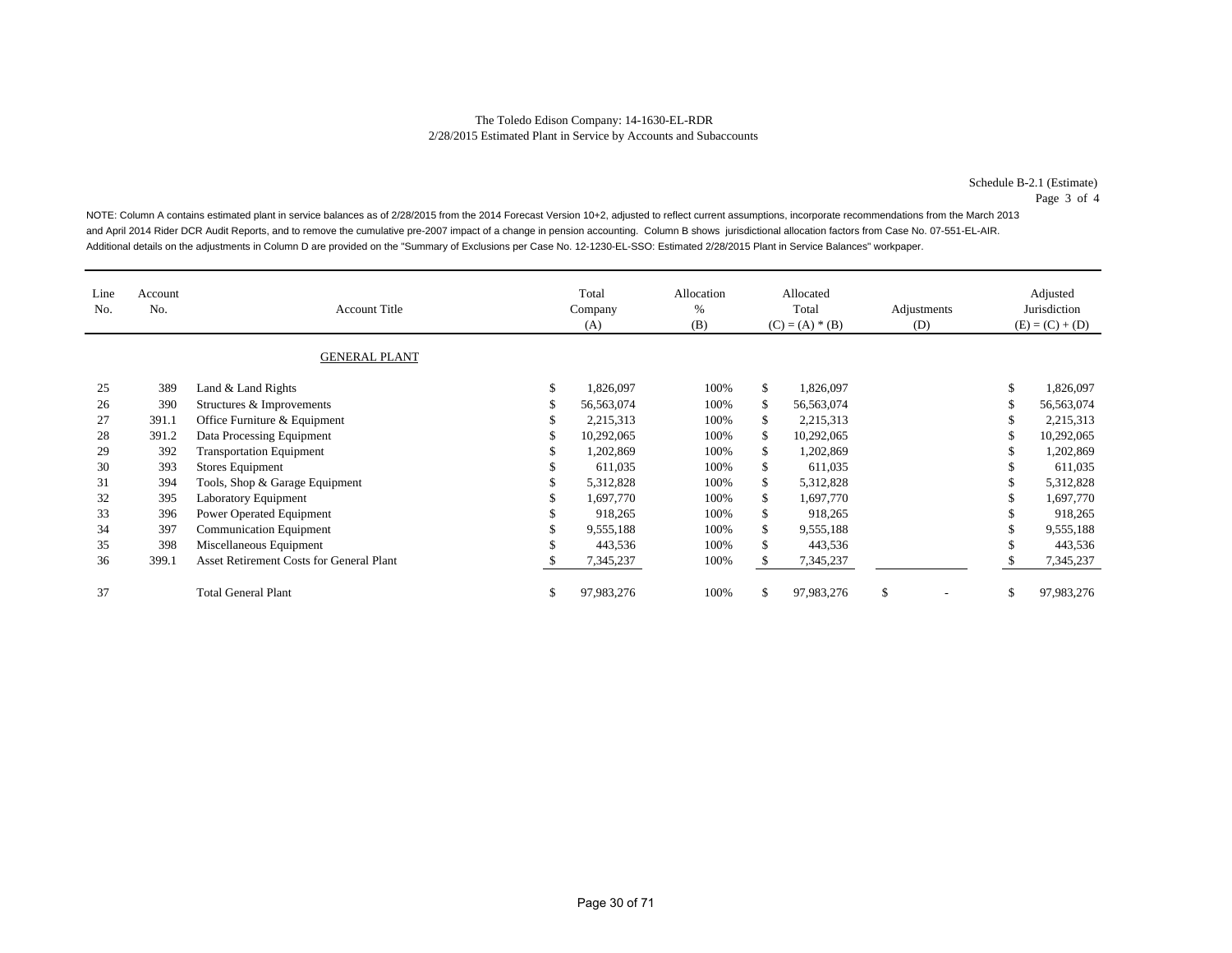The Toledo Edison Company: 14-1630-EL-RDR
2/28/2015 Estimated Plant in Service by Accounts and Subaccounts

Schedule B-2.1 (Estimate)
Page 3 of 4

NOTE: Column A contains estimated plant in service balances as of 2/28/2015 from the 2014 Forecast Version 10+2, adjusted to reflect current assumptions, incorporate recommendations from the March 2013 and April 2014 Rider DCR Audit Reports, and to remove the cumulative pre-2007 impact of a change in pension accounting. Column B shows jurisdictional allocation factors from Case No. 07-551-EL-AIR. Additional details on the adjustments in Column D are provided on the "Summary of Exclusions per Case No. 12-1230-EL-SSO: Estimated 2/28/2015 Plant in Service Balances" workpaper.

| Line No. | Account No. | Account Title | Total Company (A) | Allocation % (B) | Allocated Total (C) = (A) * (B) | Adjustments (D) | Adjusted Jurisdiction (E) = (C) + (D) |
|---|---|---|---|---|---|---|---|
| | | GENERAL PLANT | | | | | |
| 25 | 389 | Land & Land Rights | $ 1,826,097 | 100% | $ 1,826,097 | | $ 1,826,097 |
| 26 | 390 | Structures & Improvements | $ 56,563,074 | 100% | $ 56,563,074 | | $ 56,563,074 |
| 27 | 391.1 | Office Furniture & Equipment | $ 2,215,313 | 100% | $ 2,215,313 | | $ 2,215,313 |
| 28 | 391.2 | Data Processing Equipment | $ 10,292,065 | 100% | $ 10,292,065 | | $ 10,292,065 |
| 29 | 392 | Transportation Equipment | $ 1,202,869 | 100% | $ 1,202,869 | | $ 1,202,869 |
| 30 | 393 | Stores Equipment | $ 611,035 | 100% | $ 611,035 | | $ 611,035 |
| 31 | 394 | Tools, Shop & Garage Equipment | $ 5,312,828 | 100% | $ 5,312,828 | | $ 5,312,828 |
| 32 | 395 | Laboratory Equipment | $ 1,697,770 | 100% | $ 1,697,770 | | $ 1,697,770 |
| 33 | 396 | Power Operated Equipment | $ 918,265 | 100% | $ 918,265 | | $ 918,265 |
| 34 | 397 | Communication Equipment | $ 9,555,188 | 100% | $ 9,555,188 | | $ 9,555,188 |
| 35 | 398 | Miscellaneous Equipment | $ 443,536 | 100% | $ 443,536 | | $ 443,536 |
| 36 | 399.1 | Asset Retirement Costs for General Plant | $ 7,345,237 | 100% | $ 7,345,237 | | $ 7,345,237 |
| 37 | | Total General Plant | $ 97,983,276 | 100% | $ 97,983,276 | $ - | $ 97,983,276 |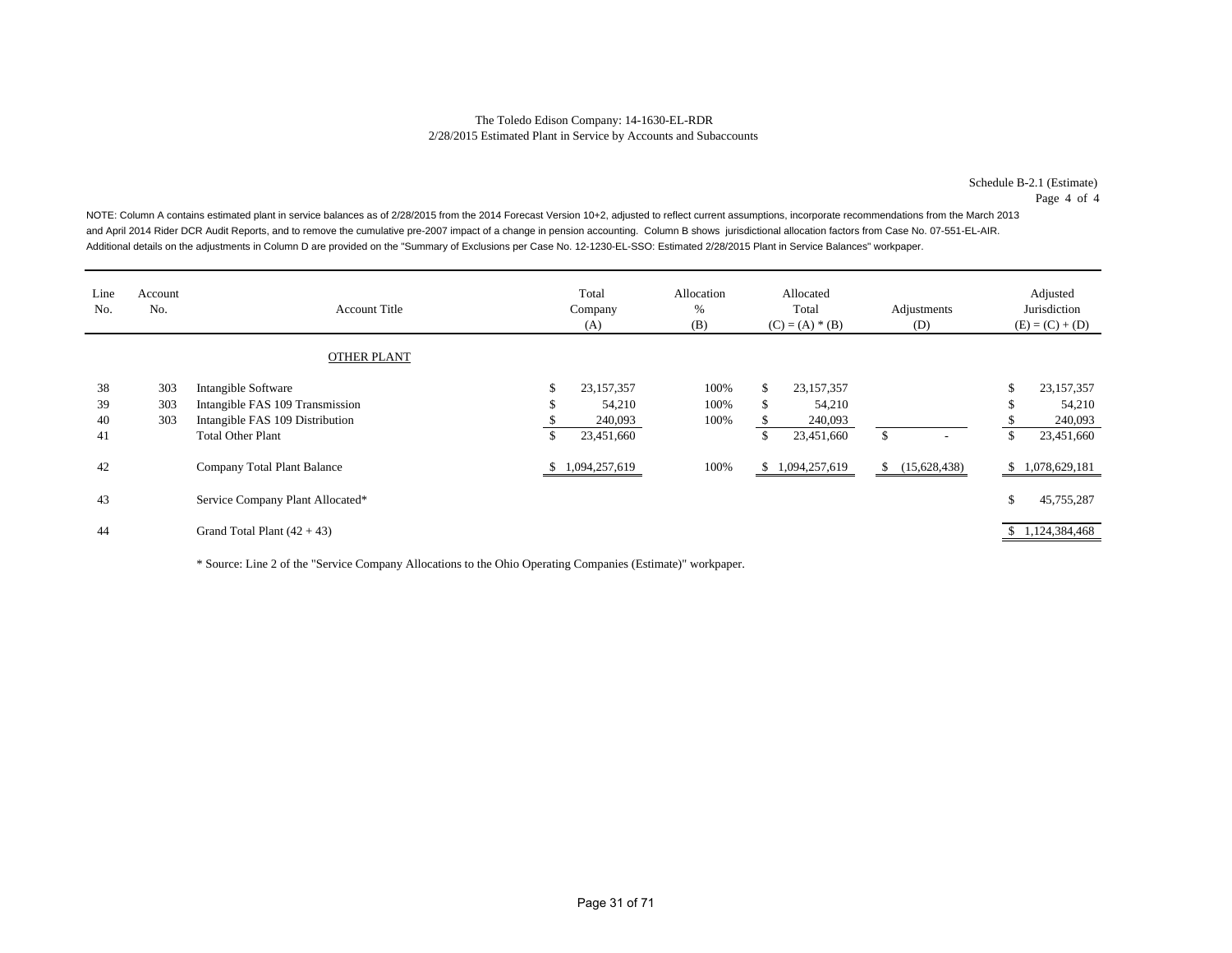The Toledo Edison Company: 14-1630-EL-RDR
2/28/2015 Estimated Plant in Service by Accounts and Subaccounts

Schedule B-2.1 (Estimate)
Page 4 of 4

NOTE: Column A contains estimated plant in service balances as of 2/28/2015 from the 2014 Forecast Version 10+2, adjusted to reflect current assumptions, incorporate recommendations from the March 2013 and April 2014 Rider DCR Audit Reports, and to remove the cumulative pre-2007 impact of a change in pension accounting. Column B shows jurisdictional allocation factors from Case No. 07-551-EL-AIR. Additional details on the adjustments in Column D are provided on the "Summary of Exclusions per Case No. 12-1230-EL-SSO: Estimated 2/28/2015 Plant in Service Balances" workpaper.

| Line No. | Account No. | Account Title | Total Company (A) | Allocation % (B) | Allocated Total (C) = (A) * (B) | Adjustments (D) | Adjusted Jurisdiction (E) = (C) + (D) |
|---|---|---|---|---|---|---|---|
| | | OTHER PLANT | | | | | |
| 38 | 303 | Intangible Software | $ 23,157,357 | 100% | $ 23,157,357 | | $ 23,157,357 |
| 39 | 303 | Intangible FAS 109 Transmission | $ 54,210 | 100% | $ 54,210 | | $ 54,210 |
| 40 | 303 | Intangible FAS 109 Distribution | $ 240,093 | 100% | $ 240,093 | | $ 240,093 |
| 41 | | Total Other Plant | $ 23,451,660 | | $ 23,451,660 | $ - | $ 23,451,660 |
| 42 | | Company Total Plant Balance | $ 1,094,257,619 | 100% | $ 1,094,257,619 | $ (15,628,438) | $ 1,078,629,181 |
| 43 | | Service Company Plant Allocated* | | | | | $ 45,755,287 |
| 44 | | Grand Total Plant (42 + 43) | | | | | $ 1,124,384,468 |

* Source: Line 2 of the "Service Company Allocations to the Ohio Operating Companies (Estimate)" workpaper.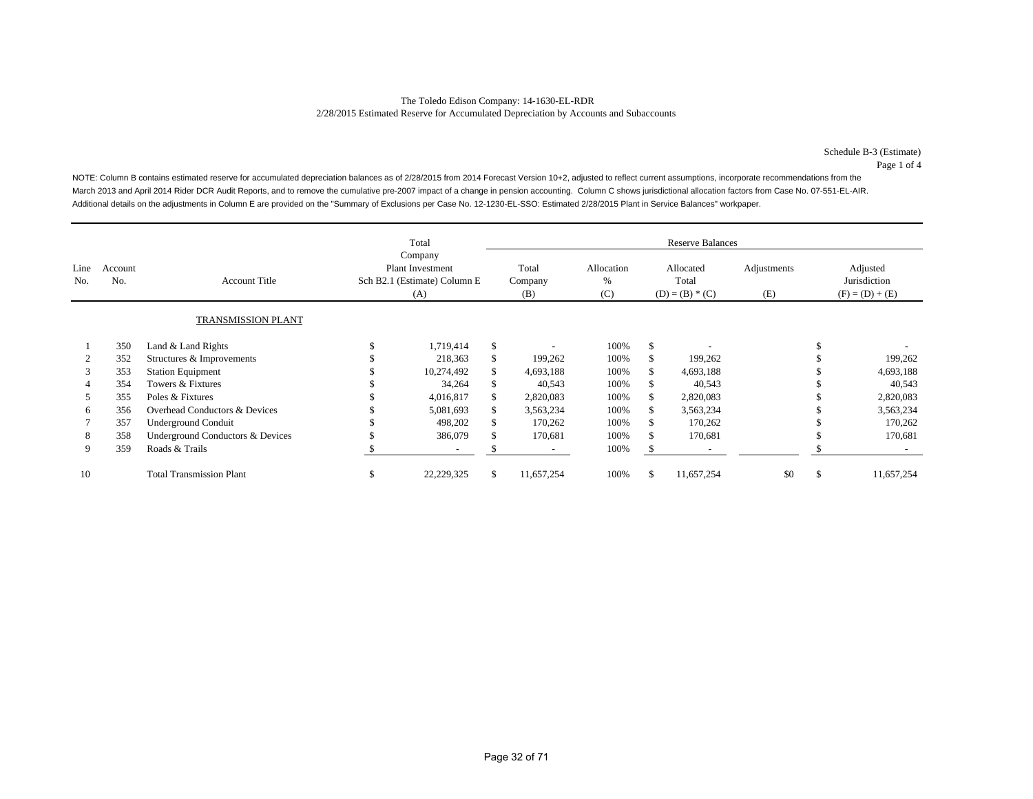The Toledo Edison Company: 14-1630-EL-RDR
2/28/2015 Estimated Reserve for Accumulated Depreciation by Accounts and Subaccounts

Schedule B-3 (Estimate)
Page 1 of 4

NOTE: Column B contains estimated reserve for accumulated depreciation balances as of 2/28/2015 from 2014 Forecast Version 10+2, adjusted to reflect current assumptions, incorporate recommendations from the March 2013 and April 2014 Rider DCR Audit Reports, and to remove the cumulative pre-2007 impact of a change in pension accounting. Column C shows jurisdictional allocation factors from Case No. 07-551-EL-AIR. Additional details on the adjustments in Column E are provided on the "Summary of Exclusions per Case No. 12-1230-EL-SSO: Estimated 2/28/2015 Plant in Service Balances" workpaper.

| | | | Total | Reserve Balances | | | | |
|---|---|---|---|---|---|---|---|---|
| Line No. | Account No. | Account Title | Company Plant Investment Sch B2.1 (Estimate) Column E (A) | Total Company (B) | Allocation % (C) | Allocated Total (D) = (B) * (C) | Adjustments (E) | Adjusted Jurisdiction (F) = (D) + (E) |
| | | TRANSMISSION PLANT | | | | | | |
| 1 | 350 | Land & Land Rights | $ 1,719,414 | $ - | 100% | $ - | | $ - |
| 2 | 352 | Structures & Improvements | $ 218,363 | $ 199,262 | 100% | $ 199,262 | | $ 199,262 |
| 3 | 353 | Station Equipment | $ 10,274,492 | $ 4,693,188 | 100% | $ 4,693,188 | | $ 4,693,188 |
| 4 | 354 | Towers & Fixtures | $ 34,264 | $ 40,543 | 100% | $ 40,543 | | $ 40,543 |
| 5 | 355 | Poles & Fixtures | $ 4,016,817 | $ 2,820,083 | 100% | $ 2,820,083 | | $ 2,820,083 |
| 6 | 356 | Overhead Conductors & Devices | $ 5,081,693 | $ 3,563,234 | 100% | $ 3,563,234 | | $ 3,563,234 |
| 7 | 357 | Underground Conduit | $ 498,202 | $ 170,262 | 100% | $ 170,262 | | $ 170,262 |
| 8 | 358 | Underground Conductors & Devices | $ 386,079 | $ 170,681 | 100% | $ 170,681 | | $ 170,681 |
| 9 | 359 | Roads & Trails | $ - | $ - | 100% | $ - | | $ - |
| 10 | | Total Transmission Plant | $ 22,229,325 | $ 11,657,254 | 100% | $ 11,657,254 | $0 | $ 11,657,254 |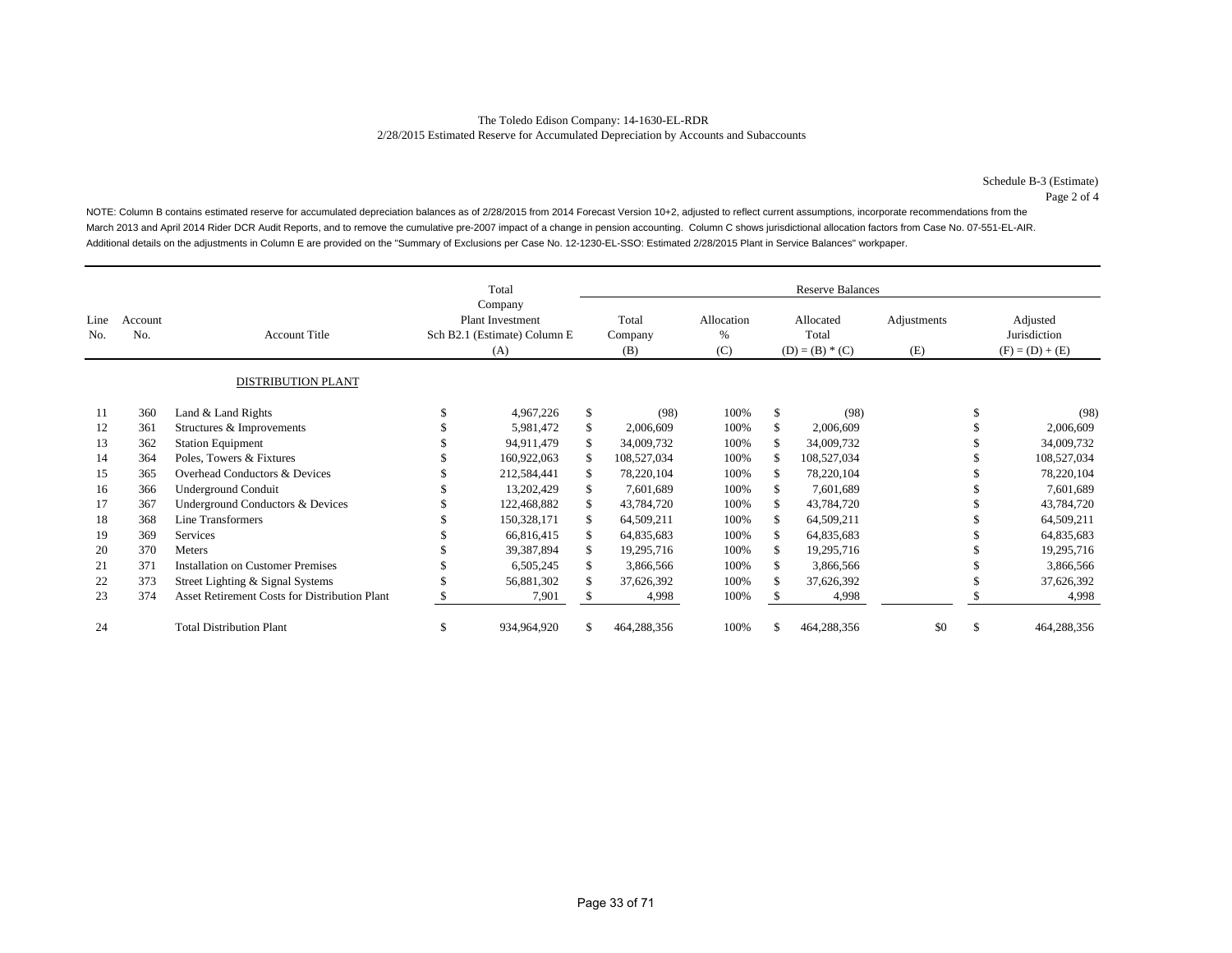The Toledo Edison Company: 14-1630-EL-RDR
2/28/2015 Estimated Reserve for Accumulated Depreciation by Accounts and Subaccounts

Schedule B-3 (Estimate)
Page 2 of 4

NOTE: Column B contains estimated reserve for accumulated depreciation balances as of 2/28/2015 from 2014 Forecast Version 10+2, adjusted to reflect current assumptions, incorporate recommendations from the March 2013 and April 2014 Rider DCR Audit Reports, and to remove the cumulative pre-2007 impact of a change in pension accounting. Column C shows jurisdictional allocation factors from Case No. 07-551-EL-AIR. Additional details on the adjustments in Column E are provided on the "Summary of Exclusions per Case No. 12-1230-EL-SSO: Estimated 2/28/2015 Plant in Service Balances" workpaper.

| | | | Total | Reserve Balances | | | | |
|---|---|---|---|---|---|---|---|---|
| Line No. | Account No. | Account Title | Company Plant Investment Sch B2.1 (Estimate) Column E (A) | Total Company (B) | Allocation % (C) | Allocated Total (D) = (B) * (C) | Adjustments (E) | Adjusted Jurisdiction (F) = (D) + (E) |
| | | DISTRIBUTION PLANT | | | | | | |
| 11 | 360 | Land & Land Rights | $ 4,967,226 | $ (98) | 100% | $ (98) | | $ (98) |
| 12 | 361 | Structures & Improvements | $ 5,981,472 | $ 2,006,609 | 100% | $ 2,006,609 | | $ 2,006,609 |
| 13 | 362 | Station Equipment | $ 94,911,479 | $ 34,009,732 | 100% | $ 34,009,732 | | $ 34,009,732 |
| 14 | 364 | Poles, Towers & Fixtures | $ 160,922,063 | $ 108,527,034 | 100% | $ 108,527,034 | | $ 108,527,034 |
| 15 | 365 | Overhead Conductors & Devices | $ 212,584,441 | $ 78,220,104 | 100% | $ 78,220,104 | | $ 78,220,104 |
| 16 | 366 | Underground Conduit | $ 13,202,429 | $ 7,601,689 | 100% | $ 7,601,689 | | $ 7,601,689 |
| 17 | 367 | Underground Conductors & Devices | $ 122,468,882 | $ 43,784,720 | 100% | $ 43,784,720 | | $ 43,784,720 |
| 18 | 368 | Line Transformers | $ 150,328,171 | $ 64,509,211 | 100% | $ 64,509,211 | | $ 64,509,211 |
| 19 | 369 | Services | $ 66,816,415 | $ 64,835,683 | 100% | $ 64,835,683 | | $ 64,835,683 |
| 20 | 370 | Meters | $ 39,387,894 | $ 19,295,716 | 100% | $ 19,295,716 | | $ 19,295,716 |
| 21 | 371 | Installation on Customer Premises | $ 6,505,245 | $ 3,866,566 | 100% | $ 3,866,566 | | $ 3,866,566 |
| 22 | 373 | Street Lighting & Signal Systems | $ 56,881,302 | $ 37,626,392 | 100% | $ 37,626,392 | | $ 37,626,392 |
| 23 | 374 | Asset Retirement Costs for Distribution Plant | $ 7,901 | $ 4,998 | 100% | $ 4,998 | | $ 4,998 |
| 24 | | Total Distribution Plant | $ 934,964,920 | $ 464,288,356 | 100% | $ 464,288,356 | $0 | $ 464,288,356 |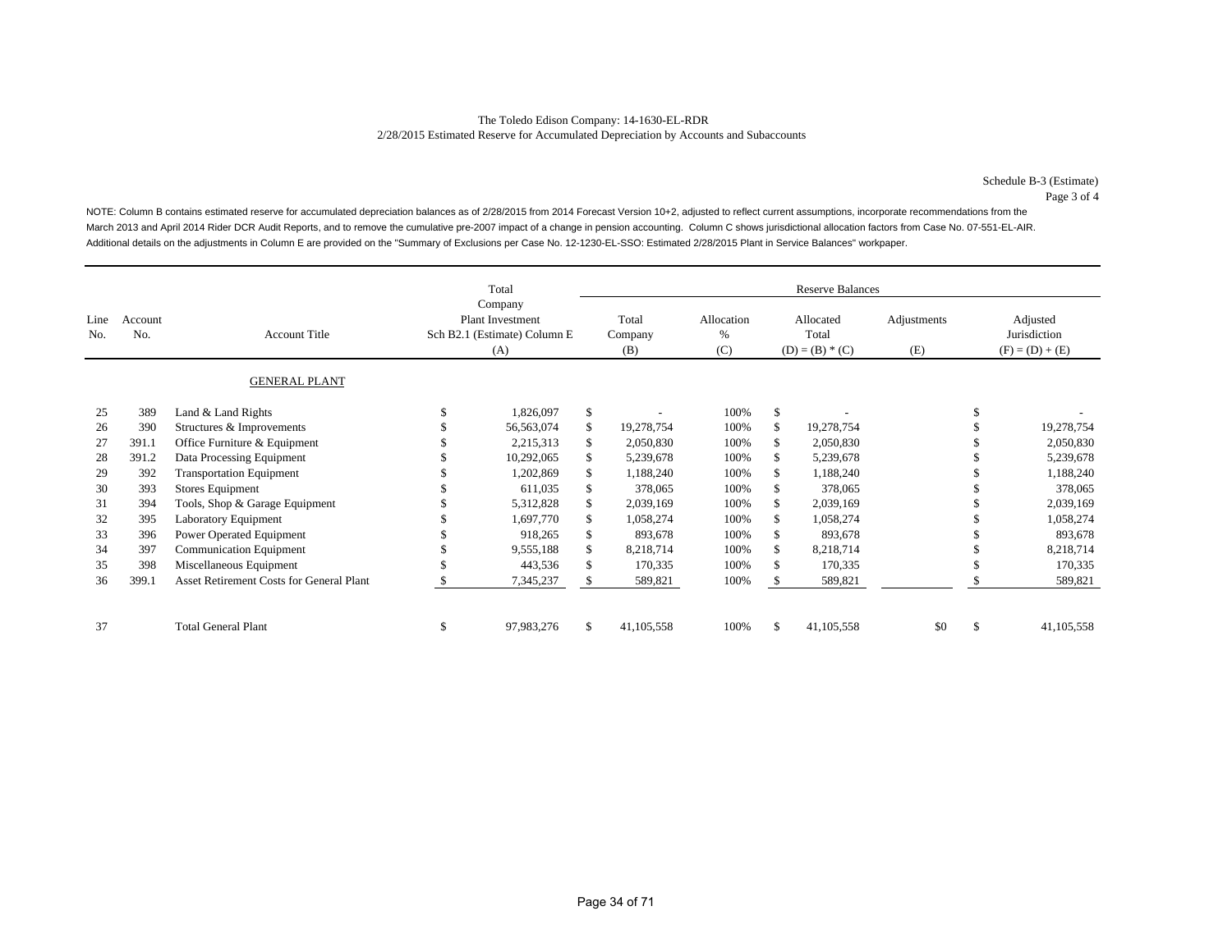The Toledo Edison Company: 14-1630-EL-RDR
2/28/2015 Estimated Reserve for Accumulated Depreciation by Accounts and Subaccounts

Schedule B-3 (Estimate)
Page 3 of 4

NOTE: Column B contains estimated reserve for accumulated depreciation balances as of 2/28/2015 from 2014 Forecast Version 10+2, adjusted to reflect current assumptions, incorporate recommendations from the March 2013 and April 2014 Rider DCR Audit Reports, and to remove the cumulative pre-2007 impact of a change in pension accounting. Column C shows jurisdictional allocation factors from Case No. 07-551-EL-AIR. Additional details on the adjustments in Column E are provided on the "Summary of Exclusions per Case No. 12-1230-EL-SSO: Estimated 2/28/2015 Plant in Service Balances" workpaper.

| | | | Total | Reserve Balances | | | | |
|---|---|---|---|---|---|---|---|---|
| Line No. | Account No. | Account Title | Company Plant Investment Sch B2.1 (Estimate) Column E (A) | Total Company (B) | Allocation % (C) | Allocated Total (D) = (B) * (C) | Adjustments (E) | Adjusted Jurisdiction (F) = (D) + (E) |
| | | GENERAL PLANT | | | | | | |
| 25 | 389 | Land & Land Rights | $ 1,826,097 | $ - | 100% | $ - | | $ - |
| 26 | 390 | Structures & Improvements | $ 56,563,074 | $ 19,278,754 | 100% | $ 19,278,754 | | $ 19,278,754 |
| 27 | 391.1 | Office Furniture & Equipment | $ 2,215,313 | $ 2,050,830 | 100% | $ 2,050,830 | | $ 2,050,830 |
| 28 | 391.2 | Data Processing Equipment | $ 10,292,065 | $ 5,239,678 | 100% | $ 5,239,678 | | $ 5,239,678 |
| 29 | 392 | Transportation Equipment | $ 1,202,869 | $ 1,188,240 | 100% | $ 1,188,240 | | $ 1,188,240 |
| 30 | 393 | Stores Equipment | $ 611,035 | $ 378,065 | 100% | $ 378,065 | | $ 378,065 |
| 31 | 394 | Tools, Shop & Garage Equipment | $ 5,312,828 | $ 2,039,169 | 100% | $ 2,039,169 | | $ 2,039,169 |
| 32 | 395 | Laboratory Equipment | $ 1,697,770 | $ 1,058,274 | 100% | $ 1,058,274 | | $ 1,058,274 |
| 33 | 396 | Power Operated Equipment | $ 918,265 | $ 893,678 | 100% | $ 893,678 | | $ 893,678 |
| 34 | 397 | Communication Equipment | $ 9,555,188 | $ 8,218,714 | 100% | $ 8,218,714 | | $ 8,218,714 |
| 35 | 398 | Miscellaneous Equipment | $ 443,536 | $ 170,335 | 100% | $ 170,335 | | $ 170,335 |
| 36 | 399.1 | Asset Retirement Costs for General Plant | $ 7,345,237 | $ 589,821 | 100% | $ 589,821 | | $ 589,821 |
| 37 | | Total General Plant | $ 97,983,276 | $ 41,105,558 | 100% | $ 41,105,558 | $0 | $ 41,105,558 |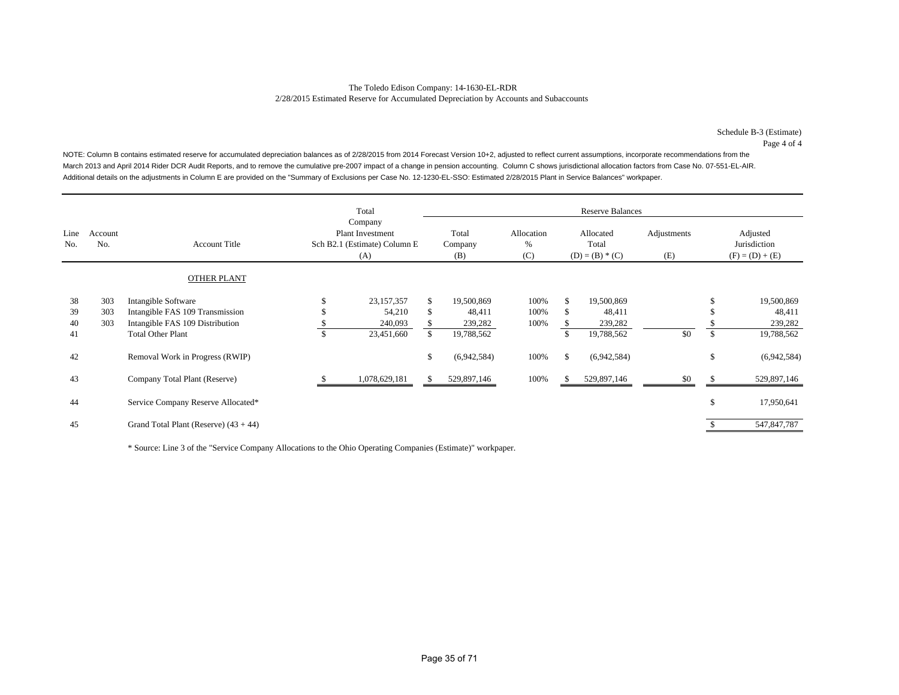The Toledo Edison Company: 14-1630-EL-RDR
2/28/2015 Estimated Reserve for Accumulated Depreciation by Accounts and Subaccounts

Schedule B-3 (Estimate)
Page 4 of 4

NOTE: Column B contains estimated reserve for accumulated depreciation balances as of 2/28/2015 from 2014 Forecast Version 10+2, adjusted to reflect current assumptions, incorporate recommendations from the March 2013 and April 2014 Rider DCR Audit Reports, and to remove the cumulative pre-2007 impact of a change in pension accounting. Column C shows jurisdictional allocation factors from Case No. 07-551-EL-AIR. Additional details on the adjustments in Column E are provided on the "Summary of Exclusions per Case No. 12-1230-EL-SSO: Estimated 2/28/2015 Plant in Service Balances" workpaper.

| Line No. | Account No. | Account Title | Total Company Plant Investment Sch B2.1 (Estimate) Column E (A) | Reserve Balances Total Company (B) | Allocation % (C) | Allocated Total (D) = (B) * (C) | Adjustments (E) | Adjusted Jurisdiction (F) = (D) + (E) |
|---|---|---|---|---|---|---|---|---|
| | | OTHER PLANT | | | | | | |
| 38 | 303 | Intangible Software | $ 23,157,357 | $ 19,500,869 | 100% | $ 19,500,869 | | $ 19,500,869 |
| 39 | 303 | Intangible FAS 109 Transmission | $ 54,210 | $ 48,411 | 100% | $ 48,411 | | $ 48,411 |
| 40 | 303 | Intangible FAS 109 Distribution | $ 240,093 | $ 239,282 | 100% | $ 239,282 | | $ 239,282 |
| 41 | | Total Other Plant | $ 23,451,660 | $ 19,788,562 | | $ 19,788,562 | $0 | $ 19,788,562 |
| 42 | | Removal Work in Progress (RWIP) | | $ (6,942,584) | 100% | $ (6,942,584) | | $ (6,942,584) |
| 43 | | Company Total Plant (Reserve) | $ 1,078,629,181 | $ 529,897,146 | 100% | $ 529,897,146 | $0 | $ 529,897,146 |
| 44 | | Service Company Reserve Allocated* | | | | | | $ 17,950,641 |
| 45 | | Grand Total Plant (Reserve) (43 + 44) | | | | | | $ 547,847,787 |

\* Source: Line 3 of the "Service Company Allocations to the Ohio Operating Companies (Estimate)" workpaper.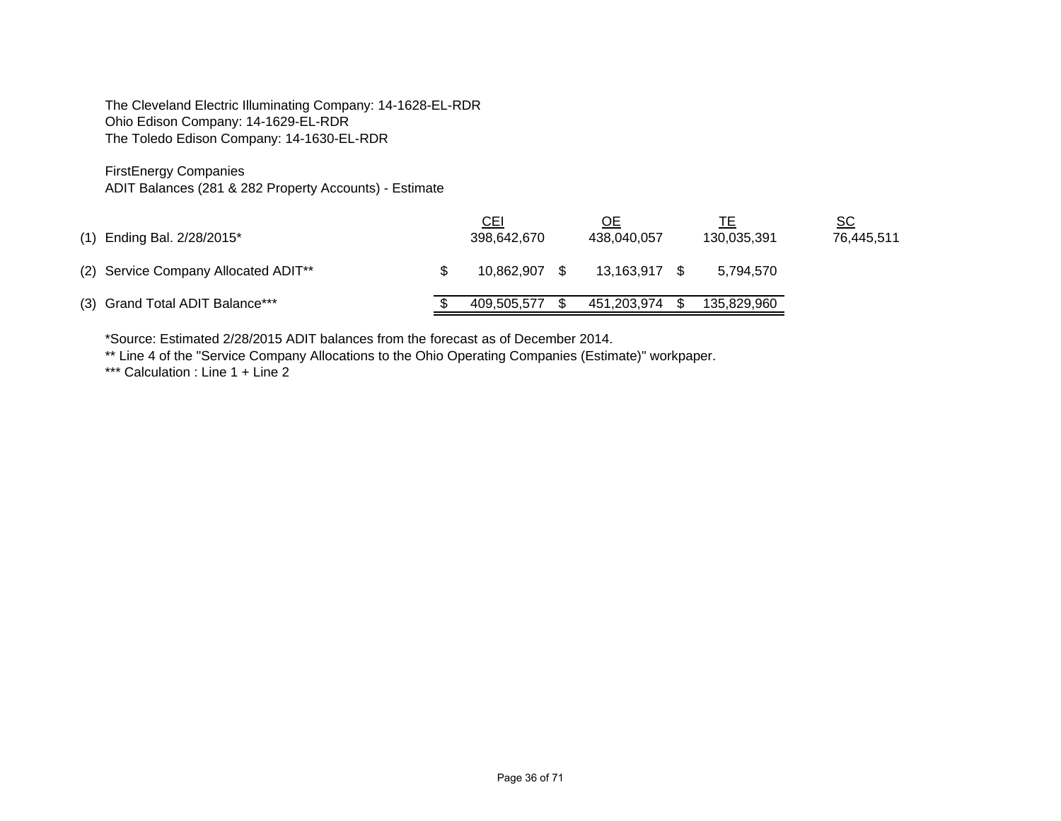The Cleveland Electric Illuminating Company: 14-1628-EL-RDR
Ohio Edison Company: 14-1629-EL-RDR
The Toledo Edison Company: 14-1630-EL-RDR

FirstEnergy Companies
ADIT Balances (281 & 282 Property Accounts) - Estimate

| | | CEI | OE | TE | SC |
|---|---|---|---|---|---|
| (1) | Ending Bal. 2/28/2015* | 398,642,670 | 438,040,057 | 130,035,391 | 76,445,511 |
| (2) | Service Company Allocated ADIT** | $ 10,862,907 | $ 13,163,917 | $ 5,794,570 | |
| (3) | Grand Total ADIT Balance*** | $ 409,505,577 | $ 451,203,974 | $ 135,829,960 | |

*Source: Estimated 2/28/2015 ADIT balances from the forecast as of December 2014.

** Line 4 of the "Service Company Allocations to the Ohio Operating Companies (Estimate)" workpaper.

*** Calculation : Line 1 + Line 2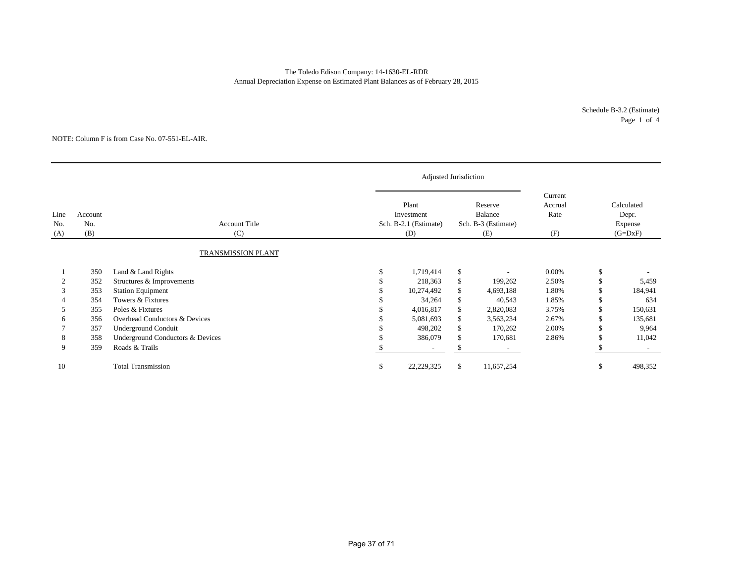The Toledo Edison Company: 14-1630-EL-RDR
Annual Depreciation Expense on Estimated Plant Balances as of February 28, 2015

Schedule B-3.2 (Estimate)
Page 1 of 4

NOTE: Column F is from Case No. 07-551-EL-AIR.

| | | | Adjusted Jurisdiction | | | |
|---|---|---|---|---|---|---|
| Line No. (A) | Account No. (B) | Account Title (C) | Plant Investment Sch. B-2.1 (Estimate) (D) | Reserve Balance Sch. B-3 (Estimate) (E) | Current Accrual Rate (F) | Calculated Depr. Expense (G=DxF) |
| | | TRANSMISSION PLANT | | | | |
| 1 | 350 | Land & Land Rights | $ 1,719,414 | $ - | 0.00% | $ - |
| 2 | 352 | Structures & Improvements | $ 218,363 | $ 199,262 | 2.50% | $ 5,459 |
| 3 | 353 | Station Equipment | $ 10,274,492 | $ 4,693,188 | 1.80% | $ 184,941 |
| 4 | 354 | Towers & Fixtures | $ 34,264 | $ 40,543 | 1.85% | $ 634 |
| 5 | 355 | Poles & Fixtures | $ 4,016,817 | $ 2,820,083 | 3.75% | $ 150,631 |
| 6 | 356 | Overhead Conductors & Devices | $ 5,081,693 | $ 3,563,234 | 2.67% | $ 135,681 |
| 7 | 357 | Underground Conduit | $ 498,202 | $ 170,262 | 2.00% | $ 9,964 |
| 8 | 358 | Underground Conductors & Devices | $ 386,079 | $ 170,681 | 2.86% | $ 11,042 |
| 9 | 359 | Roads & Trails | $ - | $ - | | $ - |
| 10 | | Total Transmission | $ 22,229,325 | $ 11,657,254 | | $ 498,352 |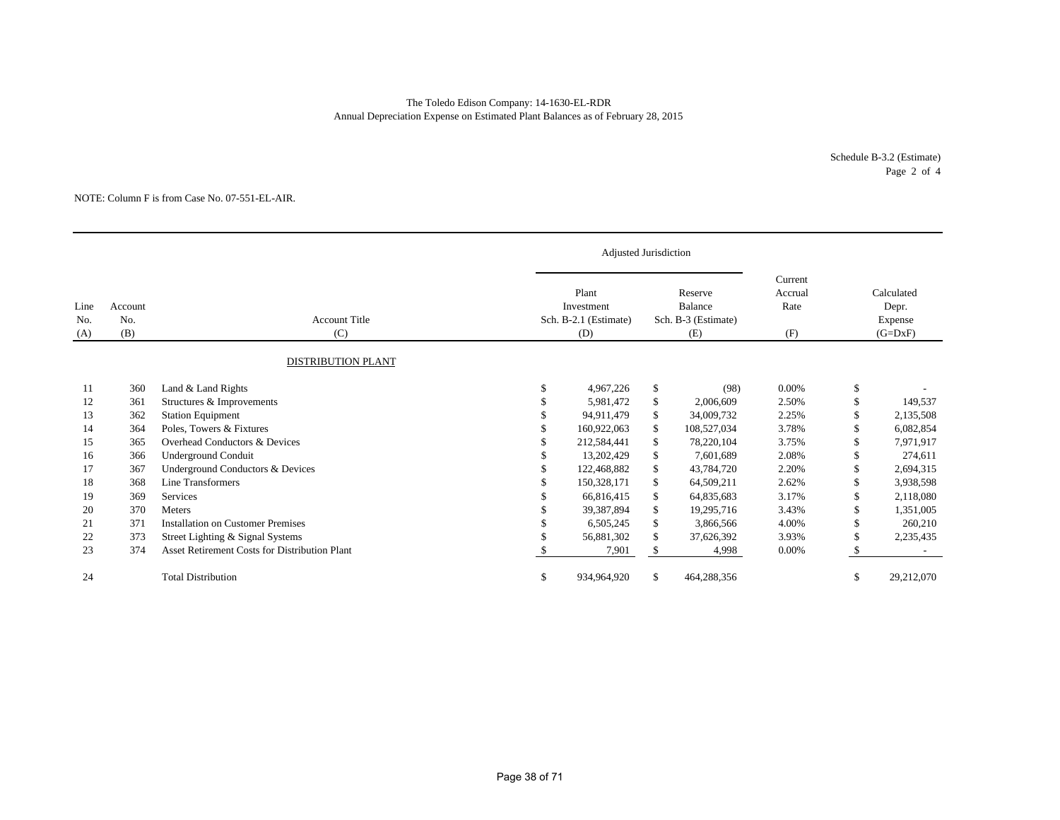The Toledo Edison Company: 14-1630-EL-RDR
Annual Depreciation Expense on Estimated Plant Balances as of February 28, 2015

Schedule B-3.2 (Estimate)
Page 2 of 4

NOTE: Column F is from Case No. 07-551-EL-AIR.

| | | | Adjusted Jurisdiction | | | |
|---|---|---|---|---|---|---|
| Line No. (A) | Account No. (B) | Account Title (C) | Plant Investment Sch. B-2.1 (Estimate) (D) | Reserve Balance Sch. B-3 (Estimate) (E) | Current Accrual Rate (F) | Calculated Depr. Expense (G=DxF) |
| | | DISTRIBUTION PLANT | | | | |
| 11 | 360 | Land & Land Rights | $ 4,967,226 | $ (98) | 0.00% | $ - |
| 12 | 361 | Structures & Improvements | $ 5,981,472 | $ 2,006,609 | 2.50% | $ 149,537 |
| 13 | 362 | Station Equipment | $ 94,911,479 | $ 34,009,732 | 2.25% | $ 2,135,508 |
| 14 | 364 | Poles, Towers & Fixtures | $ 160,922,063 | $ 108,527,034 | 3.78% | $ 6,082,854 |
| 15 | 365 | Overhead Conductors & Devices | $ 212,584,441 | $ 78,220,104 | 3.75% | $ 7,971,917 |
| 16 | 366 | Underground Conduit | $ 13,202,429 | $ 7,601,689 | 2.08% | $ 274,611 |
| 17 | 367 | Underground Conductors & Devices | $ 122,468,882 | $ 43,784,720 | 2.20% | $ 2,694,315 |
| 18 | 368 | Line Transformers | $ 150,328,171 | $ 64,509,211 | 2.62% | $ 3,938,598 |
| 19 | 369 | Services | $ 66,816,415 | $ 64,835,683 | 3.17% | $ 2,118,080 |
| 20 | 370 | Meters | $ 39,387,894 | $ 19,295,716 | 3.43% | $ 1,351,005 |
| 21 | 371 | Installation on Customer Premises | $ 6,505,245 | $ 3,866,566 | 4.00% | $ 260,210 |
| 22 | 373 | Street Lighting & Signal Systems | $ 56,881,302 | $ 37,626,392 | 3.93% | $ 2,235,435 |
| 23 | 374 | Asset Retirement Costs for Distribution Plant | $ 7,901 | $ 4,998 | 0.00% | $ - |
| 24 | | Total Distribution | $ 934,964,920 | $ 464,288,356 | | $ 29,212,070 |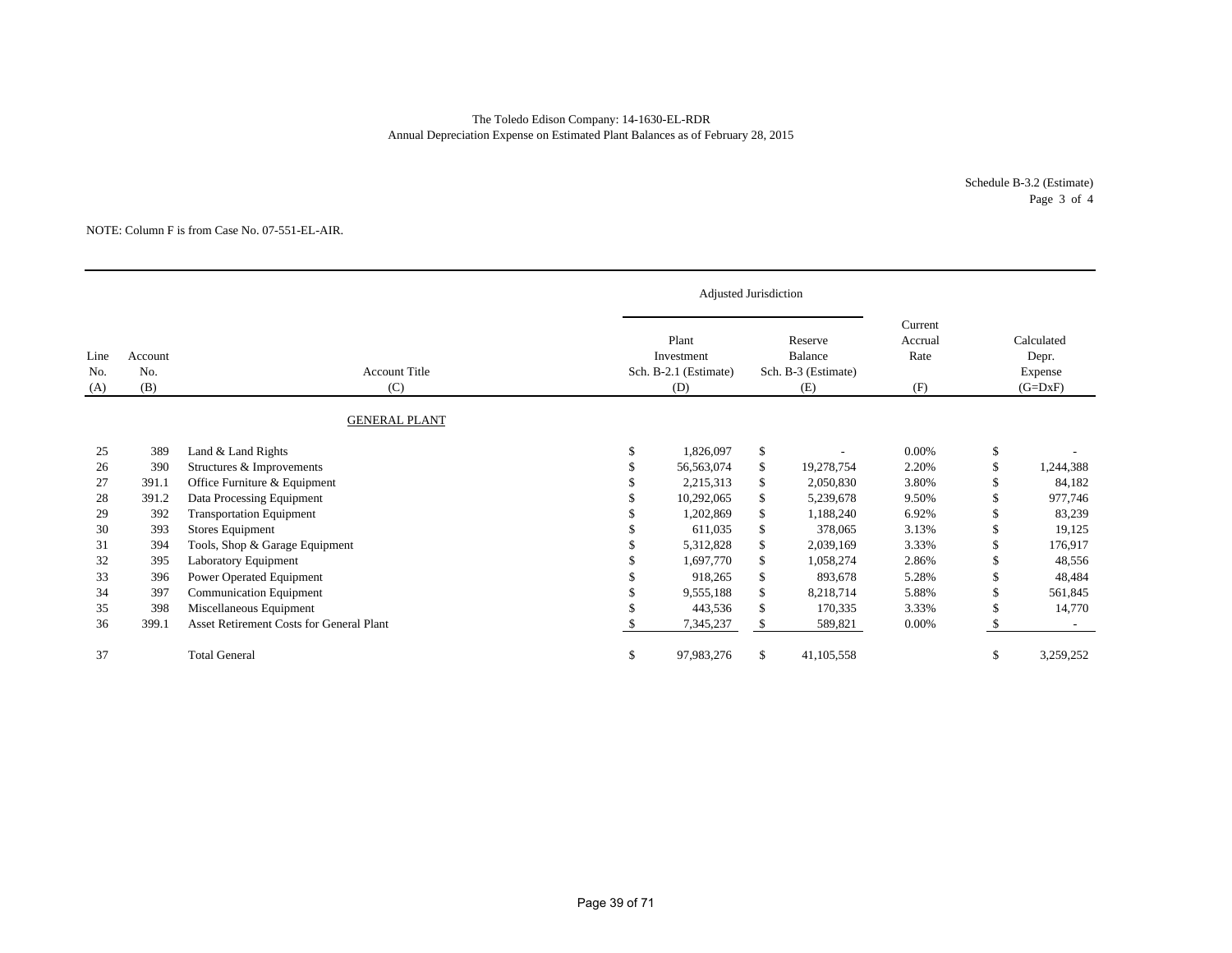The Toledo Edison Company: 14-1630-EL-RDR
Annual Depreciation Expense on Estimated Plant Balances as of February 28, 2015

Schedule B-3.2 (Estimate)
Page 3 of 4

NOTE: Column F is from Case No. 07-551-EL-AIR.

| | | | Adjusted Jurisdiction | | | |
|---|---|---|---|---|---|---|
| Line No. (A) | Account No. (B) | Account Title (C) | Plant Investment Sch. B-2.1 (Estimate) (D) | Reserve Balance Sch. B-3 (Estimate) (E) | Current Accrual Rate (F) | Calculated Depr. Expense (G=DxF) |
| | | GENERAL PLANT | | | | |
| 25 | 389 | Land & Land Rights | $ 1,826,097 | $ - | 0.00% | $ - |
| 26 | 390 | Structures & Improvements | $ 56,563,074 | $ 19,278,754 | 2.20% | $ 1,244,388 |
| 27 | 391.1 | Office Furniture & Equipment | $ 2,215,313 | $ 2,050,830 | 3.80% | $ 84,182 |
| 28 | 391.2 | Data Processing Equipment | $ 10,292,065 | $ 5,239,678 | 9.50% | $ 977,746 |
| 29 | 392 | Transportation Equipment | $ 1,202,869 | $ 1,188,240 | 6.92% | $ 83,239 |
| 30 | 393 | Stores Equipment | $ 611,035 | $ 378,065 | 3.13% | $ 19,125 |
| 31 | 394 | Tools, Shop & Garage Equipment | $ 5,312,828 | $ 2,039,169 | 3.33% | $ 176,917 |
| 32 | 395 | Laboratory Equipment | $ 1,697,770 | $ 1,058,274 | 2.86% | $ 48,556 |
| 33 | 396 | Power Operated Equipment | $ 918,265 | $ 893,678 | 5.28% | $ 48,484 |
| 34 | 397 | Communication Equipment | $ 9,555,188 | $ 8,218,714 | 5.88% | $ 561,845 |
| 35 | 398 | Miscellaneous Equipment | $ 443,536 | $ 170,335 | 3.33% | $ 14,770 |
| 36 | 399.1 | Asset Retirement Costs for General Plant | $ 7,345,237 | $ 589,821 | 0.00% | $ - |
| 37 | | Total General | $ 97,983,276 | $ 41,105,558 | | $ 3,259,252 |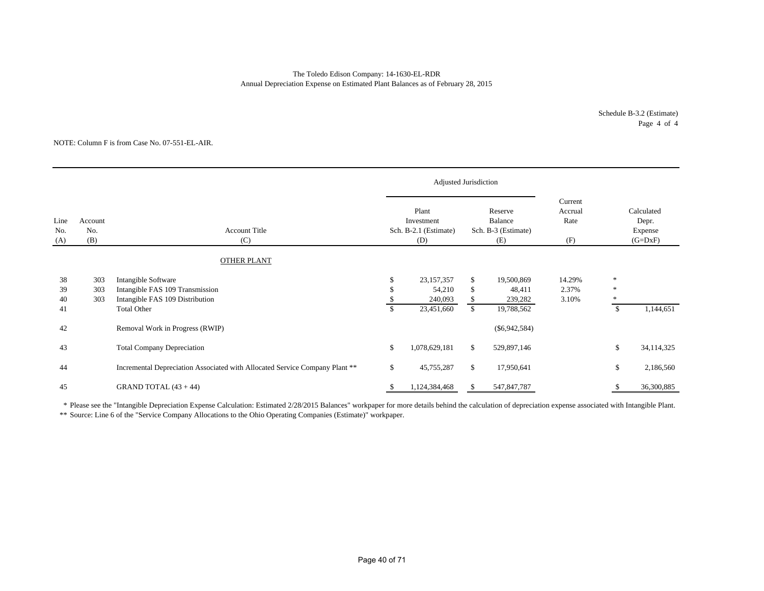The Toledo Edison Company: 14-1630-EL-RDR
Annual Depreciation Expense on Estimated Plant Balances as of February 28, 2015

Schedule B-3.2 (Estimate)
Page 4 of 4

NOTE: Column F is from Case No. 07-551-EL-AIR.

| Line No. (A) | Account No. (B) | Account Title (C) | Adjusted Jurisdiction Plant Investment Sch. B-2.1 (Estimate) (D) | Adjusted Jurisdiction Reserve Balance Sch. B-3 (Estimate) (E) | Current Accrual Rate (F) | Calculated Depr. Expense (G=DxF) |
|---|---|---|---|---|---|---|
| | | OTHER PLANT | | | | |
| 38 | 303 | Intangible Software | $ 23,157,357 | $ 19,500,869 | 14.29% | * |
| 39 | 303 | Intangible FAS 109 Transmission | $ 54,210 | $ 48,411 | 2.37% | * |
| 40 | 303 | Intangible FAS 109 Distribution | $ 240,093 | $ 239,282 | 3.10% | * |
| 41 | | Total Other | $ 23,451,660 | $ 19,788,562 | | $ 1,144,651 |
| 42 | | Removal Work in Progress (RWIP) | | ($6,942,584) | | |
| 43 | | Total Company Depreciation | $ 1,078,629,181 | $ 529,897,146 | | $ 34,114,325 |
| 44 | | Incremental Depreciation Associated with Allocated Service Company Plant ** | $ 45,755,287 | $ 17,950,641 | | $ 2,186,560 |
| 45 | | GRAND TOTAL (43 + 44) | $ 1,124,384,468 | $ 547,847,787 | | $ 36,300,885 |

\* Please see the "Intangible Depreciation Expense Calculation: Estimated 2/28/2015 Balances" workpaper for more details behind the calculation of depreciation expense associated with Intangible Plant.

\*\* Source: Line 6 of the "Service Company Allocations to the Ohio Operating Companies (Estimate)" workpaper.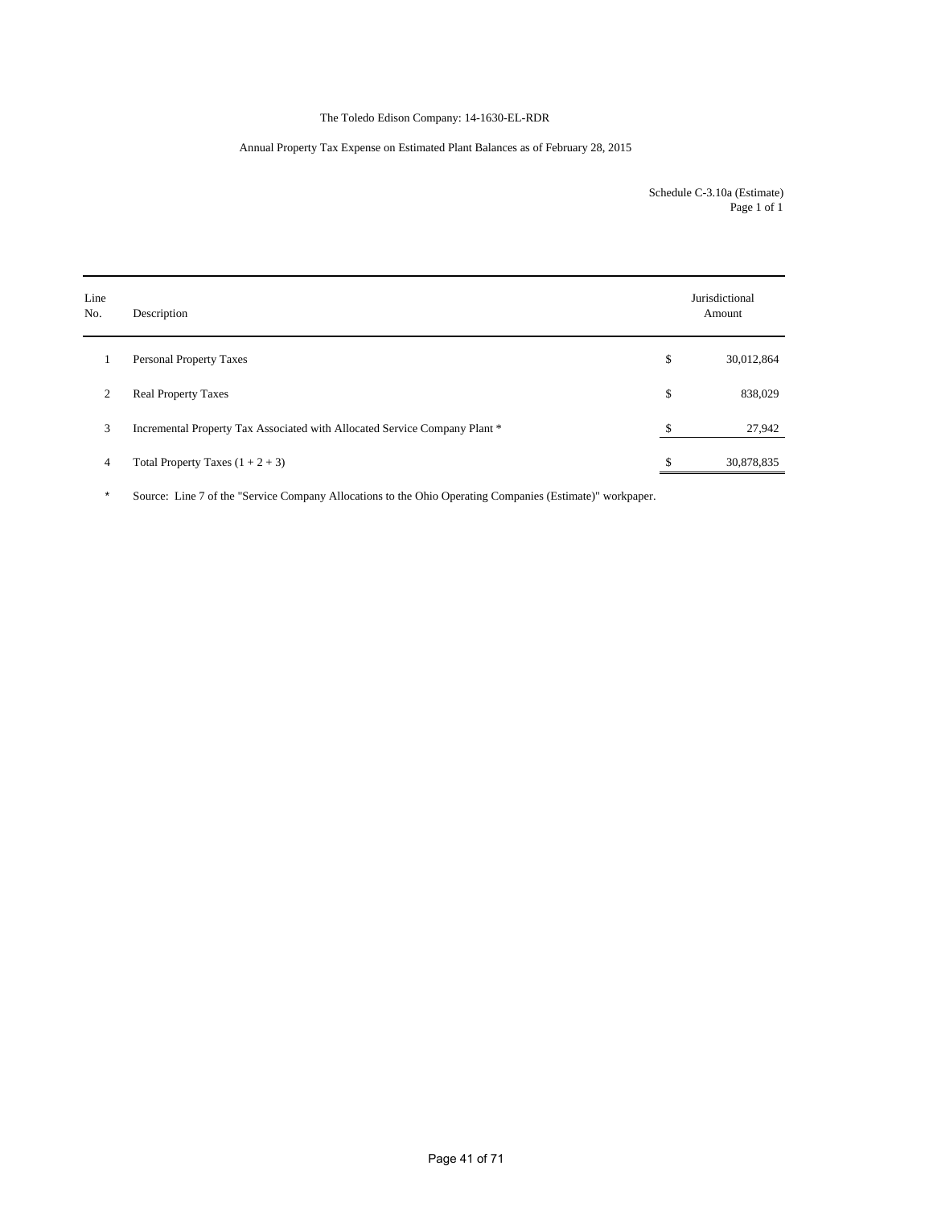The Toledo Edison Company: 14-1630-EL-RDR

Annual Property Tax Expense on Estimated Plant Balances as of February 28, 2015

Schedule C-3.10a (Estimate)
Page 1 of 1

| Line No. | Description | | Jurisdictional Amount |
|---|---|---|---|
| 1 | Personal Property Taxes | $ | 30,012,864 |
| 2 | Real Property Taxes | $ | 838,029 |
| 3 | Incremental Property Tax Associated with Allocated Service Company Plant * | $ | 27,942 |
| 4 | Total Property Taxes (1 + 2 + 3) | $ | 30,878,835 |

\* Source: Line 7 of the "Service Company Allocations to the Ohio Operating Companies (Estimate)" workpaper.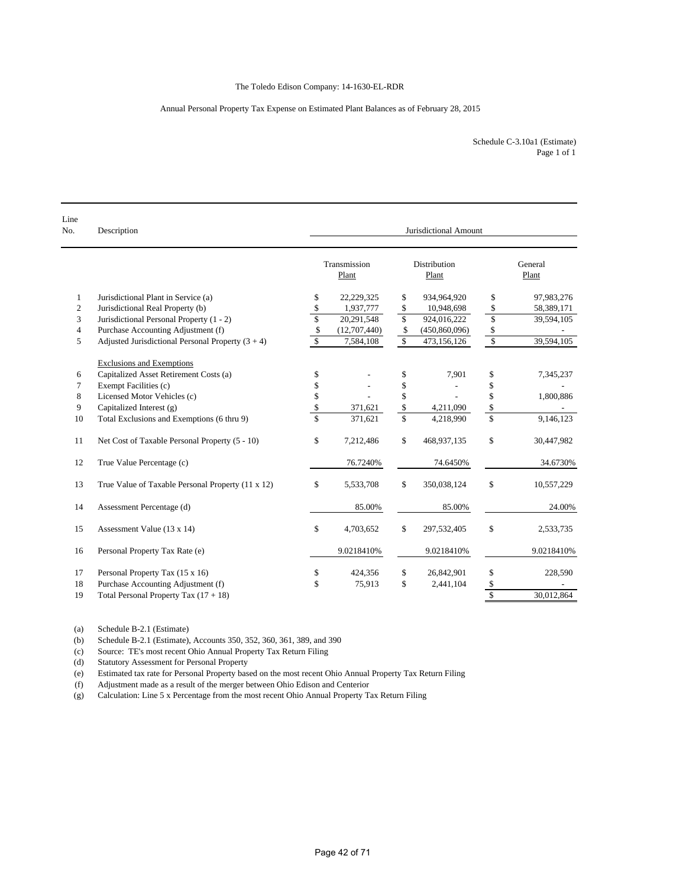The Toledo Edison Company: 14-1630-EL-RDR

Annual Personal Property Tax Expense on Estimated Plant Balances as of February 28, 2015

Schedule C-3.10a1 (Estimate)
Page 1 of 1

| Line No. | Description | Jurisdictional Amount | | |
|---|---|---|---|---|
| | | Transmission Plant | Distribution Plant | General Plant |
| 1 | Jurisdictional Plant in Service (a) | $ 22,229,325 | $ 934,964,920 | $ 97,983,276 |
| 2 | Jurisdictional Real Property (b) | $ 1,937,777 | $ 10,948,698 | $ 58,389,171 |
| 3 | Jurisdictional Personal Property (1 - 2) | $ 20,291,548 | $ 924,016,222 | $ 39,594,105 |
| 4 | Purchase Accounting Adjustment (f) | $ (12,707,440) | $ (450,860,096) | $ - |
| 5 | Adjusted Jurisdictional Personal Property (3 + 4) | $ 7,584,108 | $ 473,156,126 | $ 39,594,105 |
| | Exclusions and Exemptions | | | |
| 6 | Capitalized Asset Retirement Costs (a) | $ - | $ 7,901 | $ 7,345,237 |
| 7 | Exempt Facilities (c) | $ - | $ - | $ - |
| 8 | Licensed Motor Vehicles (c) | $ - | $ - | $ 1,800,886 |
| 9 | Capitalized Interest (g) | $ 371,621 | $ 4,211,090 | $ - |
| 10 | Total Exclusions and Exemptions (6 thru 9) | $ 371,621 | $ 4,218,990 | $ 9,146,123 |
| 11 | Net Cost of Taxable Personal Property (5 - 10) | $ 7,212,486 | $ 468,937,135 | $ 30,447,982 |
| 12 | True Value Percentage (c) | 76.7240% | 74.6450% | 34.6730% |
| 13 | True Value of Taxable Personal Property (11 x 12) | $ 5,533,708 | $ 350,038,124 | $ 10,557,229 |
| 14 | Assessment Percentage (d) | 85.00% | 85.00% | 24.00% |
| 15 | Assessment Value (13 x 14) | $ 4,703,652 | $ 297,532,405 | $ 2,533,735 |
| 16 | Personal Property Tax Rate (e) | 9.0218410% | 9.0218410% | 9.0218410% |
| 17 | Personal Property Tax (15 x 16) | $ 424,356 | $ 26,842,901 | $ 228,590 |
| 18 | Purchase Accounting Adjustment (f) | $ 75,913 | $ 2,441,104 | $ - |
| 19 | Total Personal Property Tax (17 + 18) | | | $ 30,012,864 |

(a) Schedule B-2.1 (Estimate)
(b) Schedule B-2.1 (Estimate), Accounts 350, 352, 360, 361, 389, and 390
(c) Source: TE's most recent Ohio Annual Property Tax Return Filing
(d) Statutory Assessment for Personal Property
(e) Estimated tax rate for Personal Property based on the most recent Ohio Annual Property Tax Return Filing
(f) Adjustment made as a result of the merger between Ohio Edison and Centerior
(g) Calculation: Line 5 x Percentage from the most recent Ohio Annual Property Tax Return Filing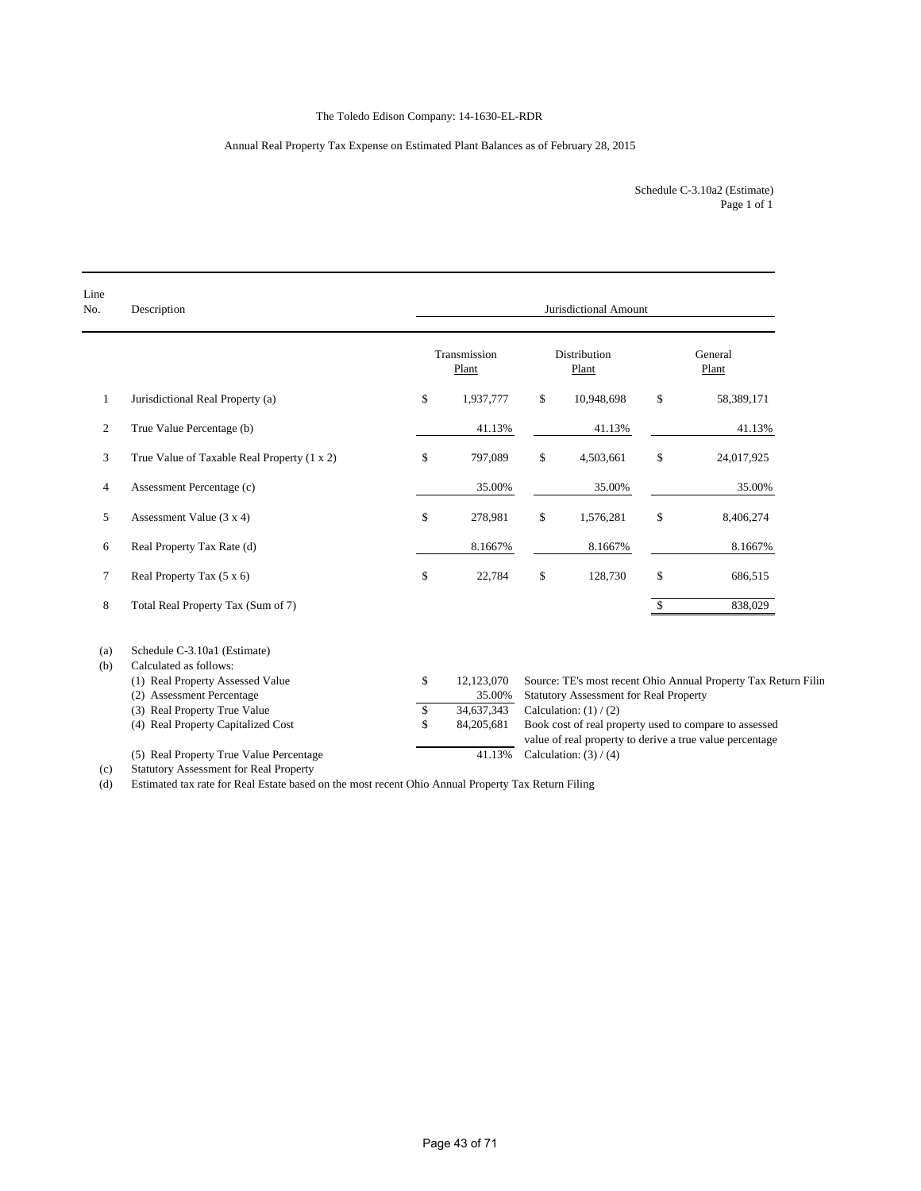The Toledo Edison Company: 14-1630-EL-RDR

Annual Real Property Tax Expense on Estimated Plant Balances as of February 28, 2015

Schedule C-3.10a2 (Estimate)
Page 1 of 1

| Line No. | Description | Jurisdictional Amount | | |
|---|---|---|---|---|
| | | Transmission Plant | Distribution Plant | General Plant |
| 1 | Jurisdictional Real Property (a) | $ 1,937,777 | $ 10,948,698 | $ 58,389,171 |
| 2 | True Value Percentage (b) | 41.13% | 41.13% | 41.13% |
| 3 | True Value of Taxable Real Property (1 x 2) | $ 797,089 | $ 4,503,661 | $ 24,017,925 |
| 4 | Assessment Percentage (c) | 35.00% | 35.00% | 35.00% |
| 5 | Assessment Value (3 x 4) | $ 278,981 | $ 1,576,281 | $ 8,406,274 |
| 6 | Real Property Tax Rate (d) | 8.1667% | 8.1667% | 8.1667% |
| 7 | Real Property Tax (5 x 6) | $ 22,784 | $ 128,730 | $ 686,515 |
| 8 | Total Real Property Tax (Sum of 7) | | | $ 838,029 |

(a) Schedule C-3.10a1 (Estimate)

(b) Calculated as follows:

| | | |
|---|---|---|
| (1) Real Property Assessed Value | $ 12,123,070 | Source: TE's most recent Ohio Annual Property Tax Return Filin |
| (2) Assessment Percentage | 35.00% | Statutory Assessment for Real Property |
| (3) Real Property True Value | $ 34,637,343 | Calculation: (1) / (2) |
| (4) Real Property Capitalized Cost | $ 84,205,681 | Book cost of real property used to compare to assessed value of real property to derive a true value percentage |
| (5) Real Property True Value Percentage | 41.13% | Calculation: (3) / (4) |

(c) Statutory Assessment for Real Property

(d) Estimated tax rate for Real Estate based on the most recent Ohio Annual Property Tax Return Filing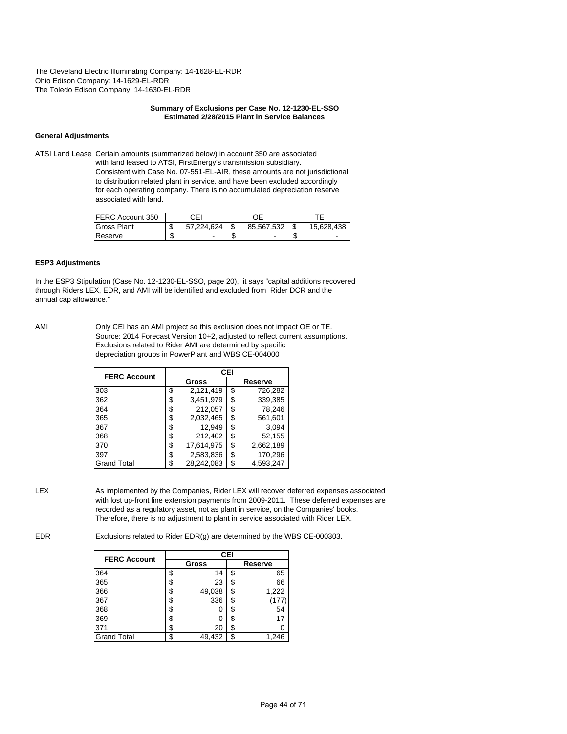The Cleveland Electric Illuminating Company: 14-1628-EL-RDR
Ohio Edison Company: 14-1629-EL-RDR
The Toledo Edison Company: 14-1630-EL-RDR

**Summary of Exclusions per Case No. 12-1230-EL-SSO**
**Estimated 2/28/2015 Plant in Service Balances**

**General Adjustments**

ATSI Land Lease Certain amounts (summarized below) in account 350 are associated with land leased to ATSI, FirstEnergy's transmission subsidiary. Consistent with Case No. 07-551-EL-AIR, these amounts are not jurisdictional to distribution related plant in service, and have been excluded accordingly for each operating company. There is no accumulated depreciation reserve associated with land.

| FERC Account 350 | CEI | OE | TE |
|---|---|---|---|
| Gross Plant | $ 57,224,624 | $ 85,567,532 | $ 15,628,438 |
| Reserve | $ - | $ - | $ - |

**ESP3 Adjustments**

In the ESP3 Stipulation (Case No. 12-1230-EL-SSO, page 20), it says "capital additions recovered through Riders LEX, EDR, and AMI will be identified and excluded from Rider DCR and the annual cap allowance."

AMI Only CEI has an AMI project so this exclusion does not impact OE or TE. Source: 2014 Forecast Version 10+2, adjusted to reflect current assumptions. Exclusions related to Rider AMI are determined by specific depreciation groups in PowerPlant and WBS CE-004000

| FERC Account | CEI | |
|---|---|---|
| | Gross | Reserve |
| 303 | $ 2,121,419 | $ 726,282 |
| 362 | $ 3,451,979 | $ 339,385 |
| 364 | $ 212,057 | $ 78,246 |
| 365 | $ 2,032,465 | $ 561,601 |
| 367 | $ 12,949 | $ 3,094 |
| 368 | $ 212,402 | $ 52,155 |
| 370 | $ 17,614,975 | $ 2,662,189 |
| 397 | $ 2,583,836 | $ 170,296 |
| Grand Total | $ 28,242,083 | $ 4,593,247 |

LEX As implemented by the Companies, Rider LEX will recover deferred expenses associated with lost up-front line extension payments from 2009-2011. These deferred expenses are recorded as a regulatory asset, not as plant in service, on the Companies' books. Therefore, there is no adjustment to plant in service associated with Rider LEX.

EDR Exclusions related to Rider EDR(g) are determined by the WBS CE-000303.

| FERC Account | CEI | |
|---|---|---|
| | Gross | Reserve |
| 364 | $ 14 | $ 65 |
| 365 | $ 23 | $ 66 |
| 366 | $ 49,038 | $ 1,222 |
| 367 | $ 336 | $ (177) |
| 368 | $ 0 | $ 54 |
| 369 | $ 0 | $ 17 |
| 371 | $ 20 | $ 0 |
| Grand Total | $ 49,432 | $ 1,246 |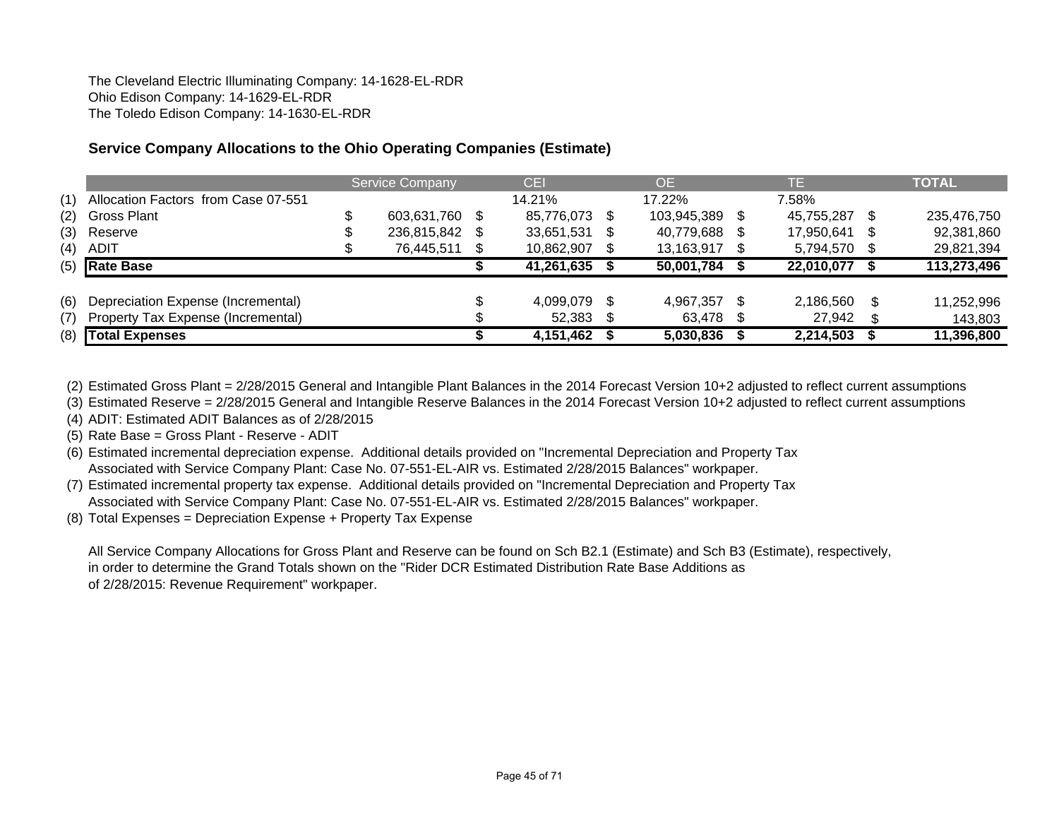The Cleveland Electric Illuminating Company: 14-1628-EL-RDR
Ohio Edison Company: 14-1629-EL-RDR
The Toledo Edison Company: 14-1630-EL-RDR

**Service Company Allocations to the Ohio Operating Companies (Estimate)**

| | | Service Company | CEI | OE | TE | TOTAL |
|---|---|---|---|---|---|---|
| (1) | Allocation Factors from Case 07-551 | | 14.21% | 17.22% | 7.58% | |
| (2) | Gross Plant | $ 603,631,760 | $ 85,776,073 | $ 103,945,389 | $ 45,755,287 | $ 235,476,750 |
| (3) | Reserve | $ 236,815,842 | $ 33,651,531 | $ 40,779,688 | $ 17,950,641 | $ 92,381,860 |
| (4) | ADIT | $ 76,445,511 | $ 10,862,907 | $ 13,163,917 | $ 5,794,570 | $ 29,821,394 |
| (5) | **Rate Base** | | **$ 41,261,635** | **$ 50,001,784** | **$ 22,010,077** | **$ 113,273,496** |
| | | | | | | |
| (6) | Depreciation Expense (Incremental) | | $ 4,099,079 | $ 4,967,357 | $ 2,186,560 | $ 11,252,996 |
| (7) | Property Tax Expense (Incremental) | | $ 52,383 | $ 63,478 | $ 27,942 | $ 143,803 |
| (8) | **Total Expenses** | | **$ 4,151,462** | **$ 5,030,836** | **$ 2,214,503** | **$ 11,396,800** |

(2) Estimated Gross Plant = 2/28/2015 General and Intangible Plant Balances in the 2014 Forecast Version 10+2 adjusted to reflect current assumptions
(3) Estimated Reserve = 2/28/2015 General and Intangible Reserve Balances in the 2014 Forecast Version 10+2 adjusted to reflect current assumptions
(4) ADIT: Estimated ADIT Balances as of 2/28/2015
(5) Rate Base = Gross Plant - Reserve - ADIT
(6) Estimated incremental depreciation expense. Additional details provided on "Incremental Depreciation and Property Tax Associated with Service Company Plant: Case No. 07-551-EL-AIR vs. Estimated 2/28/2015 Balances" workpaper.
(7) Estimated incremental property tax expense. Additional details provided on "Incremental Depreciation and Property Tax Associated with Service Company Plant: Case No. 07-551-EL-AIR vs. Estimated 2/28/2015 Balances" workpaper.
(8) Total Expenses = Depreciation Expense + Property Tax Expense

All Service Company Allocations for Gross Plant and Reserve can be found on Sch B2.1 (Estimate) and Sch B3 (Estimate), respectively, in order to determine the Grand Totals shown on the "Rider DCR Estimated Distribution Rate Base Additions as of 2/28/2015: Revenue Requirement" workpaper.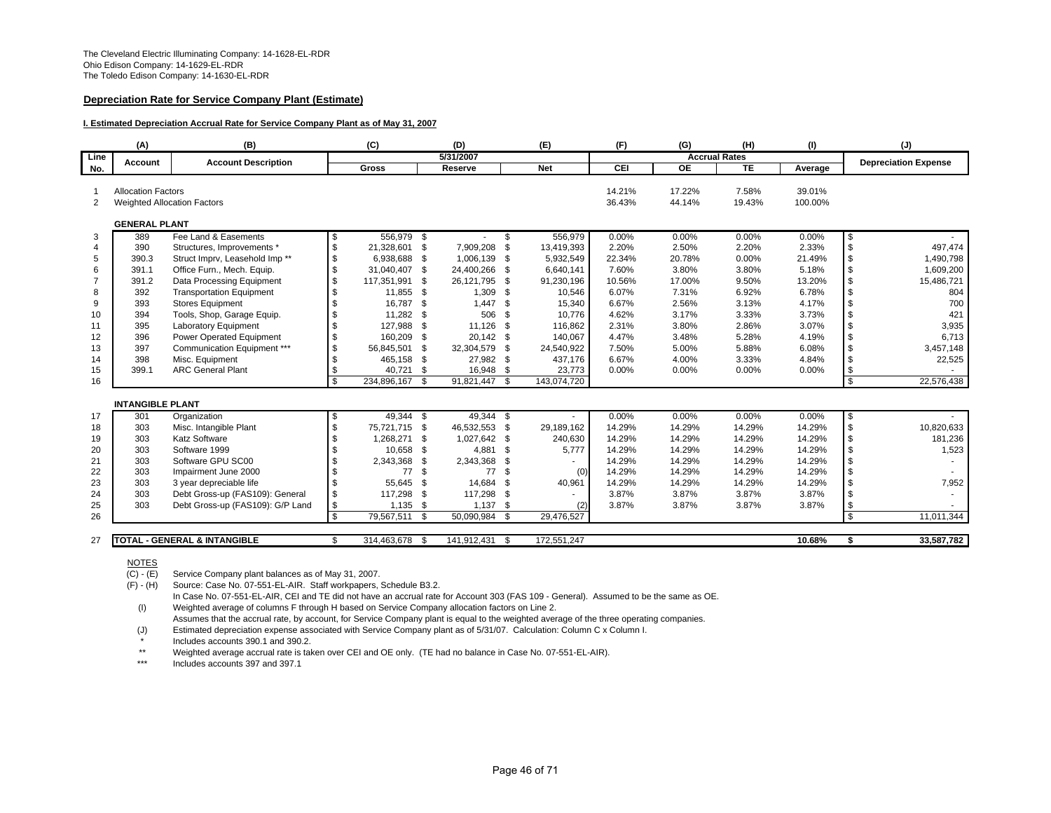The Cleveland Electric Illuminating Company: 14-1628-EL-RDR
Ohio Edison Company: 14-1629-EL-RDR
The Toledo Edison Company: 14-1630-EL-RDR

## Depreciation Rate for Service Company Plant (Estimate)

### I. Estimated Depreciation Accrual Rate for Service Company Plant as of May 31, 2007

| | (A) | (B) | (C) | (D) | (E) | (F) | (G) | (H) | (I) | (J) |
|---|---|---|---|---|---|---|---|---|---|---|
| Line | Account | Account Description | 5/31/2007 | | | Accrual Rates | | | | Depreciation Expense |
| No. | | | Gross | Reserve | Net | CEI | OE | TE | Average | |
| 1 | Allocation Factors | | | | | 14.21% | 17.22% | 7.58% | 39.01% | |
| 2 | Weighted Allocation Factors | | | | | 36.43% | 44.14% | 19.43% | 100.00% | |
| | **GENERAL PLANT** | | | | | | | | | |
| 3 | 389 | Fee Land & Easements | $ 556,979 | $ - | $ 556,979 | 0.00% | 0.00% | 0.00% | 0.00% | $ - |
| 4 | 390 | Structures, Improvements * | $ 21,328,601 | $ 7,909,208 | $ 13,419,393 | 2.20% | 2.50% | 2.20% | 2.33% | $ 497,474 |
| 5 | 390.3 | Struct Imprv, Leasehold Imp ** | $ 6,938,688 | $ 1,006,139 | $ 5,932,549 | 22.34% | 20.78% | 0.00% | 21.49% | $ 1,490,798 |
| 6 | 391.1 | Office Furn., Mech. Equip. | $ 31,040,407 | $ 24,400,266 | $ 6,640,141 | 7.60% | 3.80% | 3.80% | 5.18% | $ 1,609,200 |
| 7 | 391.2 | Data Processing Equipment | $ 117,351,991 | $ 26,121,795 | $ 91,230,196 | 10.56% | 17.00% | 9.50% | 13.20% | $ 15,486,721 |
| 8 | 392 | Transportation Equipment | $ 11,855 | $ 1,309 | $ 10,546 | 6.07% | 7.31% | 6.92% | 6.78% | $ 804 |
| 9 | 393 | Stores Equipment | $ 16,787 | $ 1,447 | $ 15,340 | 6.67% | 2.56% | 3.13% | 4.17% | $ 700 |
| 10 | 394 | Tools, Shop, Garage Equip. | $ 11,282 | $ 506 | $ 10,776 | 4.62% | 3.17% | 3.33% | 3.73% | $ 421 |
| 11 | 395 | Laboratory Equipment | $ 127,988 | $ 11,126 | $ 116,862 | 2.31% | 3.80% | 2.86% | 3.07% | $ 3,935 |
| 12 | 396 | Power Operated Equipment | $ 160,209 | $ 20,142 | $ 140,067 | 4.47% | 3.48% | 5.28% | 4.19% | $ 6,713 |
| 13 | 397 | Communication Equipment *** | $ 56,845,501 | $ 32,304,579 | $ 24,540,922 | 7.50% | 5.00% | 5.88% | 6.08% | $ 3,457,148 |
| 14 | 398 | Misc. Equipment | $ 465,158 | $ 27,982 | $ 437,176 | 6.67% | 4.00% | 3.33% | 4.84% | $ 22,525 |
| 15 | 399.1 | ARC General Plant | $ 40,721 | $ 16,948 | $ 23,773 | 0.00% | 0.00% | 0.00% | 0.00% | $ - |
| 16 | | | $ 234,896,167 | $ 91,821,447 | $ 143,074,720 | | | | | $ 22,576,438 |
| | **INTANGIBLE PLANT** | | | | | | | | | |
| 17 | 301 | Organization | $ 49,344 | $ 49,344 | $ - | 0.00% | 0.00% | 0.00% | 0.00% | $ - |
| 18 | 303 | Misc. Intangible Plant | $ 75,721,715 | $ 46,532,553 | $ 29,189,162 | 14.29% | 14.29% | 14.29% | 14.29% | $ 10,820,633 |
| 19 | 303 | Katz Software | $ 1,268,271 | $ 1,027,642 | $ 240,630 | 14.29% | 14.29% | 14.29% | 14.29% | $ 181,236 |
| 20 | 303 | Software 1999 | $ 10,658 | $ 4,881 | $ 5,777 | 14.29% | 14.29% | 14.29% | 14.29% | $ 1,523 |
| 21 | 303 | Software GPU SC00 | $ 2,343,368 | $ 2,343,368 | $ - | 14.29% | 14.29% | 14.29% | 14.29% | $ - |
| 22 | 303 | Impairment June 2000 | $ 77 | $ 77 | $ (0) | 14.29% | 14.29% | 14.29% | 14.29% | $ - |
| 23 | 303 | 3 year depreciable life | $ 55,645 | $ 14,684 | $ 40,961 | 14.29% | 14.29% | 14.29% | 14.29% | $ 7,952 |
| 24 | 303 | Debt Gross-up (FAS109): General | $ 117,298 | $ 117,298 | $ - | 3.87% | 3.87% | 3.87% | 3.87% | $ - |
| 25 | 303 | Debt Gross-up (FAS109): G/P Land | $ 1,135 | $ 1,137 | $ (2) | 3.87% | 3.87% | 3.87% | 3.87% | $ - |
| 26 | | | $ 79,567,511 | $ 50,090,984 | $ 29,476,527 | | | | | $ 11,011,344 |
| 27 | **TOTAL - GENERAL & INTANGIBLE** | | $ 314,463,678 | $ 141,912,431 | $ 172,551,247 | | | | **10.68%** | **$ 33,587,782** |

NOTES

(C) - (E) Service Company plant balances as of May 31, 2007.

(F) - (H) Source: Case No. 07-551-EL-AIR. Staff workpapers, Schedule B3.2.

In Case No. 07-551-EL-AIR, CEI and TE did not have an accrual rate for Account 303 (FAS 109 - General). Assumed to be the same as OE.

(I) Weighted average of columns F through H based on Service Company allocation factors on Line 2.

Assumes that the accrual rate, by account, for Service Company plant is equal to the weighted average of the three operating companies.

(J) Estimated depreciation expense associated with Service Company plant as of 5/31/07. Calculation: Column C x Column I.

\* Includes accounts 390.1 and 390.2.

\*\* Weighted average accrual rate is taken over CEI and OE only. (TE had no balance in Case No. 07-551-EL-AIR).

\*\*\* Includes accounts 397 and 397.1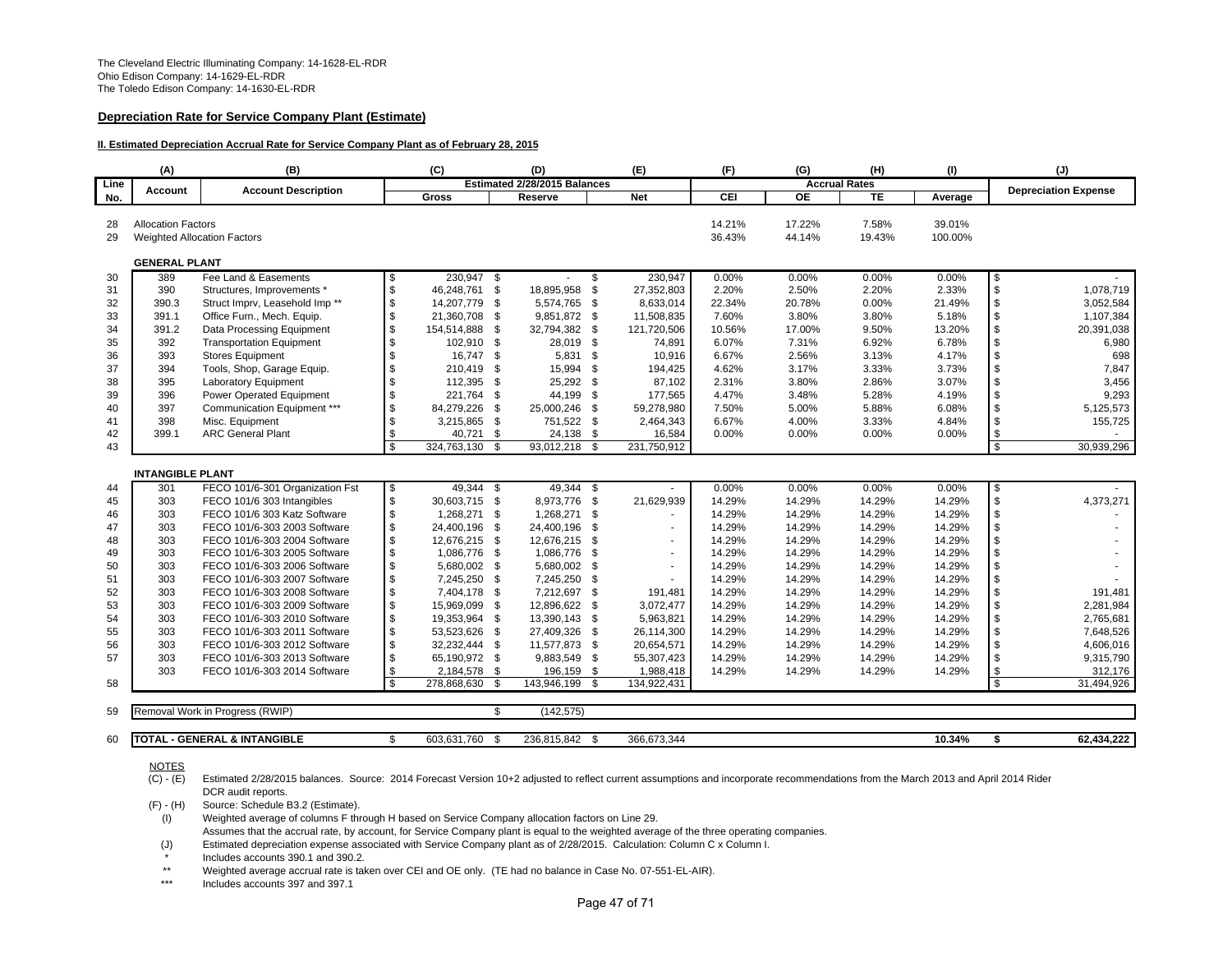The Cleveland Electric Illuminating Company: 14-1628-EL-RDR
Ohio Edison Company: 14-1629-EL-RDR
The Toledo Edison Company: 14-1630-EL-RDR

## Depreciation Rate for Service Company Plant (Estimate)

### II. Estimated Depreciation Accrual Rate for Service Company Plant as of February 28, 2015

| | (A) | (B) | (C) | (D) | (E) | (F) | (G) | (H) | (I) | (J) |
|---|---|---|---|---|---|---|---|---|---|---|
| Line | | | Estimated 2/28/2015 Balances | | | Accrual Rates | | | | |
| No. | Account | Account Description | Gross | Reserve | Net | CEI | OE | TE | Average | Depreciation Expense |
| 28 | Allocation Factors | | | | | 14.21% | 17.22% | 7.58% | 39.01% | |
| 29 | Weighted Allocation Factors | | | | | 36.43% | 44.14% | 19.43% | 100.00% | |
| | **GENERAL PLANT** | | | | | | | | | |
| 30 | 389 | Fee Land & Easements | $ 230,947 | $ - | $ 230,947 | 0.00% | 0.00% | 0.00% | 0.00% | $ - |
| 31 | 390 | Structures, Improvements * | $ 46,248,761 | $ 18,895,958 | $ 27,352,803 | 2.20% | 2.50% | 2.20% | 2.33% | $ 1,078,719 |
| 32 | 390.3 | Struct Imprv, Leasehold Imp ** | $ 14,207,779 | $ 5,574,765 | $ 8,633,014 | 22.34% | 20.78% | 0.00% | 21.49% | $ 3,052,584 |
| 33 | 391.1 | Office Furn., Mech. Equip. | $ 21,360,708 | $ 9,851,872 | $ 11,508,835 | 7.60% | 3.80% | 3.80% | 5.18% | $ 1,107,384 |
| 34 | 391.2 | Data Processing Equipment | $ 154,514,888 | $ 32,794,382 | $ 121,720,506 | 10.56% | 17.00% | 9.50% | 13.20% | $ 20,391,038 |
| 35 | 392 | Transportation Equipment | $ 102,910 | $ 28,019 | $ 74,891 | 6.07% | 7.31% | 6.92% | 6.78% | $ 6,980 |
| 36 | 393 | Stores Equipment | $ 16,747 | $ 5,831 | $ 10,916 | 6.67% | 2.56% | 3.13% | 4.17% | $ 698 |
| 37 | 394 | Tools, Shop, Garage Equip. | $ 210,419 | $ 15,994 | $ 194,425 | 4.62% | 3.17% | 3.33% | 3.73% | $ 7,847 |
| 38 | 395 | Laboratory Equipment | $ 112,395 | $ 25,292 | $ 87,102 | 2.31% | 3.80% | 2.86% | 3.07% | $ 3,456 |
| 39 | 396 | Power Operated Equipment | $ 221,764 | $ 44,199 | $ 177,565 | 4.47% | 3.48% | 5.28% | 4.19% | $ 9,293 |
| 40 | 397 | Communication Equipment *** | $ 84,279,226 | $ 25,000,246 | $ 59,278,980 | 7.50% | 5.00% | 5.88% | 6.08% | $ 5,125,573 |
| 41 | 398 | Misc. Equipment | $ 3,215,865 | $ 751,522 | $ 2,464,343 | 6.67% | 4.00% | 3.33% | 4.84% | $ 155,725 |
| 42 | 399.1 | ARC General Plant | $ 40,721 | $ 24,138 | $ 16,584 | 0.00% | 0.00% | 0.00% | 0.00% | $ - |
| 43 | | | $ 324,763,130 | $ 93,012,218 | $ 231,750,912 | | | | | $ 30,939,296 |
| | **INTANGIBLE PLANT** | | | | | | | | | |
| 44 | 301 | FECO 101/6-301 Organization Fst | $ 49,344 | $ 49,344 | $ - | 0.00% | 0.00% | 0.00% | 0.00% | $ - |
| 45 | 303 | FECO 101/6 303 Intangibles | $ 30,603,715 | $ 8,973,776 | $ 21,629,939 | 14.29% | 14.29% | 14.29% | 14.29% | $ 4,373,271 |
| 46 | 303 | FECO 101/6 303 Katz Software | $ 1,268,271 | $ 1,268,271 | $ - | 14.29% | 14.29% | 14.29% | 14.29% | $ - |
| 47 | 303 | FECO 101/6-303 2003 Software | $ 24,400,196 | $ 24,400,196 | $ - | 14.29% | 14.29% | 14.29% | 14.29% | $ - |
| 48 | 303 | FECO 101/6-303 2004 Software | $ 12,676,215 | $ 12,676,215 | $ - | 14.29% | 14.29% | 14.29% | 14.29% | $ - |
| 49 | 303 | FECO 101/6-303 2005 Software | $ 1,086,776 | $ 1,086,776 | $ - | 14.29% | 14.29% | 14.29% | 14.29% | $ - |
| 50 | 303 | FECO 101/6-303 2006 Software | $ 5,680,002 | $ 5,680,002 | $ - | 14.29% | 14.29% | 14.29% | 14.29% | $ - |
| 51 | 303 | FECO 101/6-303 2007 Software | $ 7,245,250 | $ 7,245,250 | $ - | 14.29% | 14.29% | 14.29% | 14.29% | $ - |
| 52 | 303 | FECO 101/6-303 2008 Software | $ 7,404,178 | $ 7,212,697 | $ 191,481 | 14.29% | 14.29% | 14.29% | 14.29% | $ 191,481 |
| 53 | 303 | FECO 101/6-303 2009 Software | $ 15,969,099 | $ 12,896,622 | $ 3,072,477 | 14.29% | 14.29% | 14.29% | 14.29% | $ 2,281,984 |
| 54 | 303 | FECO 101/6-303 2010 Software | $ 19,353,964 | $ 13,390,143 | $ 5,963,821 | 14.29% | 14.29% | 14.29% | 14.29% | $ 2,765,681 |
| 55 | 303 | FECO 101/6-303 2011 Software | $ 53,523,626 | $ 27,409,326 | $ 26,114,300 | 14.29% | 14.29% | 14.29% | 14.29% | $ 7,648,526 |
| 56 | 303 | FECO 101/6-303 2012 Software | $ 32,232,444 | $ 11,577,873 | $ 20,654,571 | 14.29% | 14.29% | 14.29% | 14.29% | $ 4,606,016 |
| 57 | 303 | FECO 101/6-303 2013 Software | $ 65,190,972 | $ 9,883,549 | $ 55,307,423 | 14.29% | 14.29% | 14.29% | 14.29% | $ 9,315,790 |
| | 303 | FECO 101/6-303 2014 Software | $ 2,184,578 | $ 196,159 | $ 1,988,418 | 14.29% | 14.29% | 14.29% | 14.29% | $ 312,176 |
| 58 | | | $ 278,868,630 | $ 143,946,199 | $ 134,922,431 | | | | | $ 31,494,926 |
| 59 | Removal Work in Progress (RWIP) | | | $ (142,575) | | | | | | |
| 60 | **TOTAL - GENERAL & INTANGIBLE** | | $ 603,631,760 | $ 236,815,842 | $ 366,673,344 | | | | **10.34%** | **$ 62,434,222** |

NOTES

(C) - (E) Estimated 2/28/2015 balances. Source: 2014 Forecast Version 10+2 adjusted to reflect current assumptions and incorporate recommendations from the March 2013 and April 2014 Rider DCR audit reports.

(F) - (H) Source: Schedule B3.2 (Estimate).

(I) Weighted average of columns F through H based on Service Company allocation factors on Line 29.
Assumes that the accrual rate, by account, for Service Company plant is equal to the weighted average of the three operating companies.

(J) Estimated depreciation expense associated with Service Company plant as of 2/28/2015. Calculation: Column C x Column I.

\* Includes accounts 390.1 and 390.2.

\*\* Weighted average accrual rate is taken over CEI and OE only. (TE had no balance in Case No. 07-551-EL-AIR).

\*\*\* Includes accounts 397 and 397.1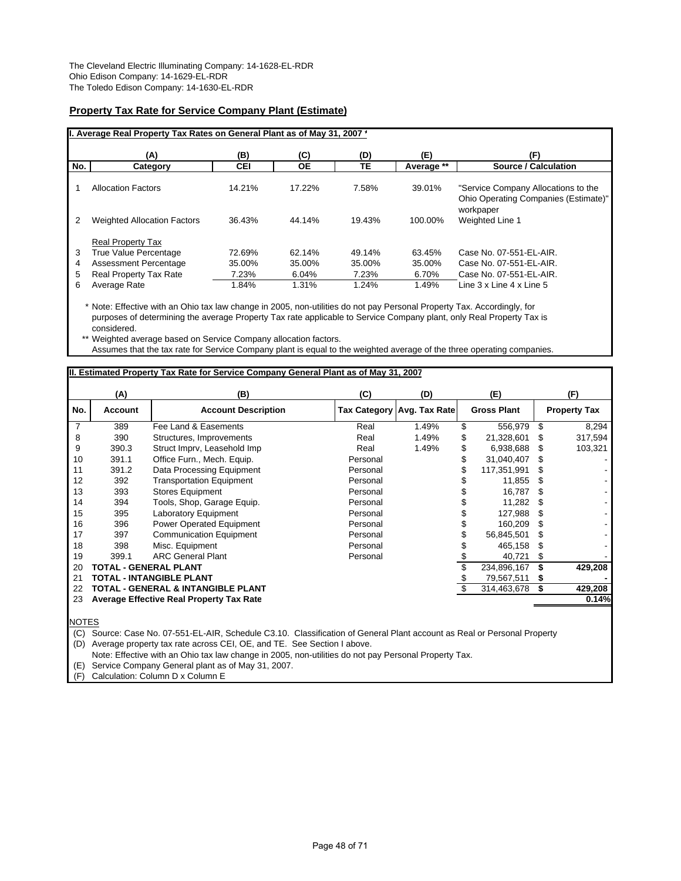The Cleveland Electric Illuminating Company: 14-1628-EL-RDR
Ohio Edison Company: 14-1629-EL-RDR
The Toledo Edison Company: 14-1630-EL-RDR

## Property Tax Rate for Service Company Plant (Estimate)

**I. Average Real Property Tax Rates on General Plant as of May 31, 2007 ***

| | (A) | (B) | (C) | (D) | (E) | (F) |
|---|---|---|---|---|---|---|
| **No.** | **Category** | **CEI** | **OE** | **TE** | **Average **** | **Source / Calculation** |
| 1 | Allocation Factors | 14.21% | 17.22% | 7.58% | 39.01% | "Service Company Allocations to the Ohio Operating Companies (Estimate)" workpaper |
| 2 | Weighted Allocation Factors | 36.43% | 44.14% | 19.43% | 100.00% | Weighted Line 1 |
| | Real Property Tax | | | | | |
| 3 | True Value Percentage | 72.69% | 62.14% | 49.14% | 63.45% | Case No. 07-551-EL-AIR. |
| 4 | Assessment Percentage | 35.00% | 35.00% | 35.00% | 35.00% | Case No. 07-551-EL-AIR. |
| 5 | Real Property Tax Rate | 7.23% | 6.04% | 7.23% | 6.70% | Case No. 07-551-EL-AIR. |
| 6 | Average Rate | 1.84% | 1.31% | 1.24% | 1.49% | Line 3 x Line 4 x Line 5 |

\* Note: Effective with an Ohio tax law change in 2005, non-utilities do not pay Personal Property Tax. Accordingly, for purposes of determining the average Property Tax rate applicable to Service Company plant, only Real Property Tax is considered.

** Weighted average based on Service Company allocation factors.
Assumes that the tax rate for Service Company plant is equal to the weighted average of the three operating companies.

**II. Estimated Property Tax Rate for Service Company General Plant as of May 31, 2007**

| | (A) | (B) | (C) | (D) | (E) | (F) |
|---|---|---|---|---|---|---|
| **No.** | **Account** | **Account Description** | **Tax Category** | **Avg. Tax Rate** | **Gross Plant** | **Property Tax** |
| 7 | 389 | Fee Land & Easements | Real | 1.49% | $ 556,979 | $ 8,294 |
| 8 | 390 | Structures, Improvements | Real | 1.49% | $ 21,328,601 | $ 317,594 |
| 9 | 390.3 | Struct Imprv, Leasehold Imp | Real | 1.49% | $ 6,938,688 | $ 103,321 |
| 10 | 391.1 | Office Furn., Mech. Equip. | Personal | | $ 31,040,407 | $ - |
| 11 | 391.2 | Data Processing Equipment | Personal | | $ 117,351,991 | $ - |
| 12 | 392 | Transportation Equipment | Personal | | $ 11,855 | $ - |
| 13 | 393 | Stores Equipment | Personal | | $ 16,787 | $ - |
| 14 | 394 | Tools, Shop, Garage Equip. | Personal | | $ 11,282 | $ - |
| 15 | 395 | Laboratory Equipment | Personal | | $ 127,988 | $ - |
| 16 | 396 | Power Operated Equipment | Personal | | $ 160,209 | $ - |
| 17 | 397 | Communication Equipment | Personal | | $ 56,845,501 | $ - |
| 18 | 398 | Misc. Equipment | Personal | | $ 465,158 | $ - |
| 19 | 399.1 | ARC General Plant | Personal | | $ 40,721 | $ - |
| 20 | **TOTAL - GENERAL PLANT** | | | | $ 234,896,167 | **$ 429,208** |
| 21 | **TOTAL - INTANGIBLE PLANT** | | | | $ 79,567,511 | **$ -** |
| 22 | **TOTAL - GENERAL & INTANGIBLE PLANT** | | | | $ 314,463,678 | **$ 429,208** |
| 23 | **Average Effective Real Property Tax Rate** | | | | | **0.14%** |

NOTES

(C) Source: Case No. 07-551-EL-AIR, Schedule C3.10. Classification of General Plant account as Real or Personal Property
(D) Average property tax rate across CEI, OE, and TE. See Section I above.
Note: Effective with an Ohio tax law change in 2005, non-utilities do not pay Personal Property Tax.
(E) Service Company General plant as of May 31, 2007.
(F) Calculation: Column D x Column E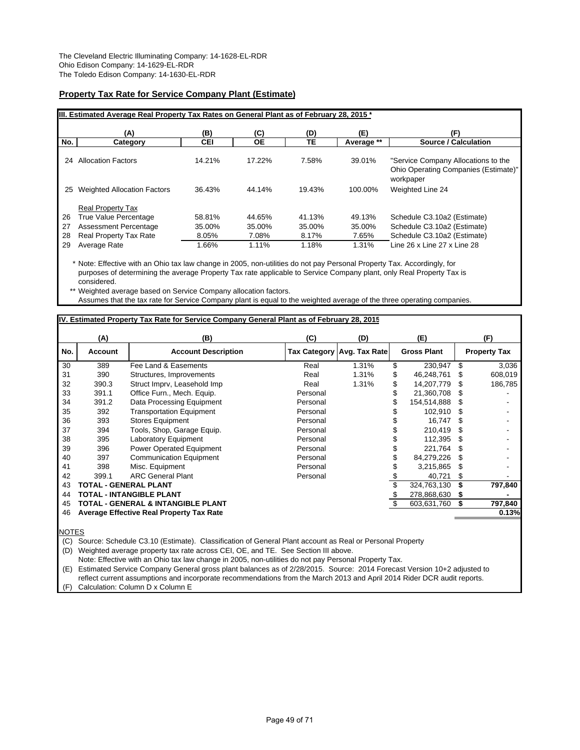The Cleveland Electric Illuminating Company: 14-1628-EL-RDR
Ohio Edison Company: 14-1629-EL-RDR
The Toledo Edison Company: 14-1630-EL-RDR

## Property Tax Rate for Service Company Plant (Estimate)

**III. Estimated Average Real Property Tax Rates on General Plant as of February 28, 2015 ***

| | (A) | (B) | (C) | (D) | (E) | (F) |
|---|---|---|---|---|---|---|
| No. | Category | CEI | OE | TE | Average ** | Source / Calculation |
| 24 | Allocation Factors | 14.21% | 17.22% | 7.58% | 39.01% | "Service Company Allocations to the Ohio Operating Companies (Estimate)" workpaper |
| 25 | Weighted Allocation Factors | 36.43% | 44.14% | 19.43% | 100.00% | Weighted Line 24 |
| | Real Property Tax | | | | | |
| 26 | True Value Percentage | 58.81% | 44.65% | 41.13% | 49.13% | Schedule C3.10a2 (Estimate) |
| 27 | Assessment Percentage | 35.00% | 35.00% | 35.00% | 35.00% | Schedule C3.10a2 (Estimate) |
| 28 | Real Property Tax Rate | 8.05% | 7.08% | 8.17% | 7.65% | Schedule C3.10a2 (Estimate) |
| 29 | Average Rate | 1.66% | 1.11% | 1.18% | 1.31% | Line 26 x Line 27 x Line 28 |

\* Note: Effective with an Ohio tax law change in 2005, non-utilities do not pay Personal Property Tax. Accordingly, for purposes of determining the average Property Tax rate applicable to Service Company plant, only Real Property Tax is considered.

** Weighted average based on Service Company allocation factors.
Assumes that the tax rate for Service Company plant is equal to the weighted average of the three operating companies.

**IV. Estimated Property Tax Rate for Service Company General Plant as of February 28, 2015**

| | (A) | (B) | (C) | (D) | (E) | (F) |
|---|---|---|---|---|---|---|
| No. | Account | Account Description | Tax Category | Avg. Tax Rate | Gross Plant | Property Tax |
| 30 | 389 | Fee Land & Easements | Real | 1.31% | $ 230,947 | $ 3,036 |
| 31 | 390 | Structures, Improvements | Real | 1.31% | $ 46,248,761 | $ 608,019 |
| 32 | 390.3 | Struct Imprv, Leasehold Imp | Real | 1.31% | $ 14,207,779 | $ 186,785 |
| 33 | 391.1 | Office Furn., Mech. Equip. | Personal | | $ 21,360,708 | $ - |
| 34 | 391.2 | Data Processing Equipment | Personal | | $ 154,514,888 | $ - |
| 35 | 392 | Transportation Equipment | Personal | | $ 102,910 | $ - |
| 36 | 393 | Stores Equipment | Personal | | $ 16,747 | $ - |
| 37 | 394 | Tools, Shop, Garage Equip. | Personal | | $ 210,419 | $ - |
| 38 | 395 | Laboratory Equipment | Personal | | $ 112,395 | $ - |
| 39 | 396 | Power Operated Equipment | Personal | | $ 221,764 | $ - |
| 40 | 397 | Communication Equipment | Personal | | $ 84,279,226 | $ - |
| 41 | 398 | Misc. Equipment | Personal | | $ 3,215,865 | $ - |
| 42 | 399.1 | ARC General Plant | Personal | | $ 40,721 | $ - |
| 43 | **TOTAL - GENERAL PLANT** | | | | $ 324,763,130 | **$ 797,840** |
| 44 | **TOTAL - INTANGIBLE PLANT** | | | | $ 278,868,630 | **$ -** |
| 45 | **TOTAL - GENERAL & INTANGIBLE PLANT** | | | | $ 603,631,760 | **$ 797,840** |
| 46 | **Average Effective Real Property Tax Rate** | | | | | **0.13%** |

NOTES

(C) Source: Schedule C3.10 (Estimate). Classification of General Plant account as Real or Personal Property
(D) Weighted average property tax rate across CEI, OE, and TE. See Section III above.
Note: Effective with an Ohio tax law change in 2005, non-utilities do not pay Personal Property Tax.
(E) Estimated Service Company General gross plant balances as of 2/28/2015. Source: 2014 Forecast Version 10+2 adjusted to reflect current assumptions and incorporate recommendations from the March 2013 and April 2014 Rider DCR audit reports.
(F) Calculation: Column D x Column E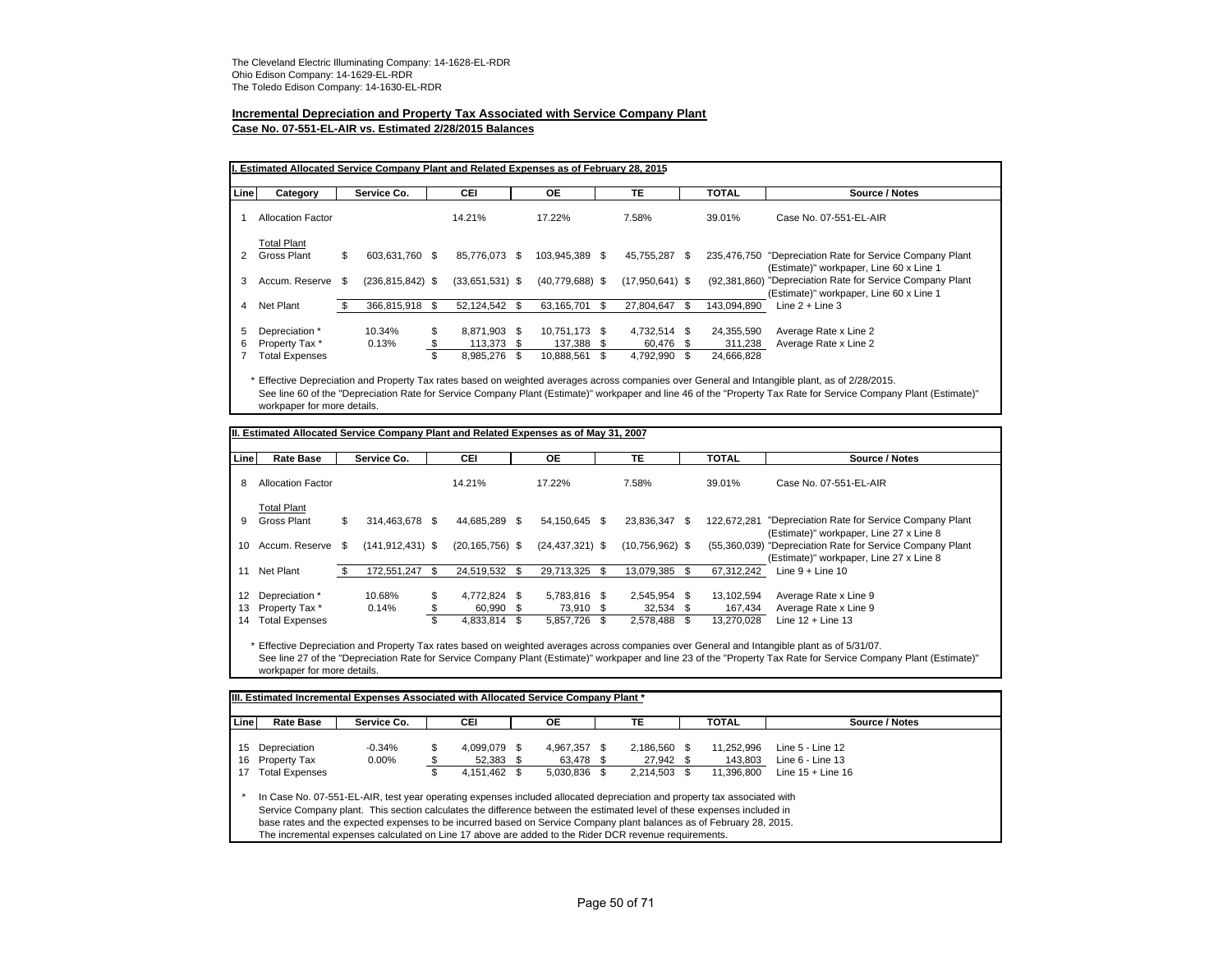The Cleveland Electric Illuminating Company: 14-1628-EL-RDR
Ohio Edison Company: 14-1629-EL-RDR
The Toledo Edison Company: 14-1630-EL-RDR

**Incremental Depreciation and Property Tax Associated with Service Company Plant**
**Case No. 07-551-EL-AIR vs. Estimated 2/28/2015 Balances**

**I. Estimated Allocated Service Company Plant and Related Expenses as of February 28, 2015**

| Line | Category | Service Co. | CEI | OE | TE | TOTAL | Source / Notes |
|---|---|---|---|---|---|---|---|
| 1 | Allocation Factor | | 14.21% | 17.22% | 7.58% | 39.01% | Case No. 07-551-EL-AIR |
| | Total Plant | | | | | | |
| 2 | Gross Plant | $ 603,631,760 | $ 85,776,073 | $ 103,945,389 | $ 45,755,287 | $ 235,476,750 | "Depreciation Rate for Service Company Plant (Estimate)" workpaper, Line 60 x Line 1 |
| 3 | Accum. Reserve | $ (236,815,842) | $ (33,651,531) | $ (40,779,688) | $ (17,950,641) | $ (92,381,860) | "Depreciation Rate for Service Company Plant (Estimate)" workpaper, Line 60 x Line 1 |
| 4 | Net Plant | $ 366,815,918 | $ 52,124,542 | $ 63,165,701 | $ 27,804,647 | $ 143,094,890 | Line 2 + Line 3 |
| 5 | Depreciation * | 10.34% | $ 8,871,903 | $ 10,751,173 | $ 4,732,514 | $ 24,355,590 | Average Rate x Line 2 |
| 6 | Property Tax * | 0.13% | $ 113,373 | $ 137,388 | $ 60,476 | $ 311,238 | Average Rate x Line 2 |
| 7 | Total Expenses | | $ 8,985,276 | $ 10,888,561 | $ 4,792,990 | $ 24,666,828 | |

\* Effective Depreciation and Property Tax rates based on weighted averages across companies over General and Intangible plant, as of 2/28/2015.
See line 60 of the "Depreciation Rate for Service Company Plant (Estimate)" workpaper and line 46 of the "Property Tax Rate for Service Company Plant (Estimate)" workpaper for more details.

**II. Estimated Allocated Service Company Plant and Related Expenses as of May 31, 2007**

| Line | Rate Base | Service Co. | CEI | OE | TE | TOTAL | Source / Notes |
|---|---|---|---|---|---|---|---|
| 8 | Allocation Factor | | 14.21% | 17.22% | 7.58% | 39.01% | Case No. 07-551-EL-AIR |
| | Total Plant | | | | | | |
| 9 | Gross Plant | $ 314,463,678 | $ 44,685,289 | $ 54,150,645 | $ 23,836,347 | $ 122,672,281 | "Depreciation Rate for Service Company Plant (Estimate)" workpaper, Line 27 x Line 8 |
| 10 | Accum. Reserve | $ (141,912,431) | $ (20,165,756) | $ (24,437,321) | $ (10,756,962) | $ (55,360,039) | "Depreciation Rate for Service Company Plant (Estimate)" workpaper, Line 27 x Line 8 |
| 11 | Net Plant | $ 172,551,247 | $ 24,519,532 | $ 29,713,325 | $ 13,079,385 | $ 67,312,242 | Line 9 + Line 10 |
| 12 | Depreciation * | 10.68% | $ 4,772,824 | $ 5,783,816 | $ 2,545,954 | $ 13,102,594 | Average Rate x Line 9 |
| 13 | Property Tax * | 0.14% | $ 60,990 | $ 73,910 | $ 32,534 | $ 167,434 | Average Rate x Line 9 |
| 14 | Total Expenses | | $ 4,833,814 | $ 5,857,726 | $ 2,578,488 | $ 13,270,028 | Line 12 + Line 13 |

\* Effective Depreciation and Property Tax rates based on weighted averages across companies over General and Intangible plant as of 5/31/07.
See line 27 of the "Depreciation Rate for Service Company Plant (Estimate)" workpaper and line 23 of the "Property Tax Rate for Service Company Plant (Estimate)" workpaper for more details.

**III. Estimated Incremental Expenses Associated with Allocated Service Company Plant \***

| Line | Rate Base | Service Co. | CEI | OE | TE | TOTAL | Source / Notes |
|---|---|---|---|---|---|---|---|
| 15 | Depreciation | -0.34% | $ 4,099,079 | $ 4,967,357 | $ 2,186,560 | $ 11,252,996 | Line 5 - Line 12 |
| 16 | Property Tax | 0.00% | $ 52,383 | $ 63,478 | $ 27,942 | $ 143,803 | Line 6 - Line 13 |
| 17 | Total Expenses | | $ 4,151,462 | $ 5,030,836 | $ 2,214,503 | $ 11,396,800 | Line 15 + Line 16 |

\* In Case No. 07-551-EL-AIR, test year operating expenses included allocated depreciation and property tax associated with Service Company plant. This section calculates the difference between the estimated level of these expenses included in base rates and the expected expenses to be incurred based on Service Company plant balances as of February 28, 2015. The incremental expenses calculated on Line 17 above are added to the Rider DCR revenue requirements.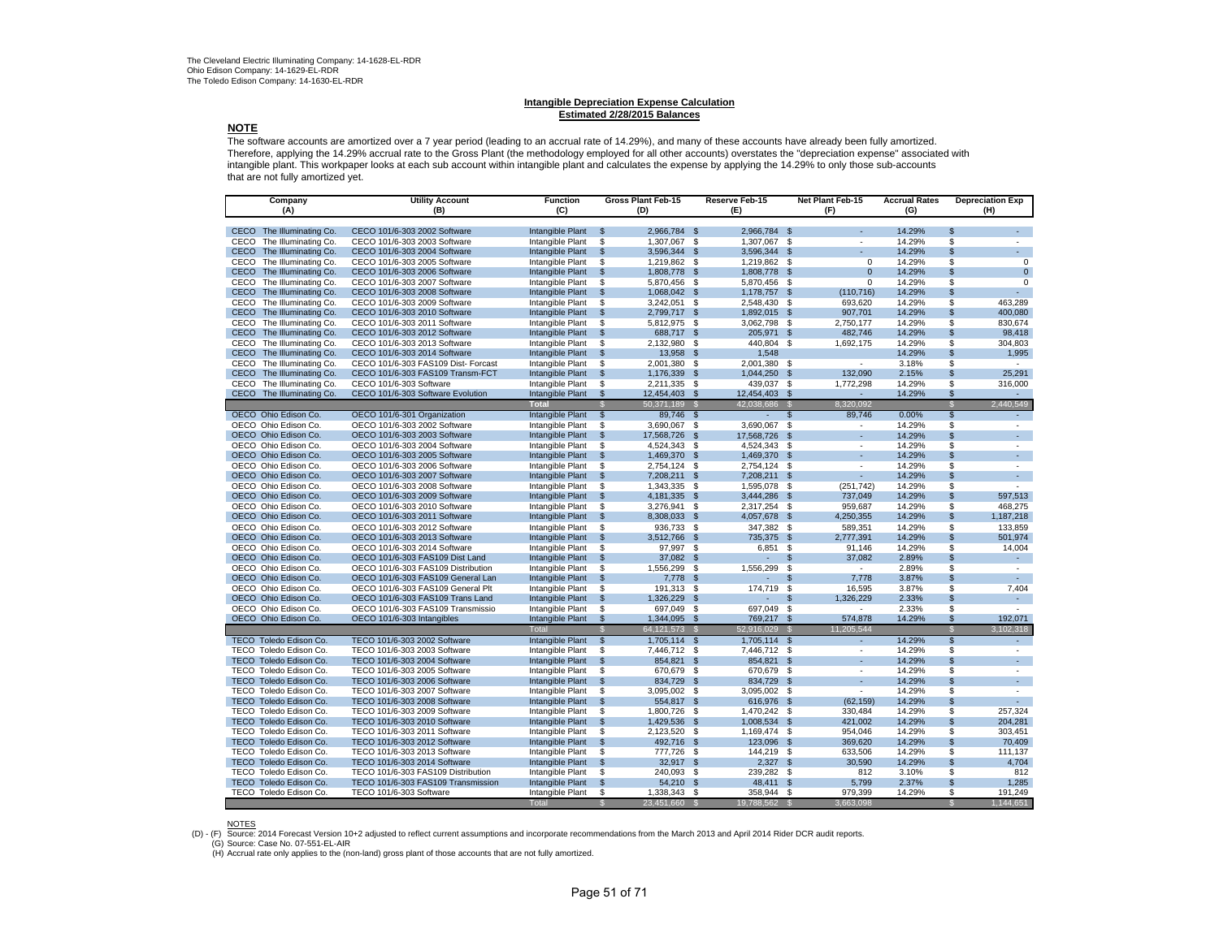The Cleveland Electric Illuminating Company: 14-1628-EL-RDR
Ohio Edison Company: 14-1629-EL-RDR
The Toledo Edison Company: 14-1630-EL-RDR

**Intangible Depreciation Expense Calculation**
**Estimated 2/28/2015 Balances**

## NOTE

The software accounts are amortized over a 7 year period (leading to an accrual rate of 14.29%), and many of these accounts have already been fully amortized. Therefore, applying the 14.29% accrual rate to the Gross Plant (the methodology employed for all other accounts) overstates the "depreciation expense" associated with intangible plant. This workpaper looks at each sub account within intangible plant and calculates the expense by applying the 14.29% to only those sub-accounts that are not fully amortized yet.

| Company (A) | Utility Account (B) | Function (C) | Gross Plant Feb-15 (D) | Reserve Feb-15 (E) | Net Plant Feb-15 (F) | Accrual Rates (G) | Depreciation Exp (H) |
|---|---|---|---|---|---|---|---|
| CECO The Illuminating Co. | CECO 101/6-303 2002 Software | Intangible Plant | $ 2,966,784 | $ 2,966,784 | $ - | 14.29% | $ - |
| CECO The Illuminating Co. | CECO 101/6-303 2003 Software | Intangible Plant | $ 1,307,067 | $ 1,307,067 | $ - | 14.29% | $ - |
| CECO The Illuminating Co. | CECO 101/6-303 2004 Software | Intangible Plant | $ 3,596,344 | $ 3,596,344 | $ - | 14.29% | $ - |
| CECO The Illuminating Co. | CECO 101/6-303 2005 Software | Intangible Plant | $ 1,219,862 | $ 1,219,862 | $ 0 | 14.29% | $ 0 |
| CECO The Illuminating Co. | CECO 101/6-303 2006 Software | Intangible Plant | $ 1,808,778 | $ 1,808,778 | $ 0 | 14.29% | $ 0 |
| CECO The Illuminating Co. | CECO 101/6-303 2007 Software | Intangible Plant | $ 5,870,456 | $ 5,870,456 | $ 0 | 14.29% | $ 0 |
| CECO The Illuminating Co. | CECO 101/6-303 2008 Software | Intangible Plant | $ 1,068,042 | $ 1,178,757 | $ (110,716) | 14.29% | $ - |
| CECO The Illuminating Co. | CECO 101/6-303 2009 Software | Intangible Plant | $ 3,242,051 | $ 2,548,430 | $ 693,620 | 14.29% | $ 463,289 |
| CECO The Illuminating Co. | CECO 101/6-303 2010 Software | Intangible Plant | $ 2,799,717 | $ 1,892,015 | $ 907,701 | 14.29% | $ 400,080 |
| CECO The Illuminating Co. | CECO 101/6-303 2011 Software | Intangible Plant | $ 5,812,975 | $ 3,062,798 | $ 2,750,177 | 14.29% | $ 830,674 |
| CECO The Illuminating Co. | CECO 101/6-303 2012 Software | Intangible Plant | $ 688,717 | $ 205,971 | $ 482,746 | 14.29% | $ 98,418 |
| CECO The Illuminating Co. | CECO 101/6-303 2013 Software | Intangible Plant | $ 2,132,980 | $ 440,804 | $ 1,692,175 | 14.29% | $ 304,803 |
| CECO The Illuminating Co. | CECO 101/6-303 2014 Software | Intangible Plant | $ 13,958 | $ 1,548 | | 14.29% | $ 1,995 |
| CECO The Illuminating Co. | CECO 101/6-303 FAS109 Dist- Forcast | Intangible Plant | $ 2,001,380 | $ 2,001,380 | $ - | 3.18% | $ - |
| CECO The Illuminating Co. | CECO 101/6-303 FAS109 Transm-FCT | Intangible Plant | $ 1,176,339 | $ 1,044,250 | $ 132,090 | 2.15% | $ 25,291 |
| CECO The Illuminating Co. | CECO 101/6-303 Software | Intangible Plant | $ 2,211,335 | $ 439,037 | $ 1,772,298 | 14.29% | $ 316,000 |
| CECO The Illuminating Co. | CECO 101/6-303 Software Evolution | Intangible Plant | $ 12,454,403 | $ 12,454,403 | $ - | 14.29% | $ - |
| | | **Total** | $ 50,371,189 | $ 42,038,686 | $ 8,320,092 | | $ 2,440,549 |
| OECO Ohio Edison Co. | OECO 101/6-301 Organization | Intangible Plant | $ 89,746 | $ - | $ 89,746 | 0.00% | $ - |
| OECO Ohio Edison Co. | OECO 101/6-303 2002 Software | Intangible Plant | $ 3,690,067 | $ 3,690,067 | $ - | 14.29% | $ - |
| OECO Ohio Edison Co. | OECO 101/6-303 2003 Software | Intangible Plant | $ 17,568,726 | $ 17,568,726 | $ - | 14.29% | $ - |
| OECO Ohio Edison Co. | OECO 101/6-303 2004 Software | Intangible Plant | $ 4,524,343 | $ 4,524,343 | $ - | 14.29% | $ - |
| OECO Ohio Edison Co. | OECO 101/6-303 2005 Software | Intangible Plant | $ 1,469,370 | $ 1,469,370 | $ - | 14.29% | $ - |
| OECO Ohio Edison Co. | OECO 101/6-303 2006 Software | Intangible Plant | $ 2,754,124 | $ 2,754,124 | $ - | 14.29% | $ - |
| OECO Ohio Edison Co. | OECO 101/6-303 2007 Software | Intangible Plant | $ 7,208,211 | $ 7,208,211 | $ - | 14.29% | $ - |
| OECO Ohio Edison Co. | OECO 101/6-303 2008 Software | Intangible Plant | $ 1,343,335 | $ 1,595,078 | $ (251,742) | 14.29% | $ - |
| OECO Ohio Edison Co. | OECO 101/6-303 2009 Software | Intangible Plant | $ 4,181,335 | $ 3,444,286 | $ 737,049 | 14.29% | $ 597,513 |
| OECO Ohio Edison Co. | OECO 101/6-303 2010 Software | Intangible Plant | $ 3,276,941 | $ 2,317,254 | $ 959,687 | 14.29% | $ 468,275 |
| OECO Ohio Edison Co. | OECO 101/6-303 2011 Software | Intangible Plant | $ 8,308,033 | $ 4,057,678 | $ 4,250,355 | 14.29% | $ 1,187,218 |
| OECO Ohio Edison Co. | OECO 101/6-303 2012 Software | Intangible Plant | $ 936,733 | $ 347,382 | $ 589,351 | 14.29% | $ 133,859 |
| OECO Ohio Edison Co. | OECO 101/6-303 2013 Software | Intangible Plant | $ 3,512,766 | $ 735,375 | $ 2,777,391 | 14.29% | $ 501,974 |
| OECO Ohio Edison Co. | OECO 101/6-303 2014 Software | Intangible Plant | $ 97,997 | $ 6,851 | $ 91,146 | 14.29% | $ 14,004 |
| OECO Ohio Edison Co. | OECO 101/6-303 FAS109 Dist Land | Intangible Plant | $ 37,082 | $ - | $ 37,082 | 2.89% | $ - |
| OECO Ohio Edison Co. | OECO 101/6-303 FAS109 Distribution | Intangible Plant | $ 1,556,299 | $ 1,556,299 | $ - | 2.89% | $ - |
| OECO Ohio Edison Co. | OECO 101/6-303 FAS109 General Lan | Intangible Plant | $ 7,778 | $ - | $ 7,778 | 3.87% | $ - |
| OECO Ohio Edison Co. | OECO 101/6-303 FAS109 General Plt | Intangible Plant | $ 191,313 | $ 174,719 | $ 16,595 | 3.87% | $ 7,404 |
| OECO Ohio Edison Co. | OECO 101/6-303 FAS109 Trans Land | Intangible Plant | $ 1,326,229 | $ - | $ 1,326,229 | 2.33% | $ - |
| OECO Ohio Edison Co. | OECO 101/6-303 FAS109 Transmissio | Intangible Plant | $ 697,049 | $ 697,049 | $ - | 2.33% | $ - |
| OECO Ohio Edison Co. | OECO 101/6-303 Intangibles | Intangible Plant | $ 1,344,095 | $ 769,217 | $ 574,878 | 14.29% | $ 192,071 |
| | | Total | $ 64,121,573 | $ 52,916,029 | $ 11,205,544 | | $ 3,102,318 |
| TECO Toledo Edison Co. | TECO 101/6-303 2002 Software | Intangible Plant | $ 1,705,114 | $ 1,705,114 | $ - | 14.29% | $ - |
| TECO Toledo Edison Co. | TECO 101/6-303 2003 Software | Intangible Plant | $ 7,446,712 | $ 7,446,712 | $ - | 14.29% | $ - |
| TECO Toledo Edison Co. | TECO 101/6-303 2004 Software | Intangible Plant | $ 854,821 | $ 854,821 | $ - | 14.29% | $ - |
| TECO Toledo Edison Co. | TECO 101/6-303 2005 Software | Intangible Plant | $ 670,679 | $ 670,679 | $ - | 14.29% | $ - |
| TECO Toledo Edison Co. | TECO 101/6-303 2006 Software | Intangible Plant | $ 834,729 | $ 834,729 | $ - | 14.29% | $ - |
| TECO Toledo Edison Co. | TECO 101/6-303 2007 Software | Intangible Plant | $ 3,095,002 | $ 3,095,002 | $ - | 14.29% | $ - |
| TECO Toledo Edison Co. | TECO 101/6-303 2008 Software | Intangible Plant | $ 554,817 | $ 616,976 | $ (62,159) | 14.29% | $ - |
| TECO Toledo Edison Co. | TECO 101/6-303 2009 Software | Intangible Plant | $ 1,800,726 | $ 1,470,242 | $ 330,484 | 14.29% | $ 257,324 |
| TECO Toledo Edison Co. | TECO 101/6-303 2010 Software | Intangible Plant | $ 1,429,536 | $ 1,008,534 | $ 421,002 | 14.29% | $ 204,281 |
| TECO Toledo Edison Co. | TECO 101/6-303 2011 Software | Intangible Plant | $ 2,123,520 | $ 1,169,474 | $ 954,046 | 14.29% | $ 303,451 |
| TECO Toledo Edison Co. | TECO 101/6-303 2012 Software | Intangible Plant | $ 492,716 | $ 123,096 | $ 369,620 | 14.29% | $ 70,409 |
| TECO Toledo Edison Co. | TECO 101/6-303 2013 Software | Intangible Plant | $ 777,726 | $ 144,219 | $ 633,506 | 14.29% | $ 111,137 |
| TECO Toledo Edison Co. | TECO 101/6-303 2014 Software | Intangible Plant | $ 32,917 | $ 2,327 | $ 30,590 | 14.29% | $ 4,704 |
| TECO Toledo Edison Co. | TECO 101/6-303 FAS109 Distribution | Intangible Plant | $ 240,093 | $ 239,282 | $ 812 | 3.10% | $ 812 |
| TECO Toledo Edison Co. | TECO 101/6-303 FAS109 Transmission | Intangible Plant | $ 54,210 | $ 48,411 | $ 5,799 | 2.37% | $ 1,285 |
| TECO Toledo Edison Co. | TECO 101/6-303 Software | Intangible Plant | $ 1,338,343 | $ 358,944 | $ 979,399 | 14.29% | $ 191,249 |
| | | Total | $ 23,451,660 | $ 19,788,562 | $ 3,663,098 | | $ 1,144,651 |

NOTES

(D) - (F) Source: 2014 Forecast Version 10+2 adjusted to reflect current assumptions and incorporate recommendations from the March 2013 and April 2014 Rider DCR audit reports.

(G) Source: Case No. 07-551-EL-AIR

(H) Accrual rate only applies to the (non-land) gross plant of those accounts that are not fully amortized.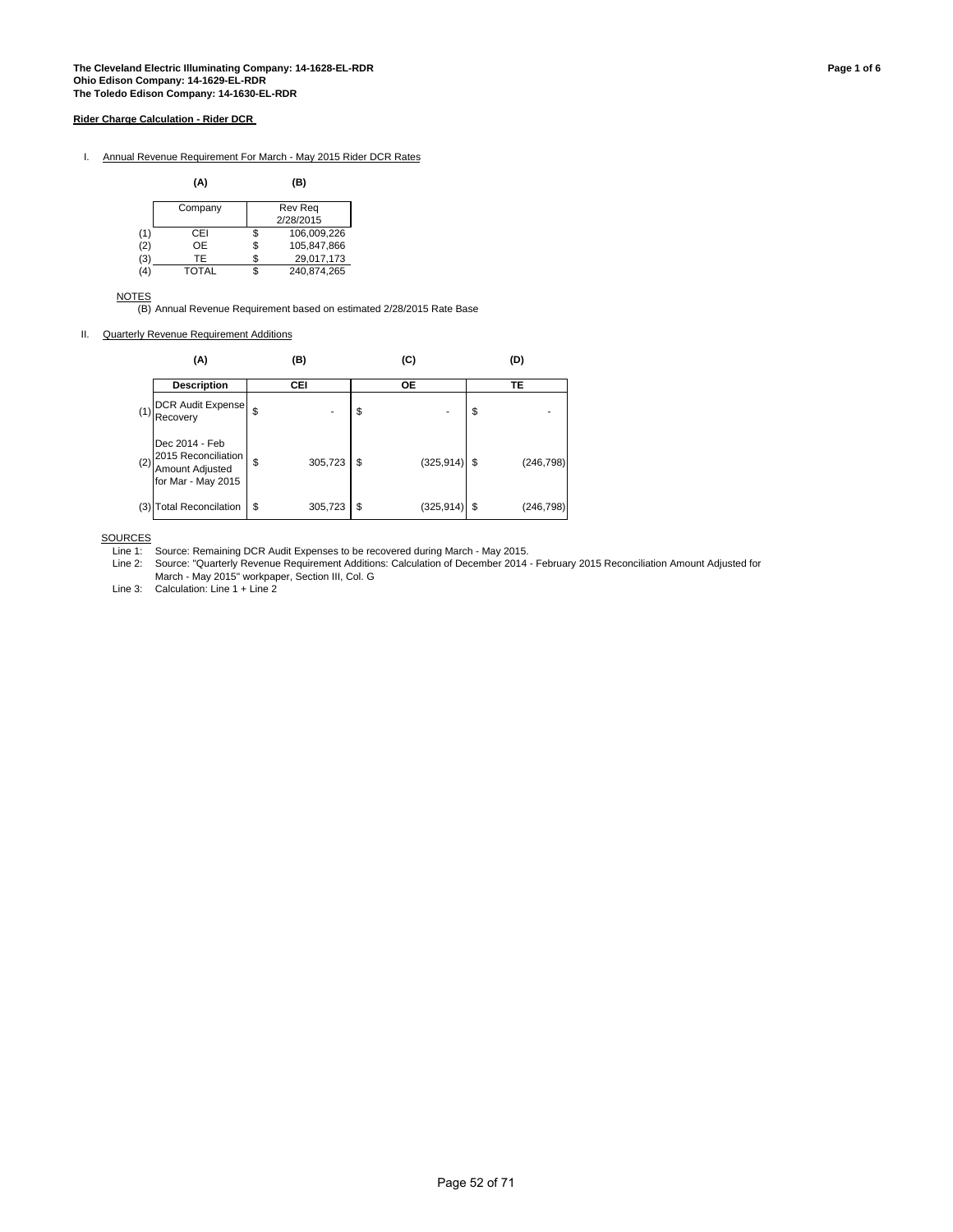**The Cleveland Electric Illuminating Company: 14-1628-EL-RDR**
**Ohio Edison Company: 14-1629-EL-RDR**
**The Toledo Edison Company: 14-1630-EL-RDR**

**Rider Charge Calculation - Rider DCR**

I. Annual Revenue Requirement For March - May 2015 Rider DCR Rates

| | (A) | (B) |
|---|---|---|
| | Company | Rev Req 2/28/2015 |
| (1) | CEI | $ 106,009,226 |
| (2) | OE | $ 105,847,866 |
| (3) | TE | $ 29,017,173 |
| (4) | TOTAL | $ 240,874,265 |

NOTES

(B) Annual Revenue Requirement based on estimated 2/28/2015 Rate Base

II. Quarterly Revenue Requirement Additions

| | (A) | (B) | (C) | (D) |
|---|---|---|---|---|
| | Description | CEI | OE | TE |
| (1) | DCR Audit Expense Recovery | $ - | $ - | $ - |
| (2) | Dec 2014 - Feb 2015 Reconciliation Amount Adjusted for Mar - May 2015 | $ 305,723 | $ (325,914) | $ (246,798) |
| (3) | Total Reconcilation | $ 305,723 | $ (325,914) | $ (246,798) |

SOURCES

Line 1: Source: Remaining DCR Audit Expenses to be recovered during March - May 2015.
Line 2: Source: "Quarterly Revenue Requirement Additions: Calculation of December 2014 - February 2015 Reconciliation Amount Adjusted for March - May 2015" workpaper, Section III, Col. G
Line 3: Calculation: Line 1 + Line 2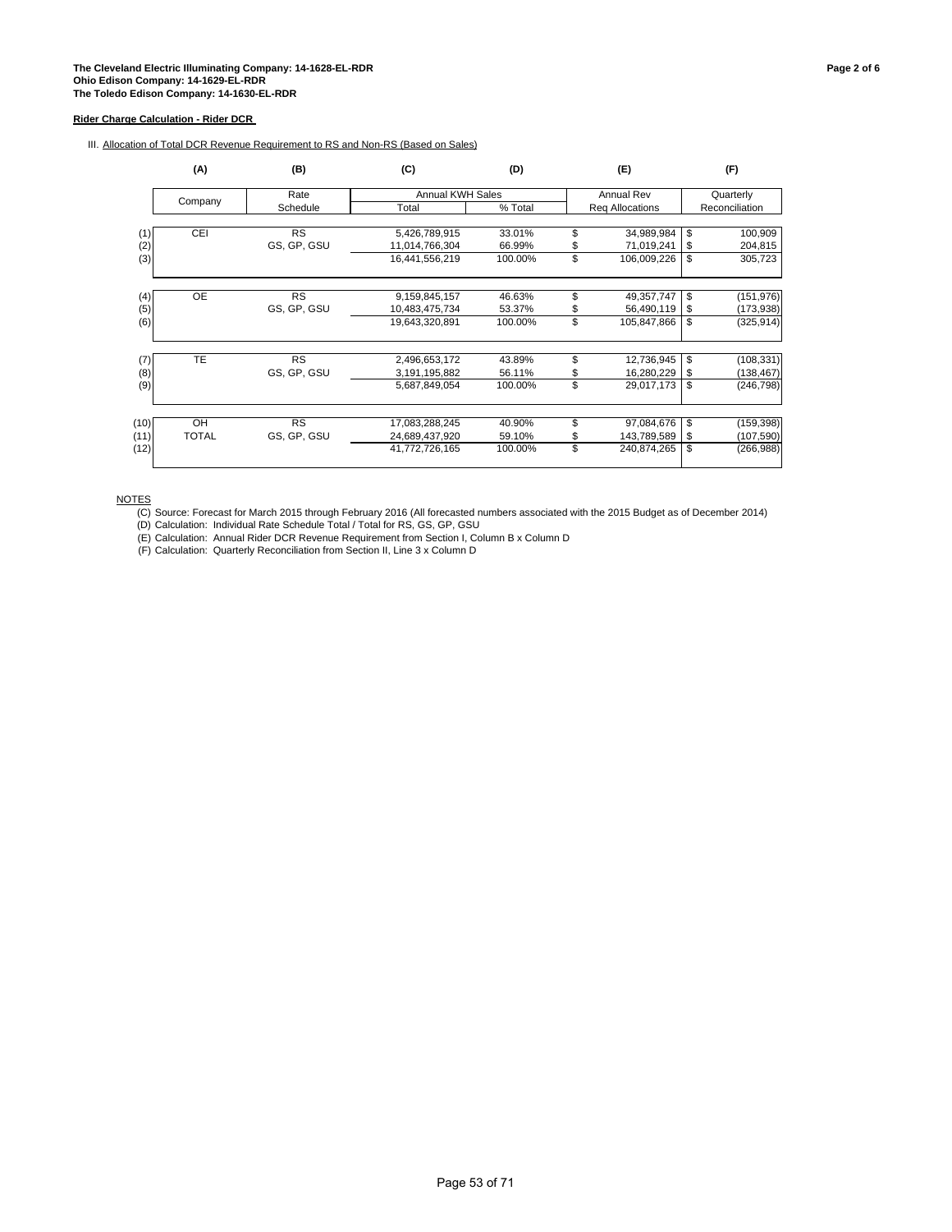**The Cleveland Electric Illuminating Company: 14-1628-EL-RDR**
**Ohio Edison Company: 14-1629-EL-RDR**
**The Toledo Edison Company: 14-1630-EL-RDR**

**Rider Charge Calculation - Rider DCR**

III. Allocation of Total DCR Revenue Requirement to RS and Non-RS (Based on Sales)

| | (A) | (B) | (C) | (D) | (E) | (F) |
|---|---|---|---|---|---|---|
| | Company | Rate Schedule | Annual KWH Sales Total | Annual KWH Sales % Total | Annual Rev Req Allocations | Quarterly Reconciliation |
| (1) | CEI | RS | 5,426,789,915 | 33.01% | $ 34,989,984 | $ 100,909 |
| (2) | | GS, GP, GSU | 11,014,766,304 | 66.99% | $ 71,019,241 | $ 204,815 |
| (3) | | | 16,441,556,219 | 100.00% | $ 106,009,226 | $ 305,723 |
| (4) | OE | RS | 9,159,845,157 | 46.63% | $ 49,357,747 | $ (151,976) |
| (5) | | GS, GP, GSU | 10,483,475,734 | 53.37% | $ 56,490,119 | $ (173,938) |
| (6) | | | 19,643,320,891 | 100.00% | $ 105,847,866 | $ (325,914) |
| (7) | TE | RS | 2,496,653,172 | 43.89% | $ 12,736,945 | $ (108,331) |
| (8) | | GS, GP, GSU | 3,191,195,882 | 56.11% | $ 16,280,229 | $ (138,467) |
| (9) | | | 5,687,849,054 | 100.00% | $ 29,017,173 | $ (246,798) |
| (10) | OH | RS | 17,083,288,245 | 40.90% | $ 97,084,676 | $ (159,398) |
| (11) | TOTAL | GS, GP, GSU | 24,689,437,920 | 59.10% | $ 143,789,589 | $ (107,590) |
| (12) | | | 41,772,726,165 | 100.00% | $ 240,874,265 | $ (266,988) |

NOTES

(C) Source: Forecast for March 2015 through February 2016 (All forecasted numbers associated with the 2015 Budget as of December 2014)

(D) Calculation: Individual Rate Schedule Total / Total for RS, GS, GP, GSU

(E) Calculation: Annual Rider DCR Revenue Requirement from Section I, Column B x Column D

(F) Calculation: Quarterly Reconciliation from Section II, Line 3 x Column D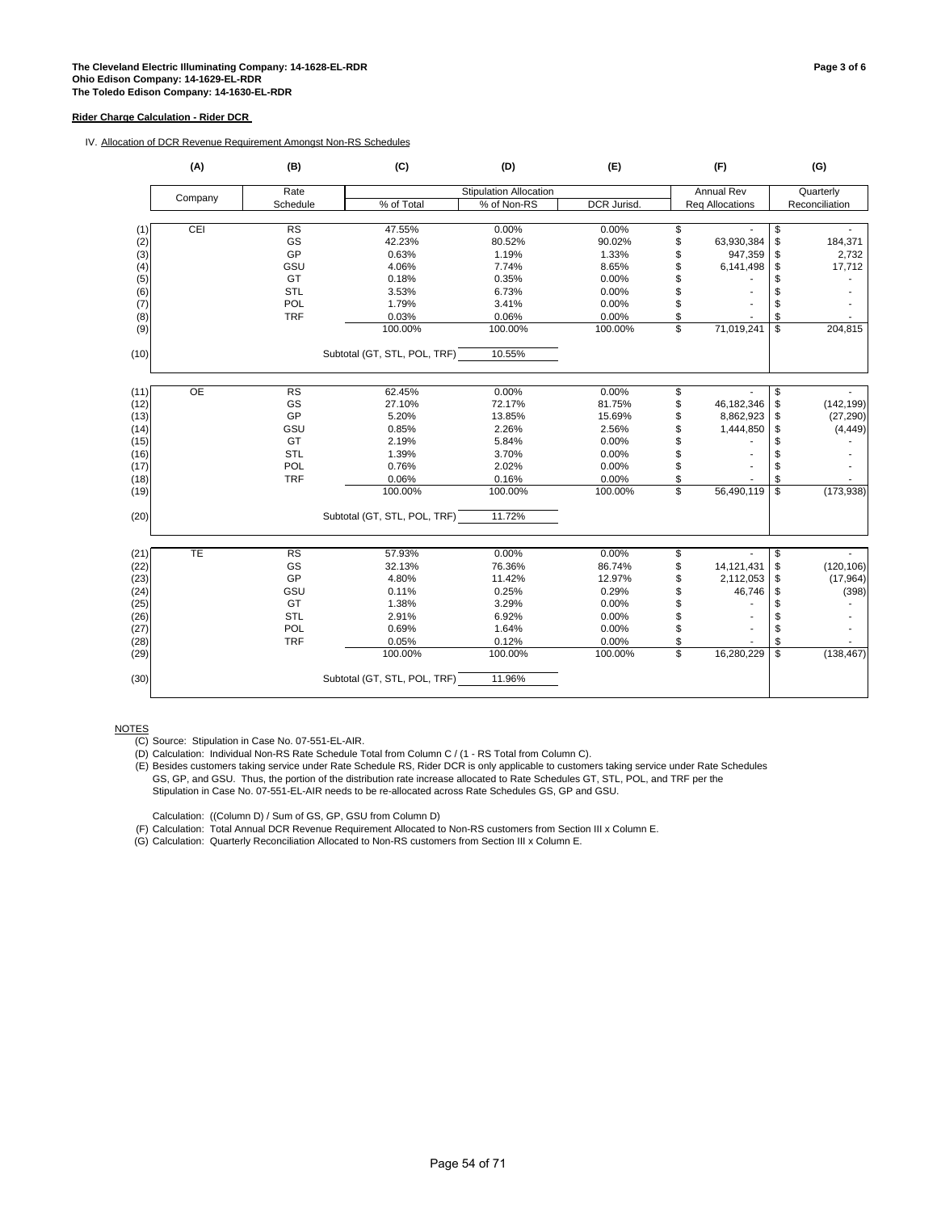**The Cleveland Electric Illuminating Company: 14-1628-EL-RDR**
**Ohio Edison Company: 14-1629-EL-RDR**
**The Toledo Edison Company: 14-1630-EL-RDR**

**Rider Charge Calculation - Rider DCR**

IV. Allocation of DCR Revenue Requirement Amongst Non-RS Schedules

| | (A) | (B) | (C) | (D) | (E) | (F) | (G) |
|---|---|---|---|---|---|---|---|
| | Company | Rate Schedule | Stipulation Allocation % of Total | Stipulation Allocation % of Non-RS | DCR Jurisd. | Annual Rev Req Allocations | Quarterly Reconciliation |
| (1) | CEI | RS | 47.55% | 0.00% | 0.00% | $ - | $ - |
| (2) | | GS | 42.23% | 80.52% | 90.02% | $ 63,930,384 | $ 184,371 |
| (3) | | GP | 0.63% | 1.19% | 1.33% | $ 947,359 | $ 2,732 |
| (4) | | GSU | 4.06% | 7.74% | 8.65% | $ 6,141,498 | $ 17,712 |
| (5) | | GT | 0.18% | 0.35% | 0.00% | $ - | $ - |
| (6) | | STL | 3.53% | 6.73% | 0.00% | $ - | $ - |
| (7) | | POL | 1.79% | 3.41% | 0.00% | $ - | $ - |
| (8) | | TRF | 0.03% | 0.06% | 0.00% | $ - | $ - |
| (9) | | | 100.00% | 100.00% | 100.00% | $ 71,019,241 | $ 204,815 |
| (10) | | | Subtotal (GT, STL, POL, TRF) | 10.55% | | | |
| (11) | OE | RS | 62.45% | 0.00% | 0.00% | $ - | $ - |
| (12) | | GS | 27.10% | 72.17% | 81.75% | $ 46,182,346 | $ (142,199) |
| (13) | | GP | 5.20% | 13.85% | 15.69% | $ 8,862,923 | $ (27,290) |
| (14) | | GSU | 0.85% | 2.26% | 2.56% | $ 1,444,850 | $ (4,449) |
| (15) | | GT | 2.19% | 5.84% | 0.00% | $ - | $ - |
| (16) | | STL | 1.39% | 3.70% | 0.00% | $ - | $ - |
| (17) | | POL | 0.76% | 2.02% | 0.00% | $ - | $ - |
| (18) | | TRF | 0.06% | 0.16% | 0.00% | $ - | $ - |
| (19) | | | 100.00% | 100.00% | 100.00% | $ 56,490,119 | $ (173,938) |
| (20) | | | Subtotal (GT, STL, POL, TRF) | 11.72% | | | |
| (21) | TE | RS | 57.93% | 0.00% | 0.00% | $ - | $ - |
| (22) | | GS | 32.13% | 76.36% | 86.74% | $ 14,121,431 | $ (120,106) |
| (23) | | GP | 4.80% | 11.42% | 12.97% | $ 2,112,053 | $ (17,964) |
| (24) | | GSU | 0.11% | 0.25% | 0.29% | $ 46,746 | $ (398) |
| (25) | | GT | 1.38% | 3.29% | 0.00% | $ - | $ - |
| (26) | | STL | 2.91% | 6.92% | 0.00% | $ - | $ - |
| (27) | | POL | 0.69% | 1.64% | 0.00% | $ - | $ - |
| (28) | | TRF | 0.05% | 0.12% | 0.00% | $ - | $ - |
| (29) | | | 100.00% | 100.00% | 100.00% | $ 16,280,229 | $ (138,467) |
| (30) | | | Subtotal (GT, STL, POL, TRF) | 11.96% | | | |

NOTES

(C) Source: Stipulation in Case No. 07-551-EL-AIR.

(D) Calculation: Individual Non-RS Rate Schedule Total from Column C / (1 - RS Total from Column C).

(E) Besides customers taking service under Rate Schedule RS, Rider DCR is only applicable to customers taking service under Rate Schedules GS, GP, and GSU. Thus, the portion of the distribution rate increase allocated to Rate Schedules GT, STL, POL, and TRF per the Stipulation in Case No. 07-551-EL-AIR needs to be re-allocated across Rate Schedules GS, GP and GSU.

Calculation: ((Column D) / Sum of GS, GP, GSU from Column D)

(F) Calculation: Total Annual DCR Revenue Requirement Allocated to Non-RS customers from Section III x Column E.

(G) Calculation: Quarterly Reconciliation Allocated to Non-RS customers from Section III x Column E.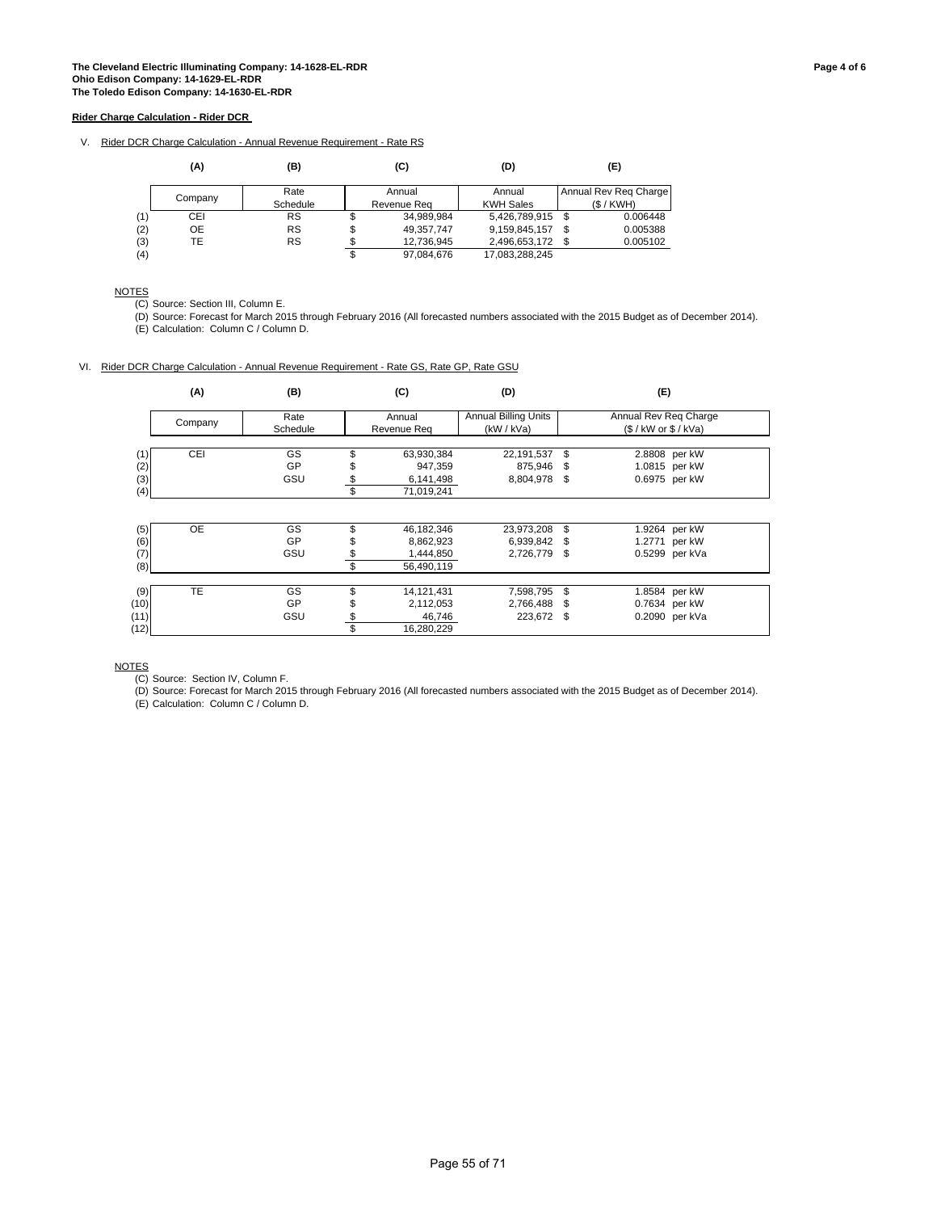**The Cleveland Electric Illuminating Company: 14-1628-EL-RDR**
**Ohio Edison Company: 14-1629-EL-RDR**
**The Toledo Edison Company: 14-1630-EL-RDR**

**Rider Charge Calculation - Rider DCR**

V. Rider DCR Charge Calculation - Annual Revenue Requirement - Rate RS

| | (A) | (B) | (C) | (D) | (E) |
|---|---|---|---|---|---|
| | Company | Rate Schedule | Annual Revenue Req | Annual KWH Sales | Annual Rev Req Charge ($ / KWH) |
| (1) | CEI | RS | $ 34,989,984 | 5,426,789,915 | $ 0.006448 |
| (2) | OE | RS | $ 49,357,747 | 9,159,845,157 | $ 0.005388 |
| (3) | TE | RS | $ 12,736,945 | 2,496,653,172 | $ 0.005102 |
| (4) | | | $ 97,084,676 | 17,083,288,245 | |

NOTES
(C) Source: Section III, Column E.
(D) Source: Forecast for March 2015 through February 2016 (All forecasted numbers associated with the 2015 Budget as of December 2014).
(E) Calculation: Column C / Column D.

VI. Rider DCR Charge Calculation - Annual Revenue Requirement - Rate GS, Rate GP, Rate GSU

| | (A) | (B) | (C) | (D) | (E) |
|---|---|---|---|---|---|
| | Company | Rate Schedule | Annual Revenue Req | Annual Billing Units (kW / kVa) | Annual Rev Req Charge ($ / kW or $ / kVa) |
| (1) | CEI | GS | $ 63,930,384 | 22,191,537 | $ 2.8808 per kW |
| (2) | | GP | $ 947,359 | 875,946 | $ 1.0815 per kW |
| (3) | | GSU | $ 6,141,498 | 8,804,978 | $ 0.6975 per kW |
| (4) | | | $ 71,019,241 | | |
| (5) | OE | GS | $ 46,182,346 | 23,973,208 | $ 1.9264 per kW |
| (6) | | GP | $ 8,862,923 | 6,939,842 | $ 1.2771 per kW |
| (7) | | GSU | $ 1,444,850 | 2,726,779 | $ 0.5299 per kVa |
| (8) | | | $ 56,490,119 | | |
| (9) | TE | GS | $ 14,121,431 | 7,598,795 | $ 1.8584 per kW |
| (10) | | GP | $ 2,112,053 | 2,766,488 | $ 0.7634 per kW |
| (11) | | GSU | $ 46,746 | 223,672 | $ 0.2090 per kVa |
| (12) | | | $ 16,280,229 | | |

NOTES
(C) Source: Section IV, Column F.
(D) Source: Forecast for March 2015 through February 2016 (All forecasted numbers associated with the 2015 Budget as of December 2014).
(E) Calculation: Column C / Column D.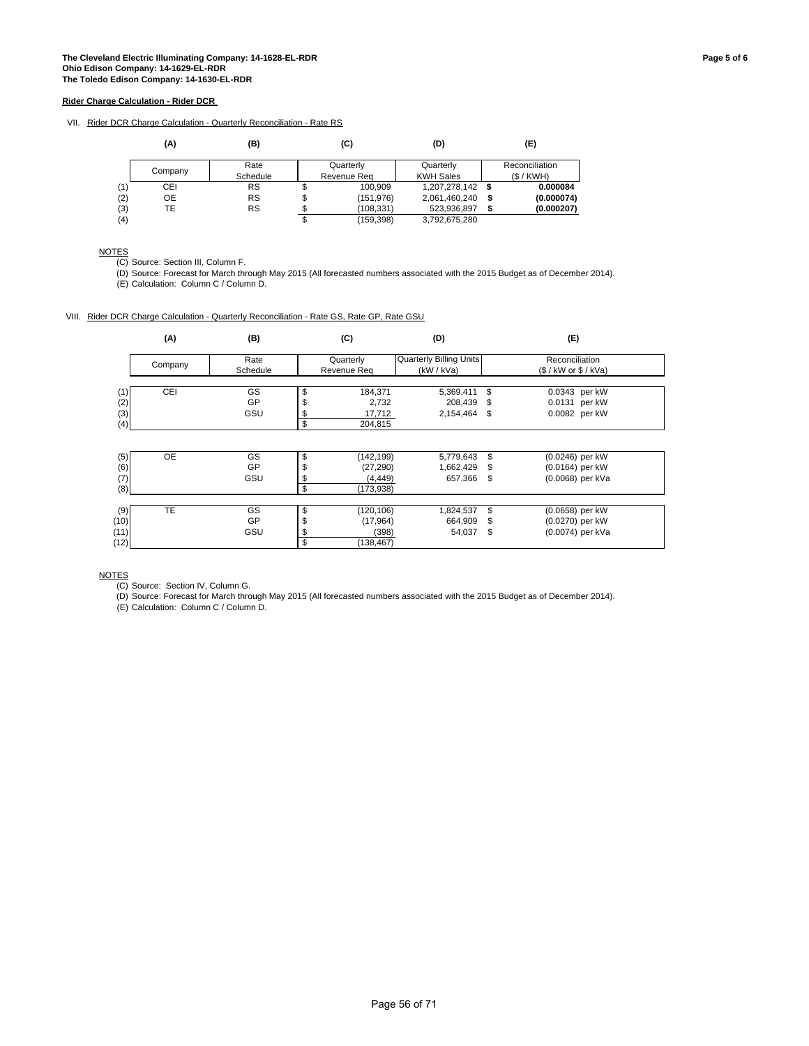**The Cleveland Electric Illuminating Company: 14-1628-EL-RDR**
**Ohio Edison Company: 14-1629-EL-RDR**
**The Toledo Edison Company: 14-1630-EL-RDR**

**Rider Charge Calculation - Rider DCR**

VII. Rider DCR Charge Calculation - Quarterly Reconciliation - Rate RS

| | (A) | (B) | (C) | (D) | (E) |
|---|---|---|---|---|---|
| | Company | Rate Schedule | Quarterly Revenue Req | Quarterly KWH Sales | Reconciliation ($ / KWH) |
| (1) | CEI | RS | $ 100,909 | 1,207,278,142 | $ **0.000084** |
| (2) | OE | RS | $ (151,976) | 2,061,460,240 | $ **(0.000074)** |
| (3) | TE | RS | $ (108,331) | 523,936,897 | $ **(0.000207)** |
| (4) | | | $ (159,398) | 3,792,675,280 | |

NOTES
(C) Source: Section III, Column F.
(D) Source: Forecast for March through May 2015 (All forecasted numbers associated with the 2015 Budget as of December 2014).
(E) Calculation: Column C / Column D.

VIII. Rider DCR Charge Calculation - Quarterly Reconciliation - Rate GS, Rate GP, Rate GSU

| | (A) | (B) | (C) | (D) | (E) |
|---|---|---|---|---|---|
| | Company | Rate Schedule | Quarterly Revenue Req | Quarterly Billing Units (kW / kVa) | Reconciliation ($ / kW or $ / kVa) |
| (1) | CEI | GS | $ 184,371 | 5,369,411 | $ 0.0343 per kW |
| (2) | | GP | $ 2,732 | 208,439 | $ 0.0131 per kW |
| (3) | | GSU | $ 17,712 | 2,154,464 | $ 0.0082 per kW |
| (4) | | | $ 204,815 | | |
| (5) | OE | GS | $ (142,199) | 5,779,643 | $ (0.0246) per kW |
| (6) | | GP | $ (27,290) | 1,662,429 | $ (0.0164) per kW |
| (7) | | GSU | $ (4,449) | 657,366 | $ (0.0068) per kVa |
| (8) | | | $ (173,938) | | |
| (9) | TE | GS | $ (120,106) | 1,824,537 | $ (0.0658) per kW |
| (10) | | GP | $ (17,964) | 664,909 | $ (0.0270) per kW |
| (11) | | GSU | $ (398) | 54,037 | $ (0.0074) per kVa |
| (12) | | | $ (138,467) | | |

NOTES
(C) Source: Section IV, Column G.
(D) Source: Forecast for March through May 2015 (All forecasted numbers associated with the 2015 Budget as of December 2014).
(E) Calculation: Column C / Column D.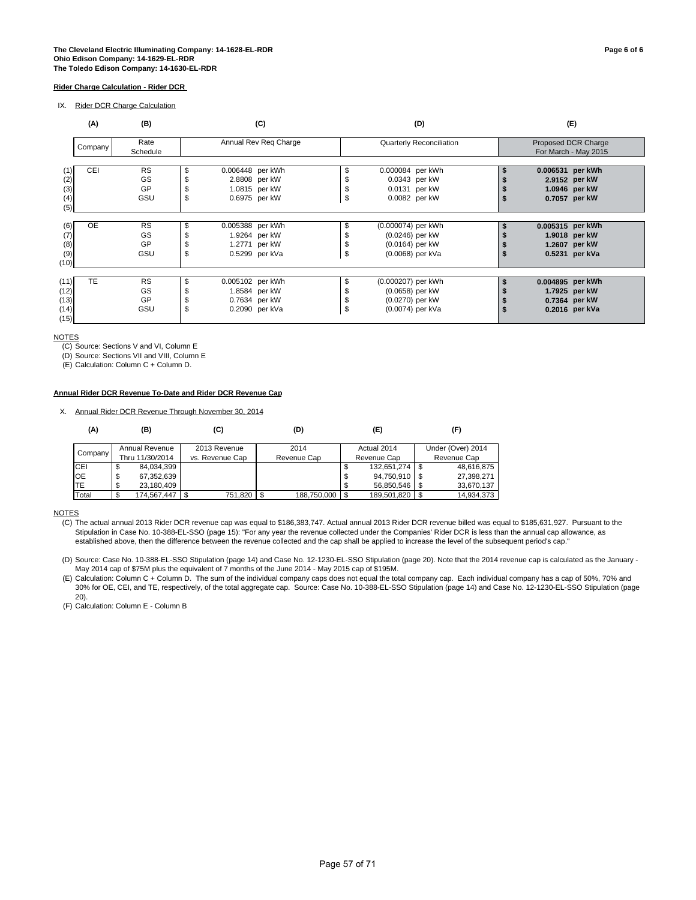**The Cleveland Electric Illuminating Company: 14-1628-EL-RDR**
**Ohio Edison Company: 14-1629-EL-RDR**
**The Toledo Edison Company: 14-1630-EL-RDR**

**Page 6 of 6**

**Rider Charge Calculation - Rider DCR**

IX. Rider DCR Charge Calculation

| | (A) | (B) | (C) | (D) | (E) |
|---|---|---|---|---|---|
| | Company | Rate Schedule | Annual Rev Req Charge | Quarterly Reconciliation | Proposed DCR Charge For March - May 2015 |
| (1) | CEI | RS | $ 0.006448 per kWh | $ 0.000084 per kWh | **$ 0.006531 per kWh** |
| (2) | | GS | $ 2.8808 per kW | $ 0.0343 per kW | **$ 2.9152 per kW** |
| (3) | | GP | $ 1.0815 per kW | $ 0.0131 per kW | **$ 1.0946 per kW** |
| (4) | | GSU | $ 0.6975 per kW | $ 0.0082 per kW | **$ 0.7057 per kW** |
| (5) | | | | | |
| (6) | OE | RS | $ 0.005388 per kWh | $ (0.000074) per kWh | **$ 0.005315 per kWh** |
| (7) | | GS | $ 1.9264 per kW | $ (0.0246) per kW | **$ 1.9018 per kW** |
| (8) | | GP | $ 1.2771 per kW | $ (0.0164) per kW | **$ 1.2607 per kW** |
| (9) | | GSU | $ 0.5299 per kVa | $ (0.0068) per kVa | **$ 0.5231 per kVa** |
| (10) | | | | | |
| (11) | TE | RS | $ 0.005102 per kWh | $ (0.000207) per kWh | **$ 0.004895 per kWh** |
| (12) | | GS | $ 1.8584 per kW | $ (0.0658) per kW | **$ 1.7925 per kW** |
| (13) | | GP | $ 0.7634 per kW | $ (0.0270) per kW | **$ 0.7364 per kW** |
| (14) | | GSU | $ 0.2090 per kVa | $ (0.0074) per kVa | **$ 0.2016 per kVa** |
| (15) | | | | | |

NOTES
(C) Source: Sections V and VI, Column E
(D) Source: Sections VII and VIII, Column E
(E) Calculation: Column C + Column D.

**Annual Rider DCR Revenue To-Date and Rider DCR Revenue Cap**

X. Annual Rider DCR Revenue Through November 30, 2014

| (A) | (B) | (C) | (D) | (E) | (F) |
|---|---|---|---|---|---|
| Company | Annual Revenue Thru 11/30/2014 | 2013 Revenue vs. Revenue Cap | 2014 Revenue Cap | Actual 2014 Revenue Cap | Under (Over) 2014 Revenue Cap |
| CEI | $ 84,034,399 | | | $ 132,651,274 | $ 48,616,875 |
| OE | $ 67,352,639 | | | $ 94,750,910 | $ 27,398,271 |
| TE | $ 23,180,409 | | | $ 56,850,546 | $ 33,670,137 |
| Total | $ 174,567,447 | $ 751,820 | $ 188,750,000 | $ 189,501,820 | $ 14,934,373 |

NOTES
(C) The actual annual 2013 Rider DCR revenue cap was equal to $186,383,747. Actual annual 2013 Rider DCR revenue billed was equal to $185,631,927. Pursuant to the Stipulation in Case No. 10-388-EL-SSO (page 15): "For any year the revenue collected under the Companies' Rider DCR is less than the annual cap allowance, as established above, then the difference between the revenue collected and the cap shall be applied to increase the level of the subsequent period's cap."

(D) Source: Case No. 10-388-EL-SSO Stipulation (page 14) and Case No. 12-1230-EL-SSO Stipulation (page 20). Note that the 2014 revenue cap is calculated as the January - May 2014 cap of $75M plus the equivalent of 7 months of the June 2014 - May 2015 cap of $195M.

(E) Calculation: Column C + Column D. The sum of the individual company caps does not equal the total company cap. Each individual company has a cap of 50%, 70% and 30% for OE, CEI, and TE, respectively, of the total aggregate cap. Source: Case No. 10-388-EL-SSO Stipulation (page 14) and Case No. 12-1230-EL-SSO Stipulation (page 20).

(F) Calculation: Column E - Column B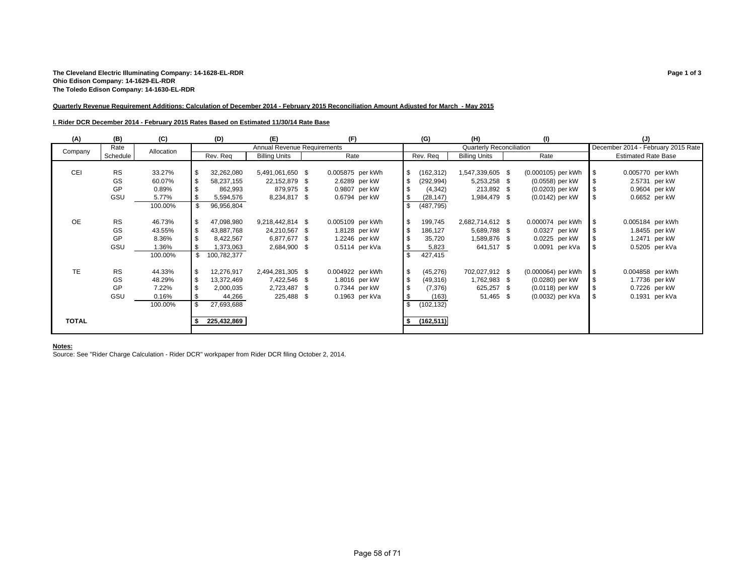**The Cleveland Electric Illuminating Company: 14-1628-EL-RDR**
**Ohio Edison Company: 14-1629-EL-RDR**
**The Toledo Edison Company: 14-1630-EL-RDR**

**Quarterly Revenue Requirement Additions: Calculation of December 2014 - February 2015 Reconciliation Amount Adjusted for March - May 2015**

**I. Rider DCR December 2014 - February 2015 Rates Based on Estimated 11/30/14 Rate Base**

| (A) | (B) | (C) | (D) | (E) | (F) | (G) | (H) | (I) | (J) |
|---|---|---|---|---|---|---|---|---|---|
| | | | Annual Revenue Requirements | | | Quarterly Reconciliation | | | December 2014 - February 2015 Rate |
| Company | Rate Schedule | Allocation | Rev. Req | Billing Units | Rate | Rev. Req | Billing Units | Rate | Estimated Rate Base |
| CEI | RS | 33.27% | $ 32,262,080 | 5,491,061,650 | $ 0.005875 per kWh | $ (162,312) | 1,547,339,605 | $ (0.000105) per kWh | $ 0.005770 per kWh |
| | GS | 60.07% | $ 58,237,155 | 22,152,879 | $ 2.6289 per kW | $ (292,994) | 5,253,258 | $ (0.0558) per kW | $ 2.5731 per kW |
| | GP | 0.89% | $ 862,993 | 879,975 | $ 0.9807 per kW | $ (4,342) | 213,892 | $ (0.0203) per kW | $ 0.9604 per kW |
| | GSU | 5.77% | $ 5,594,576 | 8,234,817 | $ 0.6794 per kW | $ (28,147) | 1,984,479 | $ (0.0142) per kW | $ 0.6652 per kW |
| | | 100.00% | $ 96,956,804 | | | $ (487,795) | | | |
| OE | RS | 46.73% | $ 47,098,980 | 9,218,442,814 | $ 0.005109 per kWh | $ 199,745 | 2,682,714,612 | $ 0.000074 per kWh | $ 0.005184 per kWh |
| | GS | 43.55% | $ 43,887,768 | 24,210,567 | $ 1.8128 per kW | $ 186,127 | 5,689,788 | $ 0.0327 per kW | $ 1.8455 per kW |
| | GP | 8.36% | $ 8,422,567 | 6,877,677 | $ 1.2246 per kW | $ 35,720 | 1,589,876 | $ 0.0225 per kW | $ 1.2471 per kW |
| | GSU | 1.36% | $ 1,373,063 | 2,684,900 | $ 0.5114 per kVa | $ 5,823 | 641,517 | $ 0.0091 per kVa | $ 0.5205 per kVa |
| | | 100.00% | $ 100,782,377 | | | $ 427,415 | | | |
| TE | RS | 44.33% | $ 12,276,917 | 2,494,281,305 | $ 0.004922 per kWh | $ (45,276) | 702,027,912 | $ (0.000064) per kWh | $ 0.004858 per kWh |
| | GS | 48.29% | $ 13,372,469 | 7,422,546 | $ 1.8016 per kW | $ (49,316) | 1,762,983 | $ (0.0280) per kW | $ 1.7736 per kW |
| | GP | 7.22% | $ 2,000,035 | 2,723,487 | $ 0.7344 per kW | $ (7,376) | 625,257 | $ (0.0118) per kW | $ 0.7226 per kW |
| | GSU | 0.16% | $ 44,266 | 225,488 | $ 0.1963 per kVa | $ (163) | 51,465 | $ (0.0032) per kVa | $ 0.1931 per kVa |
| | | 100.00% | $ 27,693,688 | | | $ (102,132) | | | |
| **TOTAL** | | | **$ 225,432,869** | | | **$ (162,511)** | | | |

**Notes:**

Source: See "Rider Charge Calculation - Rider DCR" workpaper from Rider DCR filing October 2, 2014.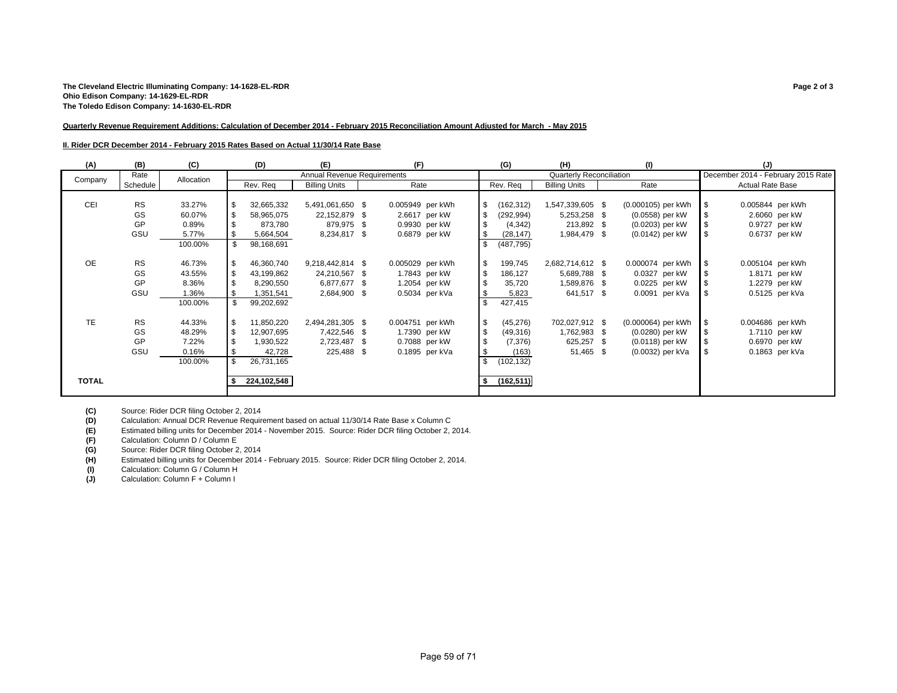**The Cleveland Electric Illuminating Company: 14-1628-EL-RDR**
**Ohio Edison Company: 14-1629-EL-RDR**
**The Toledo Edison Company: 14-1630-EL-RDR**

**Page 2 of 3**

**Quarterly Revenue Requirement Additions: Calculation of December 2014 - February 2015 Reconciliation Amount Adjusted for March - May 2015**

**II. Rider DCR December 2014 - February 2015 Rates Based on Actual 11/30/14 Rate Base**

| (A) | (B) | (C) | (D) | (E) | (F) | (G) | (H) | (I) | (J) |
|---|---|---|---|---|---|---|---|---|---|
| | | | Annual Revenue Requirements | | | Quarterly Reconciliation | | | December 2014 - February 2015 Rate |
| Company | Rate Schedule | Allocation | Rev. Req | Billing Units | Rate | Rev. Req | Billing Units | Rate | Actual Rate Base |
| CEI | RS | 33.27% | $ 32,665,332 | 5,491,061,650 | $ 0.005949 per kWh | $ (162,312) | 1,547,339,605 | $ (0.000105) per kWh | $ 0.005844 per kWh |
| | GS | 60.07% | $ 58,965,075 | 22,152,879 | $ 2.6617 per kW | $ (292,994) | 5,253,258 | $ (0.0558) per kW | $ 2.6060 per kW |
| | GP | 0.89% | $ 873,780 | 879,975 | $ 0.9930 per kW | $ (4,342) | 213,892 | $ (0.0203) per kW | $ 0.9727 per kW |
| | GSU | 5.77% | $ 5,664,504 | 8,234,817 | $ 0.6879 per kW | $ (28,147) | 1,984,479 | $ (0.0142) per kW | $ 0.6737 per kW |
| | | 100.00% | $ 98,168,691 | | | $ (487,795) | | | |
| OE | RS | 46.73% | $ 46,360,740 | 9,218,442,814 | $ 0.005029 per kWh | $ 199,745 | 2,682,714,612 | $ 0.000074 per kWh | $ 0.005104 per kWh |
| | GS | 43.55% | $ 43,199,862 | 24,210,567 | $ 1.7843 per kW | $ 186,127 | 5,689,788 | $ 0.0327 per kW | $ 1.8171 per kW |
| | GP | 8.36% | $ 8,290,550 | 6,877,677 | $ 1.2054 per kW | $ 35,720 | 1,589,876 | $ 0.0225 per kW | $ 1.2279 per kW |
| | GSU | 1.36% | $ 1,351,541 | 2,684,900 | $ 0.5034 per kVa | $ 5,823 | 641,517 | $ 0.0091 per kVa | $ 0.5125 per kVa |
| | | 100.00% | $ 99,202,692 | | | $ 427,415 | | | |
| TE | RS | 44.33% | $ 11,850,220 | 2,494,281,305 | $ 0.004751 per kWh | $ (45,276) | 702,027,912 | $ (0.000064) per kWh | $ 0.004686 per kWh |
| | GS | 48.29% | $ 12,907,695 | 7,422,546 | $ 1.7390 per kW | $ (49,316) | 1,762,983 | $ (0.0280) per kW | $ 1.7110 per kW |
| | GP | 7.22% | $ 1,930,522 | 2,723,487 | $ 0.7088 per kW | $ (7,376) | 625,257 | $ (0.0118) per kW | $ 0.6970 per kW |
| | GSU | 0.16% | $ 42,728 | 225,488 | $ 0.1895 per kVa | $ (163) | 51,465 | $ (0.0032) per kVa | $ 0.1863 per kVa |
| | | 100.00% | $ 26,731,165 | | | $ (102,132) | | | |
| **TOTAL** | | | **$ 224,102,548** | | | **$ (162,511)** | | | |

**(C)** Source: Rider DCR filing October 2, 2014
**(D)** Calculation: Annual DCR Revenue Requirement based on actual 11/30/14 Rate Base x Column C
**(E)** Estimated billing units for December 2014 - November 2015. Source: Rider DCR filing October 2, 2014.
**(F)** Calculation: Column D / Column E
**(G)** Source: Rider DCR filing October 2, 2014
**(H)** Estimated billing units for December 2014 - February 2015. Source: Rider DCR filing October 2, 2014.
**(I)** Calculation: Column G / Column H
**(J)** Calculation: Column F + Column I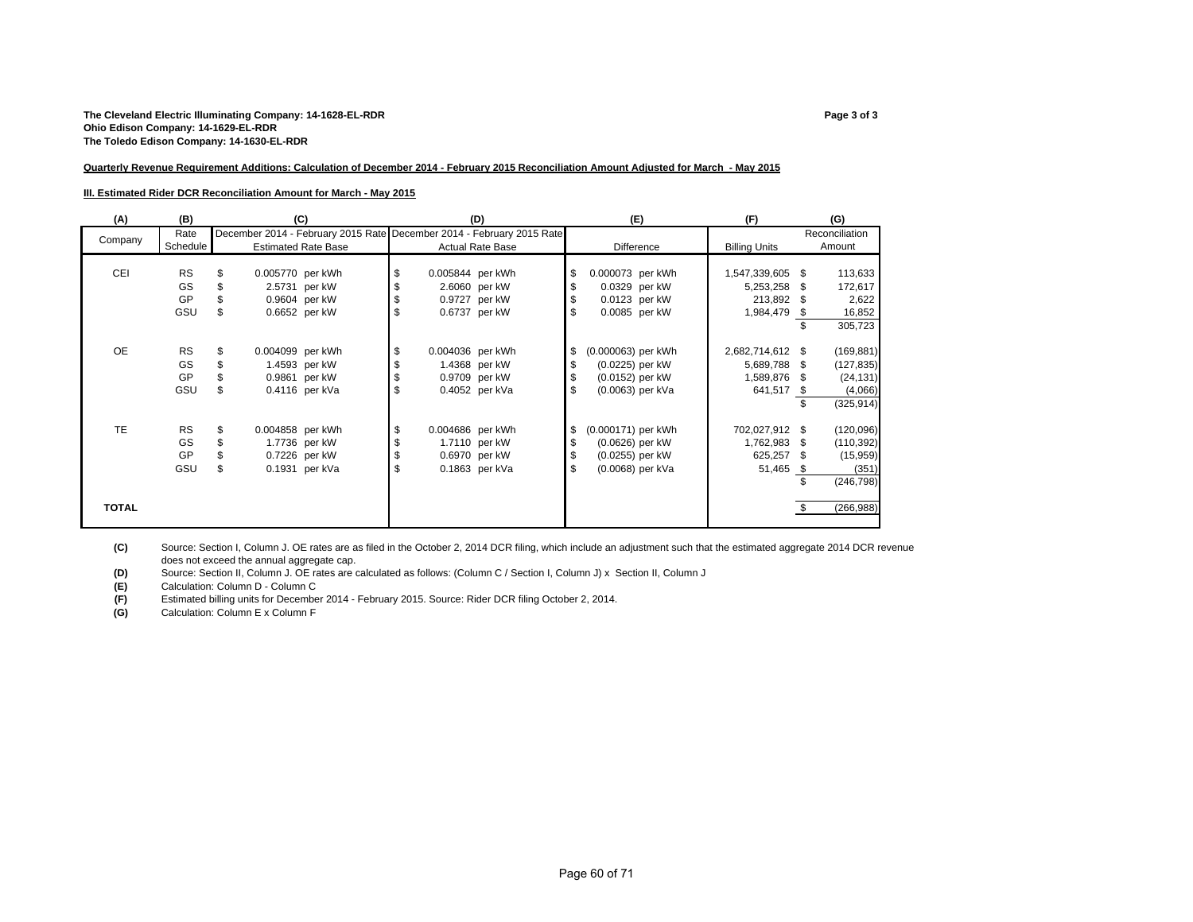**The Cleveland Electric Illuminating Company: 14-1628-EL-RDR**
**Ohio Edison Company: 14-1629-EL-RDR**
**The Toledo Edison Company: 14-1630-EL-RDR**

**Quarterly Revenue Requirement Additions: Calculation of December 2014 - February 2015 Reconciliation Amount Adjusted for March - May 2015**

**III. Estimated Rider DCR Reconciliation Amount for March - May 2015**

| (A) | (B) | (C) | (D) | (E) | (F) | (G) |
|---|---|---|---|---|---|---|
| Company | Rate Schedule | December 2014 - February 2015 Rate Estimated Rate Base | December 2014 - February 2015 Rate Actual Rate Base | Difference | Billing Units | Reconciliation Amount |
| CEI | RS | $ 0.005770 per kWh | $ 0.005844 per kWh | $ 0.000073 per kWh | 1,547,339,605 | $ 113,633 |
| | GS | $ 2.5731 per kW | $ 2.6060 per kW | $ 0.0329 per kW | 5,253,258 | $ 172,617 |
| | GP | $ 0.9604 per kW | $ 0.9727 per kW | $ 0.0123 per kW | 213,892 | $ 2,622 |
| | GSU | $ 0.6652 per kW | $ 0.6737 per kW | $ 0.0085 per kW | 1,984,479 | $ 16,852 |
| | | | | | | $ 305,723 |
| OE | RS | $ 0.004099 per kWh | $ 0.004036 per kWh | $ (0.000063) per kWh | 2,682,714,612 | $ (169,881) |
| | GS | $ 1.4593 per kW | $ 1.4368 per kW | $ (0.0225) per kW | 5,689,788 | $ (127,835) |
| | GP | $ 0.9861 per kW | $ 0.9709 per kW | $ (0.0152) per kW | 1,589,876 | $ (24,131) |
| | GSU | $ 0.4116 per kVa | $ 0.4052 per kVa | $ (0.0063) per kVa | 641,517 | $ (4,066) |
| | | | | | | $ (325,914) |
| TE | RS | $ 0.004858 per kWh | $ 0.004686 per kWh | $ (0.000171) per kWh | 702,027,912 | $ (120,096) |
| | GS | $ 1.7736 per kW | $ 1.7110 per kW | $ (0.0626) per kW | 1,762,983 | $ (110,392) |
| | GP | $ 0.7226 per kW | $ 0.6970 per kW | $ (0.0255) per kW | 625,257 | $ (15,959) |
| | GSU | $ 0.1931 per kVa | $ 0.1863 per kVa | $ (0.0068) per kVa | 51,465 | $ (351) |
| | | | | | | $ (246,798) |
| **TOTAL** | | | | | | $ (266,988) |

**(C)** Source: Section I, Column J. OE rates are as filed in the October 2, 2014 DCR filing, which include an adjustment such that the estimated aggregate 2014 DCR revenue does not exceed the annual aggregate cap.
**(D)** Source: Section II, Column J. OE rates are calculated as follows: (Column C / Section I, Column J) x Section II, Column J
**(E)** Calculation: Column D - Column C
**(F)** Estimated billing units for December 2014 - February 2015. Source: Rider DCR filing October 2, 2014.
**(G)** Calculation: Column E x Column F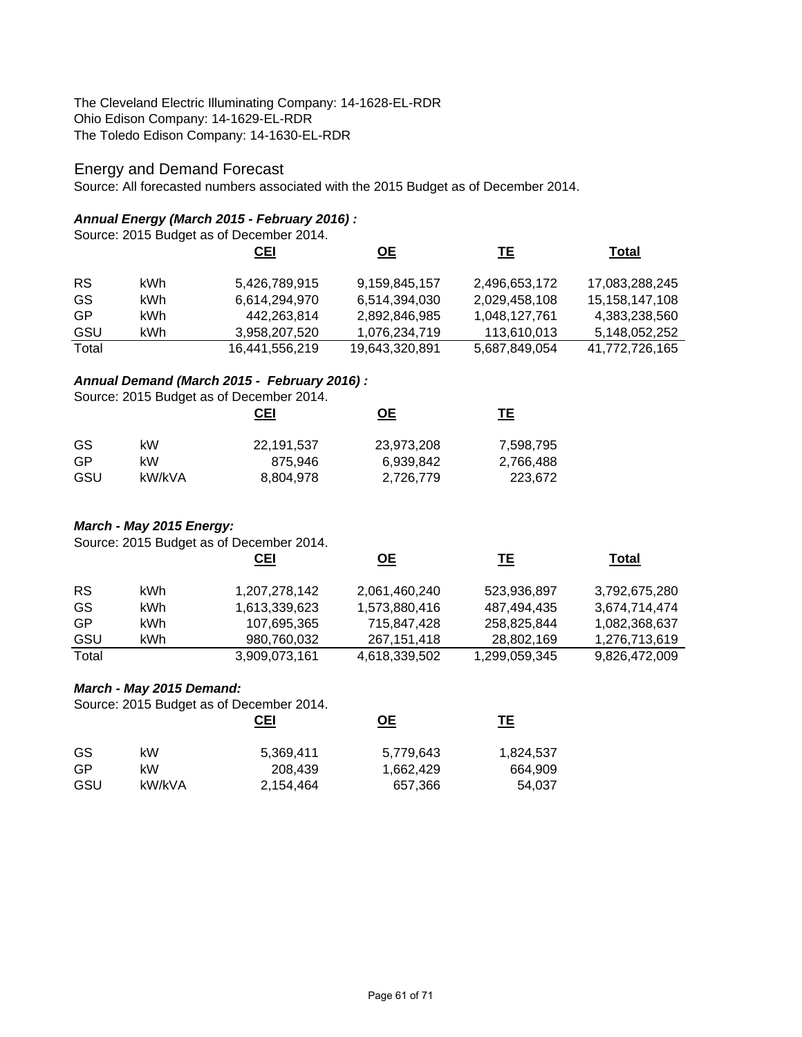The Cleveland Electric Illuminating Company: 14-1628-EL-RDR
Ohio Edison Company: 14-1629-EL-RDR
The Toledo Edison Company: 14-1630-EL-RDR

## Energy and Demand Forecast

Source: All forecasted numbers associated with the 2015 Budget as of December 2014.

### *Annual Energy (March 2015 - February 2016) :*

Source: 2015 Budget as of December 2014.

| | | CEI | OE | TE | Total |
|---|---|---|---|---|---|
| RS | kWh | 5,426,789,915 | 9,159,845,157 | 2,496,653,172 | 17,083,288,245 |
| GS | kWh | 6,614,294,970 | 6,514,394,030 | 2,029,458,108 | 15,158,147,108 |
| GP | kWh | 442,263,814 | 2,892,846,985 | 1,048,127,761 | 4,383,238,560 |
| GSU | kWh | 3,958,207,520 | 1,076,234,719 | 113,610,013 | 5,148,052,252 |
| Total | | 16,441,556,219 | 19,643,320,891 | 5,687,849,054 | 41,772,726,165 |

### *Annual Demand (March 2015 - February 2016) :*

Source: 2015 Budget as of December 2014.

| | | CEI | OE | TE |
|---|---|---|---|---|
| GS | kW | 22,191,537 | 23,973,208 | 7,598,795 |
| GP | kW | 875,946 | 6,939,842 | 2,766,488 |
| GSU | kW/kVA | 8,804,978 | 2,726,779 | 223,672 |

### *March - May 2015 Energy:*

Source: 2015 Budget as of December 2014.

| | | CEI | OE | TE | Total |
|---|---|---|---|---|---|
| RS | kWh | 1,207,278,142 | 2,061,460,240 | 523,936,897 | 3,792,675,280 |
| GS | kWh | 1,613,339,623 | 1,573,880,416 | 487,494,435 | 3,674,714,474 |
| GP | kWh | 107,695,365 | 715,847,428 | 258,825,844 | 1,082,368,637 |
| GSU | kWh | 980,760,032 | 267,151,418 | 28,802,169 | 1,276,713,619 |
| Total | | 3,909,073,161 | 4,618,339,502 | 1,299,059,345 | 9,826,472,009 |

### *March - May 2015 Demand:*

Source: 2015 Budget as of December 2014.

| | | CEI | OE | TE |
|---|---|---|---|---|
| GS | kW | 5,369,411 | 5,779,643 | 1,824,537 |
| GP | kW | 208,439 | 1,662,429 | 664,909 |
| GSU | kW/kVA | 2,154,464 | 657,366 | 54,037 |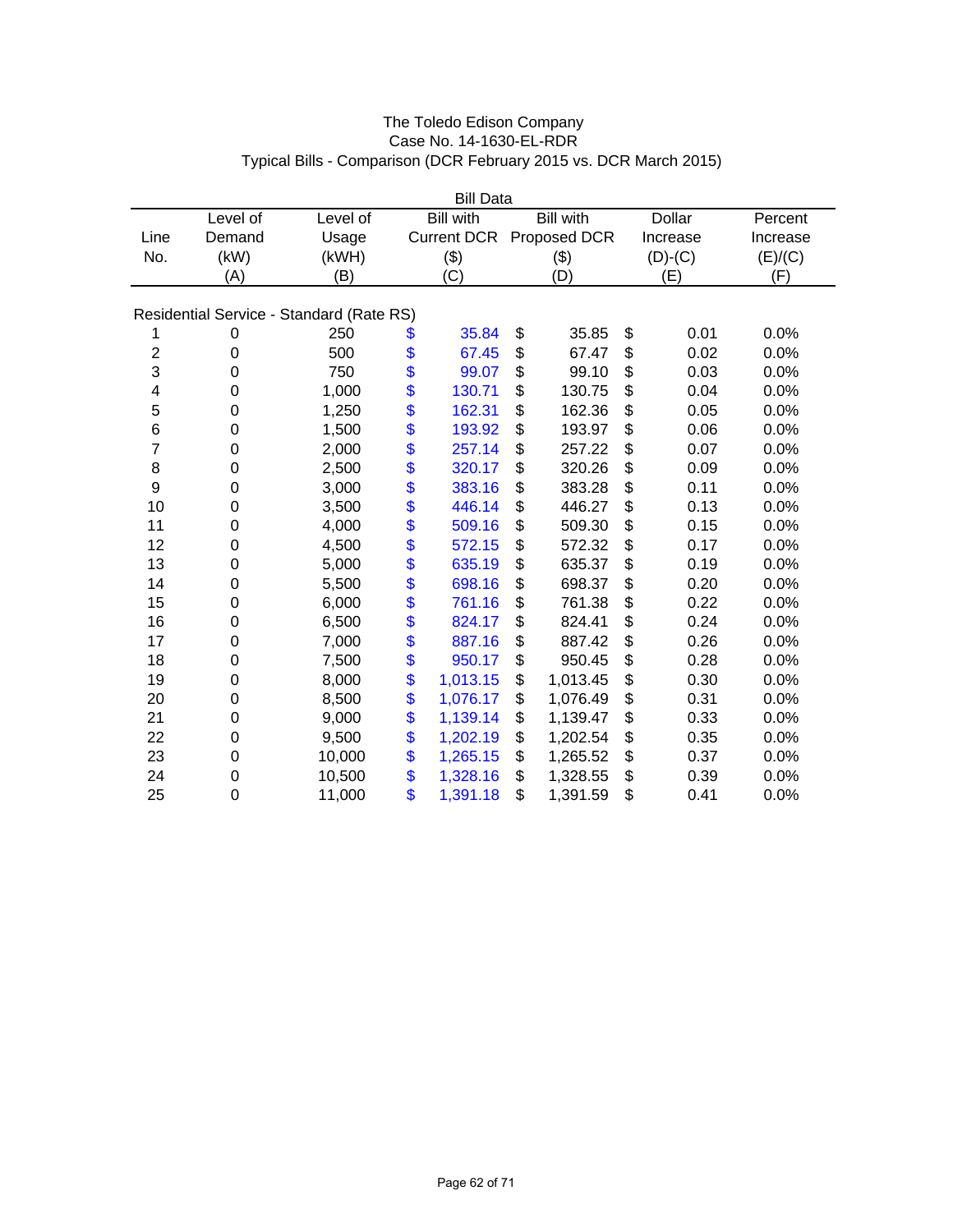# The Toledo Edison Company
## Case No. 14-1630-EL-RDR
## Typical Bills - Comparison (DCR February 2015 vs. DCR March 2015)

| | | | Bill Data | | | |
|---|---|---|---|---|---|---|
| Line No. | Level of Demand (kW) (A) | Level of Usage (kWH) (B) | Bill with Current DCR ($) (C) | Bill with Proposed DCR ($) (D) | Dollar Increase (D)-(C) (E) | Percent Increase (E)/(C) (F) |
| **Residential Service - Standard (Rate RS)** | | | | | | |
| 1 | 0 | 250 | $ 35.84 | $ 35.85 | $ 0.01 | 0.0% |
| 2 | 0 | 500 | $ 67.45 | $ 67.47 | $ 0.02 | 0.0% |
| 3 | 0 | 750 | $ 99.07 | $ 99.10 | $ 0.03 | 0.0% |
| 4 | 0 | 1,000 | $ 130.71 | $ 130.75 | $ 0.04 | 0.0% |
| 5 | 0 | 1,250 | $ 162.31 | $ 162.36 | $ 0.05 | 0.0% |
| 6 | 0 | 1,500 | $ 193.92 | $ 193.97 | $ 0.06 | 0.0% |
| 7 | 0 | 2,000 | $ 257.14 | $ 257.22 | $ 0.07 | 0.0% |
| 8 | 0 | 2,500 | $ 320.17 | $ 320.26 | $ 0.09 | 0.0% |
| 9 | 0 | 3,000 | $ 383.16 | $ 383.28 | $ 0.11 | 0.0% |
| 10 | 0 | 3,500 | $ 446.14 | $ 446.27 | $ 0.13 | 0.0% |
| 11 | 0 | 4,000 | $ 509.16 | $ 509.30 | $ 0.15 | 0.0% |
| 12 | 0 | 4,500 | $ 572.15 | $ 572.32 | $ 0.17 | 0.0% |
| 13 | 0 | 5,000 | $ 635.19 | $ 635.37 | $ 0.19 | 0.0% |
| 14 | 0 | 5,500 | $ 698.16 | $ 698.37 | $ 0.20 | 0.0% |
| 15 | 0 | 6,000 | $ 761.16 | $ 761.38 | $ 0.22 | 0.0% |
| 16 | 0 | 6,500 | $ 824.17 | $ 824.41 | $ 0.24 | 0.0% |
| 17 | 0 | 7,000 | $ 887.16 | $ 887.42 | $ 0.26 | 0.0% |
| 18 | 0 | 7,500 | $ 950.17 | $ 950.45 | $ 0.28 | 0.0% |
| 19 | 0 | 8,000 | $ 1,013.15 | $ 1,013.45 | $ 0.30 | 0.0% |
| 20 | 0 | 8,500 | $ 1,076.17 | $ 1,076.49 | $ 0.31 | 0.0% |
| 21 | 0 | 9,000 | $ 1,139.14 | $ 1,139.47 | $ 0.33 | 0.0% |
| 22 | 0 | 9,500 | $ 1,202.19 | $ 1,202.54 | $ 0.35 | 0.0% |
| 23 | 0 | 10,000 | $ 1,265.15 | $ 1,265.52 | $ 0.37 | 0.0% |
| 24 | 0 | 10,500 | $ 1,328.16 | $ 1,328.55 | $ 0.39 | 0.0% |
| 25 | 0 | 11,000 | $ 1,391.18 | $ 1,391.59 | $ 0.41 | 0.0% |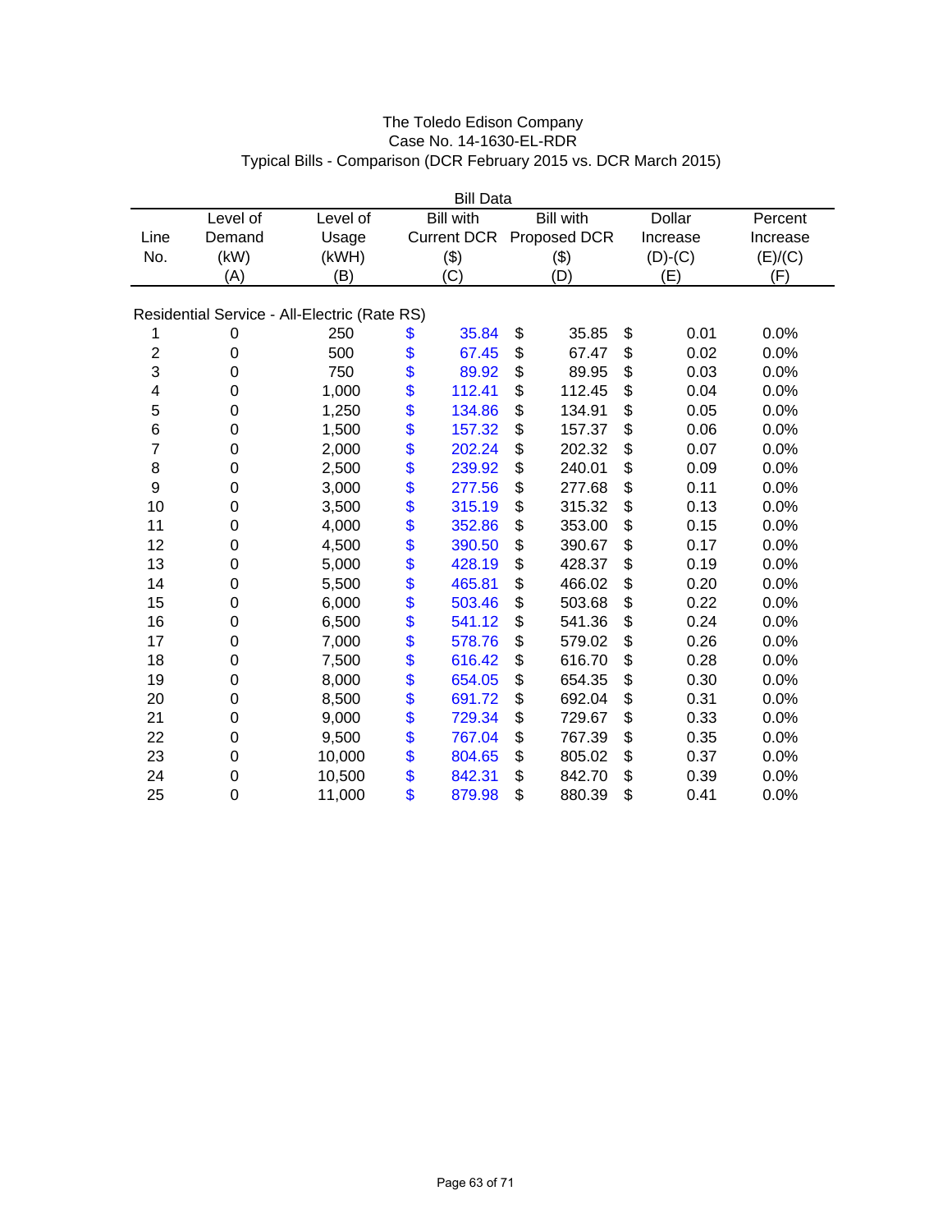The Toledo Edison Company
Case No. 14-1630-EL-RDR
Typical Bills - Comparison (DCR February 2015 vs. DCR March 2015)

| Line No. | Level of Demand (kW) (A) | Level of Usage (kWH) (B) | Bill with Current DCR ($) (C) | Bill with Proposed DCR ($) (D) | Dollar Increase (D)-(C) (E) | Percent Increase (E)/(C) (F) |
|---|---|---|---|---|---|---|
| **Residential Service - All-Electric (Rate RS)** | | | | | | |
| 1 | 0 | 250 | $ 35.84 | $ 35.85 | $ 0.01 | 0.0% |
| 2 | 0 | 500 | $ 67.45 | $ 67.47 | $ 0.02 | 0.0% |
| 3 | 0 | 750 | $ 89.92 | $ 89.95 | $ 0.03 | 0.0% |
| 4 | 0 | 1,000 | $ 112.41 | $ 112.45 | $ 0.04 | 0.0% |
| 5 | 0 | 1,250 | $ 134.86 | $ 134.91 | $ 0.05 | 0.0% |
| 6 | 0 | 1,500 | $ 157.32 | $ 157.37 | $ 0.06 | 0.0% |
| 7 | 0 | 2,000 | $ 202.24 | $ 202.32 | $ 0.07 | 0.0% |
| 8 | 0 | 2,500 | $ 239.92 | $ 240.01 | $ 0.09 | 0.0% |
| 9 | 0 | 3,000 | $ 277.56 | $ 277.68 | $ 0.11 | 0.0% |
| 10 | 0 | 3,500 | $ 315.19 | $ 315.32 | $ 0.13 | 0.0% |
| 11 | 0 | 4,000 | $ 352.86 | $ 353.00 | $ 0.15 | 0.0% |
| 12 | 0 | 4,500 | $ 390.50 | $ 390.67 | $ 0.17 | 0.0% |
| 13 | 0 | 5,000 | $ 428.19 | $ 428.37 | $ 0.19 | 0.0% |
| 14 | 0 | 5,500 | $ 465.81 | $ 466.02 | $ 0.20 | 0.0% |
| 15 | 0 | 6,000 | $ 503.46 | $ 503.68 | $ 0.22 | 0.0% |
| 16 | 0 | 6,500 | $ 541.12 | $ 541.36 | $ 0.24 | 0.0% |
| 17 | 0 | 7,000 | $ 578.76 | $ 579.02 | $ 0.26 | 0.0% |
| 18 | 0 | 7,500 | $ 616.42 | $ 616.70 | $ 0.28 | 0.0% |
| 19 | 0 | 8,000 | $ 654.05 | $ 654.35 | $ 0.30 | 0.0% |
| 20 | 0 | 8,500 | $ 691.72 | $ 692.04 | $ 0.31 | 0.0% |
| 21 | 0 | 9,000 | $ 729.34 | $ 729.67 | $ 0.33 | 0.0% |
| 22 | 0 | 9,500 | $ 767.04 | $ 767.39 | $ 0.35 | 0.0% |
| 23 | 0 | 10,000 | $ 804.65 | $ 805.02 | $ 0.37 | 0.0% |
| 24 | 0 | 10,500 | $ 842.31 | $ 842.70 | $ 0.39 | 0.0% |
| 25 | 0 | 11,000 | $ 879.98 | $ 880.39 | $ 0.41 | 0.0% |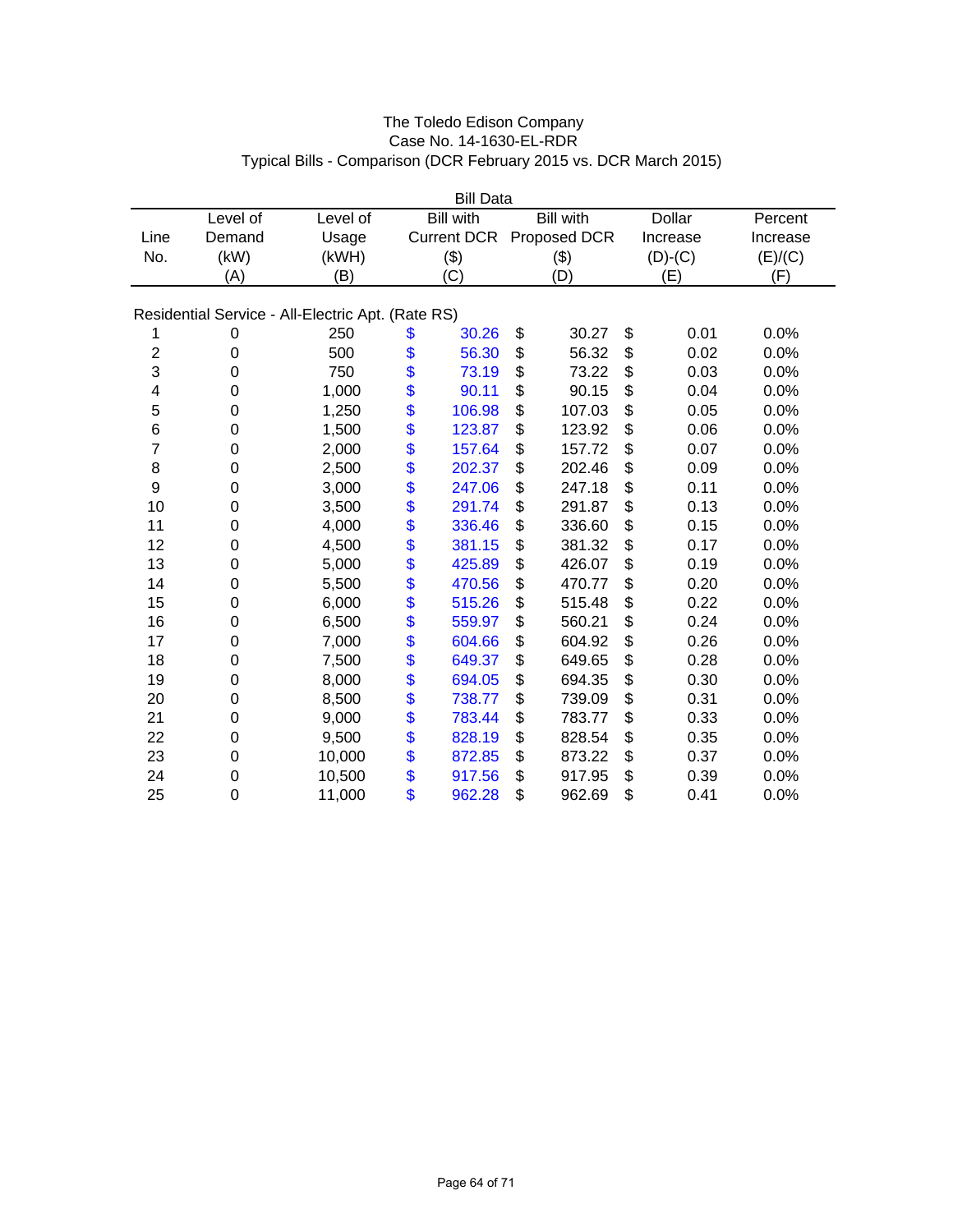# The Toledo Edison Company
## Case No. 14-1630-EL-RDR
### Typical Bills - Comparison (DCR February 2015 vs. DCR March 2015)

| | | Bill Data | | | | |
|---|---|---|---|---|---|---|
| Line No. | Level of Demand (kW) (A) | Level of Usage (kWH) (B) | Bill with Current DCR ($) (C) | Bill with Proposed DCR ($) (D) | Dollar Increase (D)-(C) (E) | Percent Increase (E)/(C) (F) |
| **Residential Service - All-Electric Apt. (Rate RS)** | | | | | | |
| 1 | 0 | 250 | $ 30.26 | $ 30.27 | $ 0.01 | 0.0% |
| 2 | 0 | 500 | $ 56.30 | $ 56.32 | $ 0.02 | 0.0% |
| 3 | 0 | 750 | $ 73.19 | $ 73.22 | $ 0.03 | 0.0% |
| 4 | 0 | 1,000 | $ 90.11 | $ 90.15 | $ 0.04 | 0.0% |
| 5 | 0 | 1,250 | $ 106.98 | $ 107.03 | $ 0.05 | 0.0% |
| 6 | 0 | 1,500 | $ 123.87 | $ 123.92 | $ 0.06 | 0.0% |
| 7 | 0 | 2,000 | $ 157.64 | $ 157.72 | $ 0.07 | 0.0% |
| 8 | 0 | 2,500 | $ 202.37 | $ 202.46 | $ 0.09 | 0.0% |
| 9 | 0 | 3,000 | $ 247.06 | $ 247.18 | $ 0.11 | 0.0% |
| 10 | 0 | 3,500 | $ 291.74 | $ 291.87 | $ 0.13 | 0.0% |
| 11 | 0 | 4,000 | $ 336.46 | $ 336.60 | $ 0.15 | 0.0% |
| 12 | 0 | 4,500 | $ 381.15 | $ 381.32 | $ 0.17 | 0.0% |
| 13 | 0 | 5,000 | $ 425.89 | $ 426.07 | $ 0.19 | 0.0% |
| 14 | 0 | 5,500 | $ 470.56 | $ 470.77 | $ 0.20 | 0.0% |
| 15 | 0 | 6,000 | $ 515.26 | $ 515.48 | $ 0.22 | 0.0% |
| 16 | 0 | 6,500 | $ 559.97 | $ 560.21 | $ 0.24 | 0.0% |
| 17 | 0 | 7,000 | $ 604.66 | $ 604.92 | $ 0.26 | 0.0% |
| 18 | 0 | 7,500 | $ 649.37 | $ 649.65 | $ 0.28 | 0.0% |
| 19 | 0 | 8,000 | $ 694.05 | $ 694.35 | $ 0.30 | 0.0% |
| 20 | 0 | 8,500 | $ 738.77 | $ 739.09 | $ 0.31 | 0.0% |
| 21 | 0 | 9,000 | $ 783.44 | $ 783.77 | $ 0.33 | 0.0% |
| 22 | 0 | 9,500 | $ 828.19 | $ 828.54 | $ 0.35 | 0.0% |
| 23 | 0 | 10,000 | $ 872.85 | $ 873.22 | $ 0.37 | 0.0% |
| 24 | 0 | 10,500 | $ 917.56 | $ 917.95 | $ 0.39 | 0.0% |
| 25 | 0 | 11,000 | $ 962.28 | $ 962.69 | $ 0.41 | 0.0% |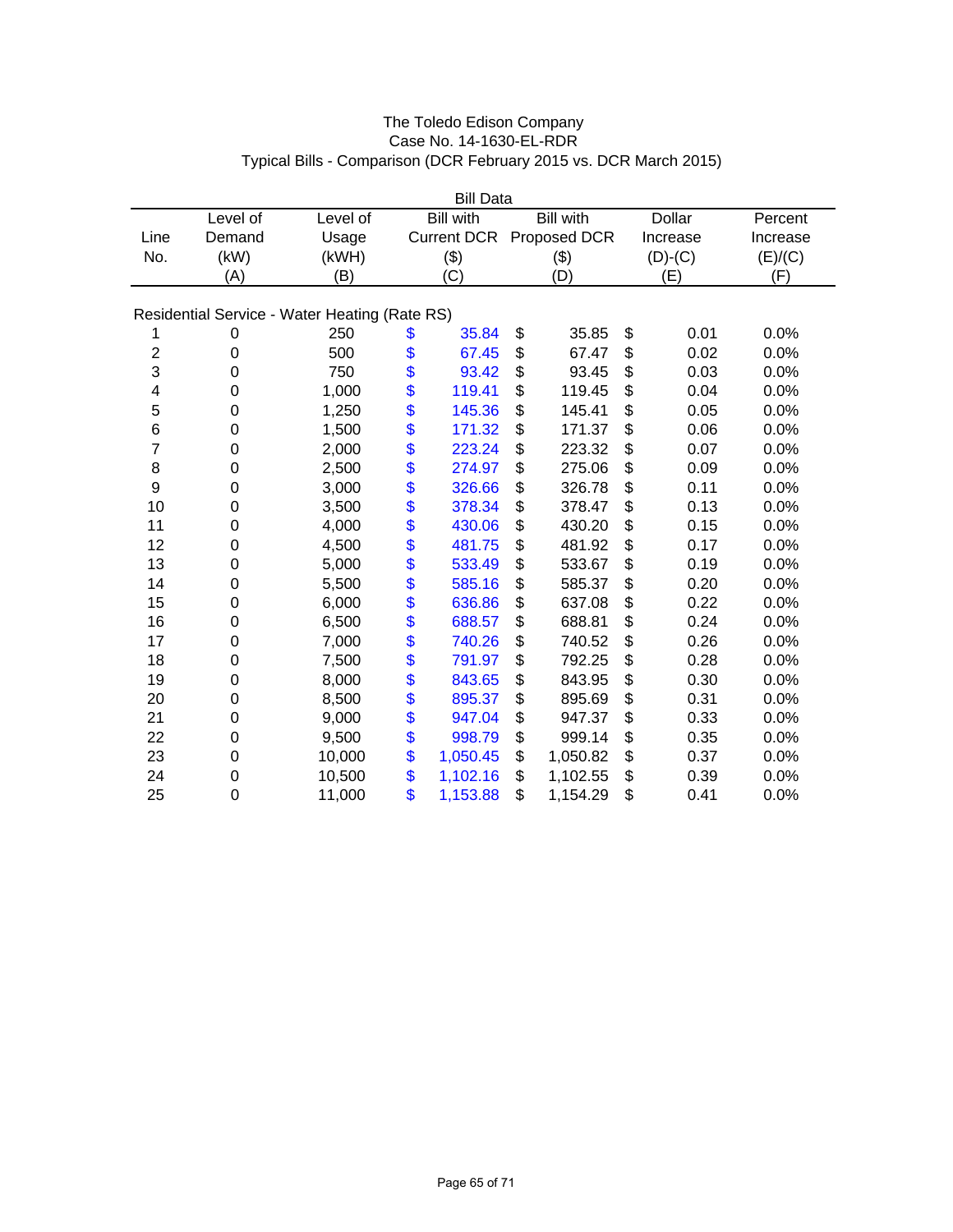The Toledo Edison Company
Case No. 14-1630-EL-RDR
Typical Bills - Comparison (DCR February 2015 vs. DCR March 2015)

| | | | Bill Data | | | |
|---|---|---|---|---|---|---|
| Line No. | Level of Demand (kW) (A) | Level of Usage (kWH) (B) | Bill with Current DCR ($) (C) | Bill with Proposed DCR ($) (D) | Dollar Increase (D)-(C) (E) | Percent Increase (E)/(C) (F) |
| **Residential Service - Water Heating (Rate RS)** | | | | | | |
| 1 | 0 | 250 | $ 35.84 | $ 35.85 | $ 0.01 | 0.0% |
| 2 | 0 | 500 | $ 67.45 | $ 67.47 | $ 0.02 | 0.0% |
| 3 | 0 | 750 | $ 93.42 | $ 93.45 | $ 0.03 | 0.0% |
| 4 | 0 | 1,000 | $ 119.41 | $ 119.45 | $ 0.04 | 0.0% |
| 5 | 0 | 1,250 | $ 145.36 | $ 145.41 | $ 0.05 | 0.0% |
| 6 | 0 | 1,500 | $ 171.32 | $ 171.37 | $ 0.06 | 0.0% |
| 7 | 0 | 2,000 | $ 223.24 | $ 223.32 | $ 0.07 | 0.0% |
| 8 | 0 | 2,500 | $ 274.97 | $ 275.06 | $ 0.09 | 0.0% |
| 9 | 0 | 3,000 | $ 326.66 | $ 326.78 | $ 0.11 | 0.0% |
| 10 | 0 | 3,500 | $ 378.34 | $ 378.47 | $ 0.13 | 0.0% |
| 11 | 0 | 4,000 | $ 430.06 | $ 430.20 | $ 0.15 | 0.0% |
| 12 | 0 | 4,500 | $ 481.75 | $ 481.92 | $ 0.17 | 0.0% |
| 13 | 0 | 5,000 | $ 533.49 | $ 533.67 | $ 0.19 | 0.0% |
| 14 | 0 | 5,500 | $ 585.16 | $ 585.37 | $ 0.20 | 0.0% |
| 15 | 0 | 6,000 | $ 636.86 | $ 637.08 | $ 0.22 | 0.0% |
| 16 | 0 | 6,500 | $ 688.57 | $ 688.81 | $ 0.24 | 0.0% |
| 17 | 0 | 7,000 | $ 740.26 | $ 740.52 | $ 0.26 | 0.0% |
| 18 | 0 | 7,500 | $ 791.97 | $ 792.25 | $ 0.28 | 0.0% |
| 19 | 0 | 8,000 | $ 843.65 | $ 843.95 | $ 0.30 | 0.0% |
| 20 | 0 | 8,500 | $ 895.37 | $ 895.69 | $ 0.31 | 0.0% |
| 21 | 0 | 9,000 | $ 947.04 | $ 947.37 | $ 0.33 | 0.0% |
| 22 | 0 | 9,500 | $ 998.79 | $ 999.14 | $ 0.35 | 0.0% |
| 23 | 0 | 10,000 | $ 1,050.45 | $ 1,050.82 | $ 0.37 | 0.0% |
| 24 | 0 | 10,500 | $ 1,102.16 | $ 1,102.55 | $ 0.39 | 0.0% |
| 25 | 0 | 11,000 | $ 1,153.88 | $ 1,154.29 | $ 0.41 | 0.0% |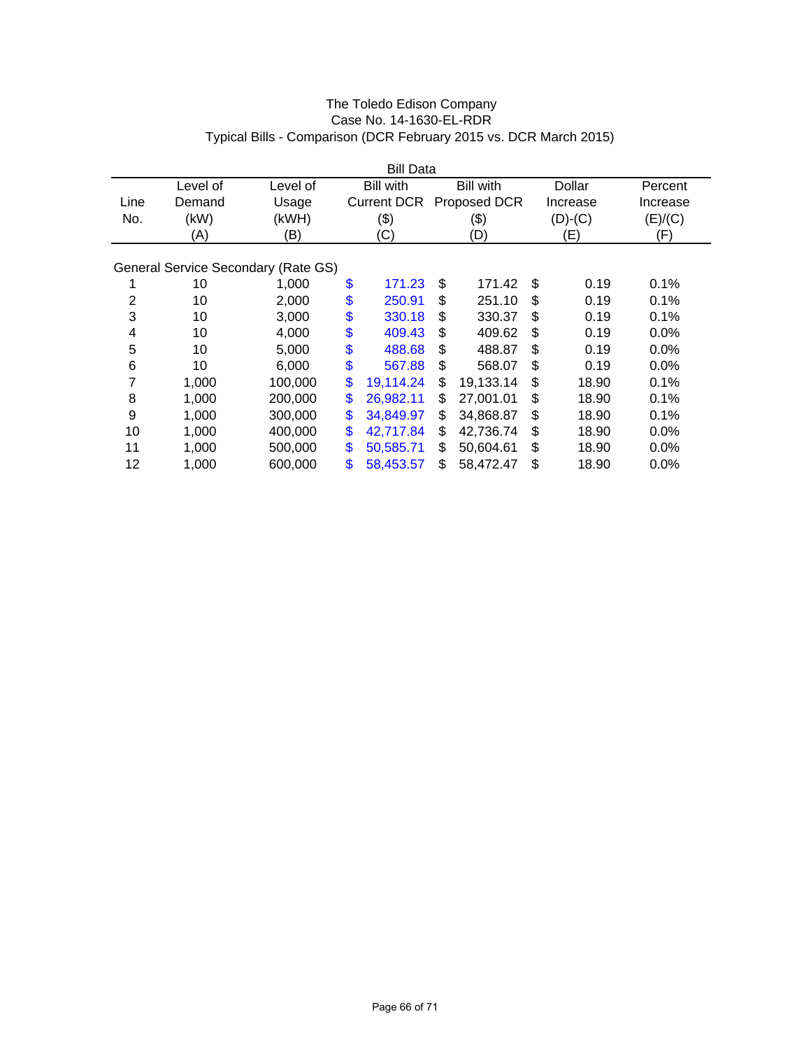The Toledo Edison Company
Case No. 14-1630-EL-RDR
Typical Bills - Comparison (DCR February 2015 vs. DCR March 2015)

| | | | Bill Data | | | |
|---|---|---|---|---|---|---|
| Line No. | Level of Demand (kW) (A) | Level of Usage (kWH) (B) | Bill with Current DCR ($) (C) | Bill with Proposed DCR ($) (D) | Dollar Increase (D)-(C) (E) | Percent Increase (E)/(C) (F) |
| General Service Secondary (Rate GS) | | | | | | |
| 1 | 10 | 1,000 | $ 171.23 | $ 171.42 | $ 0.19 | 0.1% |
| 2 | 10 | 2,000 | $ 250.91 | $ 251.10 | $ 0.19 | 0.1% |
| 3 | 10 | 3,000 | $ 330.18 | $ 330.37 | $ 0.19 | 0.1% |
| 4 | 10 | 4,000 | $ 409.43 | $ 409.62 | $ 0.19 | 0.0% |
| 5 | 10 | 5,000 | $ 488.68 | $ 488.87 | $ 0.19 | 0.0% |
| 6 | 10 | 6,000 | $ 567.88 | $ 568.07 | $ 0.19 | 0.0% |
| 7 | 1,000 | 100,000 | $ 19,114.24 | $ 19,133.14 | $ 18.90 | 0.1% |
| 8 | 1,000 | 200,000 | $ 26,982.11 | $ 27,001.01 | $ 18.90 | 0.1% |
| 9 | 1,000 | 300,000 | $ 34,849.97 | $ 34,868.87 | $ 18.90 | 0.1% |
| 10 | 1,000 | 400,000 | $ 42,717.84 | $ 42,736.74 | $ 18.90 | 0.0% |
| 11 | 1,000 | 500,000 | $ 50,585.71 | $ 50,604.61 | $ 18.90 | 0.0% |
| 12 | 1,000 | 600,000 | $ 58,453.57 | $ 58,472.47 | $ 18.90 | 0.0% |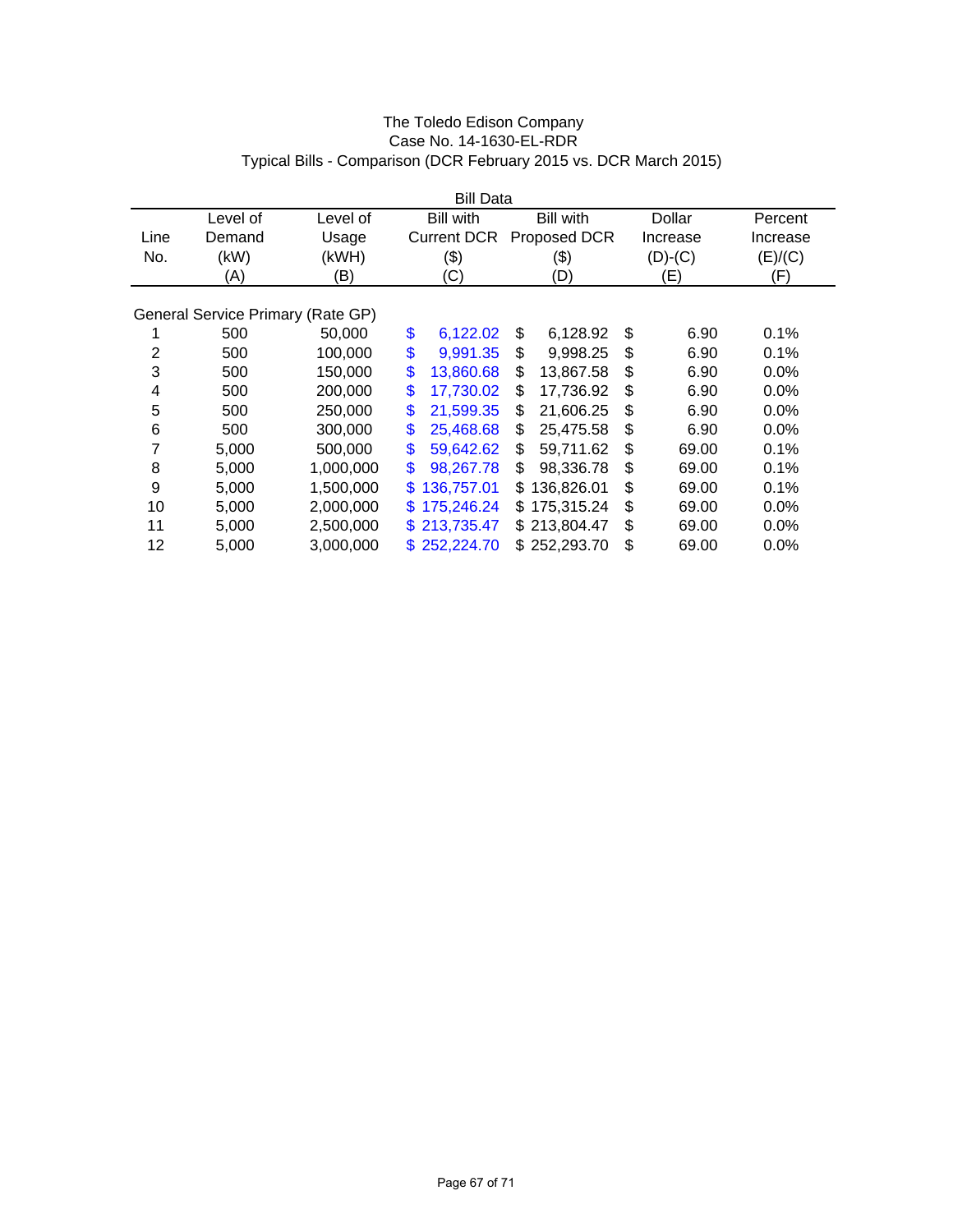The Toledo Edison Company
Case No. 14-1630-EL-RDR
Typical Bills - Comparison (DCR February 2015 vs. DCR March 2015)

| | | | Bill Data | | | |
|---|---|---|---|---|---|---|
| Line No. | Level of Demand (kW) (A) | Level of Usage (kWH) (B) | Bill with Current DCR ($) (C) | Bill with Proposed DCR ($) (D) | Dollar Increase (D)-(C) (E) | Percent Increase (E)/(C) (F) |
| General Service Primary (Rate GP) | | | | | | |
| 1 | 500 | 50,000 | $ 6,122.02 | $ 6,128.92 | $ 6.90 | 0.1% |
| 2 | 500 | 100,000 | $ 9,991.35 | $ 9,998.25 | $ 6.90 | 0.1% |
| 3 | 500 | 150,000 | $ 13,860.68 | $ 13,867.58 | $ 6.90 | 0.0% |
| 4 | 500 | 200,000 | $ 17,730.02 | $ 17,736.92 | $ 6.90 | 0.0% |
| 5 | 500 | 250,000 | $ 21,599.35 | $ 21,606.25 | $ 6.90 | 0.0% |
| 6 | 500 | 300,000 | $ 25,468.68 | $ 25,475.58 | $ 6.90 | 0.0% |
| 7 | 5,000 | 500,000 | $ 59,642.62 | $ 59,711.62 | $ 69.00 | 0.1% |
| 8 | 5,000 | 1,000,000 | $ 98,267.78 | $ 98,336.78 | $ 69.00 | 0.1% |
| 9 | 5,000 | 1,500,000 | $ 136,757.01 | $ 136,826.01 | $ 69.00 | 0.1% |
| 10 | 5,000 | 2,000,000 | $ 175,246.24 | $ 175,315.24 | $ 69.00 | 0.0% |
| 11 | 5,000 | 2,500,000 | $ 213,735.47 | $ 213,804.47 | $ 69.00 | 0.0% |
| 12 | 5,000 | 3,000,000 | $ 252,224.70 | $ 252,293.70 | $ 69.00 | 0.0% |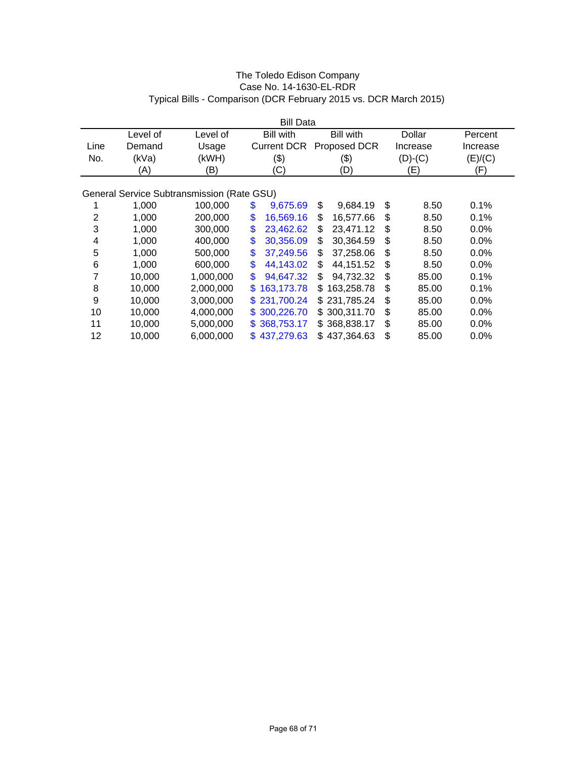The Toledo Edison Company
Case No. 14-1630-EL-RDR
Typical Bills - Comparison (DCR February 2015 vs. DCR March 2015)

| | | Bill Data | | | | |
|---|---|---|---|---|---|---|
| Line No. | Level of Demand (kVa) (A) | Level of Usage (kWH) (B) | Bill with Current DCR ($) (C) | Bill with Proposed DCR ($) (D) | Dollar Increase (D)-(C) (E) | Percent Increase (E)/(C) (F) |
| General Service Subtransmission (Rate GSU) | | | | | | |
| 1 | 1,000 | 100,000 | $ 9,675.69 | $ 9,684.19 | $ 8.50 | 0.1% |
| 2 | 1,000 | 200,000 | $ 16,569.16 | $ 16,577.66 | $ 8.50 | 0.1% |
| 3 | 1,000 | 300,000 | $ 23,462.62 | $ 23,471.12 | $ 8.50 | 0.0% |
| 4 | 1,000 | 400,000 | $ 30,356.09 | $ 30,364.59 | $ 8.50 | 0.0% |
| 5 | 1,000 | 500,000 | $ 37,249.56 | $ 37,258.06 | $ 8.50 | 0.0% |
| 6 | 1,000 | 600,000 | $ 44,143.02 | $ 44,151.52 | $ 8.50 | 0.0% |
| 7 | 10,000 | 1,000,000 | $ 94,647.32 | $ 94,732.32 | $ 85.00 | 0.1% |
| 8 | 10,000 | 2,000,000 | $ 163,173.78 | $ 163,258.78 | $ 85.00 | 0.1% |
| 9 | 10,000 | 3,000,000 | $ 231,700.24 | $ 231,785.24 | $ 85.00 | 0.0% |
| 10 | 10,000 | 4,000,000 | $ 300,226.70 | $ 300,311.70 | $ 85.00 | 0.0% |
| 11 | 10,000 | 5,000,000 | $ 368,753.17 | $ 368,838.17 | $ 85.00 | 0.0% |
| 12 | 10,000 | 6,000,000 | $ 437,279.63 | $ 437,364.63 | $ 85.00 | 0.0% |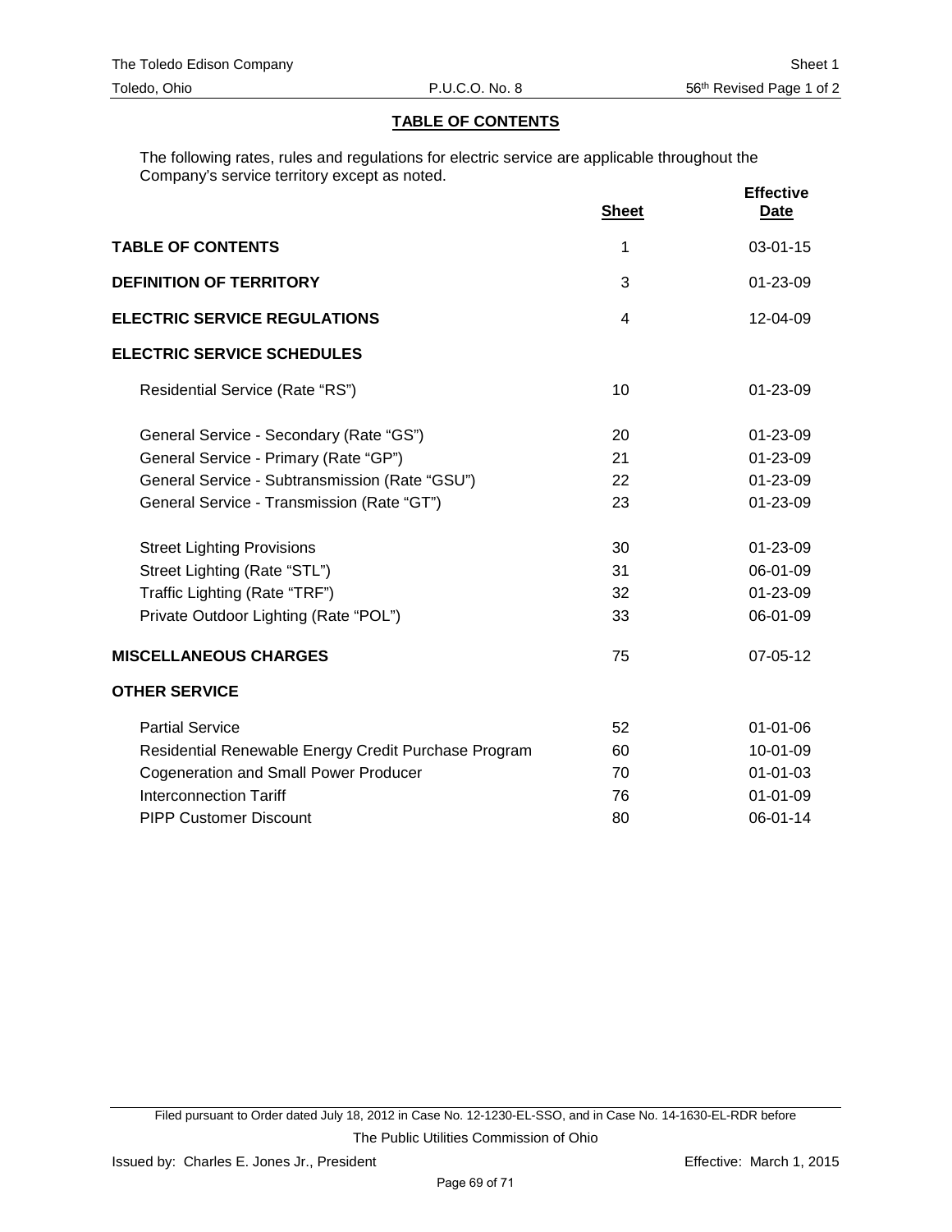The Toledo Edison Company Sheet 1
Toledo, Ohio P.U.C.O. No. 8 56th Revised Page 1 of 2

## TABLE OF CONTENTS

The following rates, rules and regulations for electric service are applicable throughout the Company's service territory except as noted.

| | Sheet | Effective Date |
|---|---|---|
| **TABLE OF CONTENTS** | 1 | 03-01-15 |
| **DEFINITION OF TERRITORY** | 3 | 01-23-09 |
| **ELECTRIC SERVICE REGULATIONS** | 4 | 12-04-09 |
| **ELECTRIC SERVICE SCHEDULES** | | |
| Residential Service (Rate "RS") | 10 | 01-23-09 |
| General Service - Secondary (Rate "GS") | 20 | 01-23-09 |
| General Service - Primary (Rate "GP") | 21 | 01-23-09 |
| General Service - Subtransmission (Rate "GSU") | 22 | 01-23-09 |
| General Service - Transmission (Rate "GT") | 23 | 01-23-09 |
| Street Lighting Provisions | 30 | 01-23-09 |
| Street Lighting (Rate "STL") | 31 | 06-01-09 |
| Traffic Lighting (Rate "TRF") | 32 | 01-23-09 |
| Private Outdoor Lighting (Rate "POL") | 33 | 06-01-09 |
| **MISCELLANEOUS CHARGES** | 75 | 07-05-12 |
| **OTHER SERVICE** | | |
| Partial Service | 52 | 01-01-06 |
| Residential Renewable Energy Credit Purchase Program | 60 | 10-01-09 |
| Cogeneration and Small Power Producer | 70 | 01-01-03 |
| Interconnection Tariff | 76 | 01-01-09 |
| PIPP Customer Discount | 80 | 06-01-14 |

Filed pursuant to Order dated July 18, 2012 in Case No. 12-1230-EL-SSO, and in Case No. 14-1630-EL-RDR before The Public Utilities Commission of Ohio

Issued by: Charles E. Jones Jr., President Effective: March 1, 2015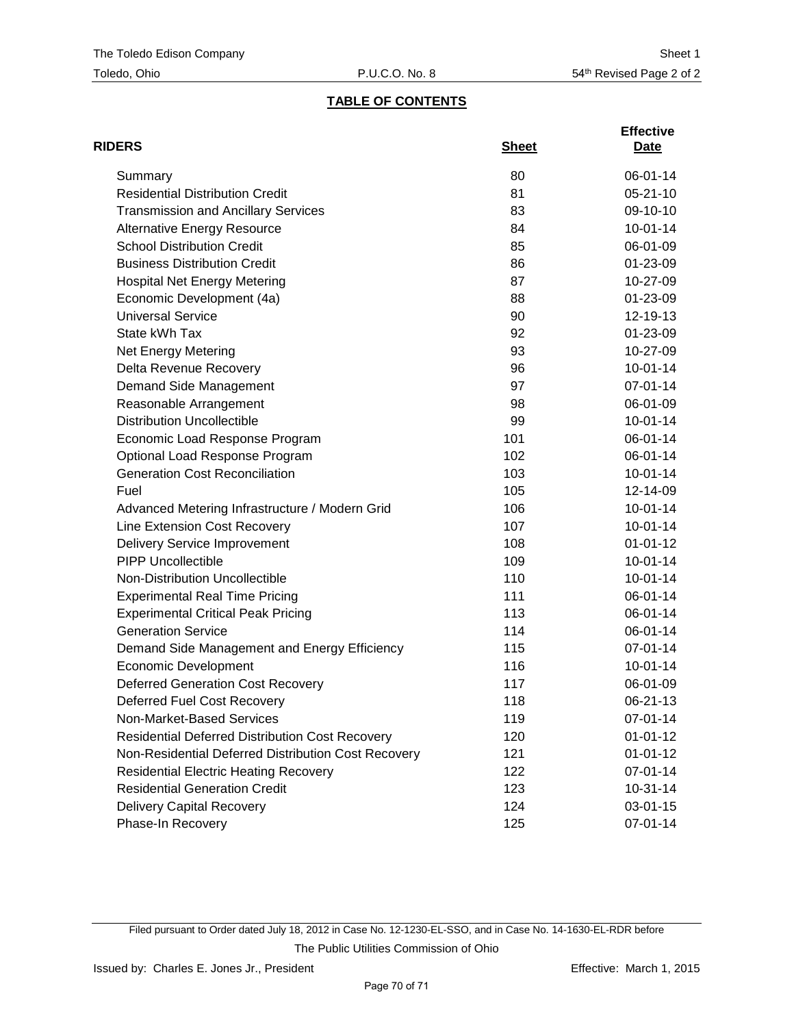The Toledo Edison Company | Sheet 1
Toledo, Ohio | P.U.C.O. No. 8 | 54th Revised Page 2 of 2

## TABLE OF CONTENTS

| RIDERS | Sheet | Effective Date |
|---|---|---|
| Summary | 80 | 06-01-14 |
| Residential Distribution Credit | 81 | 05-21-10 |
| Transmission and Ancillary Services | 83 | 09-10-10 |
| Alternative Energy Resource | 84 | 10-01-14 |
| School Distribution Credit | 85 | 06-01-09 |
| Business Distribution Credit | 86 | 01-23-09 |
| Hospital Net Energy Metering | 87 | 10-27-09 |
| Economic Development (4a) | 88 | 01-23-09 |
| Universal Service | 90 | 12-19-13 |
| State kWh Tax | 92 | 01-23-09 |
| Net Energy Metering | 93 | 10-27-09 |
| Delta Revenue Recovery | 96 | 10-01-14 |
| Demand Side Management | 97 | 07-01-14 |
| Reasonable Arrangement | 98 | 06-01-09 |
| Distribution Uncollectible | 99 | 10-01-14 |
| Economic Load Response Program | 101 | 06-01-14 |
| Optional Load Response Program | 102 | 06-01-14 |
| Generation Cost Reconciliation | 103 | 10-01-14 |
| Fuel | 105 | 12-14-09 |
| Advanced Metering Infrastructure / Modern Grid | 106 | 10-01-14 |
| Line Extension Cost Recovery | 107 | 10-01-14 |
| Delivery Service Improvement | 108 | 01-01-12 |
| PIPP Uncollectible | 109 | 10-01-14 |
| Non-Distribution Uncollectible | 110 | 10-01-14 |
| Experimental Real Time Pricing | 111 | 06-01-14 |
| Experimental Critical Peak Pricing | 113 | 06-01-14 |
| Generation Service | 114 | 06-01-14 |
| Demand Side Management and Energy Efficiency | 115 | 07-01-14 |
| Economic Development | 116 | 10-01-14 |
| Deferred Generation Cost Recovery | 117 | 06-01-09 |
| Deferred Fuel Cost Recovery | 118 | 06-21-13 |
| Non-Market-Based Services | 119 | 07-01-14 |
| Residential Deferred Distribution Cost Recovery | 120 | 01-01-12 |
| Non-Residential Deferred Distribution Cost Recovery | 121 | 01-01-12 |
| Residential Electric Heating Recovery | 122 | 07-01-14 |
| Residential Generation Credit | 123 | 10-31-14 |
| Delivery Capital Recovery | 124 | 03-01-15 |
| Phase-In Recovery | 125 | 07-01-14 |

Filed pursuant to Order dated July 18, 2012 in Case No. 12-1230-EL-SSO, and in Case No. 14-1630-EL-RDR before The Public Utilities Commission of Ohio

Issued by: Charles E. Jones Jr., President | Effective: March 1, 2015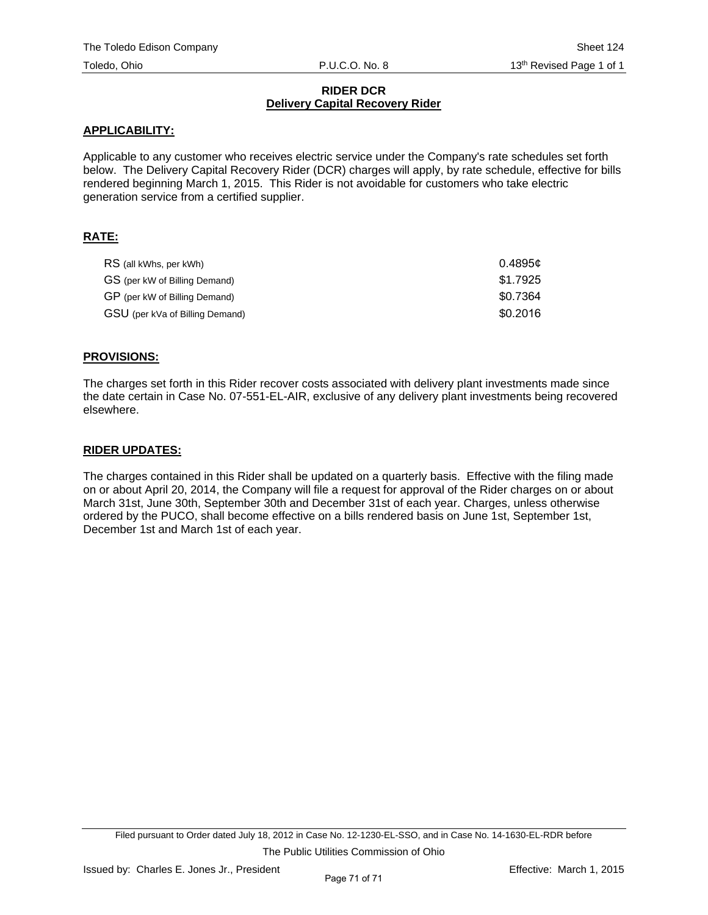# RIDER DCR

## Delivery Capital Recovery Rider

### APPLICABILITY:

Applicable to any customer who receives electric service under the Company's rate schedules set forth below. The Delivery Capital Recovery Rider (DCR) charges will apply, by rate schedule, effective for bills rendered beginning March 1, 2015. This Rider is not avoidable for customers who take electric generation service from a certified supplier.

### RATE:

| | |
|---|---|
| RS (all kWhs, per kWh) | 0.4895¢ |
| GS (per kW of Billing Demand) | $1.7925 |
| GP (per kW of Billing Demand) | $0.7364 |
| GSU (per kVa of Billing Demand) | $0.2016 |

### PROVISIONS:

The charges set forth in this Rider recover costs associated with delivery plant investments made since the date certain in Case No. 07-551-EL-AIR, exclusive of any delivery plant investments being recovered elsewhere.

### RIDER UPDATES:

The charges contained in this Rider shall be updated on a quarterly basis. Effective with the filing made on or about April 20, 2014, the Company will file a request for approval of the Rider charges on or about March 31st, June 30th, September 30th and December 31st of each year. Charges, unless otherwise ordered by the PUCO, shall become effective on a bills rendered basis on June 1st, September 1st, December 1st and March 1st of each year.

Filed pursuant to Order dated July 18, 2012 in Case No. 12-1230-EL-SSO, and in Case No. 14-1630-EL-RDR before The Public Utilities Commission of Ohio

Issued by: Charles E. Jones Jr., President

Effective: March 1, 2015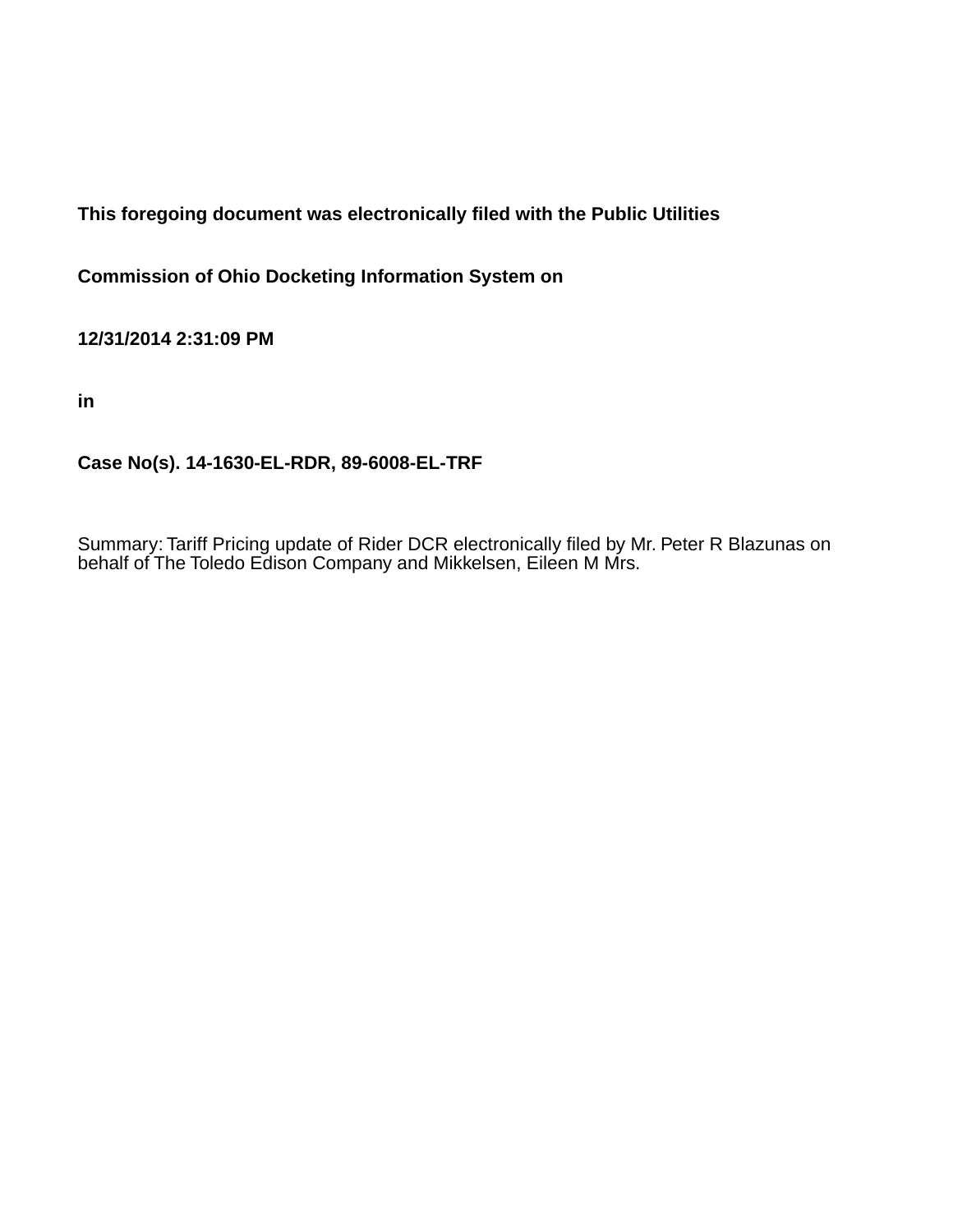**This foregoing document was electronically filed with the Public Utilities**

**Commission of Ohio Docketing Information System on**

**12/31/2014 2:31:09 PM**

**in**

**Case No(s). 14-1630-EL-RDR, 89-6008-EL-TRF**

Summary: Tariff Pricing update of Rider DCR electronically filed by Mr. Peter R Blazunas on behalf of The Toledo Edison Company and Mikkelsen, Eileen M Mrs.